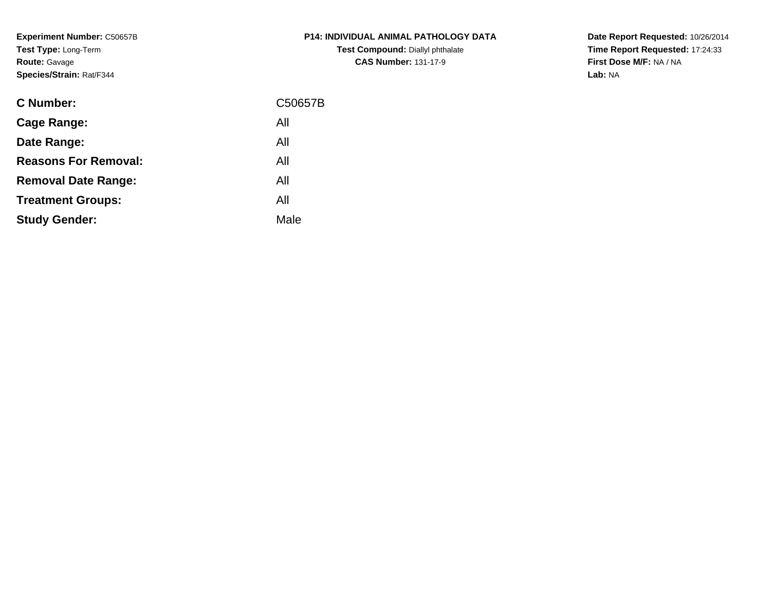**Experiment Number:** C50657B
**Test Type:** Long-Term
**Route:** Gavage
**Species/Strain:** Rat/F344

**P14: INDIVIDUAL ANIMAL PATHOLOGY DATA**
**Test Compound:** Diallyl phthalate
**CAS Number:** 131-17-9

**Date Report Requested:** 10/26/2014
**Time Report Requested:** 17:24:33
**First Dose M/F:** NA / NA
**Lab:** NA

| | |
|---|---|
| **C Number:** | C50657B |
| **Cage Range:** | All |
| **Date Range:** | All |
| **Reasons For Removal:** | All |
| **Removal Date Range:** | All |
| **Treatment Groups:** | All |
| **Study Gender:** | Male |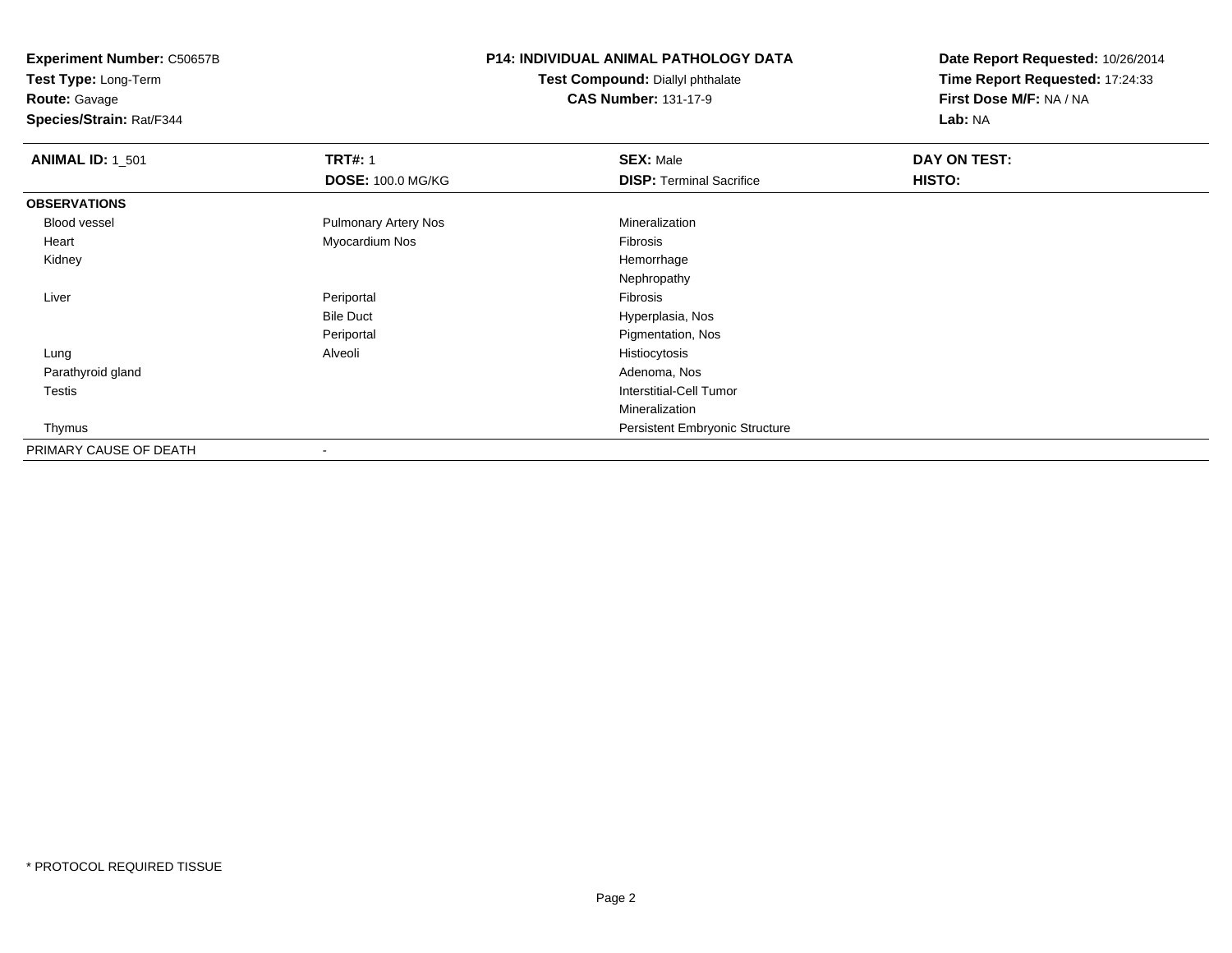**Experiment Number:** C50657B
**Test Type:** Long-Term
**Route:** Gavage
**Species/Strain:** Rat/F344

**P14: INDIVIDUAL ANIMAL PATHOLOGY DATA**
**Test Compound:** Diallyl phthalate
**CAS Number:** 131-17-9

**Date Report Requested:** 10/26/2014
**Time Report Requested:** 17:24:33
**First Dose M/F:** NA / NA
**Lab:** NA

| **ANIMAL ID:** 1_501 | **TRT#:** 1 | **SEX:** Male | **DAY ON TEST:** |
|---|---|---|---|
| | **DOSE:** 100.0 MG/KG | **DISP:** Terminal Sacrifice | **HISTO:** |
| **OBSERVATIONS** | | | |
| Blood vessel | Pulmonary Artery Nos | Mineralization | |
| Heart | Myocardium Nos | Fibrosis | |
| Kidney | | Hemorrhage | |
| | | Nephropathy | |
| Liver | Periportal | Fibrosis | |
| | Bile Duct | Hyperplasia, Nos | |
| | Periportal | Pigmentation, Nos | |
| Lung | Alveoli | Histiocytosis | |
| Parathyroid gland | | Adenoma, Nos | |
| Testis | | Interstitial-Cell Tumor | |
| | | Mineralization | |
| Thymus | | Persistent Embryonic Structure | |
| PRIMARY CAUSE OF DEATH | - | | |

* PROTOCOL REQUIRED TISSUE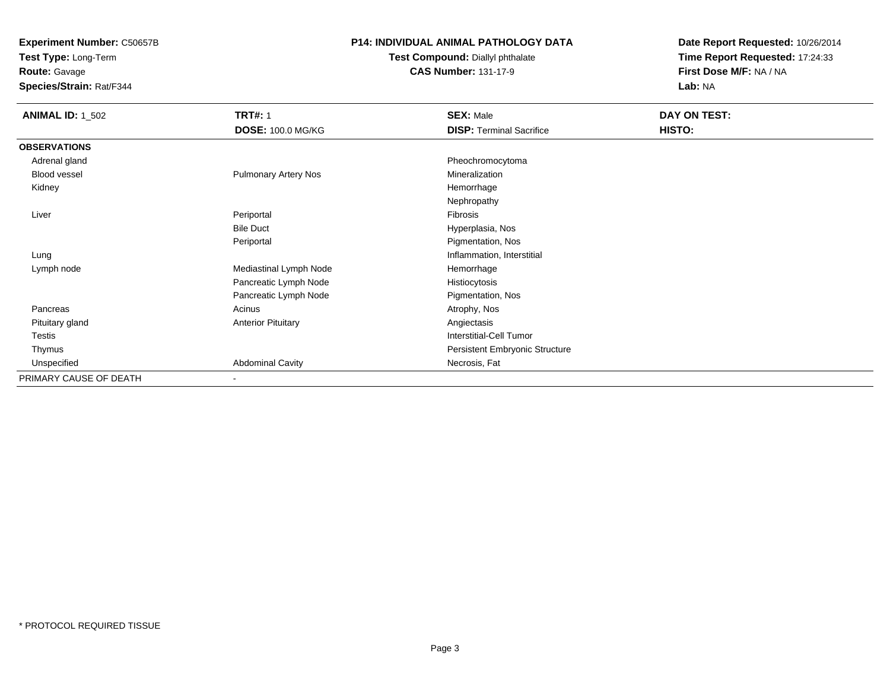**Experiment Number:** C50657B
**Test Type:** Long-Term
**Route:** Gavage
**Species/Strain:** Rat/F344

**P14: INDIVIDUAL ANIMAL PATHOLOGY DATA**
**Test Compound:** Diallyl phthalate
**CAS Number:** 131-17-9

**Date Report Requested:** 10/26/2014
**Time Report Requested:** 17:24:33
**First Dose M/F:** NA / NA
**Lab:** NA

| **ANIMAL ID:** 1_502 | **TRT#:** 1 | **SEX:** Male | **DAY ON TEST:** |
|---|---|---|---|
| | **DOSE:** 100.0 MG/KG | **DISP:** Terminal Sacrifice | **HISTO:** |
| **OBSERVATIONS** | | | |
| Adrenal gland | | Pheochromocytoma | |
| Blood vessel | Pulmonary Artery Nos | Mineralization | |
| Kidney | | Hemorrhage | |
| | | Nephropathy | |
| Liver | Periportal | Fibrosis | |
| | Bile Duct | Hyperplasia, Nos | |
| | Periportal | Pigmentation, Nos | |
| Lung | | Inflammation, Interstitial | |
| Lymph node | Mediastinal Lymph Node | Hemorrhage | |
| | Pancreatic Lymph Node | Histiocytosis | |
| | Pancreatic Lymph Node | Pigmentation, Nos | |
| Pancreas | Acinus | Atrophy, Nos | |
| Pituitary gland | Anterior Pituitary | Angiectasis | |
| Testis | | Interstitial-Cell Tumor | |
| Thymus | | Persistent Embryonic Structure | |
| Unspecified | Abdominal Cavity | Necrosis, Fat | |
| PRIMARY CAUSE OF DEATH | - | | |

* PROTOCOL REQUIRED TISSUE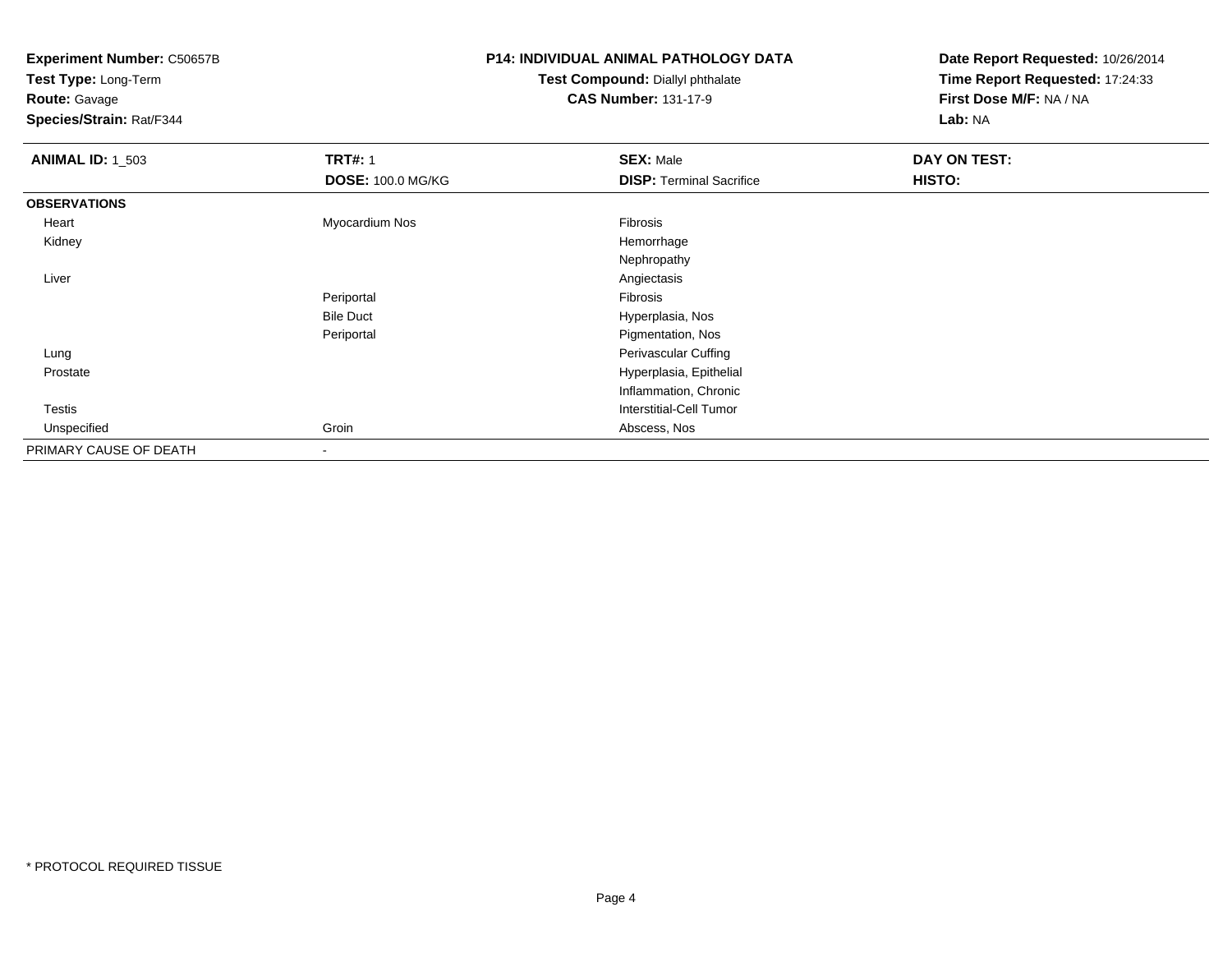**Experiment Number:** C50657B
**Test Type:** Long-Term
**Route:** Gavage
**Species/Strain:** Rat/F344

**P14: INDIVIDUAL ANIMAL PATHOLOGY DATA**
**Test Compound:** Diallyl phthalate
**CAS Number:** 131-17-9

**Date Report Requested:** 10/26/2014
**Time Report Requested:** 17:24:33
**First Dose M/F:** NA / NA
**Lab:** NA

| **ANIMAL ID:** 1_503 | **TRT#:** 1 | **SEX:** Male | **DAY ON TEST:** |
|---|---|---|---|
| | **DOSE:** 100.0 MG/KG | **DISP:** Terminal Sacrifice | **HISTO:** |
| **OBSERVATIONS** | | | |
| Heart | Myocardium Nos | Fibrosis | |
| Kidney | | Hemorrhage | |
| | | Nephropathy | |
| Liver | | Angiectasis | |
| | Periportal | Fibrosis | |
| | Bile Duct | Hyperplasia, Nos | |
| | Periportal | Pigmentation, Nos | |
| Lung | | Perivascular Cuffing | |
| Prostate | | Hyperplasia, Epithelial | |
| | | Inflammation, Chronic | |
| Testis | | Interstitial-Cell Tumor | |
| Unspecified | Groin | Abscess, Nos | |
| PRIMARY CAUSE OF DEATH | - | | |

* PROTOCOL REQUIRED TISSUE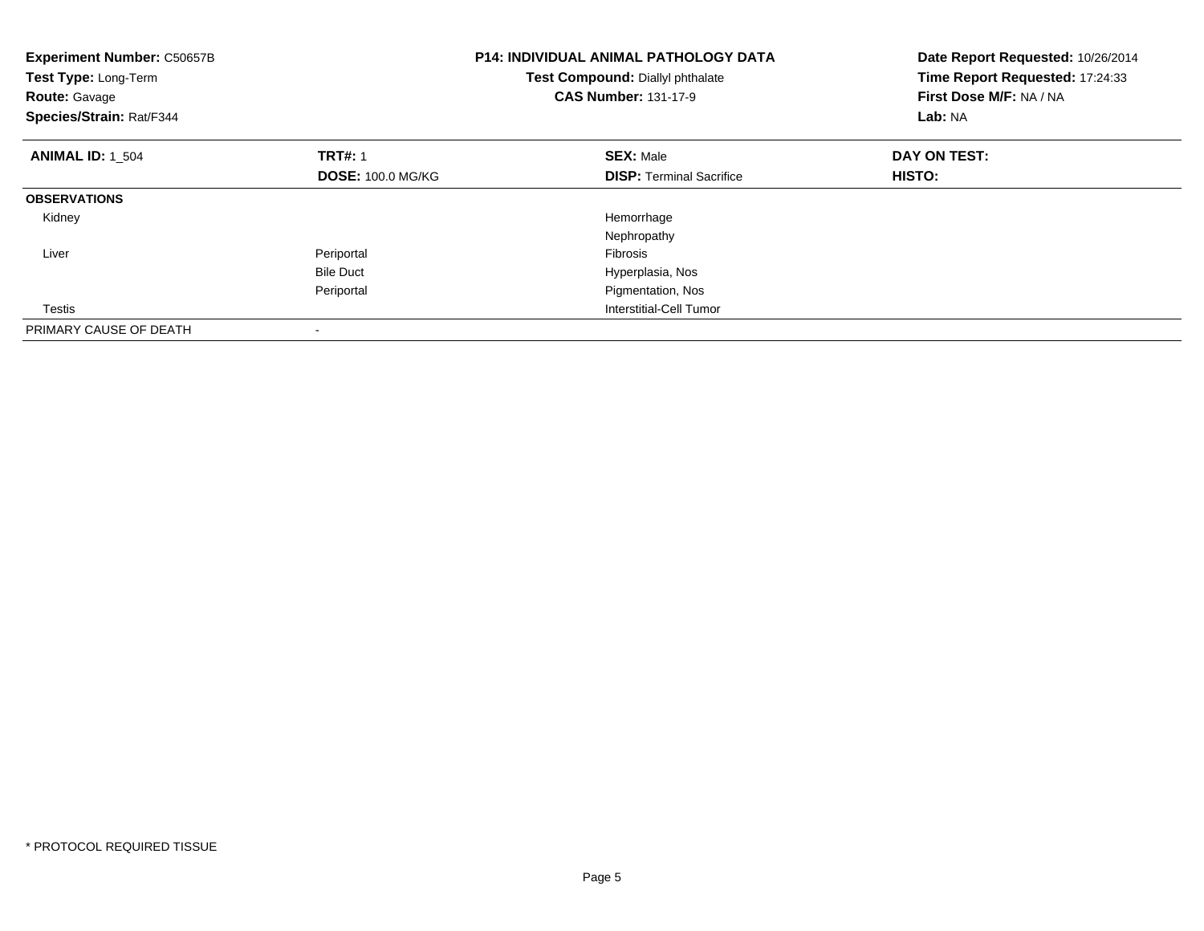**Experiment Number:** C50657B
**Test Type:** Long-Term
**Route:** Gavage
**Species/Strain:** Rat/F344

**P14: INDIVIDUAL ANIMAL PATHOLOGY DATA**
**Test Compound:** Diallyl phthalate
**CAS Number:** 131-17-9

**Date Report Requested:** 10/26/2014
**Time Report Requested:** 17:24:33
**First Dose M/F:** NA / NA
**Lab:** NA

| **ANIMAL ID:** 1_504 | **TRT#:** 1 | **SEX:** Male | **DAY ON TEST:** |
|---|---|---|---|
| | **DOSE:** 100.0 MG/KG | **DISP:** Terminal Sacrifice | **HISTO:** |
| **OBSERVATIONS** | | | |
| Kidney | | Hemorrhage | |
| | | Nephropathy | |
| Liver | Periportal | Fibrosis | |
| | Bile Duct | Hyperplasia, Nos | |
| | Periportal | Pigmentation, Nos | |
| Testis | | Interstitial-Cell Tumor | |
| PRIMARY CAUSE OF DEATH | - | | |

* PROTOCOL REQUIRED TISSUE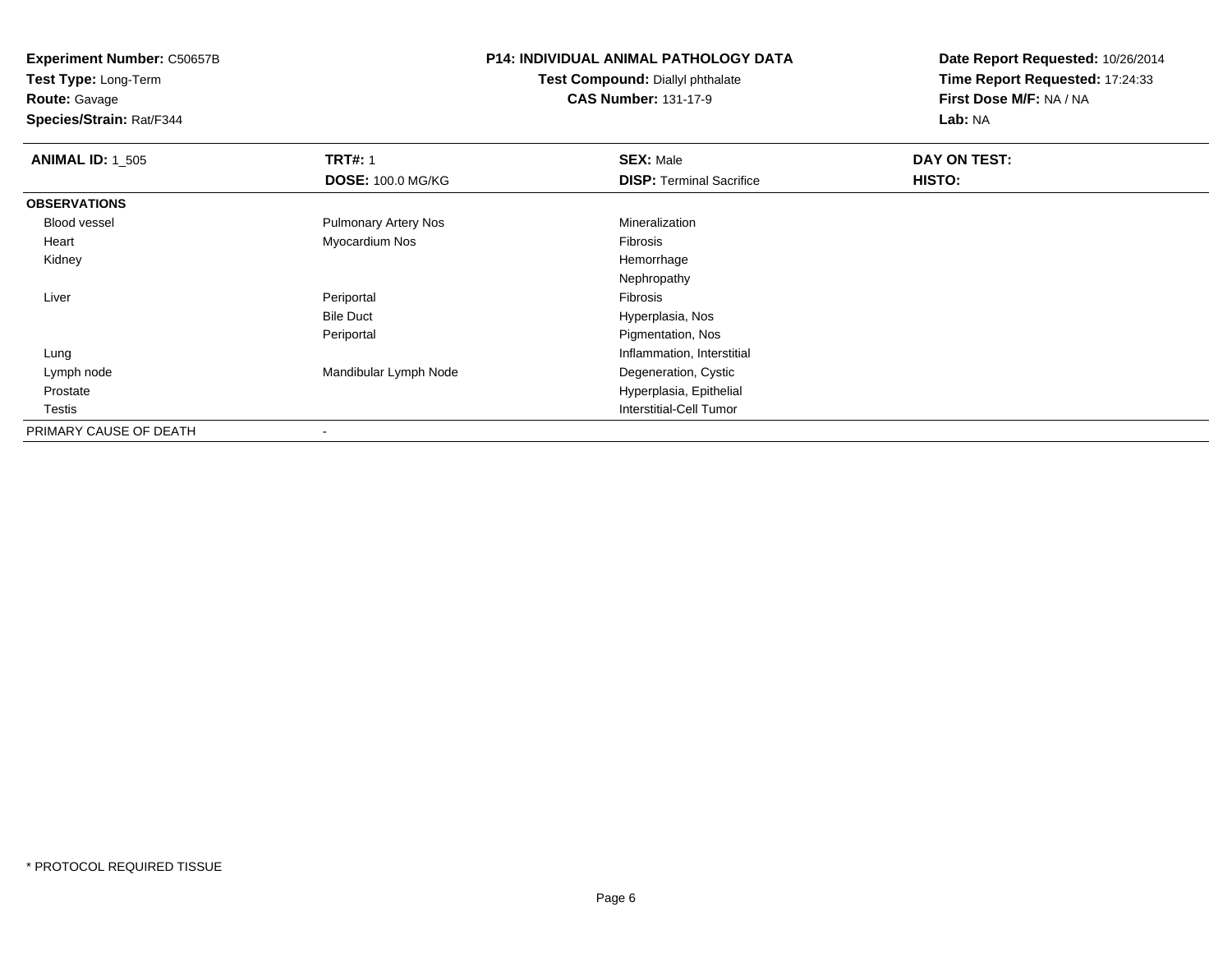**Experiment Number:** C50657B
**Test Type:** Long-Term
**Route:** Gavage
**Species/Strain:** Rat/F344

**P14: INDIVIDUAL ANIMAL PATHOLOGY DATA**
**Test Compound:** Diallyl phthalate
**CAS Number:** 131-17-9

**Date Report Requested:** 10/26/2014
**Time Report Requested:** 17:24:33
**First Dose M/F:** NA / NA
**Lab:** NA

| **ANIMAL ID:** 1_505 | **TRT#:** 1 | **SEX:** Male | **DAY ON TEST:** |
|---|---|---|---|
| | **DOSE:** 100.0 MG/KG | **DISP:** Terminal Sacrifice | **HISTO:** |
| **OBSERVATIONS** | | | |
| Blood vessel | Pulmonary Artery Nos | Mineralization | |
| Heart | Myocardium Nos | Fibrosis | |
| Kidney | | Hemorrhage | |
| | | Nephropathy | |
| Liver | Periportal | Fibrosis | |
| | Bile Duct | Hyperplasia, Nos | |
| | Periportal | Pigmentation, Nos | |
| Lung | | Inflammation, Interstitial | |
| Lymph node | Mandibular Lymph Node | Degeneration, Cystic | |
| Prostate | | Hyperplasia, Epithelial | |
| Testis | | Interstitial-Cell Tumor | |
| PRIMARY CAUSE OF DEATH | - | | |

\* PROTOCOL REQUIRED TISSUE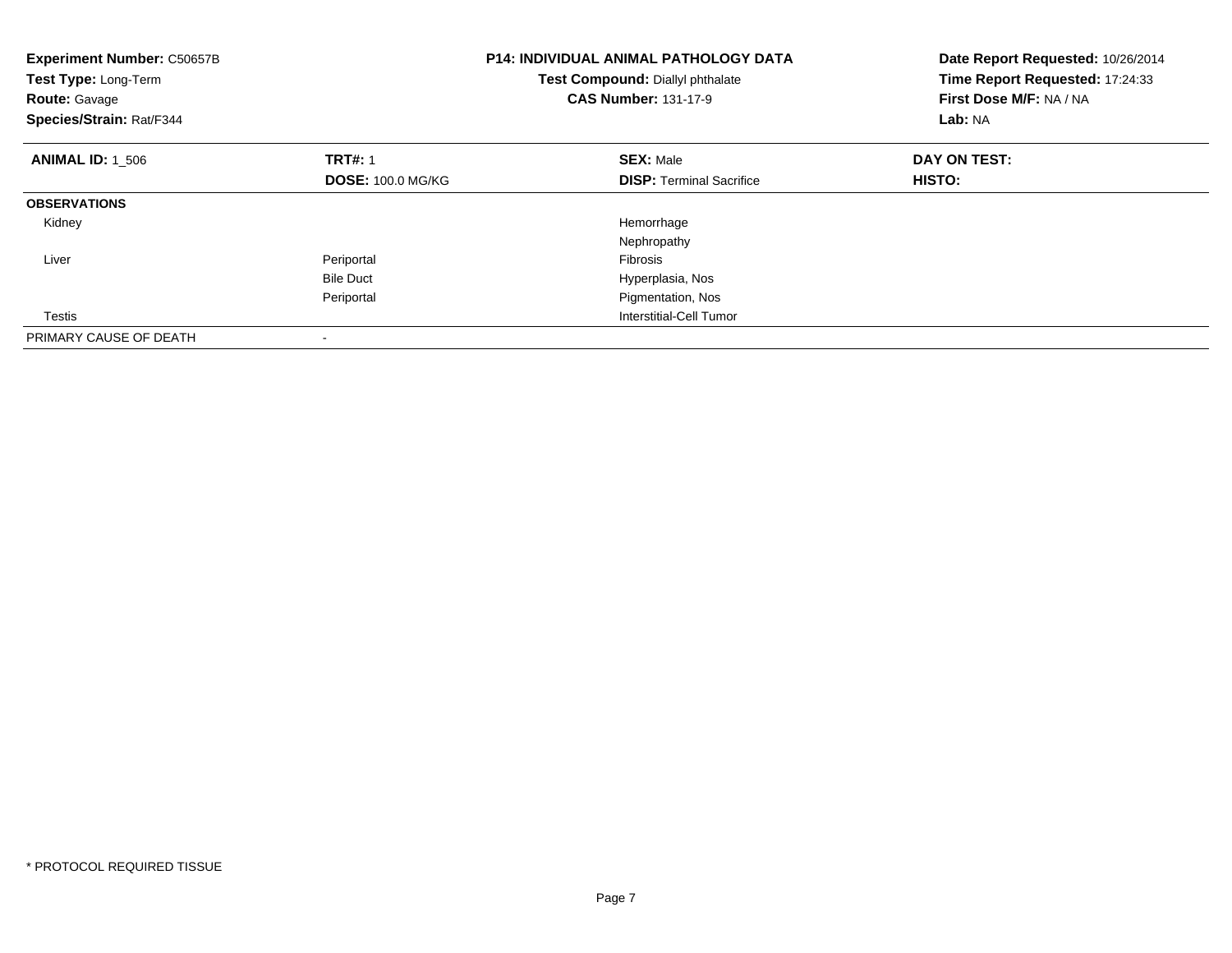**Experiment Number:** C50657B
**Test Type:** Long-Term
**Route:** Gavage
**Species/Strain:** Rat/F344

**P14: INDIVIDUAL ANIMAL PATHOLOGY DATA**
**Test Compound:** Diallyl phthalate
**CAS Number:** 131-17-9

**Date Report Requested:** 10/26/2014
**Time Report Requested:** 17:24:33
**First Dose M/F:** NA / NA
**Lab:** NA

| **ANIMAL ID:** 1_506 | **TRT#:** 1 | **SEX:** Male | **DAY ON TEST:** |
|---|---|---|---|
| | **DOSE:** 100.0 MG/KG | **DISP:** Terminal Sacrifice | **HISTO:** |
| **OBSERVATIONS** | | | |
| Kidney | | Hemorrhage | |
| | | Nephropathy | |
| Liver | Periportal | Fibrosis | |
| | Bile Duct | Hyperplasia, Nos | |
| | Periportal | Pigmentation, Nos | |
| Testis | | Interstitial-Cell Tumor | |
| PRIMARY CAUSE OF DEATH | - | | |

* PROTOCOL REQUIRED TISSUE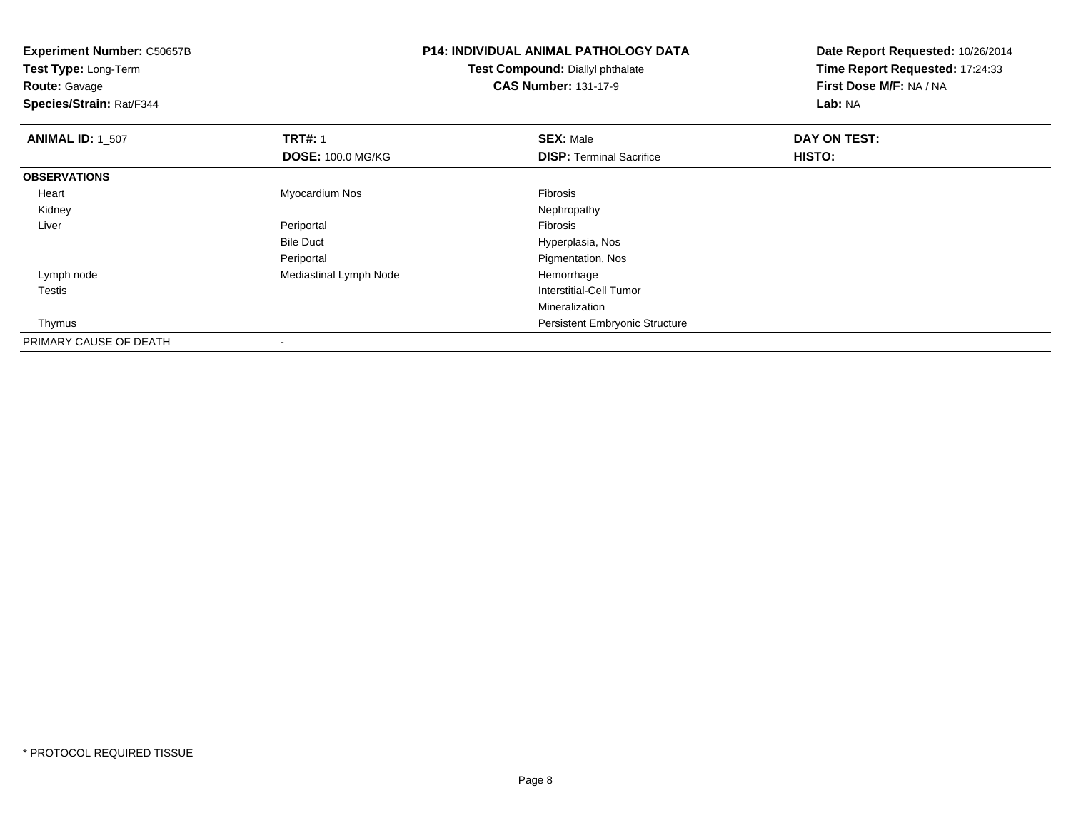**Experiment Number:** C50657B
**Test Type:** Long-Term
**Route:** Gavage
**Species/Strain:** Rat/F344

**P14: INDIVIDUAL ANIMAL PATHOLOGY DATA**
**Test Compound:** Diallyl phthalate
**CAS Number:** 131-17-9

**Date Report Requested:** 10/26/2014
**Time Report Requested:** 17:24:33
**First Dose M/F:** NA / NA
**Lab:** NA

| **ANIMAL ID:** 1_507 | **TRT#:** 1 | **SEX:** Male | **DAY ON TEST:** |
|---|---|---|---|
| | **DOSE:** 100.0 MG/KG | **DISP:** Terminal Sacrifice | **HISTO:** |
| **OBSERVATIONS** | | | |
| Heart | Myocardium Nos | Fibrosis | |
| Kidney | | Nephropathy | |
| Liver | Periportal | Fibrosis | |
| | Bile Duct | Hyperplasia, Nos | |
| | Periportal | Pigmentation, Nos | |
| Lymph node | Mediastinal Lymph Node | Hemorrhage | |
| Testis | | Interstitial-Cell Tumor | |
| | | Mineralization | |
| Thymus | | Persistent Embryonic Structure | |
| PRIMARY CAUSE OF DEATH | - | | |

* PROTOCOL REQUIRED TISSUE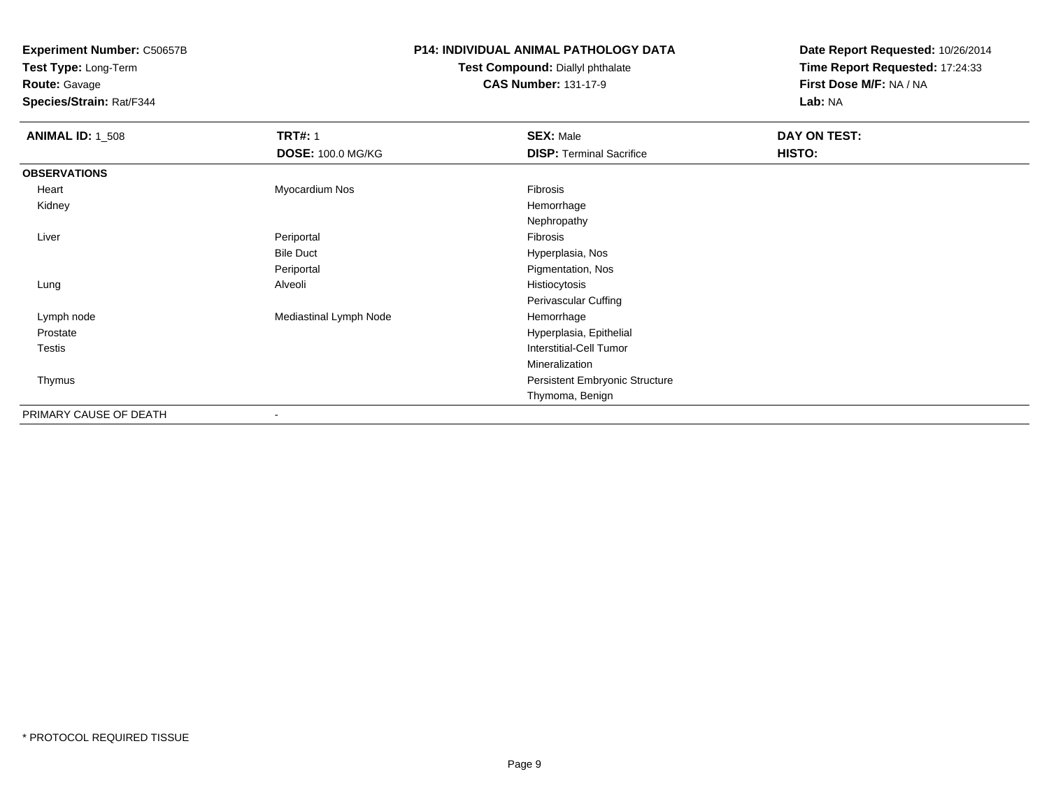**Experiment Number:** C50657B
**Test Type:** Long-Term
**Route:** Gavage
**Species/Strain:** Rat/F344

**P14: INDIVIDUAL ANIMAL PATHOLOGY DATA**
**Test Compound:** Diallyl phthalate
**CAS Number:** 131-17-9

**Date Report Requested:** 10/26/2014
**Time Report Requested:** 17:24:33
**First Dose M/F:** NA / NA
**Lab:** NA

| **ANIMAL ID:** 1_508 | **TRT#:** 1 | **SEX:** Male | **DAY ON TEST:** |
|---|---|---|---|
| | **DOSE:** 100.0 MG/KG | **DISP:** Terminal Sacrifice | **HISTO:** |
| **OBSERVATIONS** | | | |
| Heart | Myocardium Nos | Fibrosis | |
| Kidney | | Hemorrhage | |
| | | Nephropathy | |
| Liver | Periportal | Fibrosis | |
| | Bile Duct | Hyperplasia, Nos | |
| | Periportal | Pigmentation, Nos | |
| Lung | Alveoli | Histiocytosis | |
| | | Perivascular Cuffing | |
| Lymph node | Mediastinal Lymph Node | Hemorrhage | |
| Prostate | | Hyperplasia, Epithelial | |
| Testis | | Interstitial-Cell Tumor | |
| | | Mineralization | |
| Thymus | | Persistent Embryonic Structure | |
| | | Thymoma, Benign | |
| PRIMARY CAUSE OF DEATH | - | | |

* PROTOCOL REQUIRED TISSUE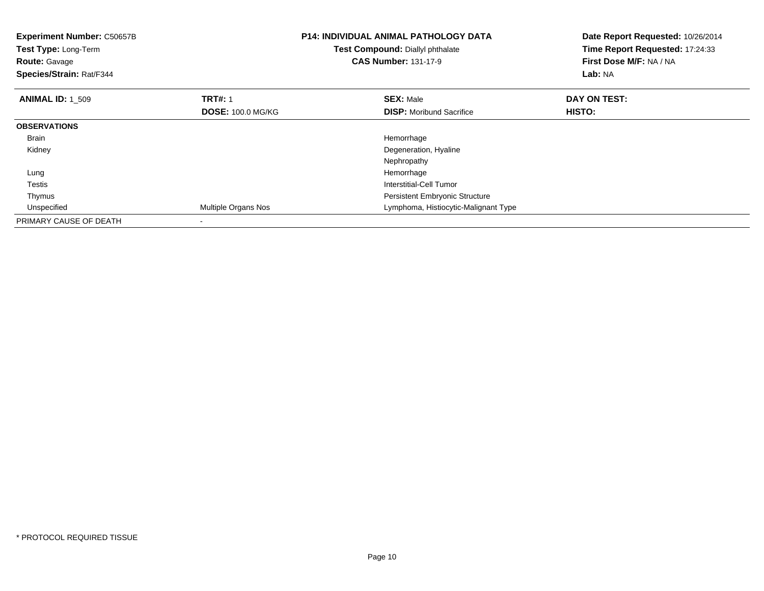**Experiment Number:** C50657B
**Test Type:** Long-Term
**Route:** Gavage
**Species/Strain:** Rat/F344

**P14: INDIVIDUAL ANIMAL PATHOLOGY DATA**
**Test Compound:** Diallyl phthalate
**CAS Number:** 131-17-9

**Date Report Requested:** 10/26/2014
**Time Report Requested:** 17:24:33
**First Dose M/F:** NA / NA
**Lab:** NA

| **ANIMAL ID:** 1_509 | **TRT#:** 1 | **SEX:** Male | **DAY ON TEST:** |
|---|---|---|---|
| | **DOSE:** 100.0 MG/KG | **DISP:** Moribund Sacrifice | **HISTO:** |
| **OBSERVATIONS** | | | |
| Brain | | Hemorrhage | |
| Kidney | | Degeneration, Hyaline | |
| | | Nephropathy | |
| Lung | | Hemorrhage | |
| Testis | | Interstitial-Cell Tumor | |
| Thymus | | Persistent Embryonic Structure | |
| Unspecified | Multiple Organs Nos | Lymphoma, Histiocytic-Malignant Type | |
| PRIMARY CAUSE OF DEATH | - | | |

\* PROTOCOL REQUIRED TISSUE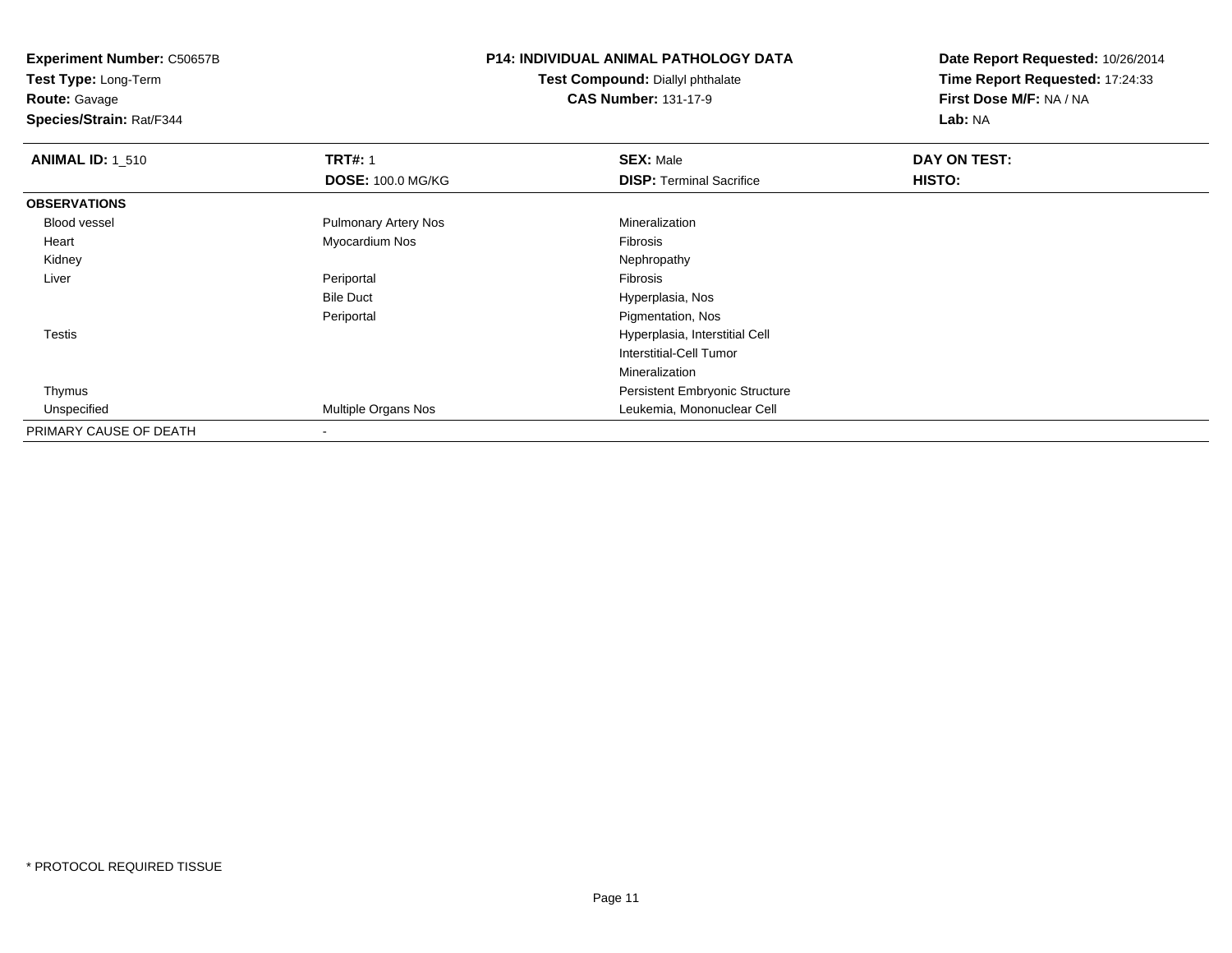**Experiment Number:** C50657B
**Test Type:** Long-Term
**Route:** Gavage
**Species/Strain:** Rat/F344

**P14: INDIVIDUAL ANIMAL PATHOLOGY DATA**
**Test Compound:** Diallyl phthalate
**CAS Number:** 131-17-9

**Date Report Requested:** 10/26/2014
**Time Report Requested:** 17:24:33
**First Dose M/F:** NA / NA
**Lab:** NA

| **ANIMAL ID:** 1_510 | **TRT#:** 1 | **SEX:** Male | **DAY ON TEST:** |
|---|---|---|---|
| | **DOSE:** 100.0 MG/KG | **DISP:** Terminal Sacrifice | **HISTO:** |
| **OBSERVATIONS** | | | |
| Blood vessel | Pulmonary Artery Nos | Mineralization | |
| Heart | Myocardium Nos | Fibrosis | |
| Kidney | | Nephropathy | |
| Liver | Periportal | Fibrosis | |
| | Bile Duct | Hyperplasia, Nos | |
| | Periportal | Pigmentation, Nos | |
| Testis | | Hyperplasia, Interstitial Cell | |
| | | Interstitial-Cell Tumor | |
| | | Mineralization | |
| Thymus | | Persistent Embryonic Structure | |
| Unspecified | Multiple Organs Nos | Leukemia, Mononuclear Cell | |
| PRIMARY CAUSE OF DEATH | - | | |

* PROTOCOL REQUIRED TISSUE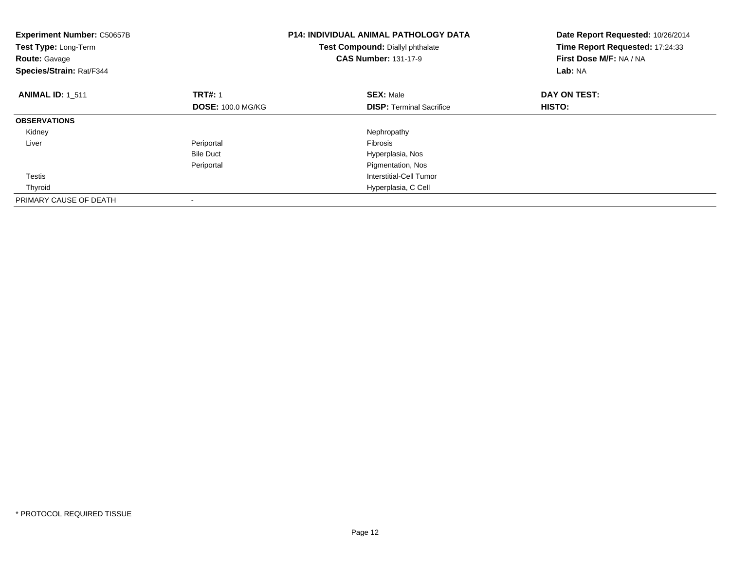**Experiment Number:** C50657B
**Test Type:** Long-Term
**Route:** Gavage
**Species/Strain:** Rat/F344

**P14: INDIVIDUAL ANIMAL PATHOLOGY DATA**
**Test Compound:** Diallyl phthalate
**CAS Number:** 131-17-9

**Date Report Requested:** 10/26/2014
**Time Report Requested:** 17:24:33
**First Dose M/F:** NA / NA
**Lab:** NA

| **ANIMAL ID:** 1_511 | **TRT#:** 1 | **SEX:** Male | **DAY ON TEST:** |
|---|---|---|---|
| | **DOSE:** 100.0 MG/KG | **DISP:** Terminal Sacrifice | **HISTO:** |
| **OBSERVATIONS** | | | |
| Kidney | | Nephropathy | |
| Liver | Periportal | Fibrosis | |
| | Bile Duct | Hyperplasia, Nos | |
| | Periportal | Pigmentation, Nos | |
| Testis | | Interstitial-Cell Tumor | |
| Thyroid | | Hyperplasia, C Cell | |
| PRIMARY CAUSE OF DEATH | - | | |

\* PROTOCOL REQUIRED TISSUE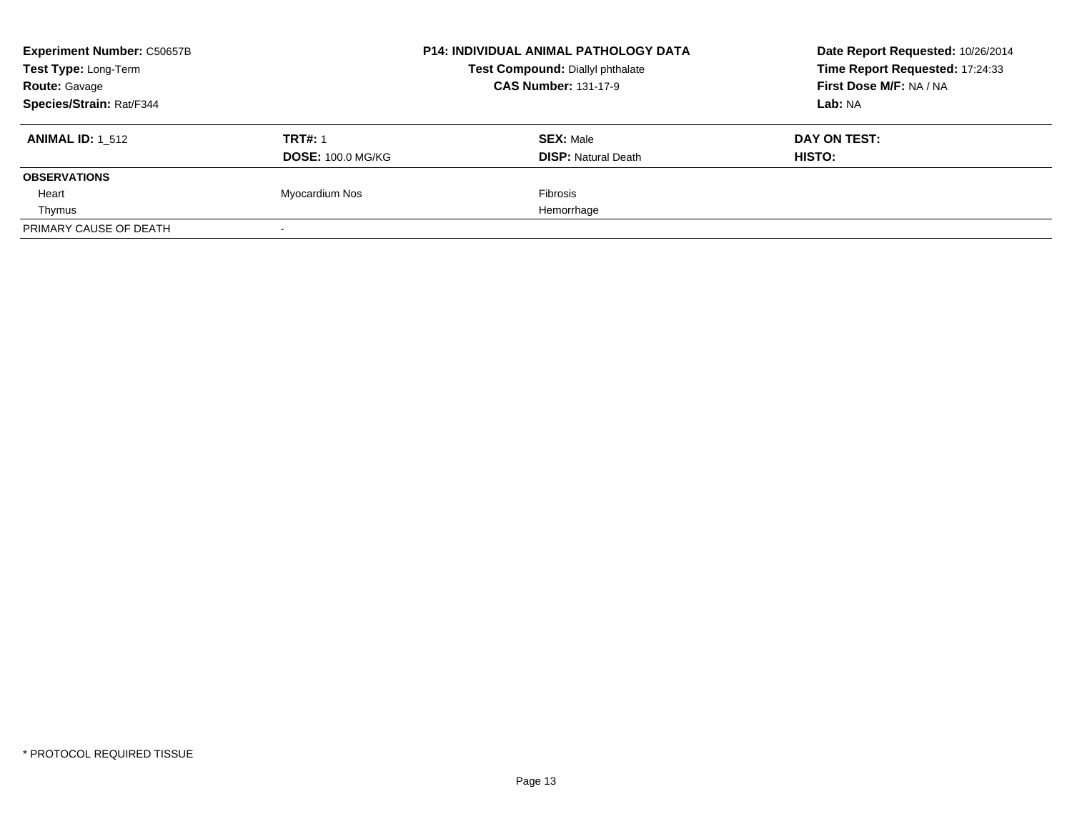**Experiment Number:** C50657B
**Test Type:** Long-Term
**Route:** Gavage
**Species/Strain:** Rat/F344

**P14: INDIVIDUAL ANIMAL PATHOLOGY DATA**
**Test Compound:** Diallyl phthalate
**CAS Number:** 131-17-9

**Date Report Requested:** 10/26/2014
**Time Report Requested:** 17:24:33
**First Dose M/F:** NA / NA
**Lab:** NA

| **ANIMAL ID:** 1_512 | **TRT#:** 1 | **SEX:** Male | **DAY ON TEST:** |
|---|---|---|---|
| | **DOSE:** 100.0 MG/KG | **DISP:** Natural Death | **HISTO:** |
| **OBSERVATIONS** | | | |
| Heart | Myocardium Nos | Fibrosis | |
| Thymus | | Hemorrhage | |
| PRIMARY CAUSE OF DEATH | - | | |

* PROTOCOL REQUIRED TISSUE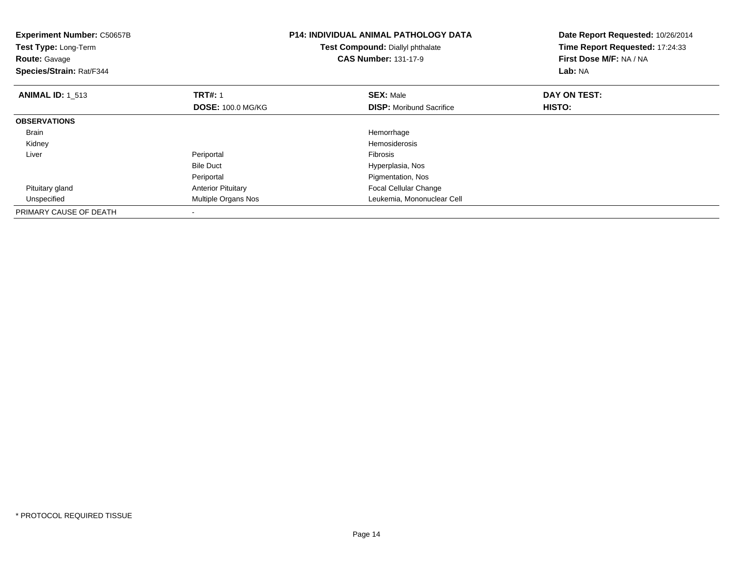**Experiment Number:** C50657B
**Test Type:** Long-Term
**Route:** Gavage
**Species/Strain:** Rat/F344

**P14: INDIVIDUAL ANIMAL PATHOLOGY DATA**
**Test Compound:** Diallyl phthalate
**CAS Number:** 131-17-9

**Date Report Requested:** 10/26/2014
**Time Report Requested:** 17:24:33
**First Dose M/F:** NA / NA
**Lab:** NA

| **ANIMAL ID:** 1_513 | **TRT#:** 1 | **SEX:** Male | **DAY ON TEST:** |
|---|---|---|---|
| | **DOSE:** 100.0 MG/KG | **DISP:** Moribund Sacrifice | **HISTO:** |
| **OBSERVATIONS** | | | |
| Brain | | Hemorrhage | |
| Kidney | | Hemosiderosis | |
| Liver | Periportal | Fibrosis | |
| | Bile Duct | Hyperplasia, Nos | |
| | Periportal | Pigmentation, Nos | |
| Pituitary gland | Anterior Pituitary | Focal Cellular Change | |
| Unspecified | Multiple Organs Nos | Leukemia, Mononuclear Cell | |
| PRIMARY CAUSE OF DEATH | - | | |

* PROTOCOL REQUIRED TISSUE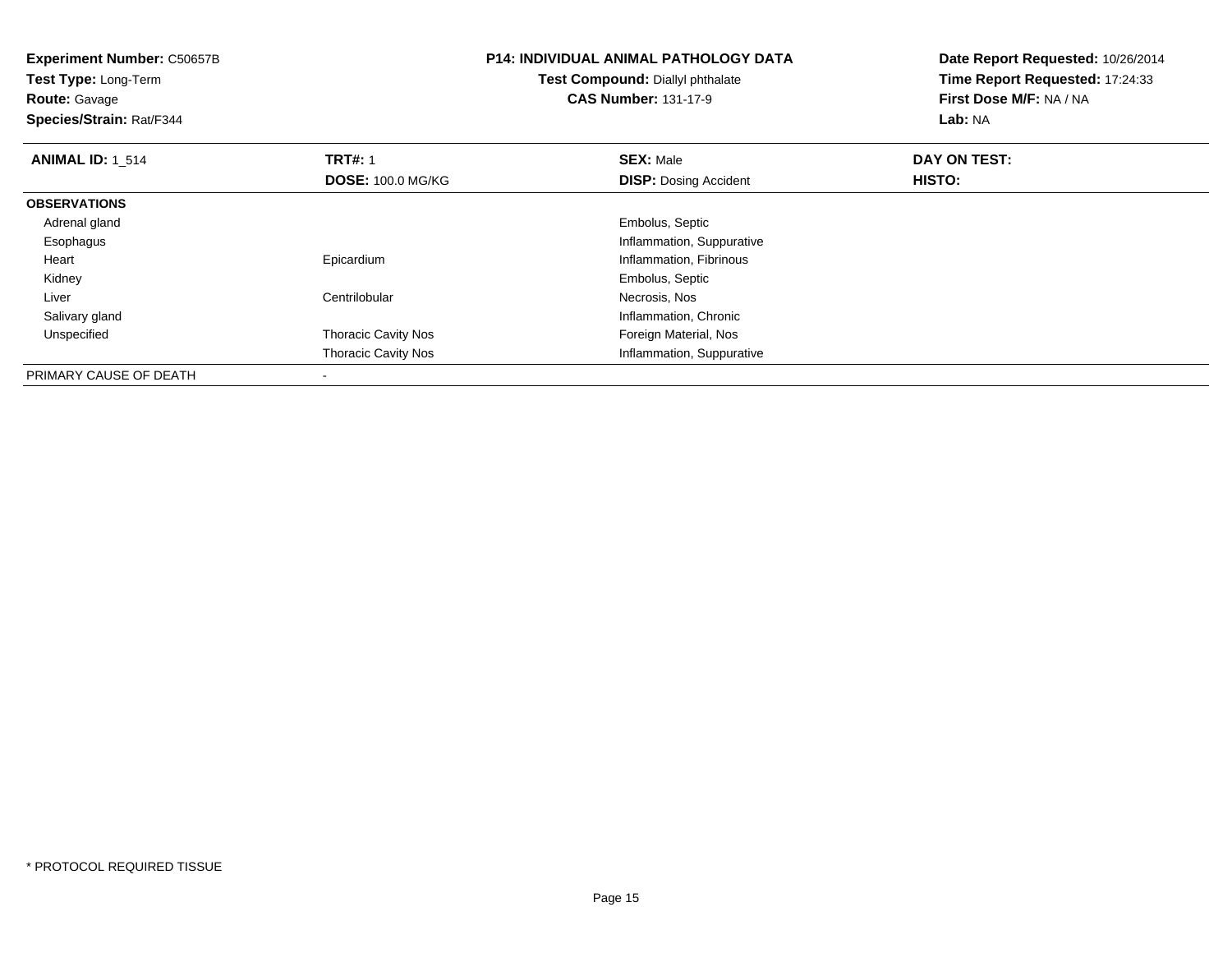**Experiment Number:** C50657B
**Test Type:** Long-Term
**Route:** Gavage
**Species/Strain:** Rat/F344

**P14: INDIVIDUAL ANIMAL PATHOLOGY DATA**
**Test Compound:** Diallyl phthalate
**CAS Number:** 131-17-9

**Date Report Requested:** 10/26/2014
**Time Report Requested:** 17:24:33
**First Dose M/F:** NA / NA
**Lab:** NA

| **ANIMAL ID:** 1_514 | **TRT#:** 1 | **SEX:** Male | **DAY ON TEST:** |
|---|---|---|---|
| | **DOSE:** 100.0 MG/KG | **DISP:** Dosing Accident | **HISTO:** |
| **OBSERVATIONS** | | | |
| Adrenal gland | | Embolus, Septic | |
| Esophagus | | Inflammation, Suppurative | |
| Heart | Epicardium | Inflammation, Fibrinous | |
| Kidney | | Embolus, Septic | |
| Liver | Centrilobular | Necrosis, Nos | |
| Salivary gland | | Inflammation, Chronic | |
| Unspecified | Thoracic Cavity Nos | Foreign Material, Nos | |
| | Thoracic Cavity Nos | Inflammation, Suppurative | |
| PRIMARY CAUSE OF DEATH | - | | |

* PROTOCOL REQUIRED TISSUE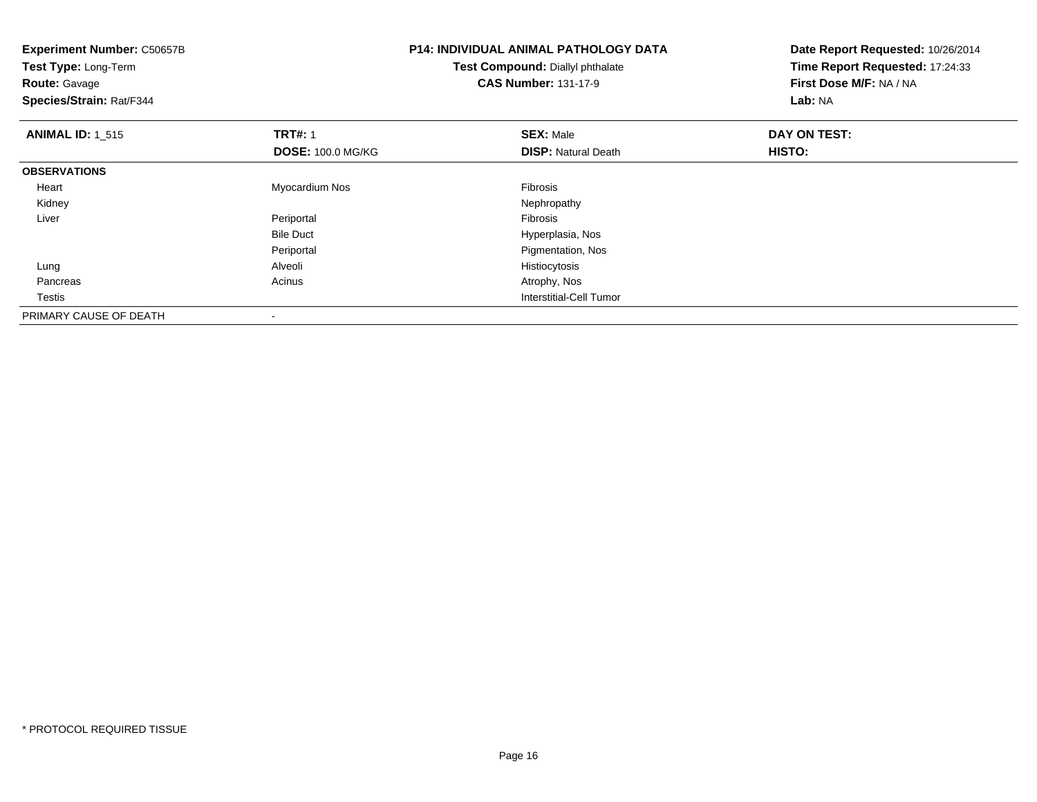**Experiment Number:** C50657B
**Test Type:** Long-Term
**Route:** Gavage
**Species/Strain:** Rat/F344

**P14: INDIVIDUAL ANIMAL PATHOLOGY DATA**
**Test Compound:** Diallyl phthalate
**CAS Number:** 131-17-9

**Date Report Requested:** 10/26/2014
**Time Report Requested:** 17:24:33
**First Dose M/F:** NA / NA
**Lab:** NA

| **ANIMAL ID:** 1_515 | **TRT#:** 1 | **SEX:** Male | **DAY ON TEST:** |
|---|---|---|---|
| | **DOSE:** 100.0 MG/KG | **DISP:** Natural Death | **HISTO:** |
| **OBSERVATIONS** | | | |
| Heart | Myocardium Nos | Fibrosis | |
| Kidney | | Nephropathy | |
| Liver | Periportal | Fibrosis | |
| | Bile Duct | Hyperplasia, Nos | |
| | Periportal | Pigmentation, Nos | |
| Lung | Alveoli | Histiocytosis | |
| Pancreas | Acinus | Atrophy, Nos | |
| Testis | | Interstitial-Cell Tumor | |
| PRIMARY CAUSE OF DEATH | - | | |

* PROTOCOL REQUIRED TISSUE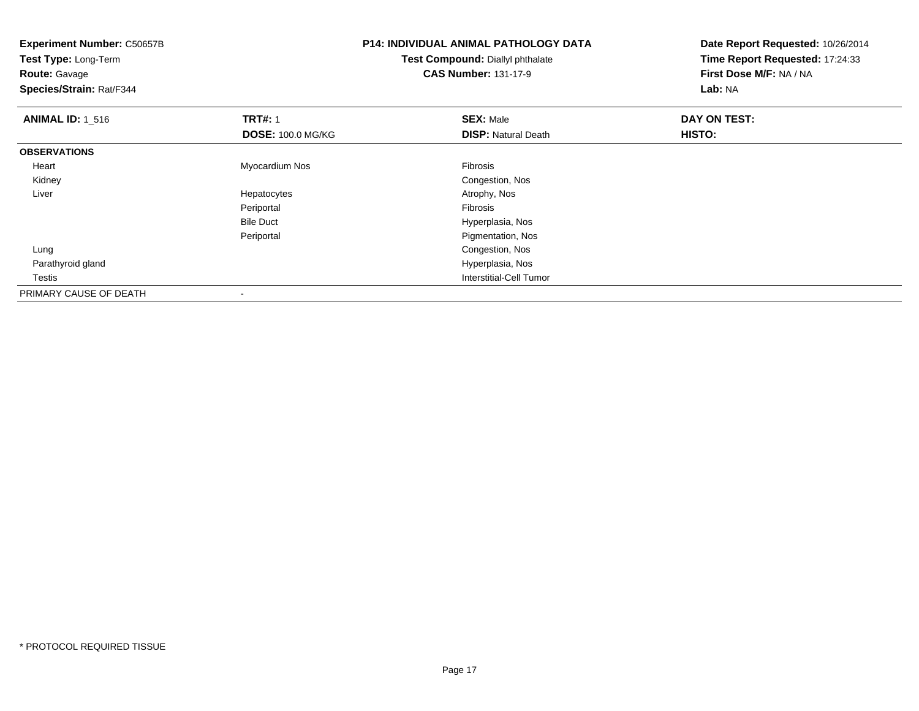**Experiment Number:** C50657B
**Test Type:** Long-Term
**Route:** Gavage
**Species/Strain:** Rat/F344

**P14: INDIVIDUAL ANIMAL PATHOLOGY DATA**
**Test Compound:** Diallyl phthalate
**CAS Number:** 131-17-9

**Date Report Requested:** 10/26/2014
**Time Report Requested:** 17:24:33
**First Dose M/F:** NA / NA
**Lab:** NA

| **ANIMAL ID:** 1_516 | **TRT#:** 1 | **SEX:** Male | **DAY ON TEST:** |
|---|---|---|---|
| | **DOSE:** 100.0 MG/KG | **DISP:** Natural Death | **HISTO:** |
| **OBSERVATIONS** | | | |
| Heart | Myocardium Nos | Fibrosis | |
| Kidney | | Congestion, Nos | |
| Liver | Hepatocytes | Atrophy, Nos | |
| | Periportal | Fibrosis | |
| | Bile Duct | Hyperplasia, Nos | |
| | Periportal | Pigmentation, Nos | |
| Lung | | Congestion, Nos | |
| Parathyroid gland | | Hyperplasia, Nos | |
| Testis | | Interstitial-Cell Tumor | |
| PRIMARY CAUSE OF DEATH | - | | |

* PROTOCOL REQUIRED TISSUE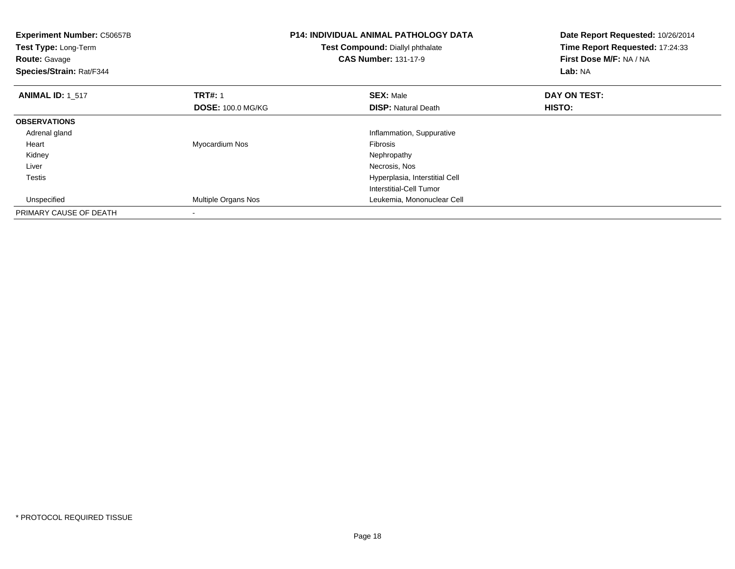**Experiment Number:** C50657B
**Test Type:** Long-Term
**Route:** Gavage
**Species/Strain:** Rat/F344

**P14: INDIVIDUAL ANIMAL PATHOLOGY DATA**
**Test Compound:** Diallyl phthalate
**CAS Number:** 131-17-9

**Date Report Requested:** 10/26/2014
**Time Report Requested:** 17:24:33
**First Dose M/F:** NA / NA
**Lab:** NA

| **ANIMAL ID:** 1_517 | **TRT#:** 1 | **SEX:** Male | **DAY ON TEST:** |
|---|---|---|---|
| | **DOSE:** 100.0 MG/KG | **DISP:** Natural Death | **HISTO:** |
| **OBSERVATIONS** | | | |
| Adrenal gland | | Inflammation, Suppurative | |
| Heart | Myocardium Nos | Fibrosis | |
| Kidney | | Nephropathy | |
| Liver | | Necrosis, Nos | |
| Testis | | Hyperplasia, Interstitial Cell | |
| | | Interstitial-Cell Tumor | |
| Unspecified | Multiple Organs Nos | Leukemia, Mononuclear Cell | |
| PRIMARY CAUSE OF DEATH | - | | |

* PROTOCOL REQUIRED TISSUE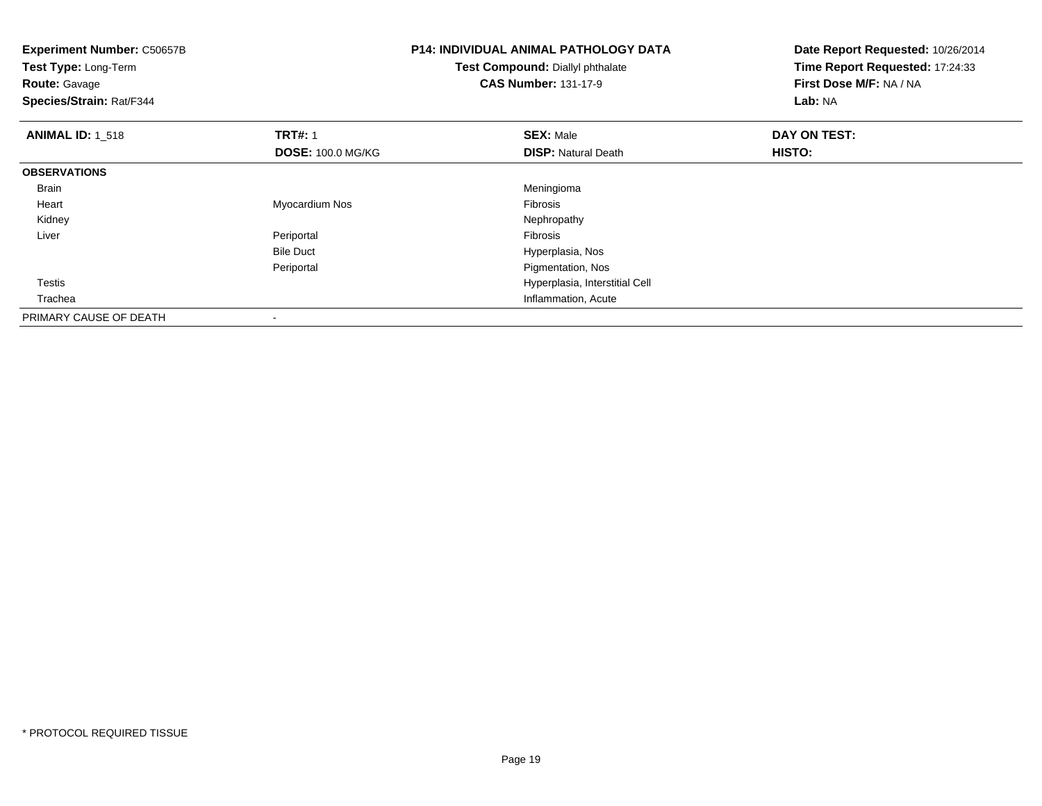**Experiment Number:** C50657B
**Test Type:** Long-Term
**Route:** Gavage
**Species/Strain:** Rat/F344

**P14: INDIVIDUAL ANIMAL PATHOLOGY DATA**
**Test Compound:** Diallyl phthalate
**CAS Number:** 131-17-9

**Date Report Requested:** 10/26/2014
**Time Report Requested:** 17:24:33
**First Dose M/F:** NA / NA
**Lab:** NA

| **ANIMAL ID:** 1_518 | **TRT#:** 1 | **SEX:** Male | **DAY ON TEST:** |
|---|---|---|---|
| | **DOSE:** 100.0 MG/KG | **DISP:** Natural Death | **HISTO:** |
| **OBSERVATIONS** | | | |
| Brain | | Meningioma | |
| Heart | Myocardium Nos | Fibrosis | |
| Kidney | | Nephropathy | |
| Liver | Periportal | Fibrosis | |
| | Bile Duct | Hyperplasia, Nos | |
| | Periportal | Pigmentation, Nos | |
| Testis | | Hyperplasia, Interstitial Cell | |
| Trachea | | Inflammation, Acute | |
| PRIMARY CAUSE OF DEATH | - | | |

* PROTOCOL REQUIRED TISSUE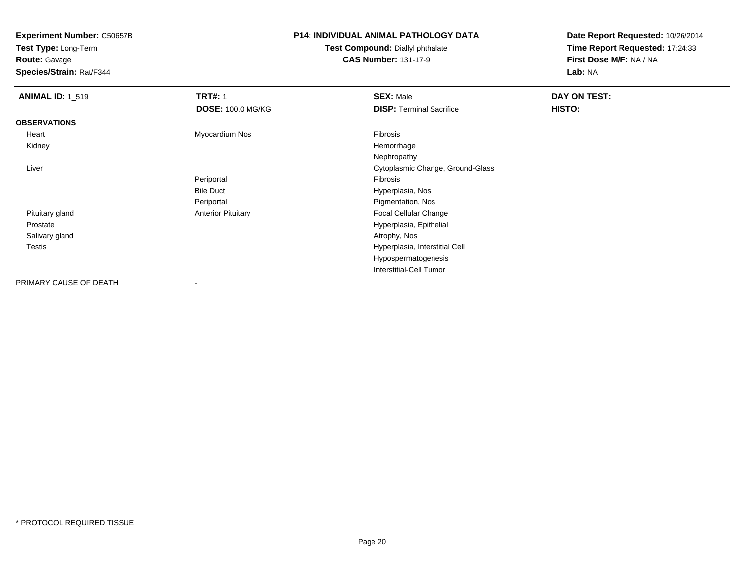**Experiment Number:** C50657B
**Test Type:** Long-Term
**Route:** Gavage
**Species/Strain:** Rat/F344

**P14: INDIVIDUAL ANIMAL PATHOLOGY DATA**
**Test Compound:** Diallyl phthalate
**CAS Number:** 131-17-9

**Date Report Requested:** 10/26/2014
**Time Report Requested:** 17:24:33
**First Dose M/F:** NA / NA
**Lab:** NA

| **ANIMAL ID:** 1_519 | **TRT#:** 1 | **SEX:** Male | **DAY ON TEST:** |
|---|---|---|---|
| | **DOSE:** 100.0 MG/KG | **DISP:** Terminal Sacrifice | **HISTO:** |
| **OBSERVATIONS** | | | |
| Heart | Myocardium Nos | Fibrosis | |
| Kidney | | Hemorrhage | |
| | | Nephropathy | |
| Liver | | Cytoplasmic Change, Ground-Glass | |
| | Periportal | Fibrosis | |
| | Bile Duct | Hyperplasia, Nos | |
| | Periportal | Pigmentation, Nos | |
| Pituitary gland | Anterior Pituitary | Focal Cellular Change | |
| Prostate | | Hyperplasia, Epithelial | |
| Salivary gland | | Atrophy, Nos | |
| Testis | | Hyperplasia, Interstitial Cell | |
| | | Hypospermatogenesis | |
| | | Interstitial-Cell Tumor | |
| PRIMARY CAUSE OF DEATH | - | | |

* PROTOCOL REQUIRED TISSUE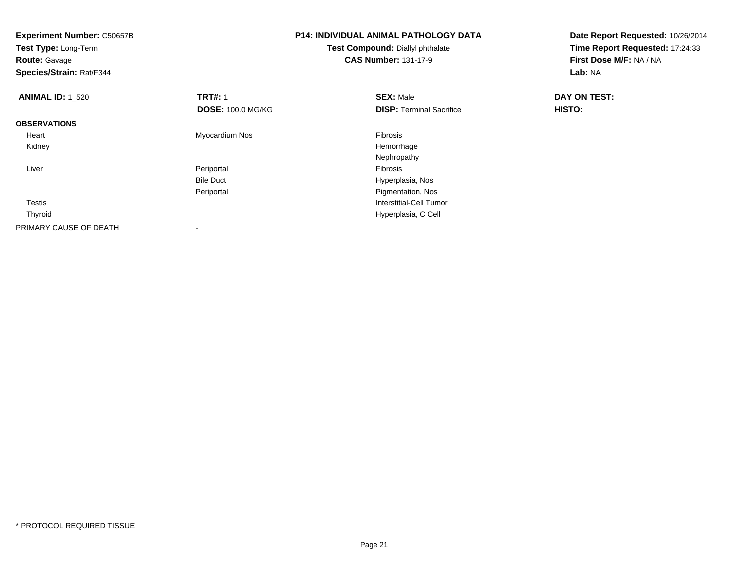**Experiment Number:** C50657B
**Test Type:** Long-Term
**Route:** Gavage
**Species/Strain:** Rat/F344

**P14: INDIVIDUAL ANIMAL PATHOLOGY DATA**
**Test Compound:** Diallyl phthalate
**CAS Number:** 131-17-9

**Date Report Requested:** 10/26/2014
**Time Report Requested:** 17:24:33
**First Dose M/F:** NA / NA
**Lab:** NA

| **ANIMAL ID:** 1_520 | **TRT#:** 1 | **SEX:** Male | **DAY ON TEST:** |
|---|---|---|---|
| | **DOSE:** 100.0 MG/KG | **DISP:** Terminal Sacrifice | **HISTO:** |
| **OBSERVATIONS** | | | |
| Heart | Myocardium Nos | Fibrosis | |
| Kidney | | Hemorrhage | |
| | | Nephropathy | |
| Liver | Periportal | Fibrosis | |
| | Bile Duct | Hyperplasia, Nos | |
| | Periportal | Pigmentation, Nos | |
| Testis | | Interstitial-Cell Tumor | |
| Thyroid | | Hyperplasia, C Cell | |
| PRIMARY CAUSE OF DEATH | - | | |

\* PROTOCOL REQUIRED TISSUE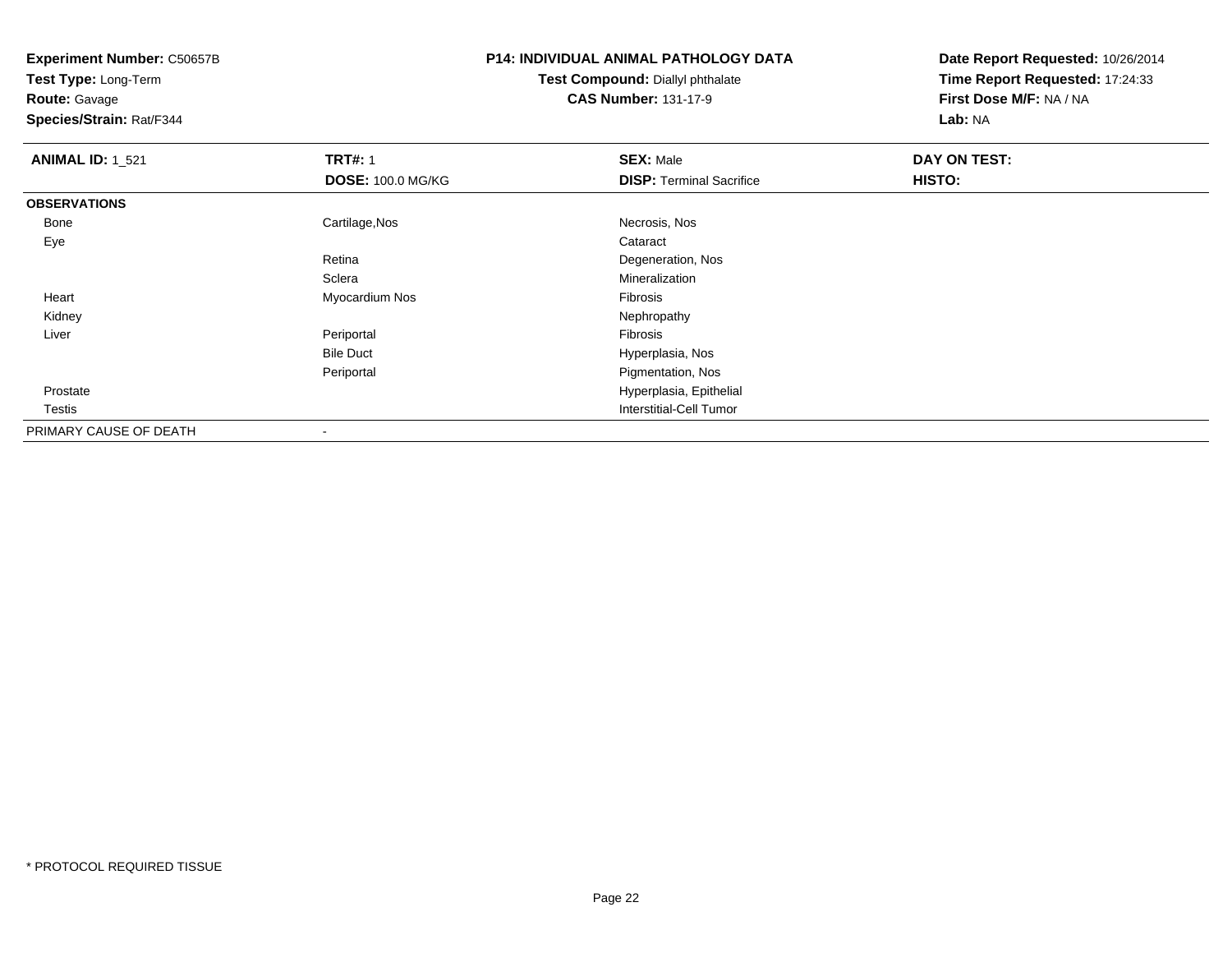**Experiment Number:** C50657B
**Test Type:** Long-Term
**Route:** Gavage
**Species/Strain:** Rat/F344

## P14: INDIVIDUAL ANIMAL PATHOLOGY DATA

**Test Compound:** Diallyl phthalate
**CAS Number:** 131-17-9

**Date Report Requested:** 10/26/2014
**Time Report Requested:** 17:24:33
**First Dose M/F:** NA / NA
**Lab:** NA

| **ANIMAL ID:** 1_521 | **TRT#:** 1 | **SEX:** Male | **DAY ON TEST:** |
|---|---|---|---|
| | **DOSE:** 100.0 MG/KG | **DISP:** Terminal Sacrifice | **HISTO:** |
| **OBSERVATIONS** | | | |
| Bone | Cartilage,Nos | Necrosis, Nos | |
| Eye | | Cataract | |
| | Retina | Degeneration, Nos | |
| | Sclera | Mineralization | |
| Heart | Myocardium Nos | Fibrosis | |
| Kidney | | Nephropathy | |
| Liver | Periportal | Fibrosis | |
| | Bile Duct | Hyperplasia, Nos | |
| | Periportal | Pigmentation, Nos | |
| Prostate | | Hyperplasia, Epithelial | |
| Testis | | Interstitial-Cell Tumor | |
| PRIMARY CAUSE OF DEATH | - | | |

\* PROTOCOL REQUIRED TISSUE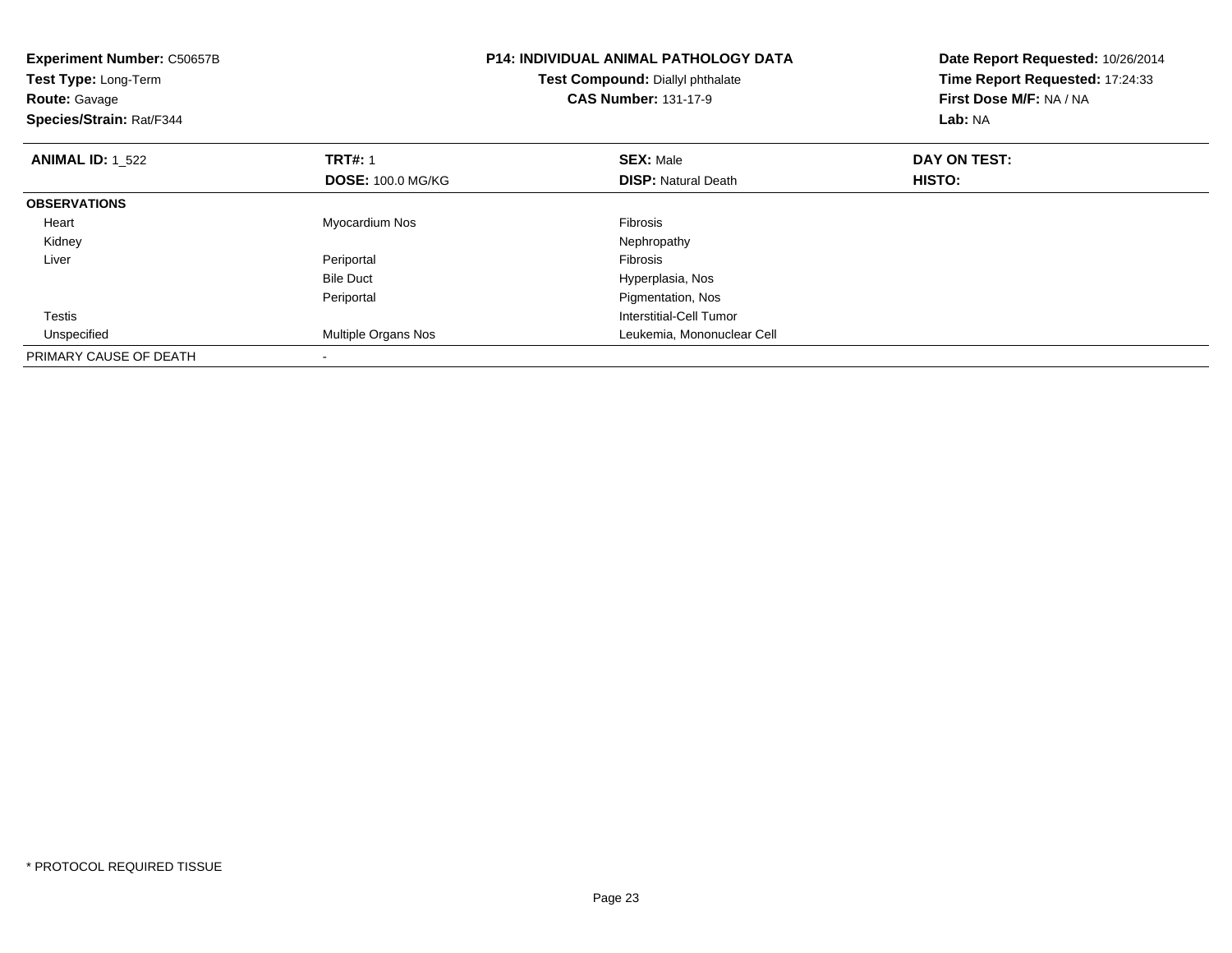**Experiment Number:** C50657B
**Test Type:** Long-Term
**Route:** Gavage
**Species/Strain:** Rat/F344

**P14: INDIVIDUAL ANIMAL PATHOLOGY DATA**
**Test Compound:** Diallyl phthalate
**CAS Number:** 131-17-9

**Date Report Requested:** 10/26/2014
**Time Report Requested:** 17:24:33
**First Dose M/F:** NA / NA
**Lab:** NA

| **ANIMAL ID:** 1_522 | **TRT#:** 1 | **SEX:** Male | **DAY ON TEST:** |
|---|---|---|---|
| | **DOSE:** 100.0 MG/KG | **DISP:** Natural Death | **HISTO:** |
| **OBSERVATIONS** | | | |
| Heart | Myocardium Nos | Fibrosis | |
| Kidney | | Nephropathy | |
| Liver | Periportal | Fibrosis | |
| | Bile Duct | Hyperplasia, Nos | |
| | Periportal | Pigmentation, Nos | |
| Testis | | Interstitial-Cell Tumor | |
| Unspecified | Multiple Organs Nos | Leukemia, Mononuclear Cell | |
| PRIMARY CAUSE OF DEATH | - | | |

* PROTOCOL REQUIRED TISSUE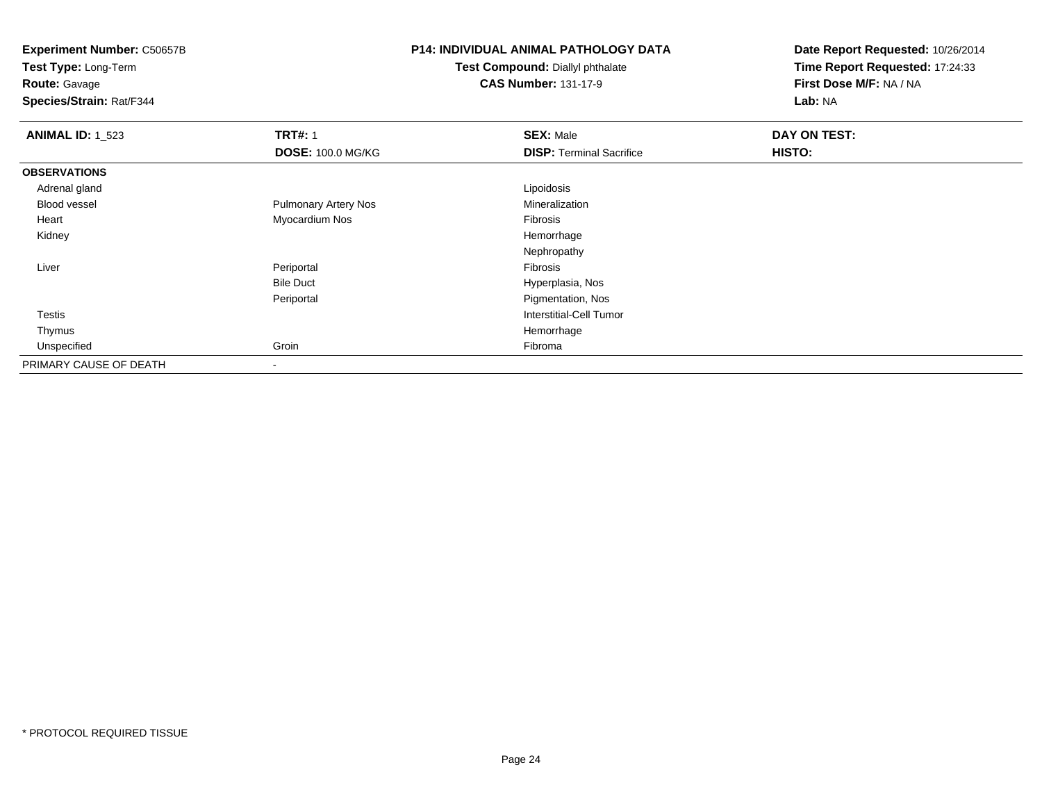**Experiment Number:** C50657B
**Test Type:** Long-Term
**Route:** Gavage
**Species/Strain:** Rat/F344

**P14: INDIVIDUAL ANIMAL PATHOLOGY DATA**
**Test Compound:** Diallyl phthalate
**CAS Number:** 131-17-9

**Date Report Requested:** 10/26/2014
**Time Report Requested:** 17:24:33
**First Dose M/F:** NA / NA
**Lab:** NA

| **ANIMAL ID:** 1_523 | **TRT#:** 1 | **SEX:** Male | **DAY ON TEST:** |
|---|---|---|---|
| | **DOSE:** 100.0 MG/KG | **DISP:** Terminal Sacrifice | **HISTO:** |
| **OBSERVATIONS** | | | |
| Adrenal gland | | Lipoidosis | |
| Blood vessel | Pulmonary Artery Nos | Mineralization | |
| Heart | Myocardium Nos | Fibrosis | |
| Kidney | | Hemorrhage | |
| | | Nephropathy | |
| Liver | Periportal | Fibrosis | |
| | Bile Duct | Hyperplasia, Nos | |
| | Periportal | Pigmentation, Nos | |
| Testis | | Interstitial-Cell Tumor | |
| Thymus | | Hemorrhage | |
| Unspecified | Groin | Fibroma | |
| PRIMARY CAUSE OF DEATH | - | | |

* PROTOCOL REQUIRED TISSUE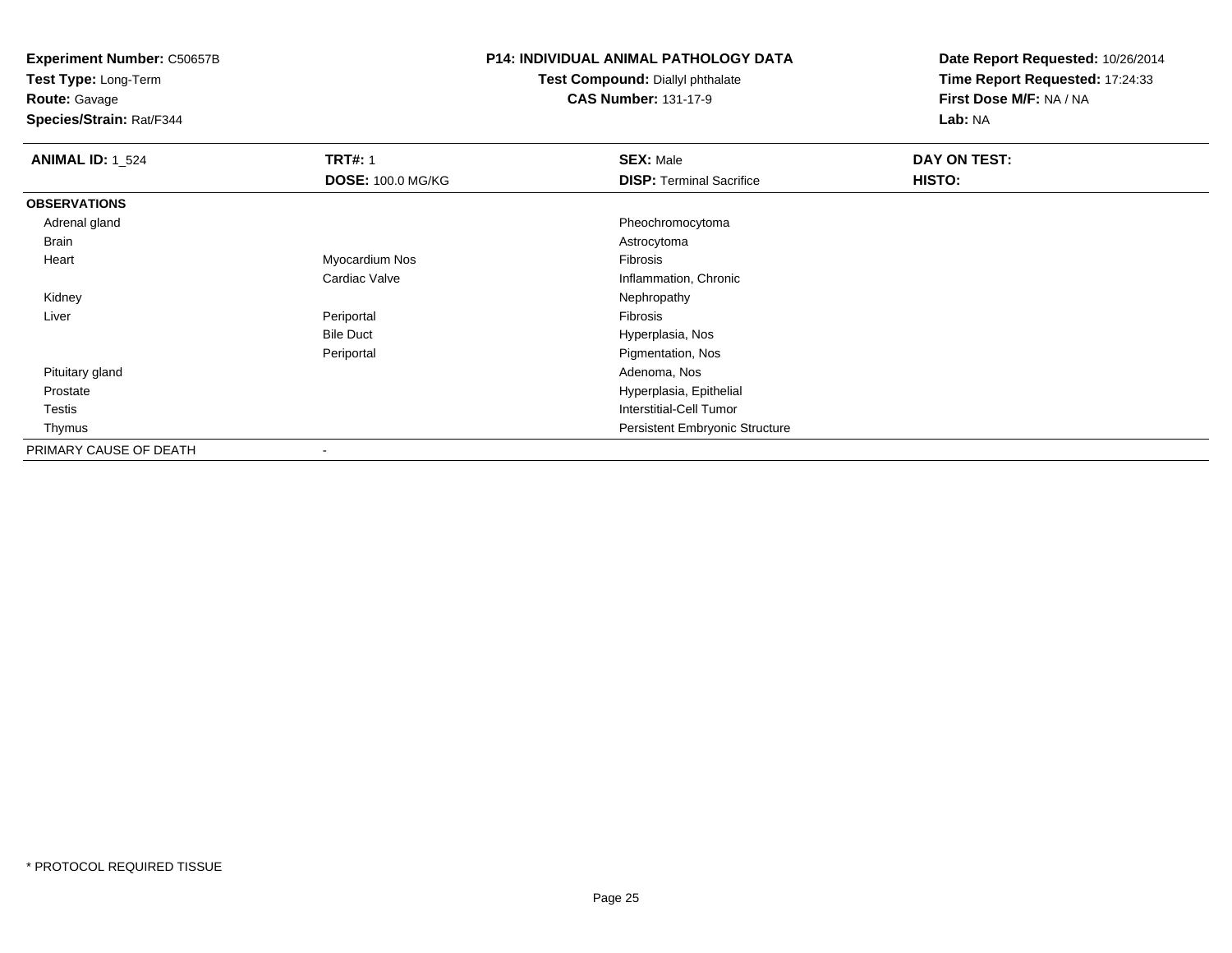**Experiment Number:** C50657B
**Test Type:** Long-Term
**Route:** Gavage
**Species/Strain:** Rat/F344

**P14: INDIVIDUAL ANIMAL PATHOLOGY DATA**
**Test Compound:** Diallyl phthalate
**CAS Number:** 131-17-9

**Date Report Requested:** 10/26/2014
**Time Report Requested:** 17:24:33
**First Dose M/F:** NA / NA
**Lab:** NA

| **ANIMAL ID:** 1_524 | **TRT#:** 1 | **SEX:** Male | **DAY ON TEST:** |
|---|---|---|---|
| | **DOSE:** 100.0 MG/KG | **DISP:** Terminal Sacrifice | **HISTO:** |
| **OBSERVATIONS** | | | |
| Adrenal gland | | Pheochromocytoma | |
| Brain | | Astrocytoma | |
| Heart | Myocardium Nos | Fibrosis | |
| | Cardiac Valve | Inflammation, Chronic | |
| Kidney | | Nephropathy | |
| Liver | Periportal | Fibrosis | |
| | Bile Duct | Hyperplasia, Nos | |
| | Periportal | Pigmentation, Nos | |
| Pituitary gland | | Adenoma, Nos | |
| Prostate | | Hyperplasia, Epithelial | |
| Testis | | Interstitial-Cell Tumor | |
| Thymus | | Persistent Embryonic Structure | |
| PRIMARY CAUSE OF DEATH | - | | |

* PROTOCOL REQUIRED TISSUE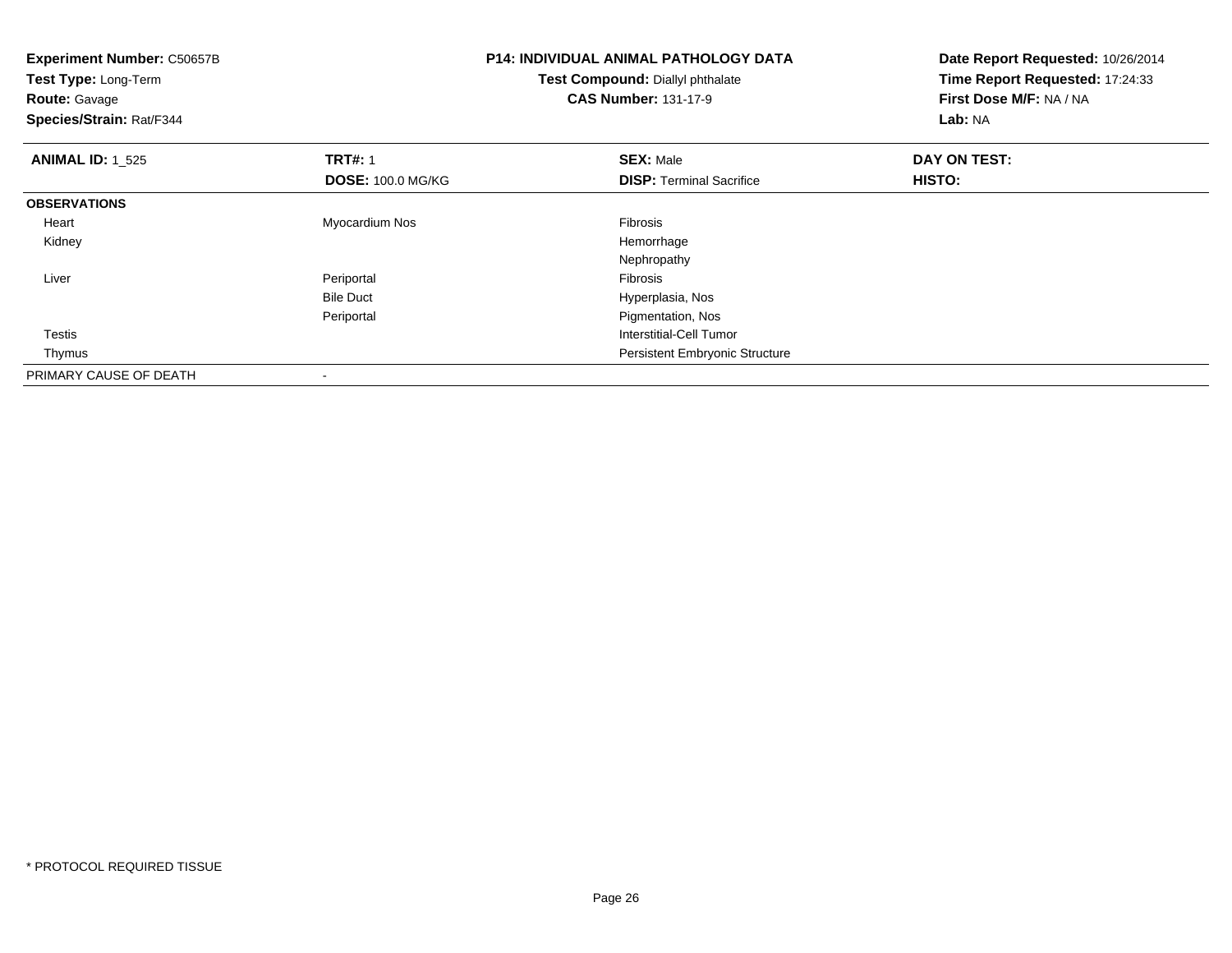**Experiment Number:** C50657B
**Test Type:** Long-Term
**Route:** Gavage
**Species/Strain:** Rat/F344

**P14: INDIVIDUAL ANIMAL PATHOLOGY DATA**
**Test Compound:** Diallyl phthalate
**CAS Number:** 131-17-9

**Date Report Requested:** 10/26/2014
**Time Report Requested:** 17:24:33
**First Dose M/F:** NA / NA
**Lab:** NA

| **ANIMAL ID:** 1_525 | **TRT#:** 1 | **SEX:** Male | **DAY ON TEST:** |
|---|---|---|---|
| | **DOSE:** 100.0 MG/KG | **DISP:** Terminal Sacrifice | **HISTO:** |
| **OBSERVATIONS** | | | |
| Heart | Myocardium Nos | Fibrosis | |
| Kidney | | Hemorrhage | |
| | | Nephropathy | |
| Liver | Periportal | Fibrosis | |
| | Bile Duct | Hyperplasia, Nos | |
| | Periportal | Pigmentation, Nos | |
| Testis | | Interstitial-Cell Tumor | |
| Thymus | | Persistent Embryonic Structure | |
| PRIMARY CAUSE OF DEATH | - | | |

* PROTOCOL REQUIRED TISSUE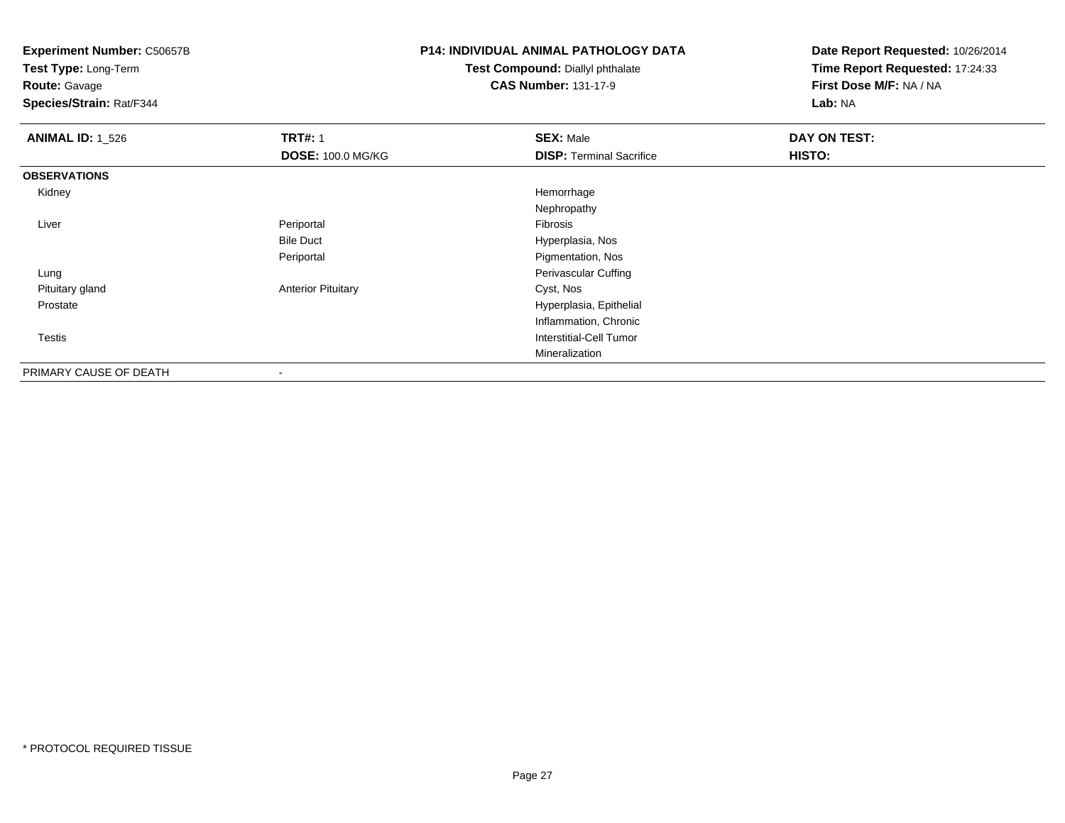**Experiment Number:** C50657B
**Test Type:** Long-Term
**Route:** Gavage
**Species/Strain:** Rat/F344

**P14: INDIVIDUAL ANIMAL PATHOLOGY DATA**
**Test Compound:** Diallyl phthalate
**CAS Number:** 131-17-9

**Date Report Requested:** 10/26/2014
**Time Report Requested:** 17:24:33
**First Dose M/F:** NA / NA
**Lab:** NA

| **ANIMAL ID:** 1_526 | **TRT#:** 1 | **SEX:** Male | **DAY ON TEST:** |
|---|---|---|---|
| | **DOSE:** 100.0 MG/KG | **DISP:** Terminal Sacrifice | **HISTO:** |
| **OBSERVATIONS** | | | |
| Kidney | | Hemorrhage | |
| | | Nephropathy | |
| Liver | Periportal | Fibrosis | |
| | Bile Duct | Hyperplasia, Nos | |
| | Periportal | Pigmentation, Nos | |
| Lung | | Perivascular Cuffing | |
| Pituitary gland | Anterior Pituitary | Cyst, Nos | |
| Prostate | | Hyperplasia, Epithelial | |
| | | Inflammation, Chronic | |
| Testis | | Interstitial-Cell Tumor | |
| | | Mineralization | |
| PRIMARY CAUSE OF DEATH | - | | |

* PROTOCOL REQUIRED TISSUE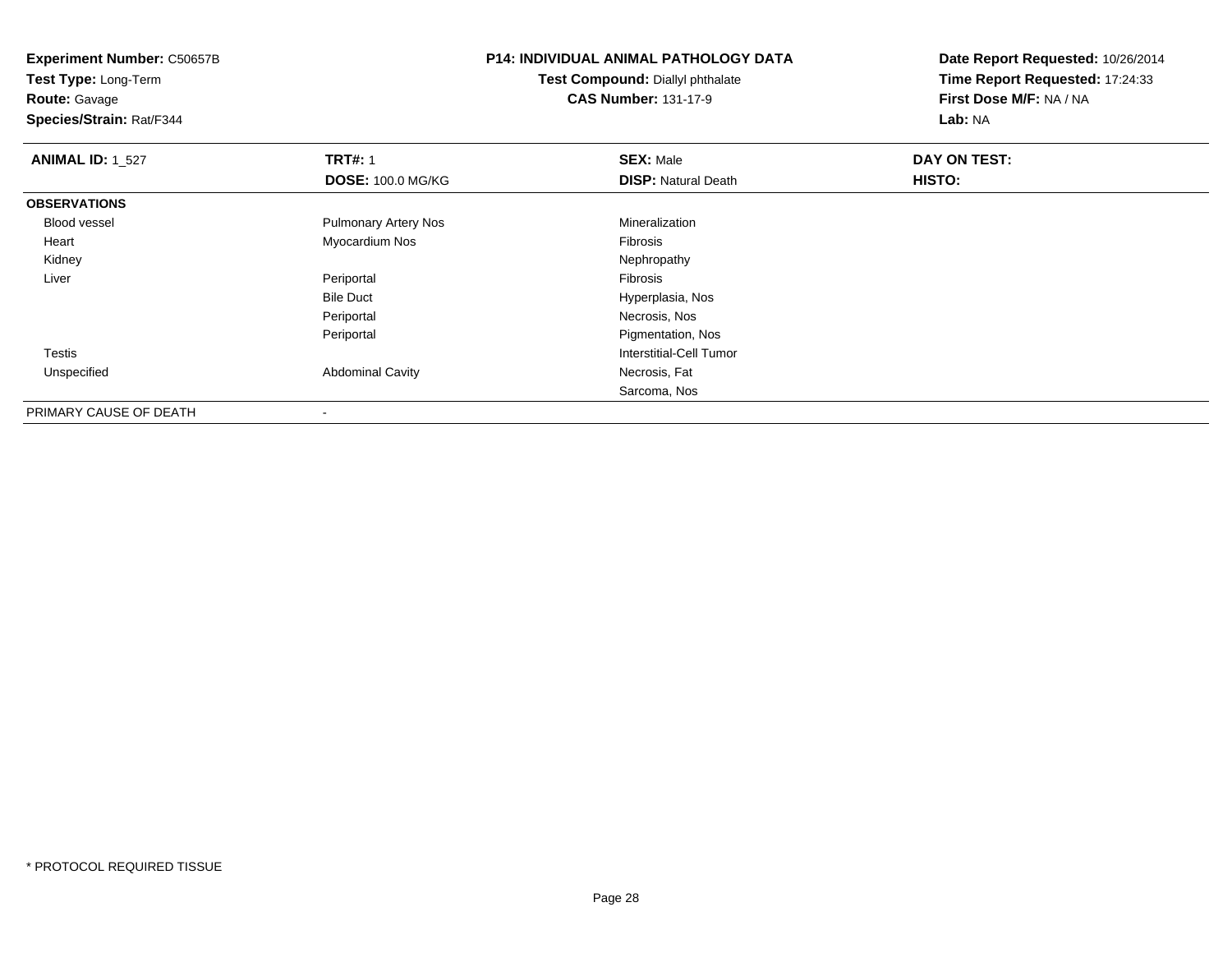**Experiment Number:** C50657B
**Test Type:** Long-Term
**Route:** Gavage
**Species/Strain:** Rat/F344

**P14: INDIVIDUAL ANIMAL PATHOLOGY DATA**
**Test Compound:** Diallyl phthalate
**CAS Number:** 131-17-9

**Date Report Requested:** 10/26/2014
**Time Report Requested:** 17:24:33
**First Dose M/F:** NA / NA
**Lab:** NA

| **ANIMAL ID:** 1_527 | **TRT#:** 1 | **SEX:** Male | **DAY ON TEST:** |
|---|---|---|---|
| | **DOSE:** 100.0 MG/KG | **DISP:** Natural Death | **HISTO:** |
| **OBSERVATIONS** | | | |
| Blood vessel | Pulmonary Artery Nos | Mineralization | |
| Heart | Myocardium Nos | Fibrosis | |
| Kidney | | Nephropathy | |
| Liver | Periportal | Fibrosis | |
| | Bile Duct | Hyperplasia, Nos | |
| | Periportal | Necrosis, Nos | |
| | Periportal | Pigmentation, Nos | |
| Testis | | Interstitial-Cell Tumor | |
| Unspecified | Abdominal Cavity | Necrosis, Fat | |
| | | Sarcoma, Nos | |
| PRIMARY CAUSE OF DEATH | - | | |

\* PROTOCOL REQUIRED TISSUE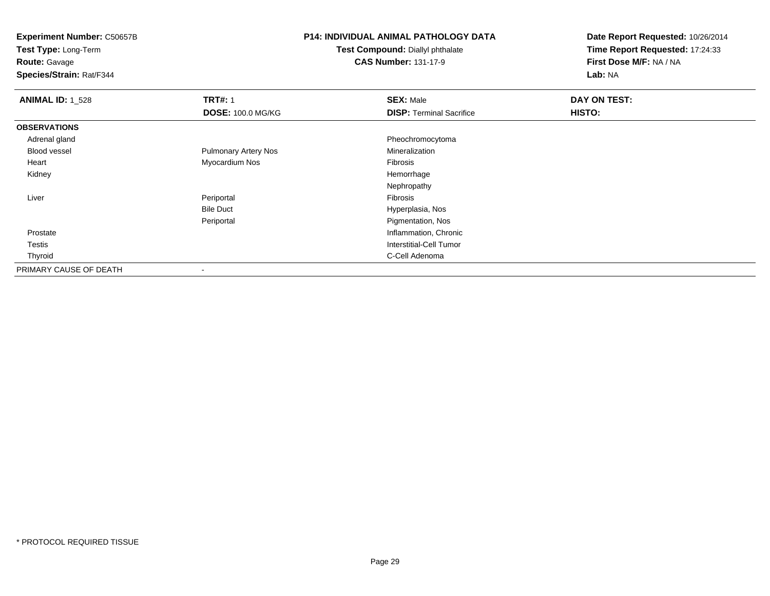**Experiment Number:** C50657B
**Test Type:** Long-Term
**Route:** Gavage
**Species/Strain:** Rat/F344

**P14: INDIVIDUAL ANIMAL PATHOLOGY DATA**
**Test Compound:** Diallyl phthalate
**CAS Number:** 131-17-9

**Date Report Requested:** 10/26/2014
**Time Report Requested:** 17:24:33
**First Dose M/F:** NA / NA
**Lab:** NA

| **ANIMAL ID:** 1_528 | **TRT#:** 1 | **SEX:** Male | **DAY ON TEST:** |
|---|---|---|---|
| | **DOSE:** 100.0 MG/KG | **DISP:** Terminal Sacrifice | **HISTO:** |
| **OBSERVATIONS** | | | |
| Adrenal gland | | Pheochromocytoma | |
| Blood vessel | Pulmonary Artery Nos | Mineralization | |
| Heart | Myocardium Nos | Fibrosis | |
| Kidney | | Hemorrhage | |
| | | Nephropathy | |
| Liver | Periportal | Fibrosis | |
| | Bile Duct | Hyperplasia, Nos | |
| | Periportal | Pigmentation, Nos | |
| Prostate | | Inflammation, Chronic | |
| Testis | | Interstitial-Cell Tumor | |
| Thyroid | | C-Cell Adenoma | |
| PRIMARY CAUSE OF DEATH | - | | |

* PROTOCOL REQUIRED TISSUE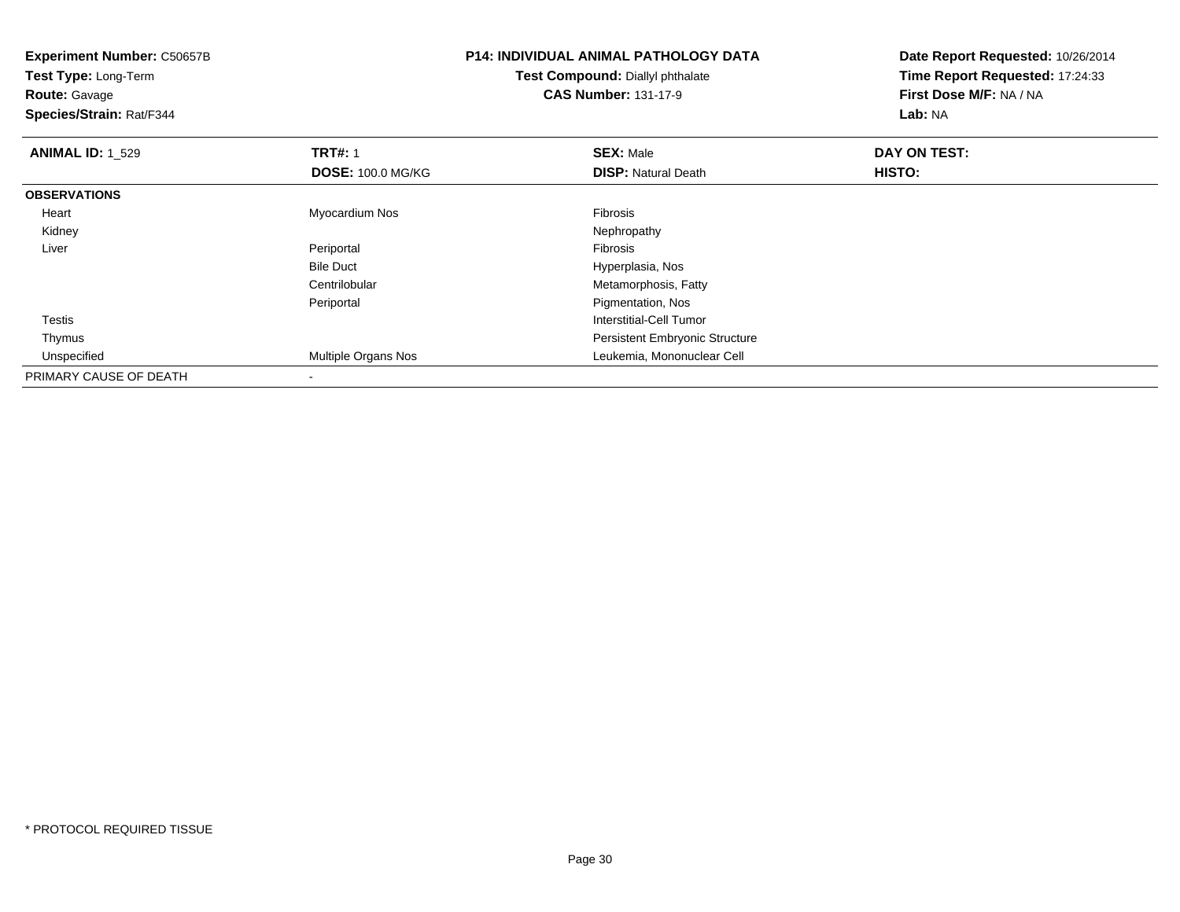**Experiment Number:** C50657B
**Test Type:** Long-Term
**Route:** Gavage
**Species/Strain:** Rat/F344

**P14: INDIVIDUAL ANIMAL PATHOLOGY DATA**
**Test Compound:** Diallyl phthalate
**CAS Number:** 131-17-9

**Date Report Requested:** 10/26/2014
**Time Report Requested:** 17:24:33
**First Dose M/F:** NA / NA
**Lab:** NA

| **ANIMAL ID:** 1_529 | **TRT#:** 1 | **SEX:** Male | **DAY ON TEST:** |
|---|---|---|---|
| | **DOSE:** 100.0 MG/KG | **DISP:** Natural Death | **HISTO:** |
| **OBSERVATIONS** | | | |
| Heart | Myocardium Nos | Fibrosis | |
| Kidney | | Nephropathy | |
| Liver | Periportal | Fibrosis | |
| | Bile Duct | Hyperplasia, Nos | |
| | Centrilobular | Metamorphosis, Fatty | |
| | Periportal | Pigmentation, Nos | |
| Testis | | Interstitial-Cell Tumor | |
| Thymus | | Persistent Embryonic Structure | |
| Unspecified | Multiple Organs Nos | Leukemia, Mononuclear Cell | |
| PRIMARY CAUSE OF DEATH | - | | |

* PROTOCOL REQUIRED TISSUE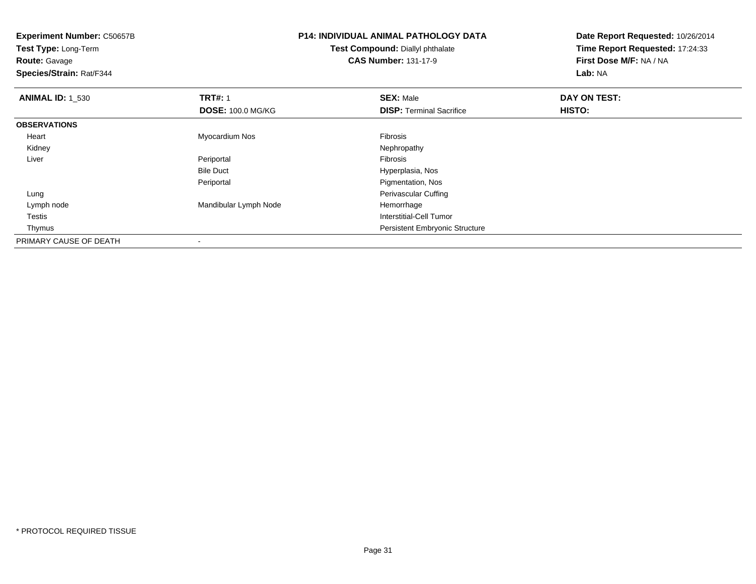**Experiment Number:** C50657B
**Test Type:** Long-Term
**Route:** Gavage
**Species/Strain:** Rat/F344

**P14: INDIVIDUAL ANIMAL PATHOLOGY DATA**
**Test Compound:** Diallyl phthalate
**CAS Number:** 131-17-9

**Date Report Requested:** 10/26/2014
**Time Report Requested:** 17:24:33
**First Dose M/F:** NA / NA
**Lab:** NA

| **ANIMAL ID:** 1_530 | **TRT#:** 1 | **SEX:** Male | **DAY ON TEST:** |
|---|---|---|---|
| | **DOSE:** 100.0 MG/KG | **DISP:** Terminal Sacrifice | **HISTO:** |
| **OBSERVATIONS** | | | |
| Heart | Myocardium Nos | Fibrosis | |
| Kidney | | Nephropathy | |
| Liver | Periportal | Fibrosis | |
| | Bile Duct | Hyperplasia, Nos | |
| | Periportal | Pigmentation, Nos | |
| Lung | | Perivascular Cuffing | |
| Lymph node | Mandibular Lymph Node | Hemorrhage | |
| Testis | | Interstitial-Cell Tumor | |
| Thymus | | Persistent Embryonic Structure | |
| PRIMARY CAUSE OF DEATH | - | | |

* PROTOCOL REQUIRED TISSUE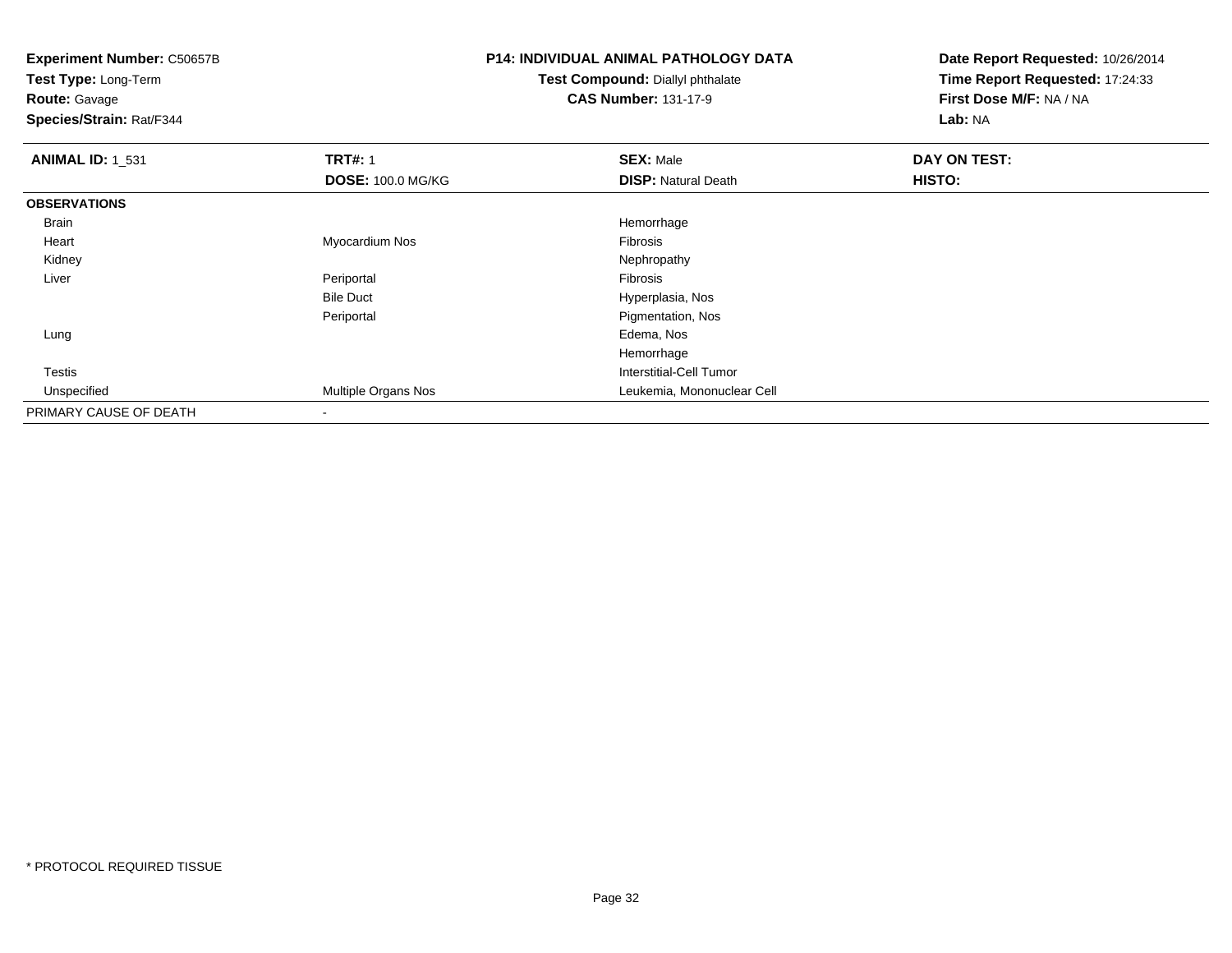**Experiment Number:** C50657B
**Test Type:** Long-Term
**Route:** Gavage
**Species/Strain:** Rat/F344

**P14: INDIVIDUAL ANIMAL PATHOLOGY DATA**
**Test Compound:** Diallyl phthalate
**CAS Number:** 131-17-9

**Date Report Requested:** 10/26/2014
**Time Report Requested:** 17:24:33
**First Dose M/F:** NA / NA
**Lab:** NA

| **ANIMAL ID:** 1_531 | **TRT#:** 1 | **SEX:** Male | **DAY ON TEST:** |
|---|---|---|---|
| | **DOSE:** 100.0 MG/KG | **DISP:** Natural Death | **HISTO:** |
| **OBSERVATIONS** | | | |
| Brain | | Hemorrhage | |
| Heart | Myocardium Nos | Fibrosis | |
| Kidney | | Nephropathy | |
| Liver | Periportal | Fibrosis | |
| | Bile Duct | Hyperplasia, Nos | |
| | Periportal | Pigmentation, Nos | |
| Lung | | Edema, Nos | |
| | | Hemorrhage | |
| Testis | | Interstitial-Cell Tumor | |
| Unspecified | Multiple Organs Nos | Leukemia, Mononuclear Cell | |
| PRIMARY CAUSE OF DEATH | - | | |

\* PROTOCOL REQUIRED TISSUE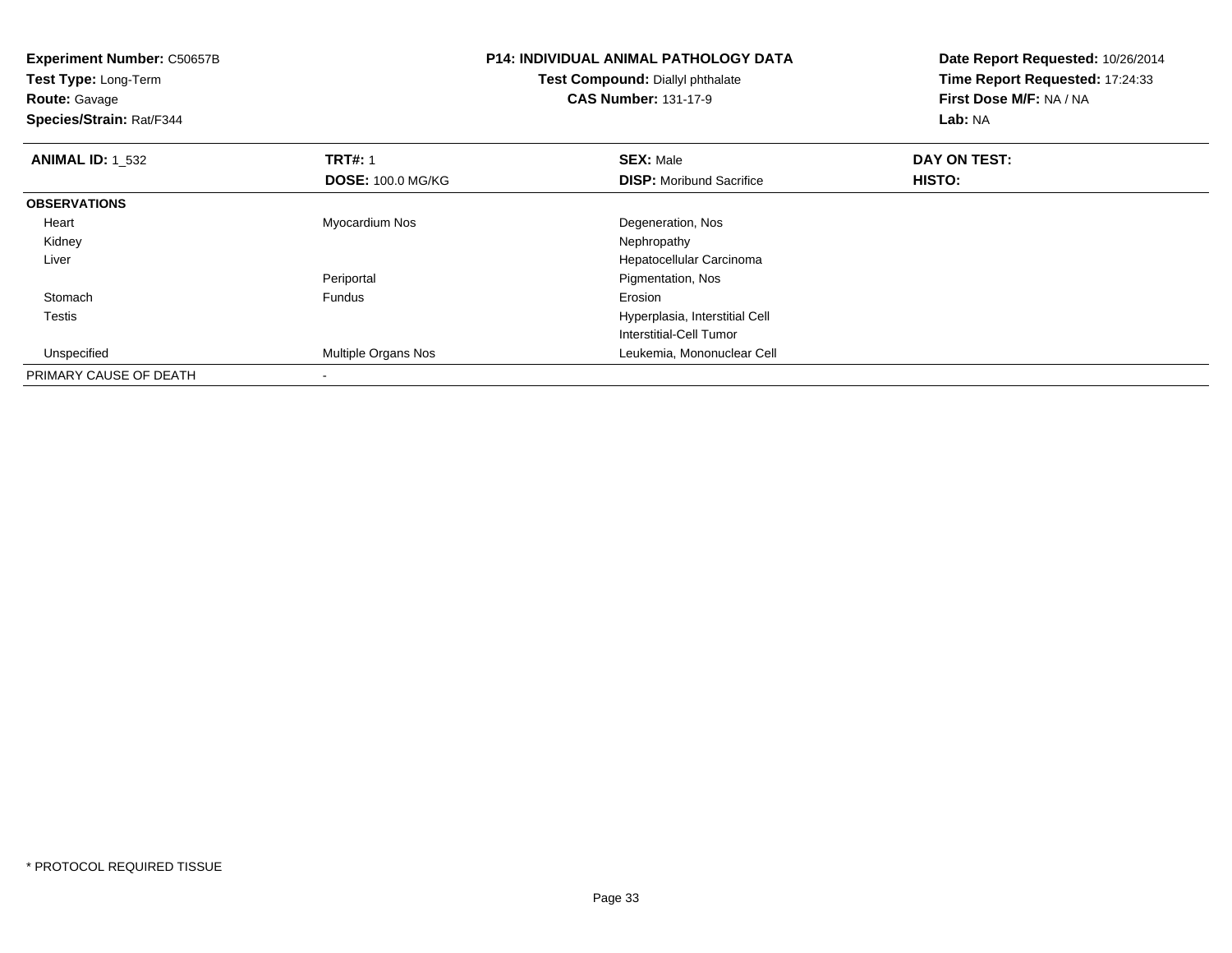**Experiment Number:** C50657B
**Test Type:** Long-Term
**Route:** Gavage
**Species/Strain:** Rat/F344

**P14: INDIVIDUAL ANIMAL PATHOLOGY DATA**
**Test Compound:** Diallyl phthalate
**CAS Number:** 131-17-9

**Date Report Requested:** 10/26/2014
**Time Report Requested:** 17:24:33
**First Dose M/F:** NA / NA
**Lab:** NA

| **ANIMAL ID:** 1_532 | **TRT#:** 1 | **SEX:** Male | **DAY ON TEST:** |
|---|---|---|---|
| | **DOSE:** 100.0 MG/KG | **DISP:** Moribund Sacrifice | **HISTO:** |
| **OBSERVATIONS** | | | |
| Heart | Myocardium Nos | Degeneration, Nos | |
| Kidney | | Nephropathy | |
| Liver | | Hepatocellular Carcinoma | |
| | Periportal | Pigmentation, Nos | |
| Stomach | Fundus | Erosion | |
| Testis | | Hyperplasia, Interstitial Cell | |
| | | Interstitial-Cell Tumor | |
| Unspecified | Multiple Organs Nos | Leukemia, Mononuclear Cell | |
| PRIMARY CAUSE OF DEATH | - | | |

* PROTOCOL REQUIRED TISSUE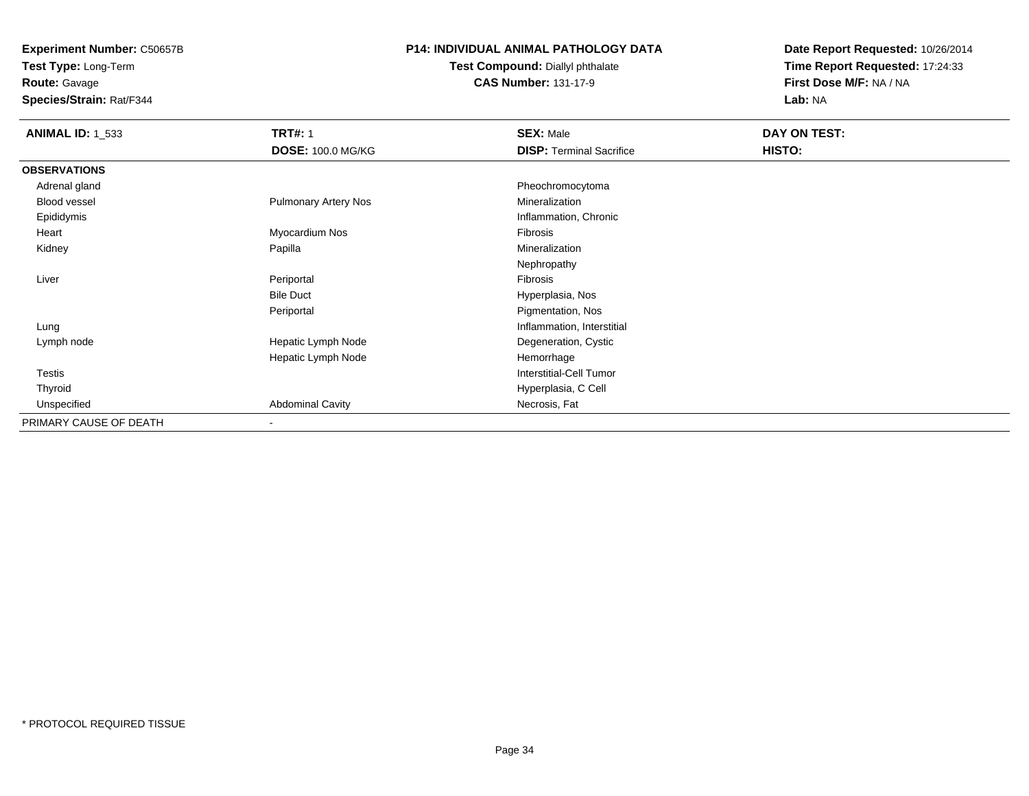**Experiment Number:** C50657B
**Test Type:** Long-Term
**Route:** Gavage
**Species/Strain:** Rat/F344

**P14: INDIVIDUAL ANIMAL PATHOLOGY DATA**
**Test Compound:** Diallyl phthalate
**CAS Number:** 131-17-9

**Date Report Requested:** 10/26/2014
**Time Report Requested:** 17:24:33
**First Dose M/F:** NA / NA
**Lab:** NA

| **ANIMAL ID:** 1_533 | **TRT#:** 1<br>**DOSE:** 100.0 MG/KG | **SEX:** Male<br>**DISP:** Terminal Sacrifice | **DAY ON TEST:**<br>**HISTO:** |
|---|---|---|---|
| **OBSERVATIONS** | | | |
| Adrenal gland | | Pheochromocytoma | |
| Blood vessel | Pulmonary Artery Nos | Mineralization | |
| Epididymis | | Inflammation, Chronic | |
| Heart | Myocardium Nos | Fibrosis | |
| Kidney | Papilla | Mineralization | |
| | | Nephropathy | |
| Liver | Periportal | Fibrosis | |
| | Bile Duct | Hyperplasia, Nos | |
| | Periportal | Pigmentation, Nos | |
| Lung | | Inflammation, Interstitial | |
| Lymph node | Hepatic Lymph Node | Degeneration, Cystic | |
| | Hepatic Lymph Node | Hemorrhage | |
| Testis | | Interstitial-Cell Tumor | |
| Thyroid | | Hyperplasia, C Cell | |
| Unspecified | Abdominal Cavity | Necrosis, Fat | |
| PRIMARY CAUSE OF DEATH | - | | |

\* PROTOCOL REQUIRED TISSUE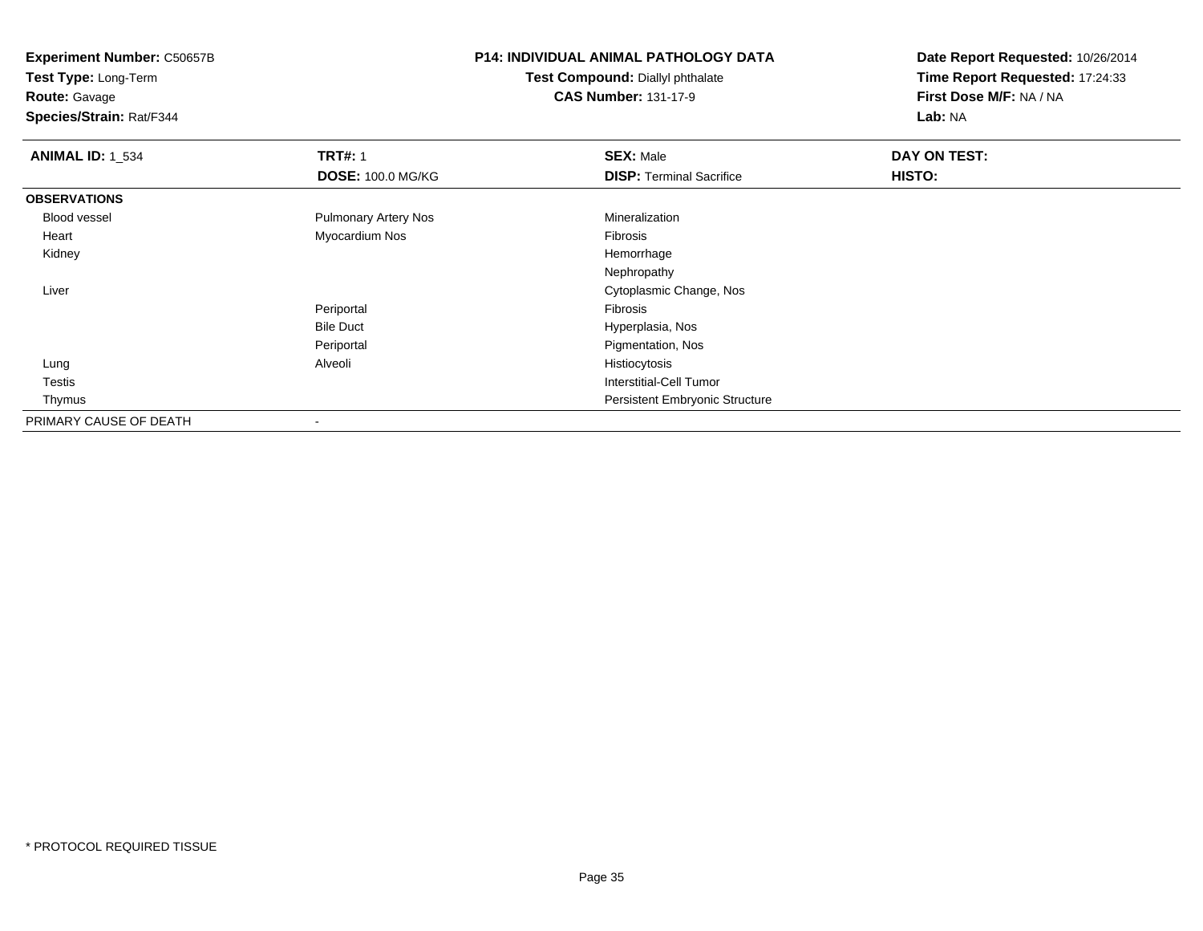**Experiment Number:** C50657B
**Test Type:** Long-Term
**Route:** Gavage
**Species/Strain:** Rat/F344

**P14: INDIVIDUAL ANIMAL PATHOLOGY DATA**
**Test Compound:** Diallyl phthalate
**CAS Number:** 131-17-9

**Date Report Requested:** 10/26/2014
**Time Report Requested:** 17:24:33
**First Dose M/F:** NA / NA
**Lab:** NA

| **ANIMAL ID:** 1_534 | **TRT#:** 1 | **SEX:** Male | **DAY ON TEST:** |
|---|---|---|---|
| | **DOSE:** 100.0 MG/KG | **DISP:** Terminal Sacrifice | **HISTO:** |
| **OBSERVATIONS** | | | |
| Blood vessel | Pulmonary Artery Nos | Mineralization | |
| Heart | Myocardium Nos | Fibrosis | |
| Kidney | | Hemorrhage | |
| | | Nephropathy | |
| Liver | | Cytoplasmic Change, Nos | |
| | Periportal | Fibrosis | |
| | Bile Duct | Hyperplasia, Nos | |
| | Periportal | Pigmentation, Nos | |
| Lung | Alveoli | Histiocytosis | |
| Testis | | Interstitial-Cell Tumor | |
| Thymus | | Persistent Embryonic Structure | |
| PRIMARY CAUSE OF DEATH | - | | |

* PROTOCOL REQUIRED TISSUE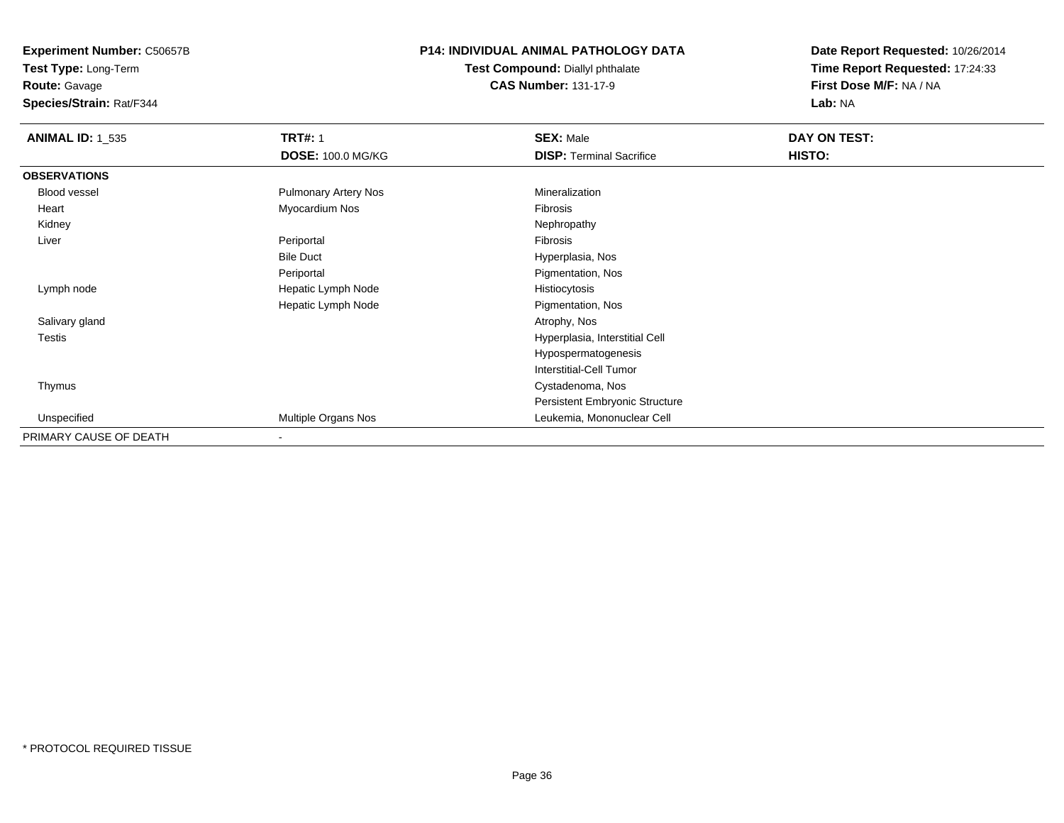**Experiment Number:** C50657B
**Test Type:** Long-Term
**Route:** Gavage
**Species/Strain:** Rat/F344

**P14: INDIVIDUAL ANIMAL PATHOLOGY DATA**
**Test Compound:** Diallyl phthalate
**CAS Number:** 131-17-9

**Date Report Requested:** 10/26/2014
**Time Report Requested:** 17:24:33
**First Dose M/F:** NA / NA
**Lab:** NA

| **ANIMAL ID:** 1_535 | **TRT#:** 1 | **SEX:** Male | **DAY ON TEST:** |
|---|---|---|---|
| | **DOSE:** 100.0 MG/KG | **DISP:** Terminal Sacrifice | **HISTO:** |
| **OBSERVATIONS** | | | |
| Blood vessel | Pulmonary Artery Nos | Mineralization | |
| Heart | Myocardium Nos | Fibrosis | |
| Kidney | | Nephropathy | |
| Liver | Periportal | Fibrosis | |
| | Bile Duct | Hyperplasia, Nos | |
| | Periportal | Pigmentation, Nos | |
| Lymph node | Hepatic Lymph Node | Histiocytosis | |
| | Hepatic Lymph Node | Pigmentation, Nos | |
| Salivary gland | | Atrophy, Nos | |
| Testis | | Hyperplasia, Interstitial Cell | |
| | | Hypospermatogenesis | |
| | | Interstitial-Cell Tumor | |
| Thymus | | Cystadenoma, Nos | |
| | | Persistent Embryonic Structure | |
| Unspecified | Multiple Organs Nos | Leukemia, Mononuclear Cell | |
| PRIMARY CAUSE OF DEATH | - | | |

* PROTOCOL REQUIRED TISSUE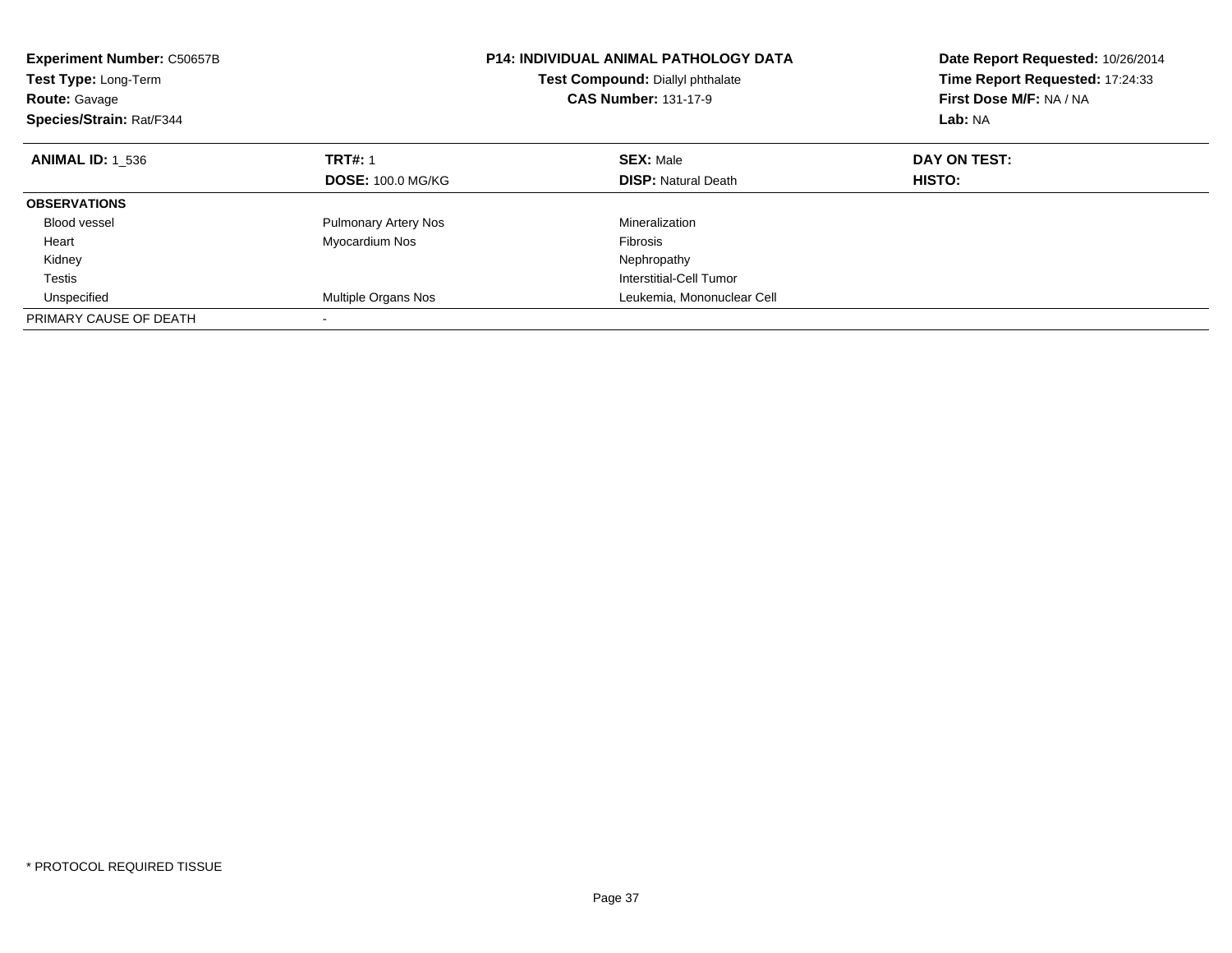**Experiment Number:** C50657B
**Test Type:** Long-Term
**Route:** Gavage
**Species/Strain:** Rat/F344

**P14: INDIVIDUAL ANIMAL PATHOLOGY DATA**
**Test Compound:** Diallyl phthalate
**CAS Number:** 131-17-9

**Date Report Requested:** 10/26/2014
**Time Report Requested:** 17:24:33
**First Dose M/F:** NA / NA
**Lab:** NA

| **ANIMAL ID:** 1_536 | **TRT#:** 1<br>**DOSE:** 100.0 MG/KG | **SEX:** Male<br>**DISP:** Natural Death | **DAY ON TEST:**<br>**HISTO:** |
|---|---|---|---|
| **OBSERVATIONS** | | | |
| Blood vessel | Pulmonary Artery Nos | Mineralization | |
| Heart | Myocardium Nos | Fibrosis | |
| Kidney | | Nephropathy | |
| Testis | | Interstitial-Cell Tumor | |
| Unspecified | Multiple Organs Nos | Leukemia, Mononuclear Cell | |
| PRIMARY CAUSE OF DEATH | - | | |

* PROTOCOL REQUIRED TISSUE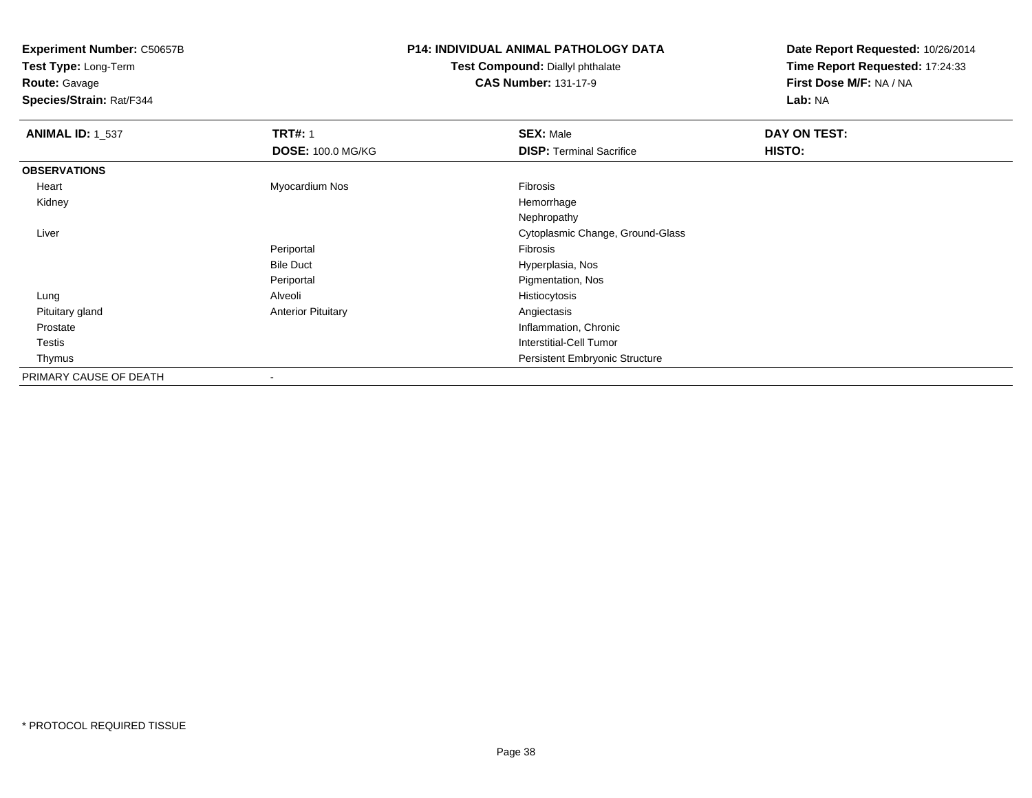**Experiment Number:** C50657B
**Test Type:** Long-Term
**Route:** Gavage
**Species/Strain:** Rat/F344

**P14: INDIVIDUAL ANIMAL PATHOLOGY DATA**
**Test Compound:** Diallyl phthalate
**CAS Number:** 131-17-9

**Date Report Requested:** 10/26/2014
**Time Report Requested:** 17:24:33
**First Dose M/F:** NA / NA
**Lab:** NA

| **ANIMAL ID:** 1_537 | **TRT#:** 1 | **SEX:** Male | **DAY ON TEST:** |
|---|---|---|---|
| | **DOSE:** 100.0 MG/KG | **DISP:** Terminal Sacrifice | **HISTO:** |
| **OBSERVATIONS** | | | |
| Heart | Myocardium Nos | Fibrosis | |
| Kidney | | Hemorrhage | |
| | | Nephropathy | |
| Liver | | Cytoplasmic Change, Ground-Glass | |
| | Periportal | Fibrosis | |
| | Bile Duct | Hyperplasia, Nos | |
| | Periportal | Pigmentation, Nos | |
| Lung | Alveoli | Histiocytosis | |
| Pituitary gland | Anterior Pituitary | Angiectasis | |
| Prostate | | Inflammation, Chronic | |
| Testis | | Interstitial-Cell Tumor | |
| Thymus | | Persistent Embryonic Structure | |
| PRIMARY CAUSE OF DEATH | - | | |

* PROTOCOL REQUIRED TISSUE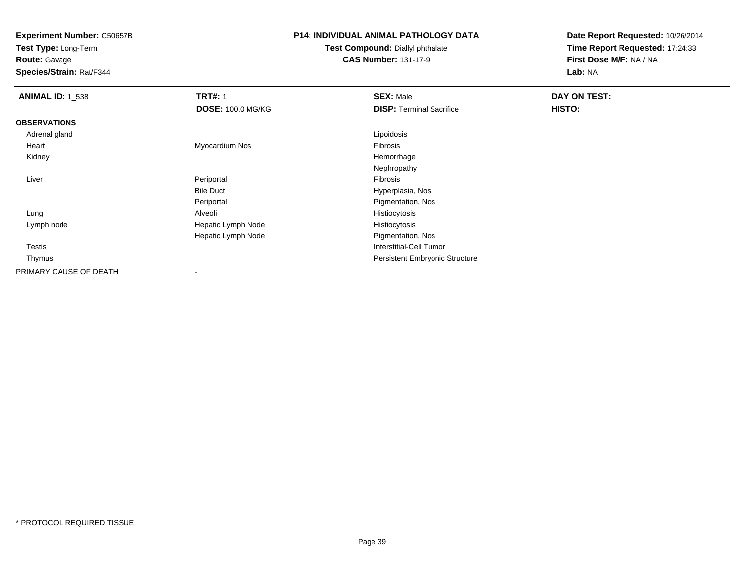**Experiment Number:** C50657B
**Test Type:** Long-Term
**Route:** Gavage
**Species/Strain:** Rat/F344

**P14: INDIVIDUAL ANIMAL PATHOLOGY DATA**
**Test Compound:** Diallyl phthalate
**CAS Number:** 131-17-9

**Date Report Requested:** 10/26/2014
**Time Report Requested:** 17:24:33
**First Dose M/F:** NA / NA
**Lab:** NA

| **ANIMAL ID:** 1_538 | **TRT#:** 1 | **SEX:** Male | **DAY ON TEST:** |
|---|---|---|---|
| | **DOSE:** 100.0 MG/KG | **DISP:** Terminal Sacrifice | **HISTO:** |
| **OBSERVATIONS** | | | |
| Adrenal gland | | Lipoidosis | |
| Heart | Myocardium Nos | Fibrosis | |
| Kidney | | Hemorrhage | |
| | | Nephropathy | |
| Liver | Periportal | Fibrosis | |
| | Bile Duct | Hyperplasia, Nos | |
| | Periportal | Pigmentation, Nos | |
| Lung | Alveoli | Histiocytosis | |
| Lymph node | Hepatic Lymph Node | Histiocytosis | |
| | Hepatic Lymph Node | Pigmentation, Nos | |
| Testis | | Interstitial-Cell Tumor | |
| Thymus | | Persistent Embryonic Structure | |
| PRIMARY CAUSE OF DEATH | - | | |

* PROTOCOL REQUIRED TISSUE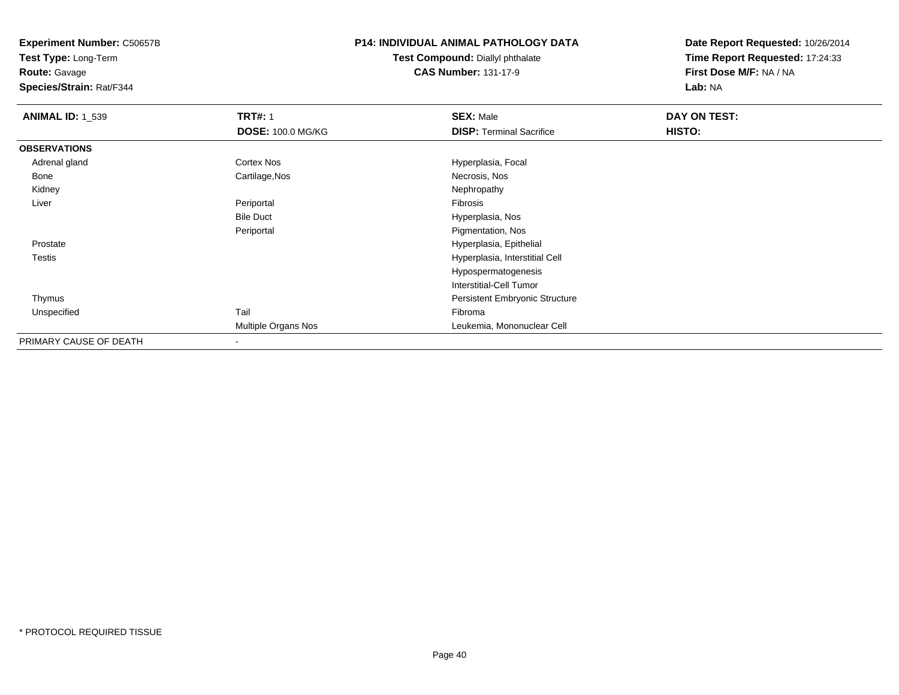**Experiment Number:** C50657B
**Test Type:** Long-Term
**Route:** Gavage
**Species/Strain:** Rat/F344

**P14: INDIVIDUAL ANIMAL PATHOLOGY DATA**
**Test Compound:** Diallyl phthalate
**CAS Number:** 131-17-9

**Date Report Requested:** 10/26/2014
**Time Report Requested:** 17:24:33
**First Dose M/F:** NA / NA
**Lab:** NA

| **ANIMAL ID:** 1_539 | **TRT#:** 1 | **SEX:** Male | **DAY ON TEST:** |
|---|---|---|---|
| | **DOSE:** 100.0 MG/KG | **DISP:** Terminal Sacrifice | **HISTO:** |
| **OBSERVATIONS** | | | |
| Adrenal gland | Cortex Nos | Hyperplasia, Focal | |
| Bone | Cartilage,Nos | Necrosis, Nos | |
| Kidney | | Nephropathy | |
| Liver | Periportal | Fibrosis | |
| | Bile Duct | Hyperplasia, Nos | |
| | Periportal | Pigmentation, Nos | |
| Prostate | | Hyperplasia, Epithelial | |
| Testis | | Hyperplasia, Interstitial Cell | |
| | | Hypospermatogenesis | |
| | | Interstitial-Cell Tumor | |
| Thymus | | Persistent Embryonic Structure | |
| Unspecified | Tail | Fibroma | |
| | Multiple Organs Nos | Leukemia, Mononuclear Cell | |
| PRIMARY CAUSE OF DEATH | - | | |

* PROTOCOL REQUIRED TISSUE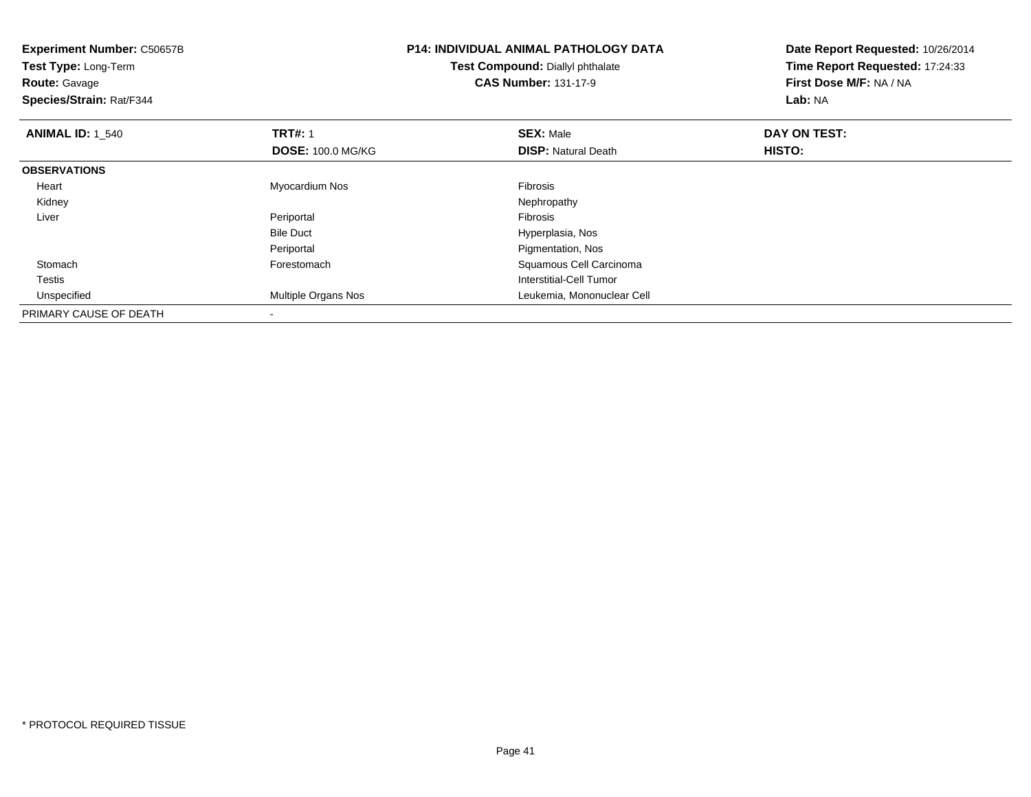**Experiment Number:** C50657B
**Test Type:** Long-Term
**Route:** Gavage
**Species/Strain:** Rat/F344

**P14: INDIVIDUAL ANIMAL PATHOLOGY DATA**
**Test Compound:** Diallyl phthalate
**CAS Number:** 131-17-9

**Date Report Requested:** 10/26/2014
**Time Report Requested:** 17:24:33
**First Dose M/F:** NA / NA
**Lab:** NA

| **ANIMAL ID:** 1_540 | **TRT#:** 1 | **SEX:** Male | **DAY ON TEST:** |
|---|---|---|---|
| | **DOSE:** 100.0 MG/KG | **DISP:** Natural Death | **HISTO:** |
| **OBSERVATIONS** | | | |
| Heart | Myocardium Nos | Fibrosis | |
| Kidney | | Nephropathy | |
| Liver | Periportal | Fibrosis | |
| | Bile Duct | Hyperplasia, Nos | |
| | Periportal | Pigmentation, Nos | |
| Stomach | Forestomach | Squamous Cell Carcinoma | |
| Testis | | Interstitial-Cell Tumor | |
| Unspecified | Multiple Organs Nos | Leukemia, Mononuclear Cell | |
| PRIMARY CAUSE OF DEATH | - | | |

* PROTOCOL REQUIRED TISSUE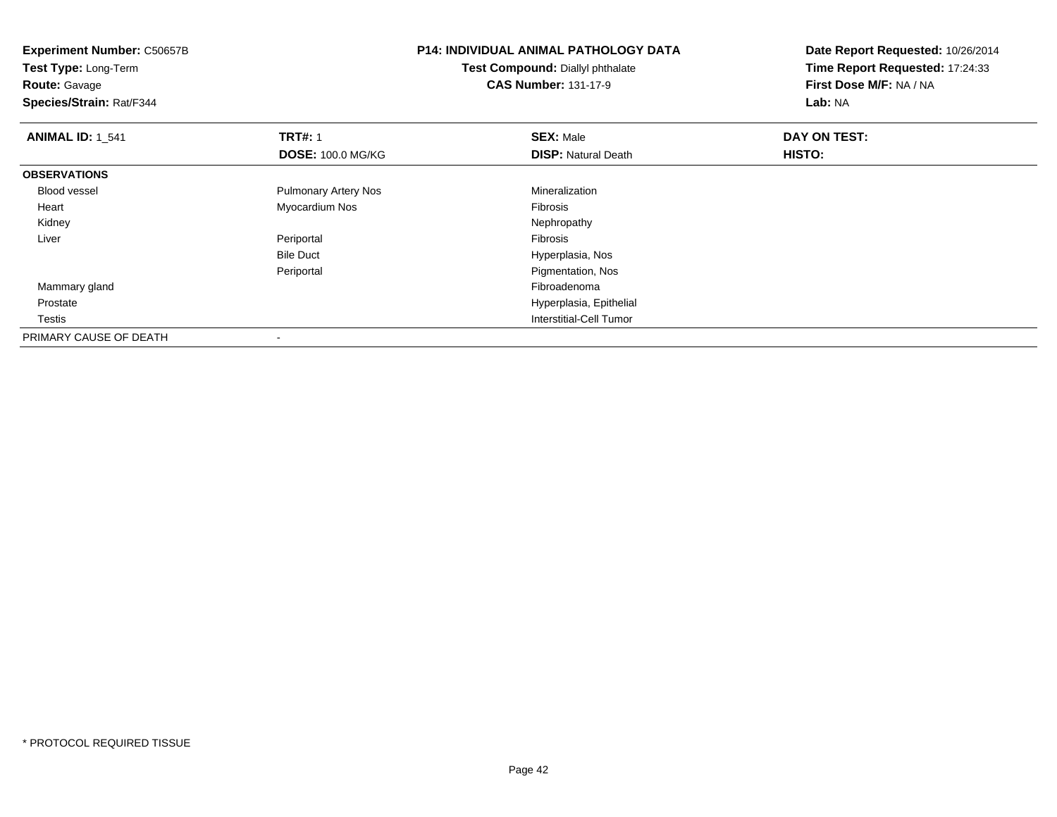**Experiment Number:** C50657B
**Test Type:** Long-Term
**Route:** Gavage
**Species/Strain:** Rat/F344

**P14: INDIVIDUAL ANIMAL PATHOLOGY DATA**
**Test Compound:** Diallyl phthalate
**CAS Number:** 131-17-9

**Date Report Requested:** 10/26/2014
**Time Report Requested:** 17:24:33
**First Dose M/F:** NA / NA
**Lab:** NA

| **ANIMAL ID:** 1_541 | **TRT#:** 1<br>**DOSE:** 100.0 MG/KG | **SEX:** Male<br>**DISP:** Natural Death | **DAY ON TEST:**<br>**HISTO:** |
|---|---|---|---|
| **OBSERVATIONS** | | | |
| Blood vessel | Pulmonary Artery Nos | Mineralization | |
| Heart | Myocardium Nos | Fibrosis | |
| Kidney | | Nephropathy | |
| Liver | Periportal | Fibrosis | |
| | Bile Duct | Hyperplasia, Nos | |
| | Periportal | Pigmentation, Nos | |
| Mammary gland | | Fibroadenoma | |
| Prostate | | Hyperplasia, Epithelial | |
| Testis | | Interstitial-Cell Tumor | |
| PRIMARY CAUSE OF DEATH | - | | |

* PROTOCOL REQUIRED TISSUE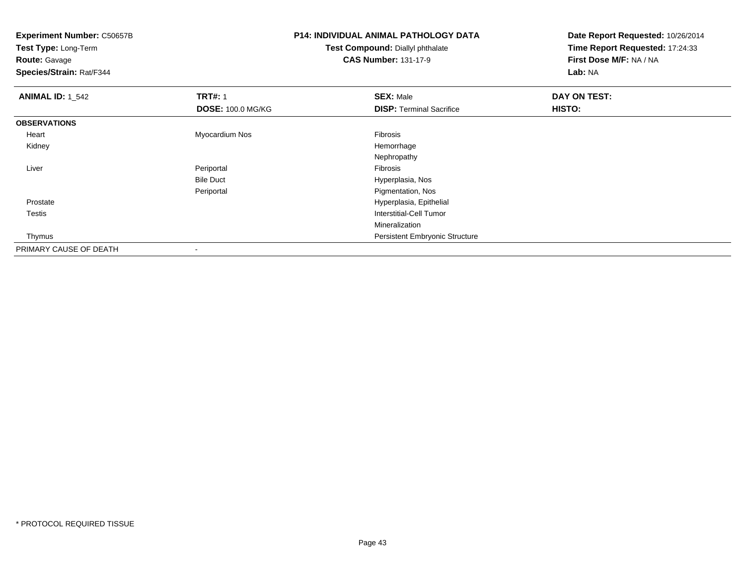**Experiment Number:** C50657B
**Test Type:** Long-Term
**Route:** Gavage
**Species/Strain:** Rat/F344

**P14: INDIVIDUAL ANIMAL PATHOLOGY DATA**
**Test Compound:** Diallyl phthalate
**CAS Number:** 131-17-9

**Date Report Requested:** 10/26/2014
**Time Report Requested:** 17:24:33
**First Dose M/F:** NA / NA
**Lab:** NA

| **ANIMAL ID:** 1_542 | **TRT#:** 1 | **SEX:** Male | **DAY ON TEST:** |
|---|---|---|---|
| | **DOSE:** 100.0 MG/KG | **DISP:** Terminal Sacrifice | **HISTO:** |
| **OBSERVATIONS** | | | |
| Heart | Myocardium Nos | Fibrosis | |
| Kidney | | Hemorrhage | |
| | | Nephropathy | |
| Liver | Periportal | Fibrosis | |
| | Bile Duct | Hyperplasia, Nos | |
| | Periportal | Pigmentation, Nos | |
| Prostate | | Hyperplasia, Epithelial | |
| Testis | | Interstitial-Cell Tumor | |
| | | Mineralization | |
| Thymus | | Persistent Embryonic Structure | |
| PRIMARY CAUSE OF DEATH | - | | |

* PROTOCOL REQUIRED TISSUE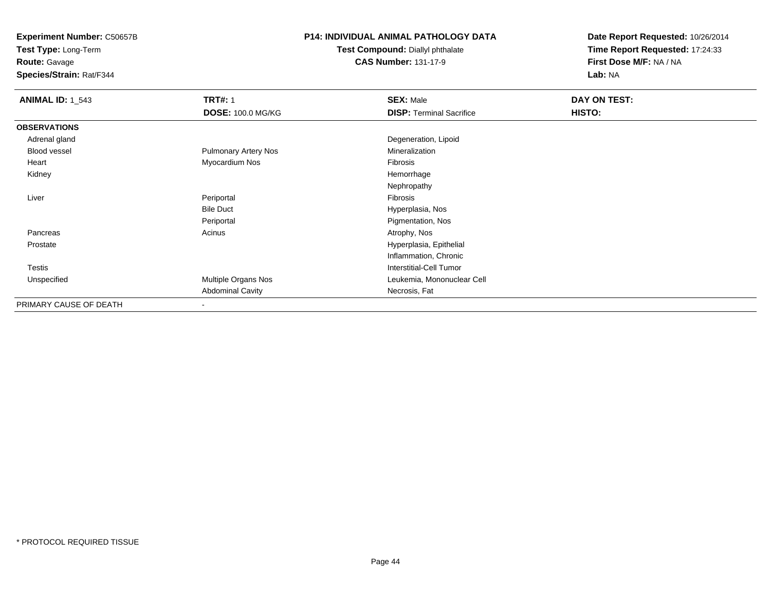**Experiment Number:** C50657B
**Test Type:** Long-Term
**Route:** Gavage
**Species/Strain:** Rat/F344

**P14: INDIVIDUAL ANIMAL PATHOLOGY DATA**
**Test Compound:** Diallyl phthalate
**CAS Number:** 131-17-9

**Date Report Requested:** 10/26/2014
**Time Report Requested:** 17:24:33
**First Dose M/F:** NA / NA
**Lab:** NA

| **ANIMAL ID:** 1_543 | **TRT#:** 1 | **SEX:** Male | **DAY ON TEST:** |
|---|---|---|---|
| | **DOSE:** 100.0 MG/KG | **DISP:** Terminal Sacrifice | **HISTO:** |
| **OBSERVATIONS** | | | |
| Adrenal gland | | Degeneration, Lipoid | |
| Blood vessel | Pulmonary Artery Nos | Mineralization | |
| Heart | Myocardium Nos | Fibrosis | |
| Kidney | | Hemorrhage | |
| | | Nephropathy | |
| Liver | Periportal | Fibrosis | |
| | Bile Duct | Hyperplasia, Nos | |
| | Periportal | Pigmentation, Nos | |
| Pancreas | Acinus | Atrophy, Nos | |
| Prostate | | Hyperplasia, Epithelial | |
| | | Inflammation, Chronic | |
| Testis | | Interstitial-Cell Tumor | |
| Unspecified | Multiple Organs Nos | Leukemia, Mononuclear Cell | |
| | Abdominal Cavity | Necrosis, Fat | |
| PRIMARY CAUSE OF DEATH | - | | |

* PROTOCOL REQUIRED TISSUE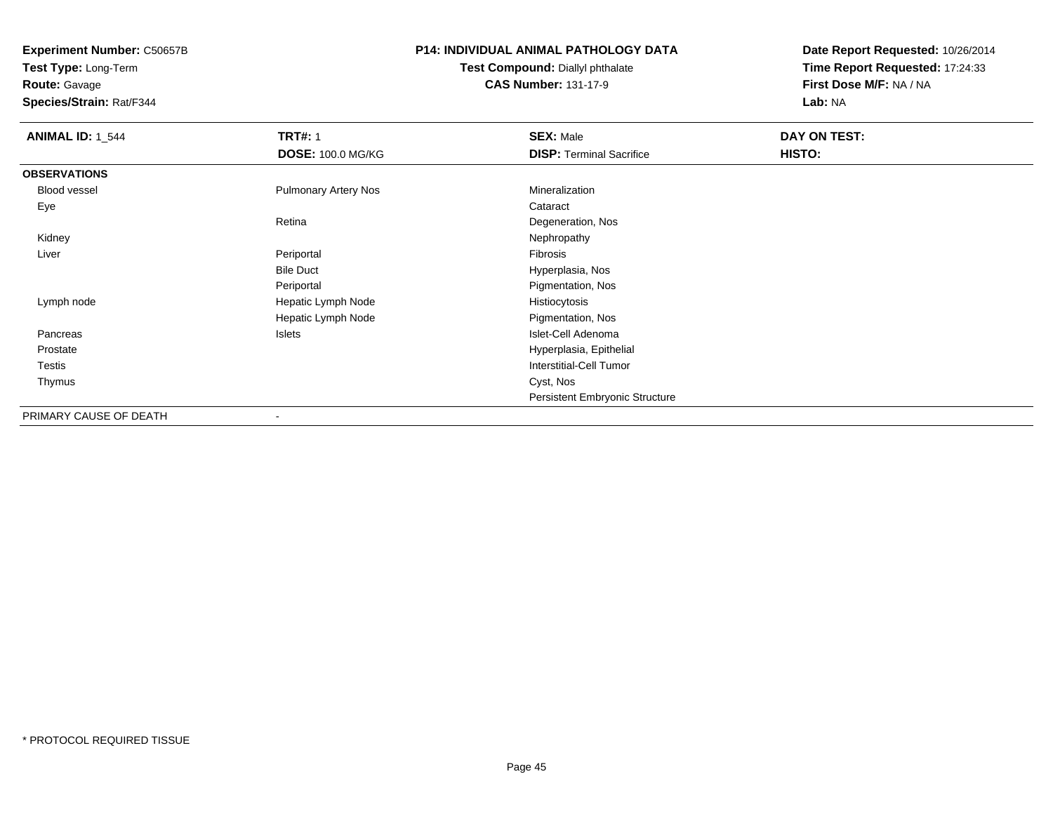**Experiment Number:** C50657B
**Test Type:** Long-Term
**Route:** Gavage
**Species/Strain:** Rat/F344

**P14: INDIVIDUAL ANIMAL PATHOLOGY DATA**
**Test Compound:** Diallyl phthalate
**CAS Number:** 131-17-9

**Date Report Requested:** 10/26/2014
**Time Report Requested:** 17:24:33
**First Dose M/F:** NA / NA
**Lab:** NA

| **ANIMAL ID:** 1_544 | **TRT#:** 1 | **SEX:** Male | **DAY ON TEST:** |
|---|---|---|---|
| | **DOSE:** 100.0 MG/KG | **DISP:** Terminal Sacrifice | **HISTO:** |
| **OBSERVATIONS** | | | |
| Blood vessel | Pulmonary Artery Nos | Mineralization | |
| Eye | | Cataract | |
| | Retina | Degeneration, Nos | |
| Kidney | | Nephropathy | |
| Liver | Periportal | Fibrosis | |
| | Bile Duct | Hyperplasia, Nos | |
| | Periportal | Pigmentation, Nos | |
| Lymph node | Hepatic Lymph Node | Histiocytosis | |
| | Hepatic Lymph Node | Pigmentation, Nos | |
| Pancreas | Islets | Islet-Cell Adenoma | |
| Prostate | | Hyperplasia, Epithelial | |
| Testis | | Interstitial-Cell Tumor | |
| Thymus | | Cyst, Nos | |
| | | Persistent Embryonic Structure | |
| PRIMARY CAUSE OF DEATH | - | | |

* PROTOCOL REQUIRED TISSUE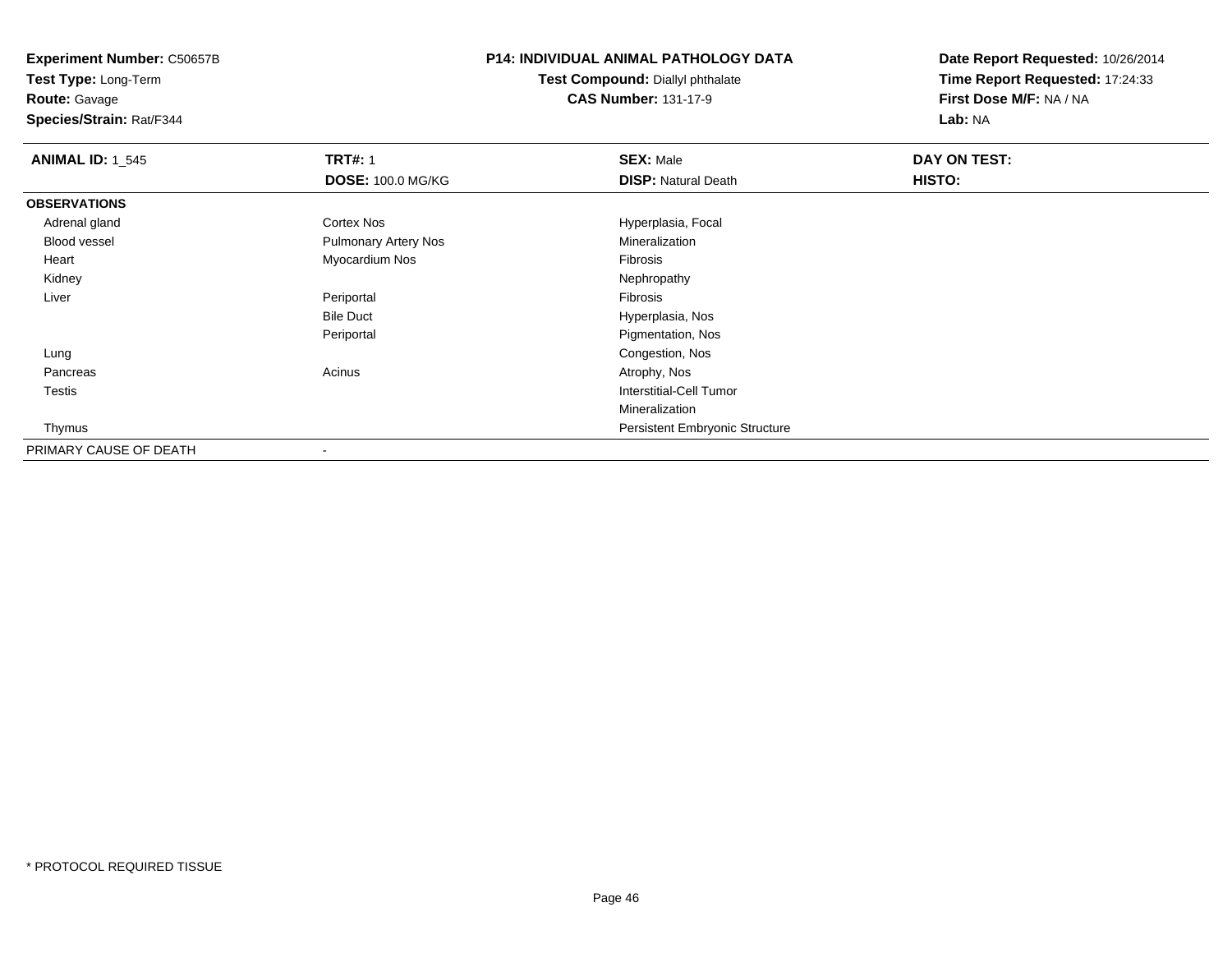**Experiment Number:** C50657B
**Test Type:** Long-Term
**Route:** Gavage
**Species/Strain:** Rat/F344

**P14: INDIVIDUAL ANIMAL PATHOLOGY DATA**
**Test Compound:** Diallyl phthalate
**CAS Number:** 131-17-9

**Date Report Requested:** 10/26/2014
**Time Report Requested:** 17:24:33
**First Dose M/F:** NA / NA
**Lab:** NA

| **ANIMAL ID:** 1_545 | **TRT#:** 1 | **SEX:** Male | **DAY ON TEST:** |
|---|---|---|---|
| | **DOSE:** 100.0 MG/KG | **DISP:** Natural Death | **HISTO:** |
| **OBSERVATIONS** | | | |
| Adrenal gland | Cortex Nos | Hyperplasia, Focal | |
| Blood vessel | Pulmonary Artery Nos | Mineralization | |
| Heart | Myocardium Nos | Fibrosis | |
| Kidney | | Nephropathy | |
| Liver | Periportal | Fibrosis | |
| | Bile Duct | Hyperplasia, Nos | |
| | Periportal | Pigmentation, Nos | |
| Lung | | Congestion, Nos | |
| Pancreas | Acinus | Atrophy, Nos | |
| Testis | | Interstitial-Cell Tumor | |
| | | Mineralization | |
| Thymus | | Persistent Embryonic Structure | |
| PRIMARY CAUSE OF DEATH | - | | |

* PROTOCOL REQUIRED TISSUE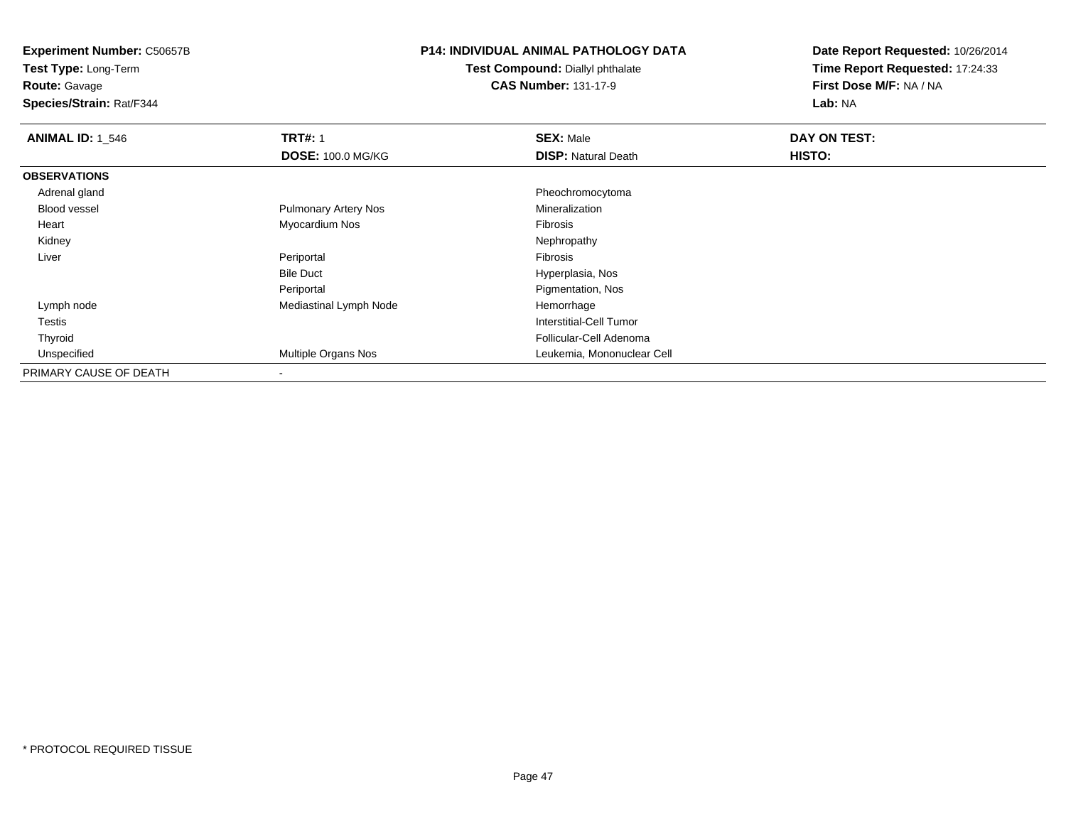**Experiment Number:** C50657B
**Test Type:** Long-Term
**Route:** Gavage
**Species/Strain:** Rat/F344

**P14: INDIVIDUAL ANIMAL PATHOLOGY DATA**
**Test Compound:** Diallyl phthalate
**CAS Number:** 131-17-9

**Date Report Requested:** 10/26/2014
**Time Report Requested:** 17:24:33
**First Dose M/F:** NA / NA
**Lab:** NA

| **ANIMAL ID:** 1_546 | **TRT#:** 1 | **SEX:** Male | **DAY ON TEST:** |
|---|---|---|---|
| | **DOSE:** 100.0 MG/KG | **DISP:** Natural Death | **HISTO:** |
| **OBSERVATIONS** | | | |
| Adrenal gland | | Pheochromocytoma | |
| Blood vessel | Pulmonary Artery Nos | Mineralization | |
| Heart | Myocardium Nos | Fibrosis | |
| Kidney | | Nephropathy | |
| Liver | Periportal | Fibrosis | |
| | Bile Duct | Hyperplasia, Nos | |
| | Periportal | Pigmentation, Nos | |
| Lymph node | Mediastinal Lymph Node | Hemorrhage | |
| Testis | | Interstitial-Cell Tumor | |
| Thyroid | | Follicular-Cell Adenoma | |
| Unspecified | Multiple Organs Nos | Leukemia, Mononuclear Cell | |
| PRIMARY CAUSE OF DEATH | - | | |

* PROTOCOL REQUIRED TISSUE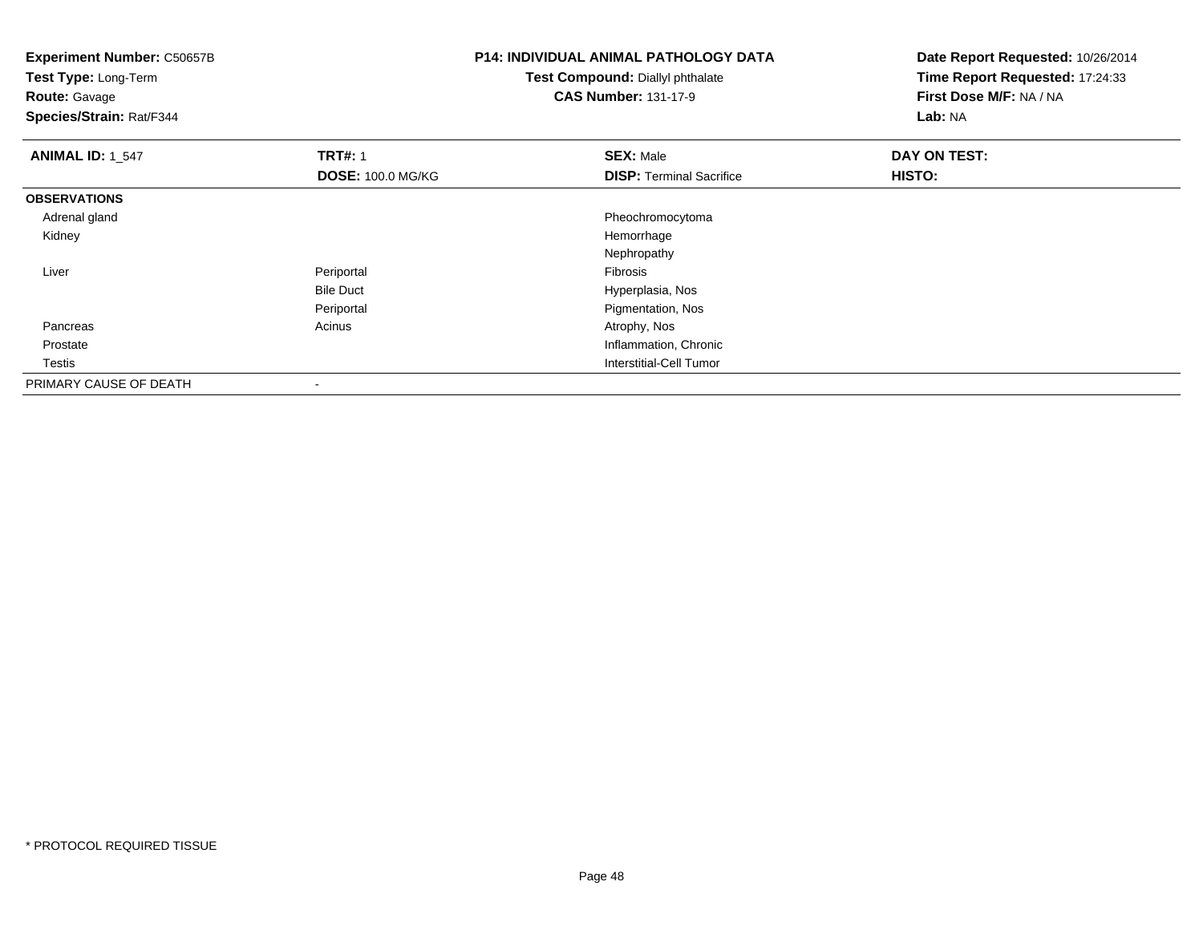**Experiment Number:** C50657B
**Test Type:** Long-Term
**Route:** Gavage
**Species/Strain:** Rat/F344

**P14: INDIVIDUAL ANIMAL PATHOLOGY DATA**
**Test Compound:** Diallyl phthalate
**CAS Number:** 131-17-9

**Date Report Requested:** 10/26/2014
**Time Report Requested:** 17:24:33
**First Dose M/F:** NA / NA
**Lab:** NA

| **ANIMAL ID:** 1_547 | **TRT#:** 1 | **SEX:** Male | **DAY ON TEST:** |
|---|---|---|---|
| | **DOSE:** 100.0 MG/KG | **DISP:** Terminal Sacrifice | **HISTO:** |
| **OBSERVATIONS** | | | |
| Adrenal gland | | Pheochromocytoma | |
| Kidney | | Hemorrhage | |
| | | Nephropathy | |
| Liver | Periportal | Fibrosis | |
| | Bile Duct | Hyperplasia, Nos | |
| | Periportal | Pigmentation, Nos | |
| Pancreas | Acinus | Atrophy, Nos | |
| Prostate | | Inflammation, Chronic | |
| Testis | | Interstitial-Cell Tumor | |
| PRIMARY CAUSE OF DEATH | - | | |

* PROTOCOL REQUIRED TISSUE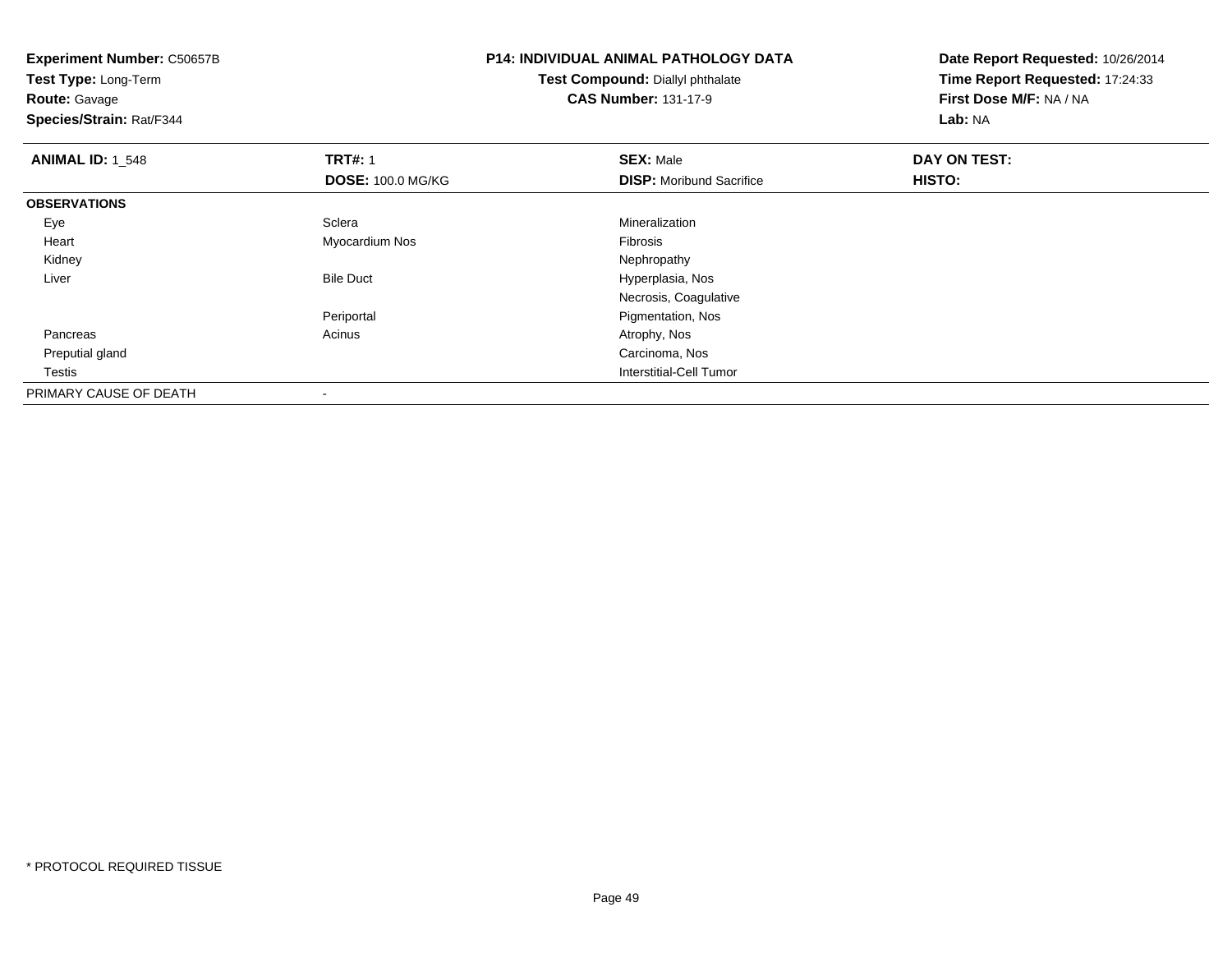**Experiment Number:** C50657B
**Test Type:** Long-Term
**Route:** Gavage
**Species/Strain:** Rat/F344

**P14: INDIVIDUAL ANIMAL PATHOLOGY DATA**
**Test Compound:** Diallyl phthalate
**CAS Number:** 131-17-9

**Date Report Requested:** 10/26/2014
**Time Report Requested:** 17:24:33
**First Dose M/F:** NA / NA
**Lab:** NA

| **ANIMAL ID:** 1_548 | **TRT#:** 1 | **SEX:** Male | **DAY ON TEST:** |
|---|---|---|---|
| | **DOSE:** 100.0 MG/KG | **DISP:** Moribund Sacrifice | **HISTO:** |
| **OBSERVATIONS** | | | |
| Eye | Sclera | Mineralization | |
| Heart | Myocardium Nos | Fibrosis | |
| Kidney | | Nephropathy | |
| Liver | Bile Duct | Hyperplasia, Nos | |
| | | Necrosis, Coagulative | |
| | Periportal | Pigmentation, Nos | |
| Pancreas | Acinus | Atrophy, Nos | |
| Preputial gland | | Carcinoma, Nos | |
| Testis | | Interstitial-Cell Tumor | |
| PRIMARY CAUSE OF DEATH | - | | |

* PROTOCOL REQUIRED TISSUE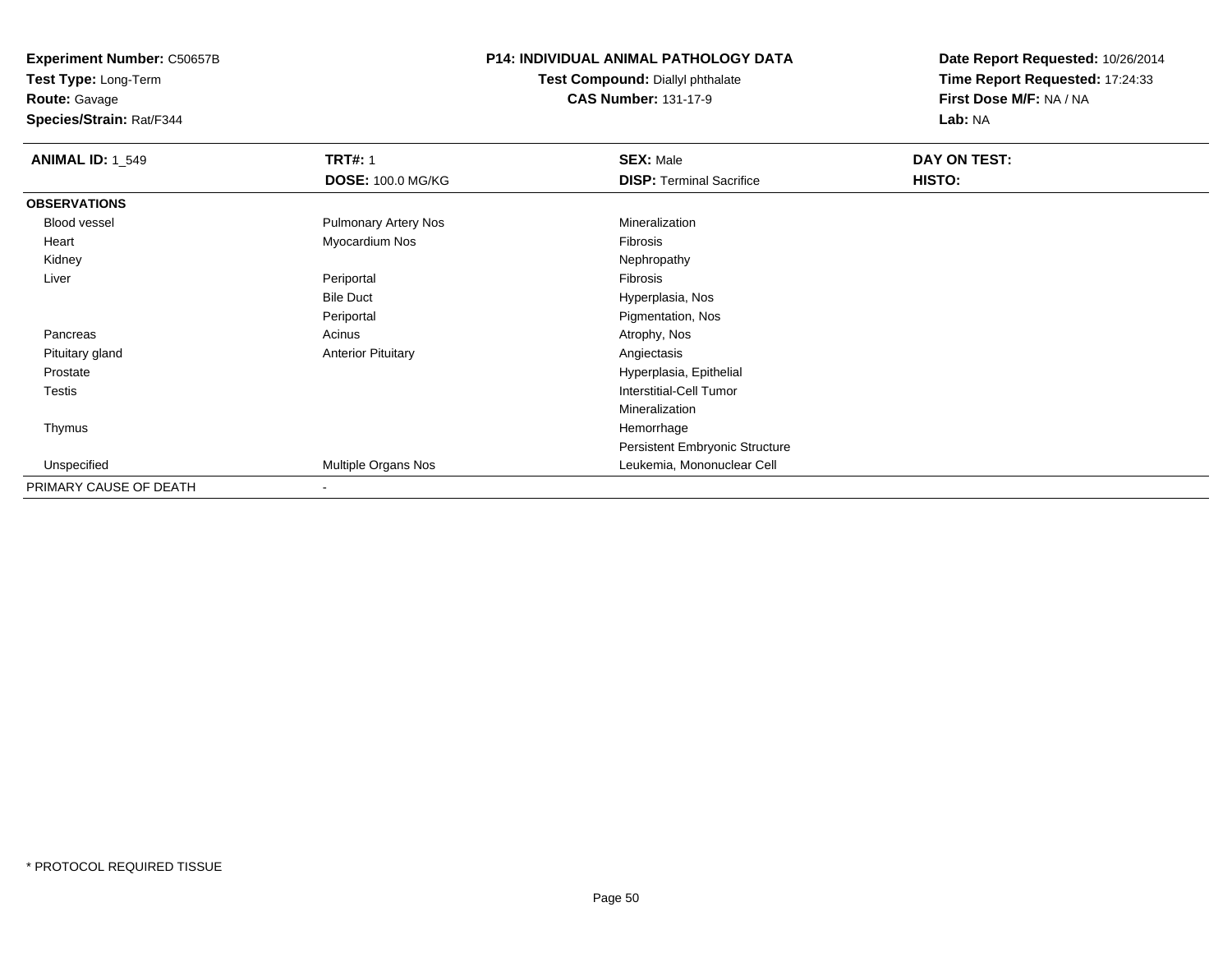**Experiment Number:** C50657B
**Test Type:** Long-Term
**Route:** Gavage
**Species/Strain:** Rat/F344

**P14: INDIVIDUAL ANIMAL PATHOLOGY DATA**
**Test Compound:** Diallyl phthalate
**CAS Number:** 131-17-9

**Date Report Requested:** 10/26/2014
**Time Report Requested:** 17:24:33
**First Dose M/F:** NA / NA
**Lab:** NA

| **ANIMAL ID:** 1_549 | **TRT#:** 1 | **SEX:** Male | **DAY ON TEST:** |
|---|---|---|---|
| | **DOSE:** 100.0 MG/KG | **DISP:** Terminal Sacrifice | **HISTO:** |
| **OBSERVATIONS** | | | |
| Blood vessel | Pulmonary Artery Nos | Mineralization | |
| Heart | Myocardium Nos | Fibrosis | |
| Kidney | | Nephropathy | |
| Liver | Periportal | Fibrosis | |
| | Bile Duct | Hyperplasia, Nos | |
| | Periportal | Pigmentation, Nos | |
| Pancreas | Acinus | Atrophy, Nos | |
| Pituitary gland | Anterior Pituitary | Angiectasis | |
| Prostate | | Hyperplasia, Epithelial | |
| Testis | | Interstitial-Cell Tumor | |
| | | Mineralization | |
| Thymus | | Hemorrhage | |
| | | Persistent Embryonic Structure | |
| Unspecified | Multiple Organs Nos | Leukemia, Mononuclear Cell | |
| PRIMARY CAUSE OF DEATH | - | | |

* PROTOCOL REQUIRED TISSUE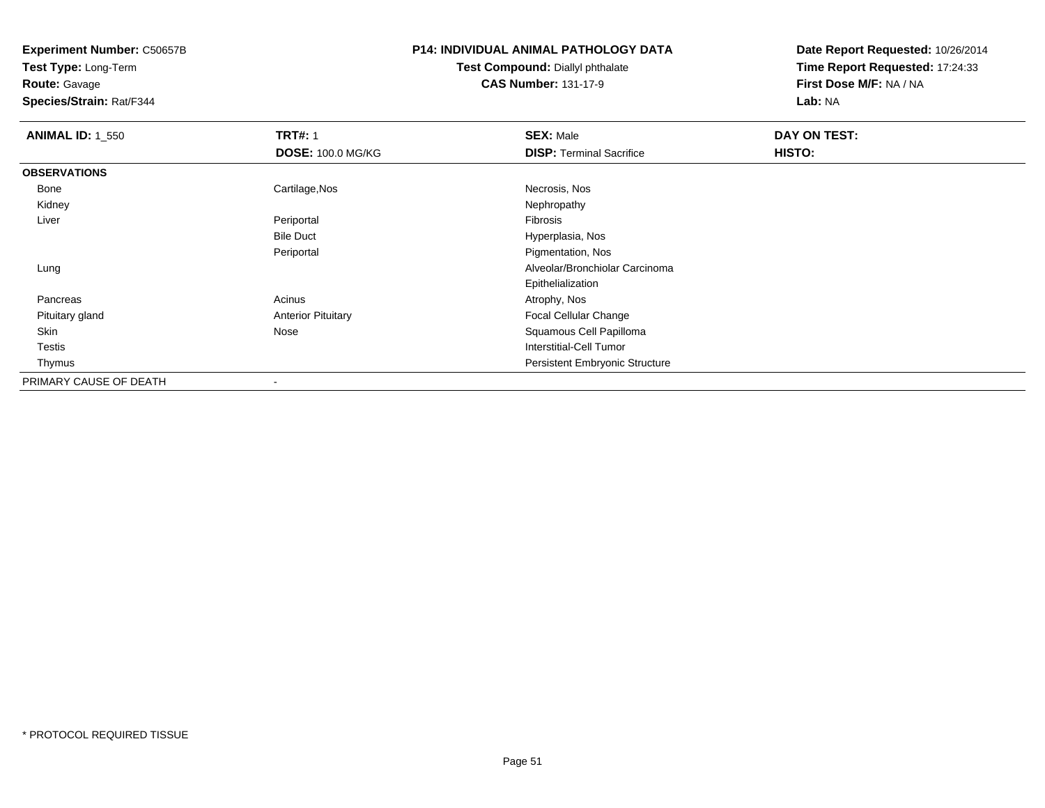**Experiment Number:** C50657B
**Test Type:** Long-Term
**Route:** Gavage
**Species/Strain:** Rat/F344

**P14: INDIVIDUAL ANIMAL PATHOLOGY DATA**
**Test Compound:** Diallyl phthalate
**CAS Number:** 131-17-9

**Date Report Requested:** 10/26/2014
**Time Report Requested:** 17:24:33
**First Dose M/F:** NA / NA
**Lab:** NA

| **ANIMAL ID:** 1_550 | **TRT#:** 1 | **SEX:** Male | **DAY ON TEST:** |
|---|---|---|---|
| | **DOSE:** 100.0 MG/KG | **DISP:** Terminal Sacrifice | **HISTO:** |
| **OBSERVATIONS** | | | |
| Bone | Cartilage,Nos | Necrosis, Nos | |
| Kidney | | Nephropathy | |
| Liver | Periportal | Fibrosis | |
| | Bile Duct | Hyperplasia, Nos | |
| | Periportal | Pigmentation, Nos | |
| Lung | | Alveolar/Bronchiolar Carcinoma | |
| | | Epithelialization | |
| Pancreas | Acinus | Atrophy, Nos | |
| Pituitary gland | Anterior Pituitary | Focal Cellular Change | |
| Skin | Nose | Squamous Cell Papilloma | |
| Testis | | Interstitial-Cell Tumor | |
| Thymus | | Persistent Embryonic Structure | |
| PRIMARY CAUSE OF DEATH | - | | |

* PROTOCOL REQUIRED TISSUE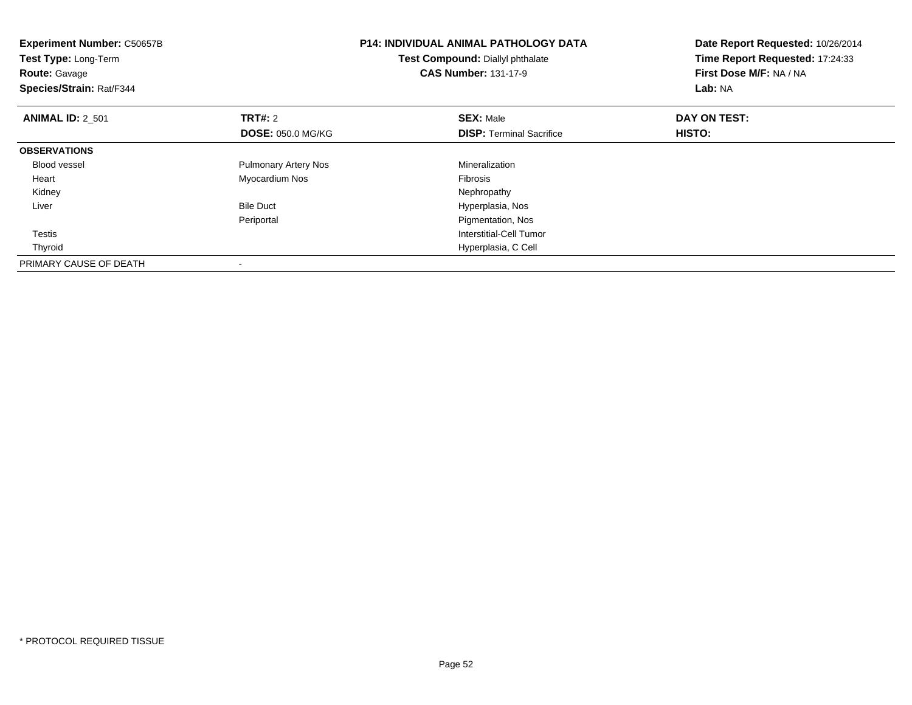**Experiment Number:** C50657B
**Test Type:** Long-Term
**Route:** Gavage
**Species/Strain:** Rat/F344

**P14: INDIVIDUAL ANIMAL PATHOLOGY DATA**
**Test Compound:** Diallyl phthalate
**CAS Number:** 131-17-9

**Date Report Requested:** 10/26/2014
**Time Report Requested:** 17:24:33
**First Dose M/F:** NA / NA
**Lab:** NA

| **ANIMAL ID:** 2_501 | **TRT#:** 2 | **SEX:** Male | **DAY ON TEST:** |
|---|---|---|---|
| | **DOSE:** 050.0 MG/KG | **DISP:** Terminal Sacrifice | **HISTO:** |
| **OBSERVATIONS** | | | |
| Blood vessel | Pulmonary Artery Nos | Mineralization | |
| Heart | Myocardium Nos | Fibrosis | |
| Kidney | | Nephropathy | |
| Liver | Bile Duct | Hyperplasia, Nos | |
| | Periportal | Pigmentation, Nos | |
| Testis | | Interstitial-Cell Tumor | |
| Thyroid | | Hyperplasia, C Cell | |
| PRIMARY CAUSE OF DEATH | - | | |

* PROTOCOL REQUIRED TISSUE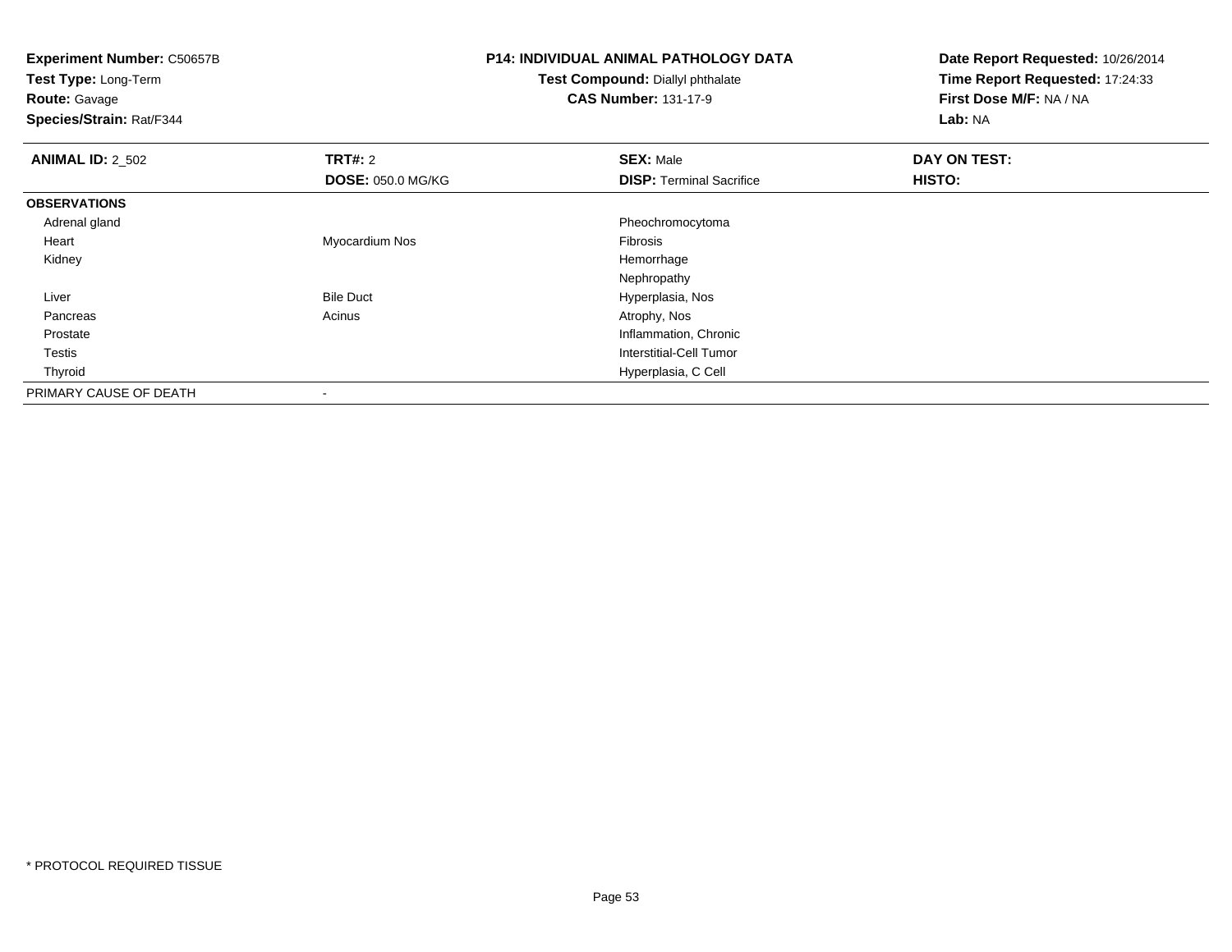**Experiment Number:** C50657B
**Test Type:** Long-Term
**Route:** Gavage
**Species/Strain:** Rat/F344

**P14: INDIVIDUAL ANIMAL PATHOLOGY DATA**
**Test Compound:** Diallyl phthalate
**CAS Number:** 131-17-9

**Date Report Requested:** 10/26/2014
**Time Report Requested:** 17:24:33
**First Dose M/F:** NA / NA
**Lab:** NA

| **ANIMAL ID:** 2_502 | **TRT#:** 2 | **SEX:** Male | **DAY ON TEST:** |
|---|---|---|---|
| | **DOSE:** 050.0 MG/KG | **DISP:** Terminal Sacrifice | **HISTO:** |
| **OBSERVATIONS** | | | |
| Adrenal gland | | Pheochromocytoma | |
| Heart | Myocardium Nos | Fibrosis | |
| Kidney | | Hemorrhage | |
| | | Nephropathy | |
| Liver | Bile Duct | Hyperplasia, Nos | |
| Pancreas | Acinus | Atrophy, Nos | |
| Prostate | | Inflammation, Chronic | |
| Testis | | Interstitial-Cell Tumor | |
| Thyroid | | Hyperplasia, C Cell | |
| PRIMARY CAUSE OF DEATH | - | | |

* PROTOCOL REQUIRED TISSUE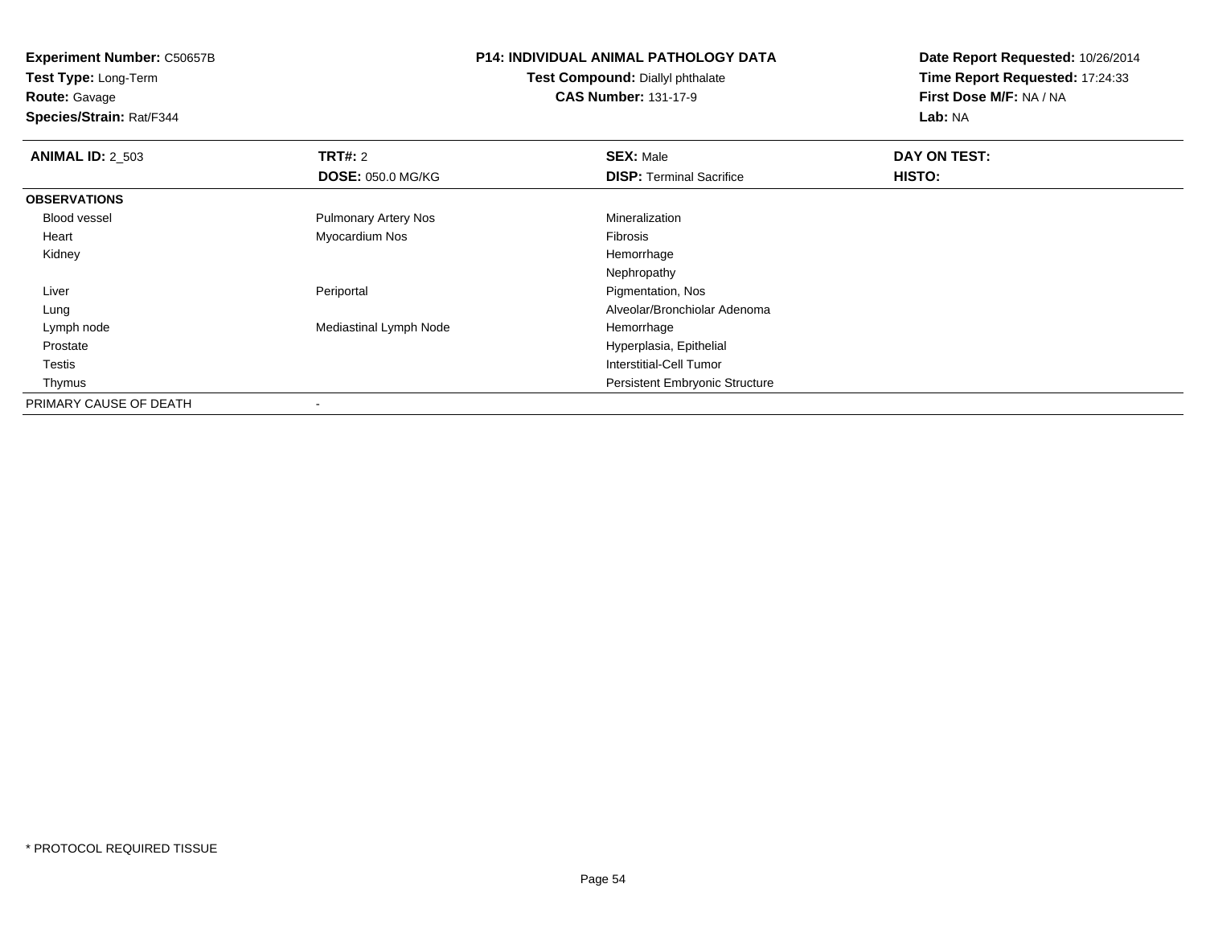**Experiment Number:** C50657B
**Test Type:** Long-Term
**Route:** Gavage
**Species/Strain:** Rat/F344

**P14: INDIVIDUAL ANIMAL PATHOLOGY DATA**
**Test Compound:** Diallyl phthalate
**CAS Number:** 131-17-9

**Date Report Requested:** 10/26/2014
**Time Report Requested:** 17:24:33
**First Dose M/F:** NA / NA
**Lab:** NA

| **ANIMAL ID:** 2_503 | **TRT#:** 2 | **SEX:** Male | **DAY ON TEST:** |
|---|---|---|---|
| | **DOSE:** 050.0 MG/KG | **DISP:** Terminal Sacrifice | **HISTO:** |
| **OBSERVATIONS** | | | |
| Blood vessel | Pulmonary Artery Nos | Mineralization | |
| Heart | Myocardium Nos | Fibrosis | |
| Kidney | | Hemorrhage | |
| | | Nephropathy | |
| Liver | Periportal | Pigmentation, Nos | |
| Lung | | Alveolar/Bronchiolar Adenoma | |
| Lymph node | Mediastinal Lymph Node | Hemorrhage | |
| Prostate | | Hyperplasia, Epithelial | |
| Testis | | Interstitial-Cell Tumor | |
| Thymus | | Persistent Embryonic Structure | |
| PRIMARY CAUSE OF DEATH | - | | |

* PROTOCOL REQUIRED TISSUE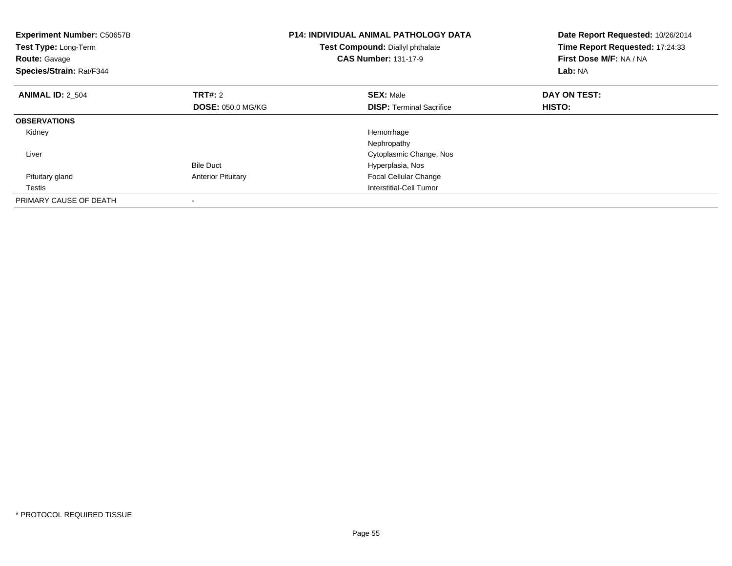**Experiment Number:** C50657B
**Test Type:** Long-Term
**Route:** Gavage
**Species/Strain:** Rat/F344

**P14: INDIVIDUAL ANIMAL PATHOLOGY DATA**
**Test Compound:** Diallyl phthalate
**CAS Number:** 131-17-9

**Date Report Requested:** 10/26/2014
**Time Report Requested:** 17:24:33
**First Dose M/F:** NA / NA
**Lab:** NA

| **ANIMAL ID:** 2_504 | **TRT#:** 2 | **SEX:** Male | **DAY ON TEST:** |
|---|---|---|---|
| | **DOSE:** 050.0 MG/KG | **DISP:** Terminal Sacrifice | **HISTO:** |
| **OBSERVATIONS** | | | |
| Kidney | | Hemorrhage | |
| | | Nephropathy | |
| Liver | | Cytoplasmic Change, Nos | |
| | Bile Duct | Hyperplasia, Nos | |
| Pituitary gland | Anterior Pituitary | Focal Cellular Change | |
| Testis | | Interstitial-Cell Tumor | |
| PRIMARY CAUSE OF DEATH | - | | |

* PROTOCOL REQUIRED TISSUE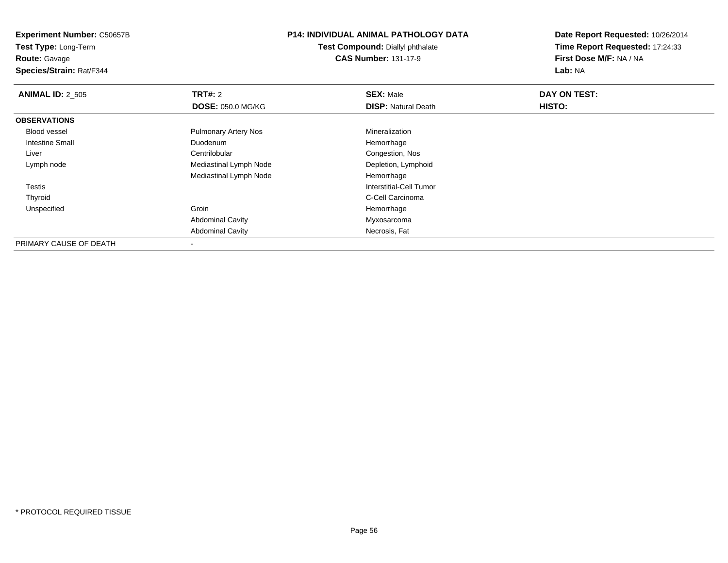**Experiment Number:** C50657B
**Test Type:** Long-Term
**Route:** Gavage
**Species/Strain:** Rat/F344

# P14: INDIVIDUAL ANIMAL PATHOLOGY DATA

**Test Compound:** Diallyl phthalate
**CAS Number:** 131-17-9

**Date Report Requested:** 10/26/2014
**Time Report Requested:** 17:24:33
**First Dose M/F:** NA / NA
**Lab:** NA

| **ANIMAL ID:** 2_505 | **TRT#:** 2 | **SEX:** Male | **DAY ON TEST:** |
|---|---|---|---|
| | **DOSE:** 050.0 MG/KG | **DISP:** Natural Death | **HISTO:** |
| **OBSERVATIONS** | | | |
| Blood vessel | Pulmonary Artery Nos | Mineralization | |
| Intestine Small | Duodenum | Hemorrhage | |
| Liver | Centrilobular | Congestion, Nos | |
| Lymph node | Mediastinal Lymph Node | Depletion, Lymphoid | |
| | Mediastinal Lymph Node | Hemorrhage | |
| Testis | | Interstitial-Cell Tumor | |
| Thyroid | | C-Cell Carcinoma | |
| Unspecified | Groin | Hemorrhage | |
| | Abdominal Cavity | Myxosarcoma | |
| | Abdominal Cavity | Necrosis, Fat | |
| PRIMARY CAUSE OF DEATH | - | | |

* PROTOCOL REQUIRED TISSUE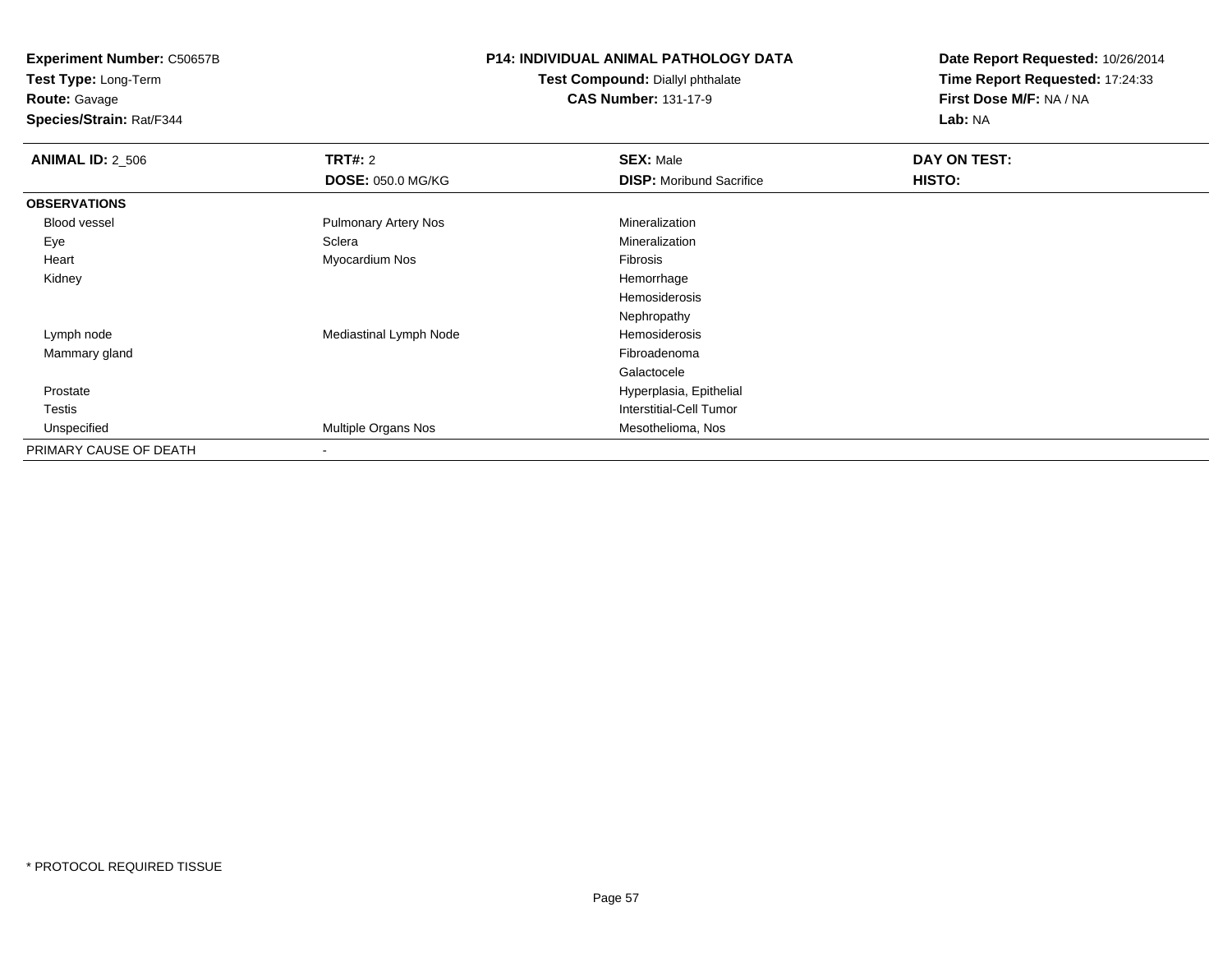**Experiment Number:** C50657B
**Test Type:** Long-Term
**Route:** Gavage
**Species/Strain:** Rat/F344

**P14: INDIVIDUAL ANIMAL PATHOLOGY DATA**
**Test Compound:** Diallyl phthalate
**CAS Number:** 131-17-9

**Date Report Requested:** 10/26/2014
**Time Report Requested:** 17:24:33
**First Dose M/F:** NA / NA
**Lab:** NA

| **ANIMAL ID:** 2_506 | **TRT#:** 2 | **SEX:** Male | **DAY ON TEST:** |
|---|---|---|---|
| | **DOSE:** 050.0 MG/KG | **DISP:** Moribund Sacrifice | **HISTO:** |
| **OBSERVATIONS** | | | |
| Blood vessel | Pulmonary Artery Nos | Mineralization | |
| Eye | Sclera | Mineralization | |
| Heart | Myocardium Nos | Fibrosis | |
| Kidney | | Hemorrhage | |
| | | Hemosiderosis | |
| | | Nephropathy | |
| Lymph node | Mediastinal Lymph Node | Hemosiderosis | |
| Mammary gland | | Fibroadenoma | |
| | | Galactocele | |
| Prostate | | Hyperplasia, Epithelial | |
| Testis | | Interstitial-Cell Tumor | |
| Unspecified | Multiple Organs Nos | Mesothelioma, Nos | |
| PRIMARY CAUSE OF DEATH | - | | |

* PROTOCOL REQUIRED TISSUE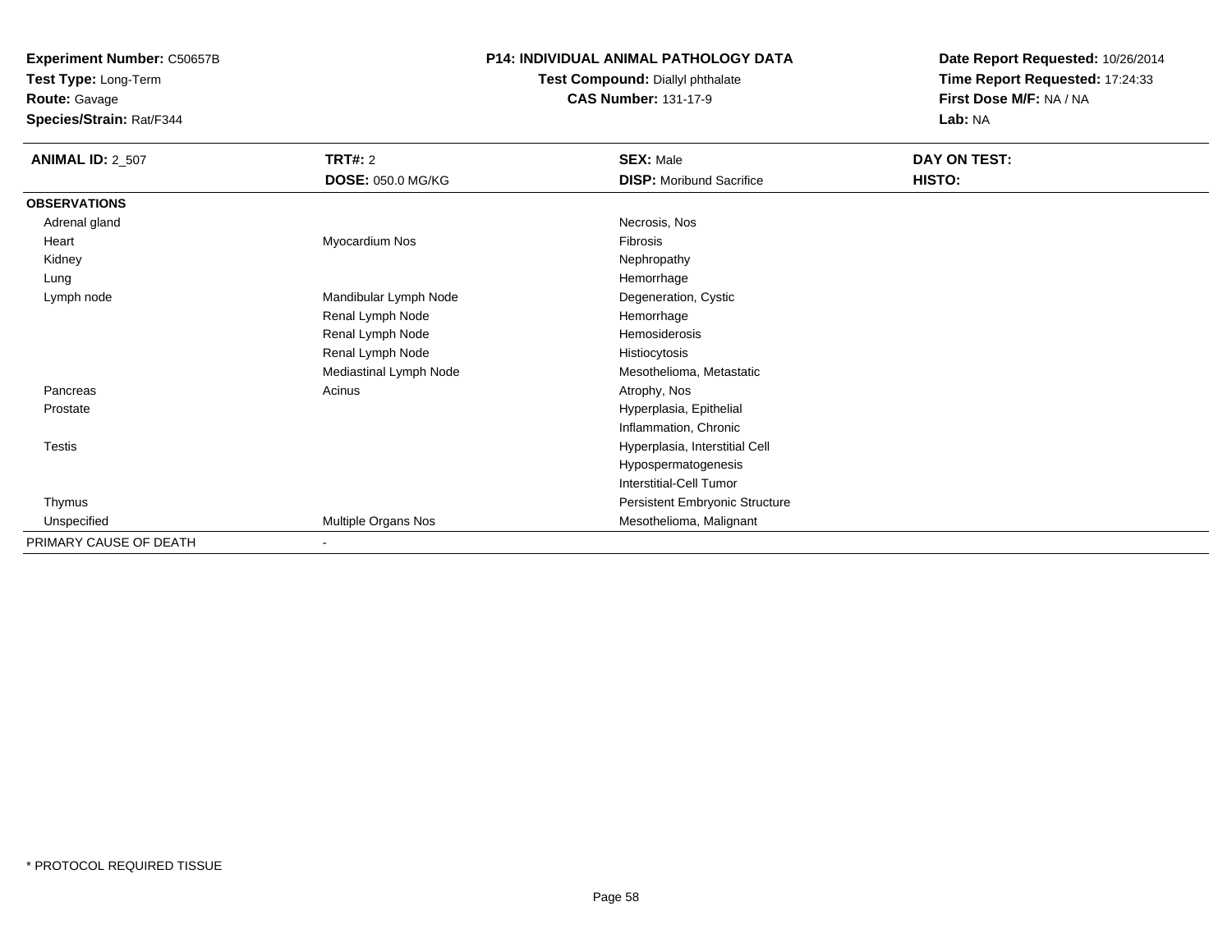**Experiment Number:** C50657B
**Test Type:** Long-Term
**Route:** Gavage
**Species/Strain:** Rat/F344

**P14: INDIVIDUAL ANIMAL PATHOLOGY DATA**
**Test Compound:** Diallyl phthalate
**CAS Number:** 131-17-9

**Date Report Requested:** 10/26/2014
**Time Report Requested:** 17:24:33
**First Dose M/F:** NA / NA
**Lab:** NA

| **ANIMAL ID:** 2_507 | **TRT#:** 2 | **SEX:** Male | **DAY ON TEST:** |
|---|---|---|---|
| | **DOSE:** 050.0 MG/KG | **DISP:** Moribund Sacrifice | **HISTO:** |
| **OBSERVATIONS** | | | |
| Adrenal gland | | Necrosis, Nos | |
| Heart | Myocardium Nos | Fibrosis | |
| Kidney | | Nephropathy | |
| Lung | | Hemorrhage | |
| Lymph node | Mandibular Lymph Node | Degeneration, Cystic | |
| | Renal Lymph Node | Hemorrhage | |
| | Renal Lymph Node | Hemosiderosis | |
| | Renal Lymph Node | Histiocytosis | |
| | Mediastinal Lymph Node | Mesothelioma, Metastatic | |
| Pancreas | Acinus | Atrophy, Nos | |
| Prostate | | Hyperplasia, Epithelial | |
| | | Inflammation, Chronic | |
| Testis | | Hyperplasia, Interstitial Cell | |
| | | Hypospermatogenesis | |
| | | Interstitial-Cell Tumor | |
| Thymus | | Persistent Embryonic Structure | |
| Unspecified | Multiple Organs Nos | Mesothelioma, Malignant | |
| PRIMARY CAUSE OF DEATH | - | | |

* PROTOCOL REQUIRED TISSUE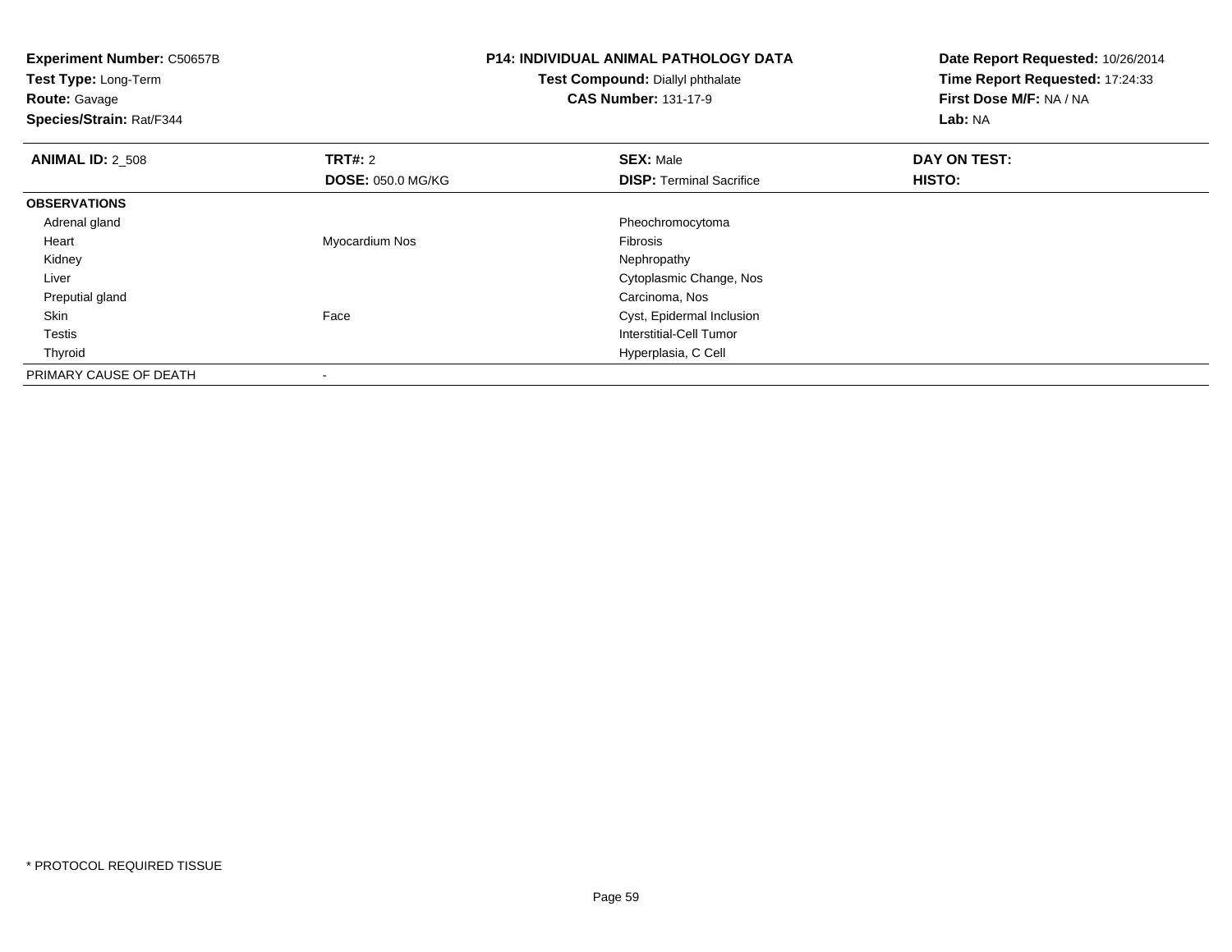**Experiment Number:** C50657B
**Test Type:** Long-Term
**Route:** Gavage
**Species/Strain:** Rat/F344

**P14: INDIVIDUAL ANIMAL PATHOLOGY DATA**
**Test Compound:** Diallyl phthalate
**CAS Number:** 131-17-9

**Date Report Requested:** 10/26/2014
**Time Report Requested:** 17:24:33
**First Dose M/F:** NA / NA
**Lab:** NA

| **ANIMAL ID:** 2_508 | **TRT#:** 2 | **SEX:** Male | **DAY ON TEST:** |
|---|---|---|---|
| | **DOSE:** 050.0 MG/KG | **DISP:** Terminal Sacrifice | **HISTO:** |
| **OBSERVATIONS** | | | |
| Adrenal gland | | Pheochromocytoma | |
| Heart | Myocardium Nos | Fibrosis | |
| Kidney | | Nephropathy | |
| Liver | | Cytoplasmic Change, Nos | |
| Preputial gland | | Carcinoma, Nos | |
| Skin | Face | Cyst, Epidermal Inclusion | |
| Testis | | Interstitial-Cell Tumor | |
| Thyroid | | Hyperplasia, C Cell | |
| PRIMARY CAUSE OF DEATH | - | | |

* PROTOCOL REQUIRED TISSUE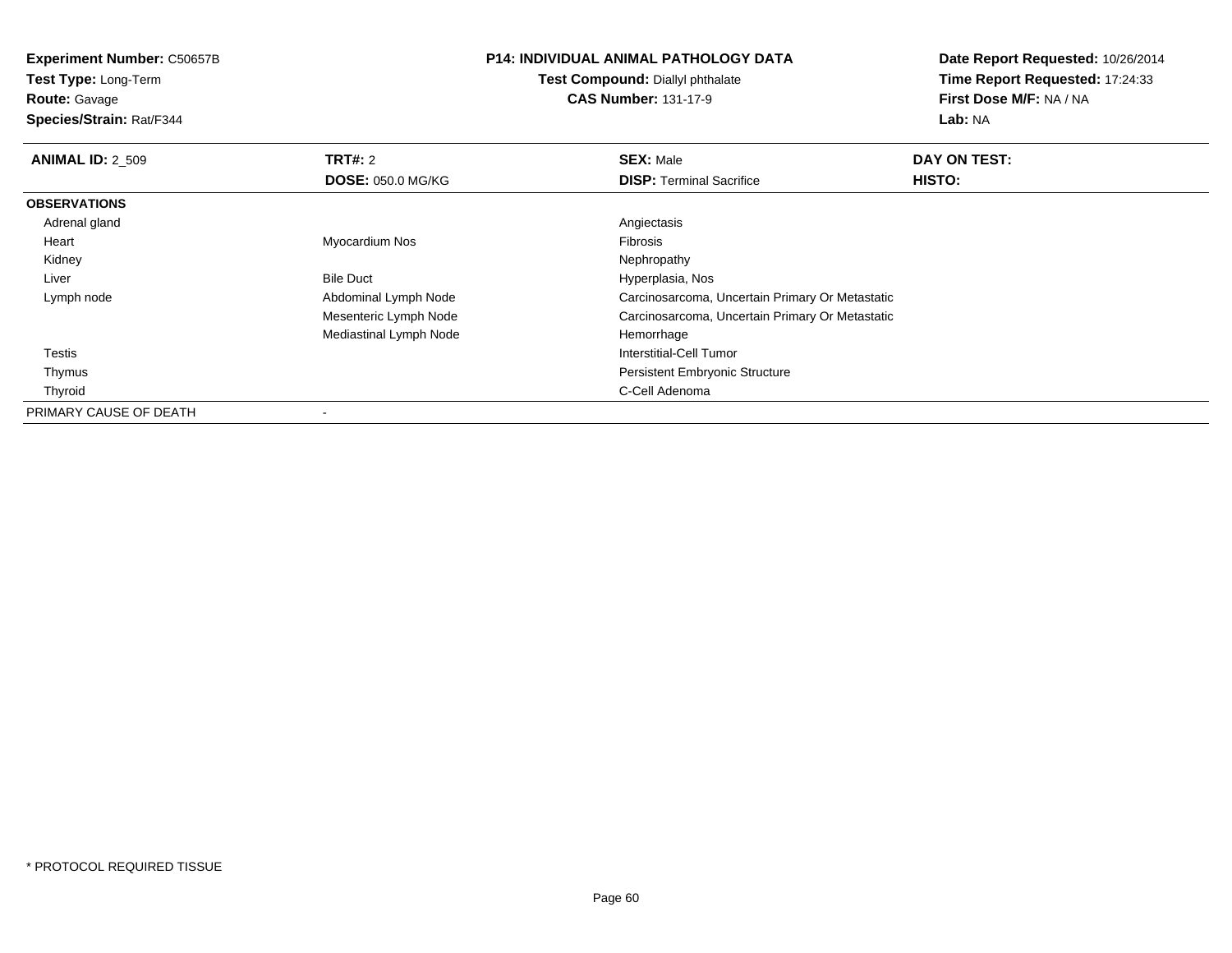**Experiment Number:** C50657B
**Test Type:** Long-Term
**Route:** Gavage
**Species/Strain:** Rat/F344

**P14: INDIVIDUAL ANIMAL PATHOLOGY DATA**
**Test Compound:** Diallyl phthalate
**CAS Number:** 131-17-9

**Date Report Requested:** 10/26/2014
**Time Report Requested:** 17:24:33
**First Dose M/F:** NA / NA
**Lab:** NA

| **ANIMAL ID:** 2_509 | **TRT#:** 2 | **SEX:** Male | **DAY ON TEST:** |
|---|---|---|---|
| | **DOSE:** 050.0 MG/KG | **DISP:** Terminal Sacrifice | **HISTO:** |
| **OBSERVATIONS** | | | |
| Adrenal gland | | Angiectasis | |
| Heart | Myocardium Nos | Fibrosis | |
| Kidney | | Nephropathy | |
| Liver | Bile Duct | Hyperplasia, Nos | |
| Lymph node | Abdominal Lymph Node | Carcinosarcoma, Uncertain Primary Or Metastatic | |
| | Mesenteric Lymph Node | Carcinosarcoma, Uncertain Primary Or Metastatic | |
| | Mediastinal Lymph Node | Hemorrhage | |
| Testis | | Interstitial-Cell Tumor | |
| Thymus | | Persistent Embryonic Structure | |
| Thyroid | | C-Cell Adenoma | |
| PRIMARY CAUSE OF DEATH | - | | |

* PROTOCOL REQUIRED TISSUE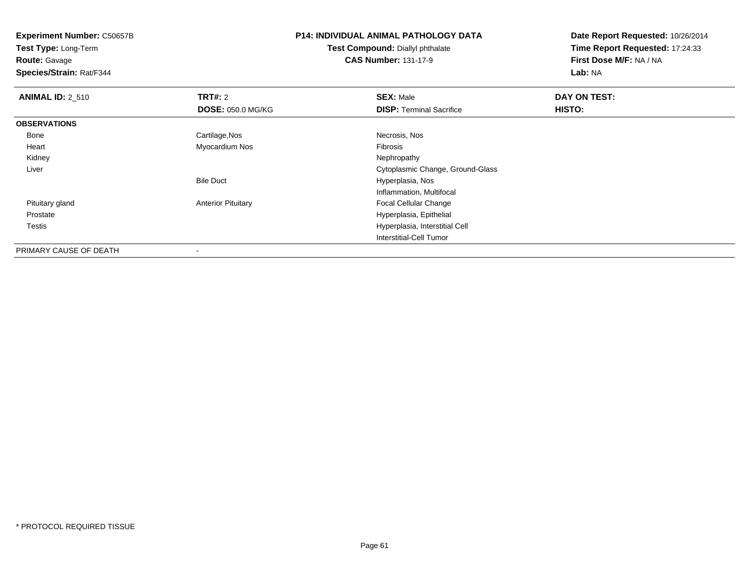**Experiment Number:** C50657B
**Test Type:** Long-Term
**Route:** Gavage
**Species/Strain:** Rat/F344

**P14: INDIVIDUAL ANIMAL PATHOLOGY DATA**
**Test Compound:** Diallyl phthalate
**CAS Number:** 131-17-9

**Date Report Requested:** 10/26/2014
**Time Report Requested:** 17:24:33
**First Dose M/F:** NA / NA
**Lab:** NA

| **ANIMAL ID:** 2_510 | **TRT#:** 2 | **SEX:** Male | **DAY ON TEST:** |
|---|---|---|---|
| | **DOSE:** 050.0 MG/KG | **DISP:** Terminal Sacrifice | **HISTO:** |
| **OBSERVATIONS** | | | |
| Bone | Cartilage,Nos | Necrosis, Nos | |
| Heart | Myocardium Nos | Fibrosis | |
| Kidney | | Nephropathy | |
| Liver | | Cytoplasmic Change, Ground-Glass | |
| | Bile Duct | Hyperplasia, Nos | |
| | | Inflammation, Multifocal | |
| Pituitary gland | Anterior Pituitary | Focal Cellular Change | |
| Prostate | | Hyperplasia, Epithelial | |
| Testis | | Hyperplasia, Interstitial Cell | |
| | | Interstitial-Cell Tumor | |
| PRIMARY CAUSE OF DEATH | - | | |

* PROTOCOL REQUIRED TISSUE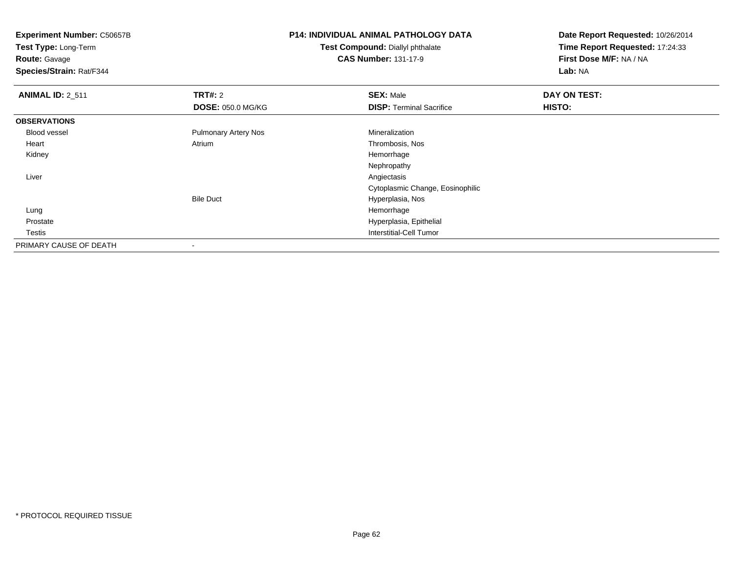**Experiment Number:** C50657B
**Test Type:** Long-Term
**Route:** Gavage
**Species/Strain:** Rat/F344

**P14: INDIVIDUAL ANIMAL PATHOLOGY DATA**
**Test Compound:** Diallyl phthalate
**CAS Number:** 131-17-9

**Date Report Requested:** 10/26/2014
**Time Report Requested:** 17:24:33
**First Dose M/F:** NA / NA
**Lab:** NA

| **ANIMAL ID:** 2_511 | **TRT#:** 2 | **SEX:** Male | **DAY ON TEST:** |
|---|---|---|---|
| | **DOSE:** 050.0 MG/KG | **DISP:** Terminal Sacrifice | **HISTO:** |
| **OBSERVATIONS** | | | |
| Blood vessel | Pulmonary Artery Nos | Mineralization | |
| Heart | Atrium | Thrombosis, Nos | |
| Kidney | | Hemorrhage | |
| | | Nephropathy | |
| Liver | | Angiectasis | |
| | | Cytoplasmic Change, Eosinophilic | |
| | Bile Duct | Hyperplasia, Nos | |
| Lung | | Hemorrhage | |
| Prostate | | Hyperplasia, Epithelial | |
| Testis | | Interstitial-Cell Tumor | |
| PRIMARY CAUSE OF DEATH | - | | |

* PROTOCOL REQUIRED TISSUE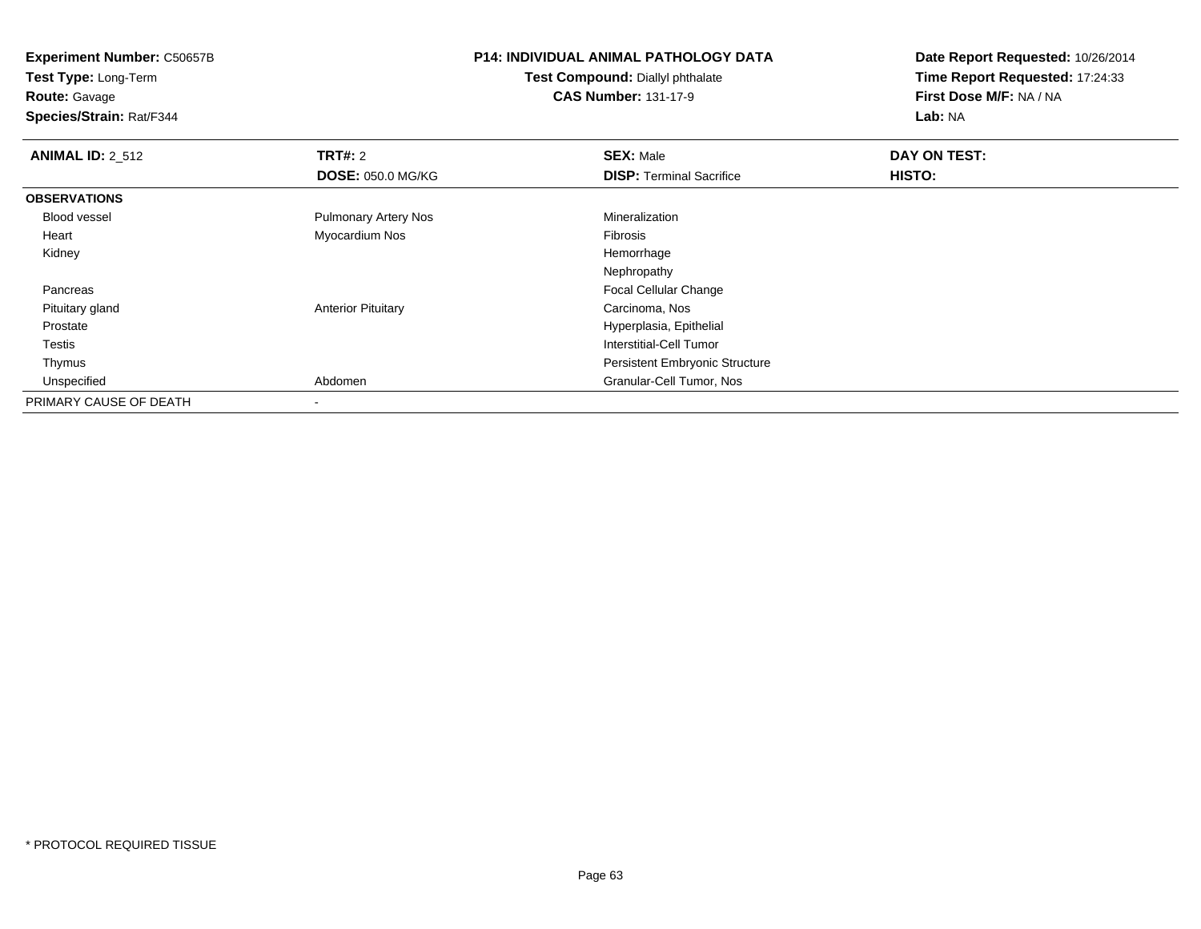**Experiment Number:** C50657B
**Test Type:** Long-Term
**Route:** Gavage
**Species/Strain:** Rat/F344

**P14: INDIVIDUAL ANIMAL PATHOLOGY DATA**
**Test Compound:** Diallyl phthalate
**CAS Number:** 131-17-9

**Date Report Requested:** 10/26/2014
**Time Report Requested:** 17:24:33
**First Dose M/F:** NA / NA
**Lab:** NA

| **ANIMAL ID:** 2_512 | **TRT#:** 2<br>**DOSE:** 050.0 MG/KG | **SEX:** Male<br>**DISP:** Terminal Sacrifice | **DAY ON TEST:**<br>**HISTO:** |
|---|---|---|---|
| **OBSERVATIONS** | | | |
| Blood vessel | Pulmonary Artery Nos | Mineralization | |
| Heart | Myocardium Nos | Fibrosis | |
| Kidney | | Hemorrhage | |
| | | Nephropathy | |
| Pancreas | | Focal Cellular Change | |
| Pituitary gland | Anterior Pituitary | Carcinoma, Nos | |
| Prostate | | Hyperplasia, Epithelial | |
| Testis | | Interstitial-Cell Tumor | |
| Thymus | | Persistent Embryonic Structure | |
| Unspecified | Abdomen | Granular-Cell Tumor, Nos | |
| PRIMARY CAUSE OF DEATH | - | | |

* PROTOCOL REQUIRED TISSUE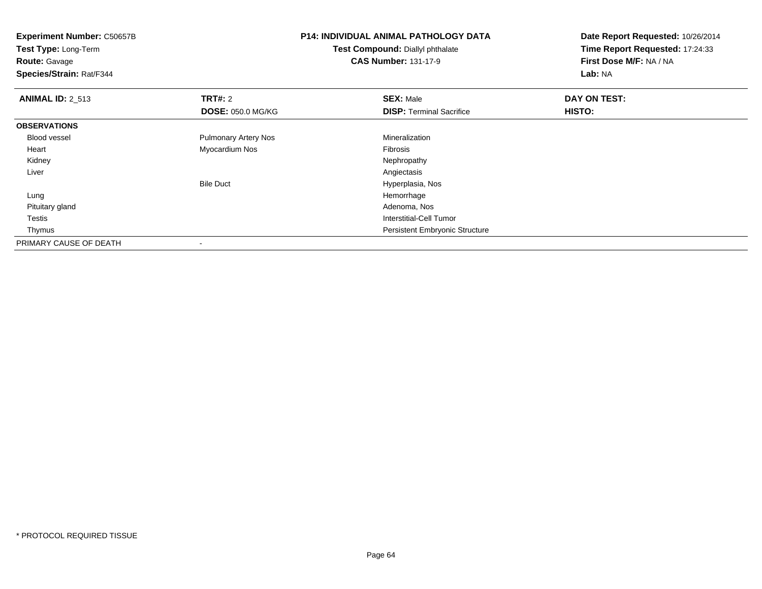**Experiment Number:** C50657B
**Test Type:** Long-Term
**Route:** Gavage
**Species/Strain:** Rat/F344

**P14: INDIVIDUAL ANIMAL PATHOLOGY DATA**
**Test Compound:** Diallyl phthalate
**CAS Number:** 131-17-9

**Date Report Requested:** 10/26/2014
**Time Report Requested:** 17:24:33
**First Dose M/F:** NA / NA
**Lab:** NA

| **ANIMAL ID:** 2_513 | **TRT#:** 2 | **SEX:** Male | **DAY ON TEST:** |
|---|---|---|---|
| | **DOSE:** 050.0 MG/KG | **DISP:** Terminal Sacrifice | **HISTO:** |
| **OBSERVATIONS** | | | |
| Blood vessel | Pulmonary Artery Nos | Mineralization | |
| Heart | Myocardium Nos | Fibrosis | |
| Kidney | | Nephropathy | |
| Liver | | Angiectasis | |
| | Bile Duct | Hyperplasia, Nos | |
| Lung | | Hemorrhage | |
| Pituitary gland | | Adenoma, Nos | |
| Testis | | Interstitial-Cell Tumor | |
| Thymus | | Persistent Embryonic Structure | |
| PRIMARY CAUSE OF DEATH | - | | |

* PROTOCOL REQUIRED TISSUE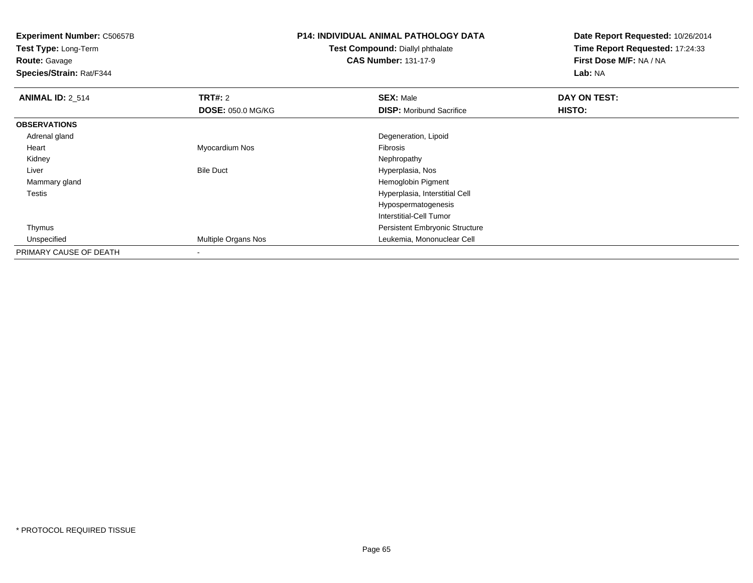**Experiment Number:** C50657B
**Test Type:** Long-Term
**Route:** Gavage
**Species/Strain:** Rat/F344

**P14: INDIVIDUAL ANIMAL PATHOLOGY DATA**
**Test Compound:** Diallyl phthalate
**CAS Number:** 131-17-9

**Date Report Requested:** 10/26/2014
**Time Report Requested:** 17:24:33
**First Dose M/F:** NA / NA
**Lab:** NA

| **ANIMAL ID:** 2_514 | **TRT#:** 2 | **SEX:** Male | **DAY ON TEST:** |
|---|---|---|---|
| | **DOSE:** 050.0 MG/KG | **DISP:** Moribund Sacrifice | **HISTO:** |
| **OBSERVATIONS** | | | |
| Adrenal gland | | Degeneration, Lipoid | |
| Heart | Myocardium Nos | Fibrosis | |
| Kidney | | Nephropathy | |
| Liver | Bile Duct | Hyperplasia, Nos | |
| Mammary gland | | Hemoglobin Pigment | |
| Testis | | Hyperplasia, Interstitial Cell | |
| | | Hypospermatogenesis | |
| | | Interstitial-Cell Tumor | |
| Thymus | | Persistent Embryonic Structure | |
| Unspecified | Multiple Organs Nos | Leukemia, Mononuclear Cell | |
| PRIMARY CAUSE OF DEATH | - | | |

* PROTOCOL REQUIRED TISSUE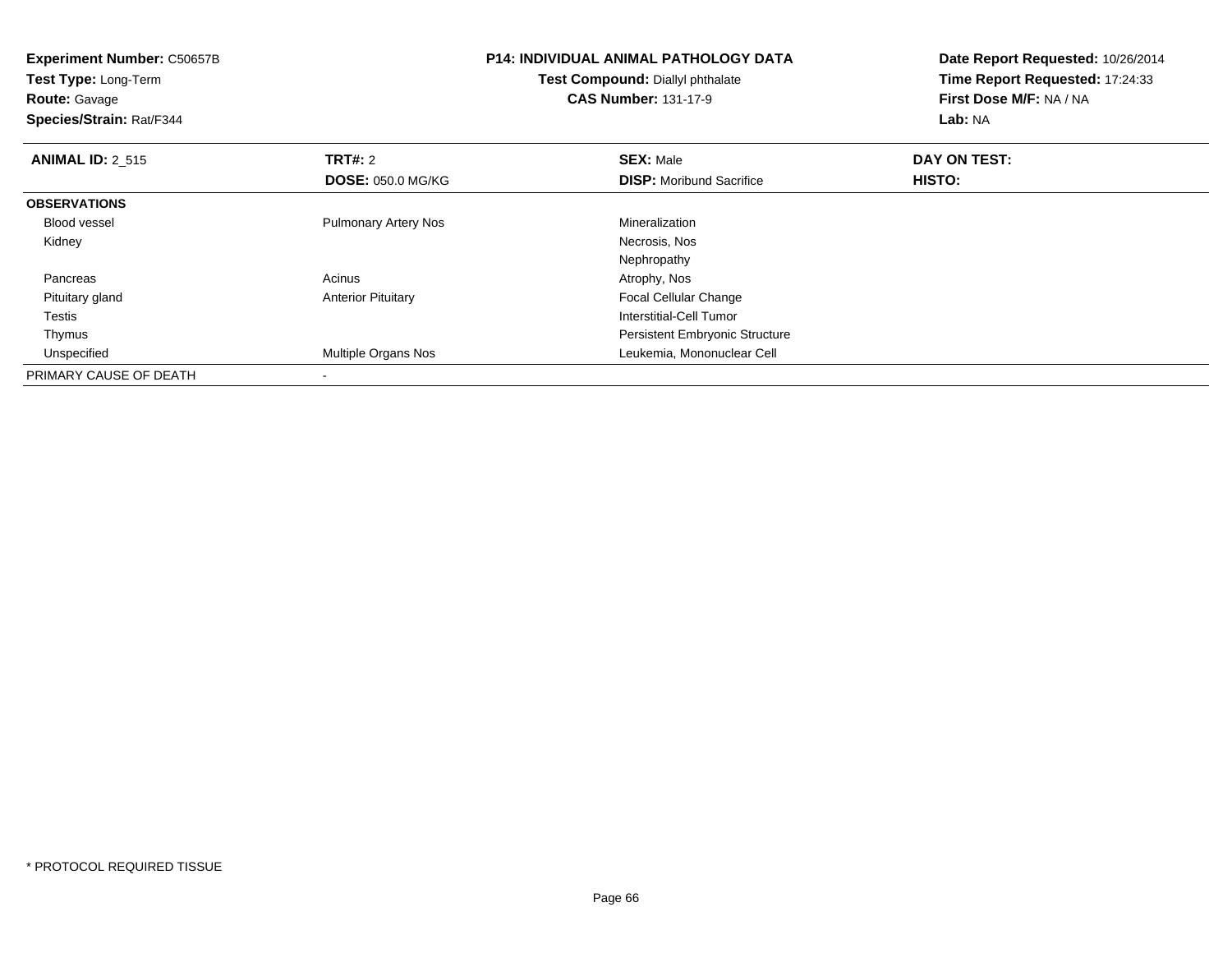**Experiment Number:** C50657B
**Test Type:** Long-Term
**Route:** Gavage
**Species/Strain:** Rat/F344

**P14: INDIVIDUAL ANIMAL PATHOLOGY DATA**
**Test Compound:** Diallyl phthalate
**CAS Number:** 131-17-9

**Date Report Requested:** 10/26/2014
**Time Report Requested:** 17:24:33
**First Dose M/F:** NA / NA
**Lab:** NA

| **ANIMAL ID:** 2_515 | **TRT#:** 2 | **SEX:** Male | **DAY ON TEST:** |
|---|---|---|---|
| | **DOSE:** 050.0 MG/KG | **DISP:** Moribund Sacrifice | **HISTO:** |
| **OBSERVATIONS** | | | |
| Blood vessel | Pulmonary Artery Nos | Mineralization | |
| Kidney | | Necrosis, Nos | |
| | | Nephropathy | |
| Pancreas | Acinus | Atrophy, Nos | |
| Pituitary gland | Anterior Pituitary | Focal Cellular Change | |
| Testis | | Interstitial-Cell Tumor | |
| Thymus | | Persistent Embryonic Structure | |
| Unspecified | Multiple Organs Nos | Leukemia, Mononuclear Cell | |
| PRIMARY CAUSE OF DEATH | - | | |

\* PROTOCOL REQUIRED TISSUE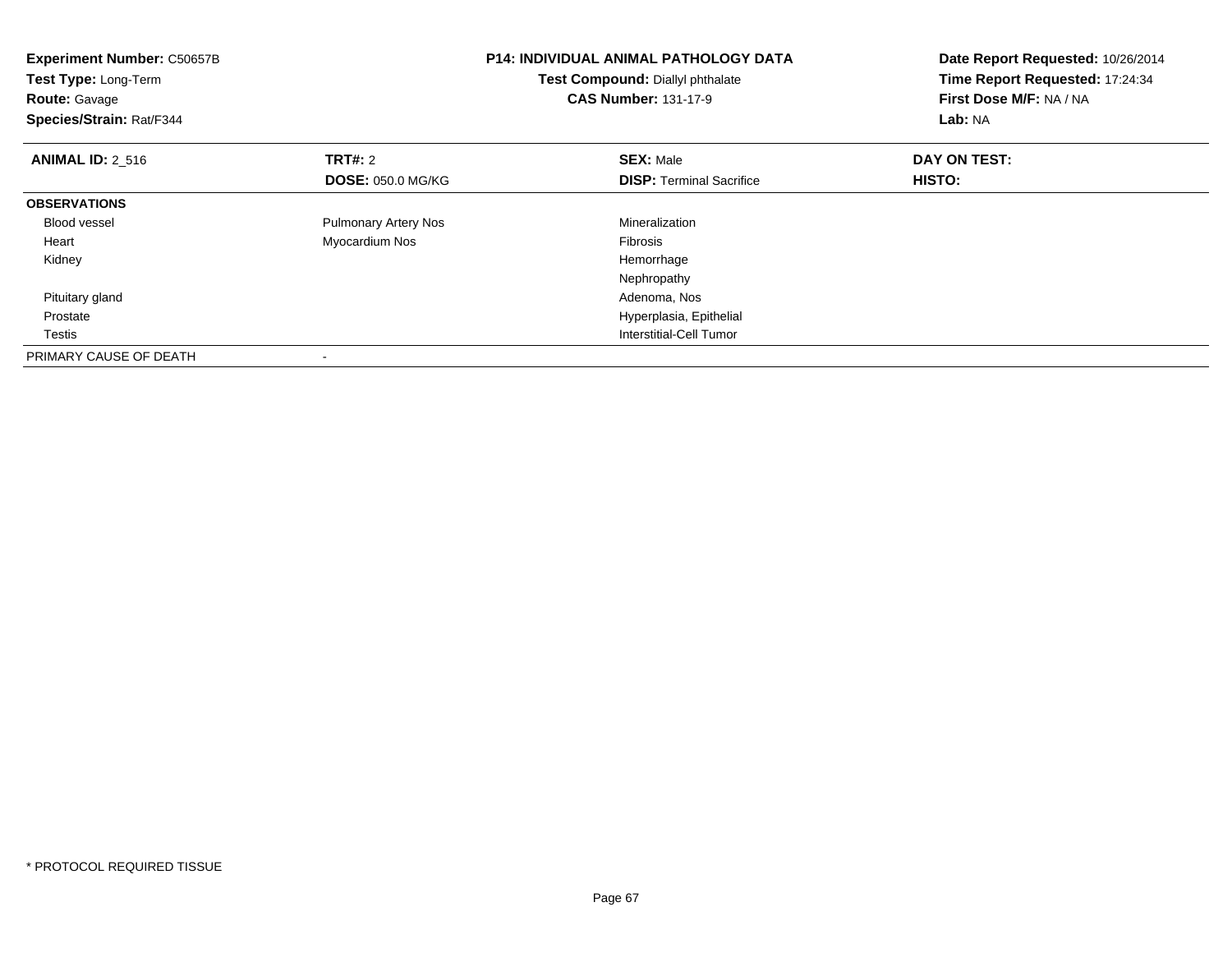**Experiment Number:** C50657B
**Test Type:** Long-Term
**Route:** Gavage
**Species/Strain:** Rat/F344

**P14: INDIVIDUAL ANIMAL PATHOLOGY DATA**
**Test Compound:** Diallyl phthalate
**CAS Number:** 131-17-9

**Date Report Requested:** 10/26/2014
**Time Report Requested:** 17:24:34
**First Dose M/F:** NA / NA
**Lab:** NA

| **ANIMAL ID:** 2_516 | **TRT#:** 2 | **SEX:** Male | **DAY ON TEST:** |
|---|---|---|---|
| | **DOSE:** 050.0 MG/KG | **DISP:** Terminal Sacrifice | **HISTO:** |
| **OBSERVATIONS** | | | |
| Blood vessel | Pulmonary Artery Nos | Mineralization | |
| Heart | Myocardium Nos | Fibrosis | |
| Kidney | | Hemorrhage | |
| | | Nephropathy | |
| Pituitary gland | | Adenoma, Nos | |
| Prostate | | Hyperplasia, Epithelial | |
| Testis | | Interstitial-Cell Tumor | |
| PRIMARY CAUSE OF DEATH | - | | |

* PROTOCOL REQUIRED TISSUE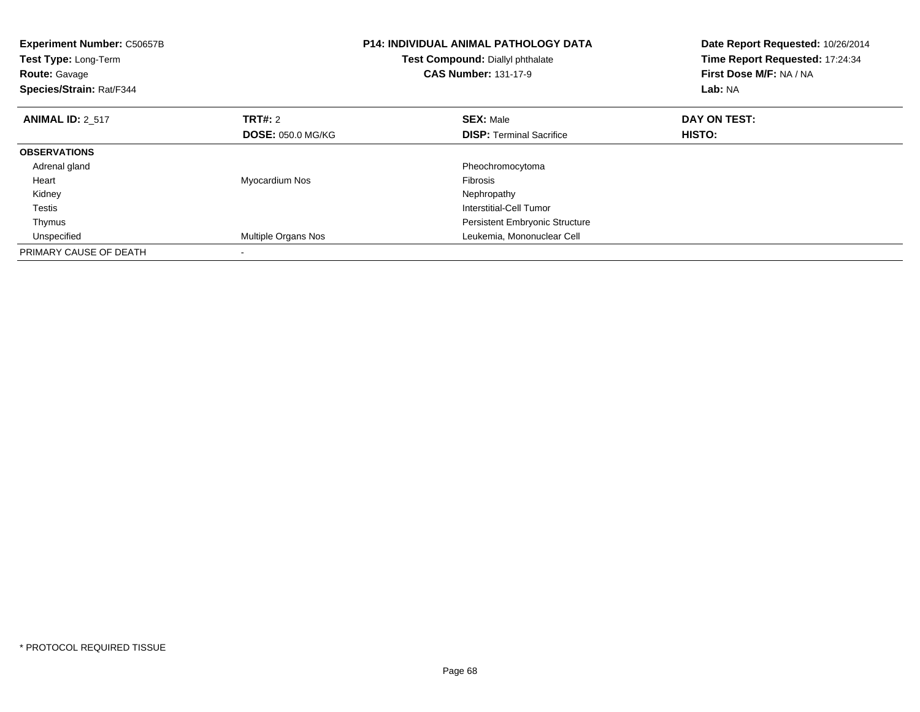**Experiment Number:** C50657B
**Test Type:** Long-Term
**Route:** Gavage
**Species/Strain:** Rat/F344

**P14: INDIVIDUAL ANIMAL PATHOLOGY DATA**
**Test Compound:** Diallyl phthalate
**CAS Number:** 131-17-9

**Date Report Requested:** 10/26/2014
**Time Report Requested:** 17:24:34
**First Dose M/F:** NA / NA
**Lab:** NA

| **ANIMAL ID:** 2_517 | **TRT#:** 2 | **SEX:** Male | **DAY ON TEST:** |
|---|---|---|---|
| | **DOSE:** 050.0 MG/KG | **DISP:** Terminal Sacrifice | **HISTO:** |
| **OBSERVATIONS** | | | |
| Adrenal gland | | Pheochromocytoma | |
| Heart | Myocardium Nos | Fibrosis | |
| Kidney | | Nephropathy | |
| Testis | | Interstitial-Cell Tumor | |
| Thymus | | Persistent Embryonic Structure | |
| Unspecified | Multiple Organs Nos | Leukemia, Mononuclear Cell | |
| PRIMARY CAUSE OF DEATH | - | | |

* PROTOCOL REQUIRED TISSUE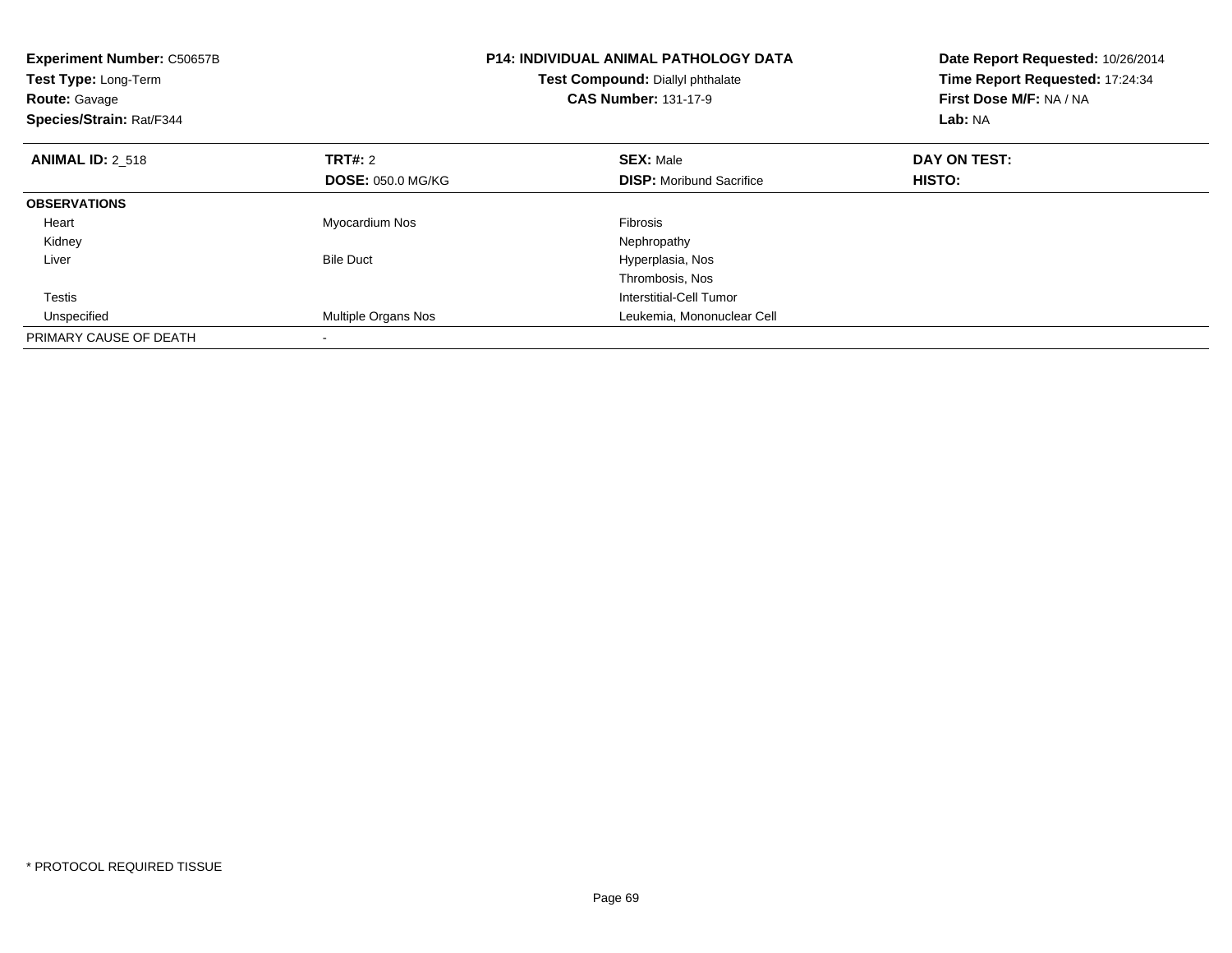**Experiment Number:** C50657B
**Test Type:** Long-Term
**Route:** Gavage
**Species/Strain:** Rat/F344

**P14: INDIVIDUAL ANIMAL PATHOLOGY DATA**
**Test Compound:** Diallyl phthalate
**CAS Number:** 131-17-9

**Date Report Requested:** 10/26/2014
**Time Report Requested:** 17:24:34
**First Dose M/F:** NA / NA
**Lab:** NA

| **ANIMAL ID:** 2_518 | **TRT#:** 2 | **SEX:** Male | **DAY ON TEST:** |
|---|---|---|---|
| | **DOSE:** 050.0 MG/KG | **DISP:** Moribund Sacrifice | **HISTO:** |
| **OBSERVATIONS** | | | |
| Heart | Myocardium Nos | Fibrosis | |
| Kidney | | Nephropathy | |
| Liver | Bile Duct | Hyperplasia, Nos | |
| | | Thrombosis, Nos | |
| Testis | | Interstitial-Cell Tumor | |
| Unspecified | Multiple Organs Nos | Leukemia, Mononuclear Cell | |
| PRIMARY CAUSE OF DEATH | - | | |

* PROTOCOL REQUIRED TISSUE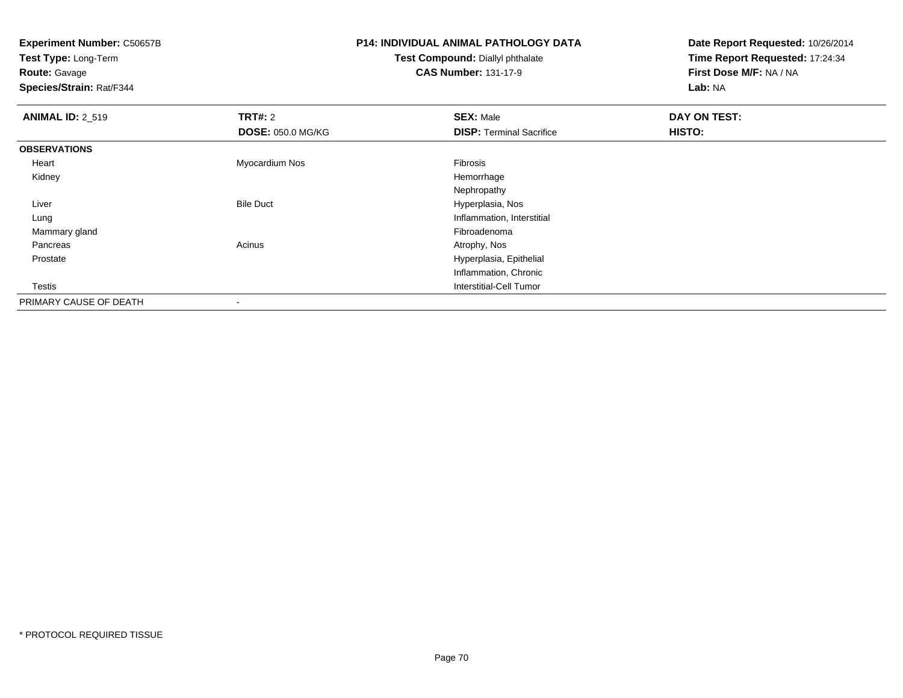**Experiment Number:** C50657B
**Test Type:** Long-Term
**Route:** Gavage
**Species/Strain:** Rat/F344

**P14: INDIVIDUAL ANIMAL PATHOLOGY DATA**
**Test Compound:** Diallyl phthalate
**CAS Number:** 131-17-9

**Date Report Requested:** 10/26/2014
**Time Report Requested:** 17:24:34
**First Dose M/F:** NA / NA
**Lab:** NA

| **ANIMAL ID:** 2_519 | **TRT#:** 2 | **SEX:** Male | **DAY ON TEST:** |
|---|---|---|---|
| | **DOSE:** 050.0 MG/KG | **DISP:** Terminal Sacrifice | **HISTO:** |
| **OBSERVATIONS** | | | |
| Heart | Myocardium Nos | Fibrosis | |
| Kidney | | Hemorrhage | |
| | | Nephropathy | |
| Liver | Bile Duct | Hyperplasia, Nos | |
| Lung | | Inflammation, Interstitial | |
| Mammary gland | | Fibroadenoma | |
| Pancreas | Acinus | Atrophy, Nos | |
| Prostate | | Hyperplasia, Epithelial | |
| | | Inflammation, Chronic | |
| Testis | | Interstitial-Cell Tumor | |
| PRIMARY CAUSE OF DEATH | - | | |

* PROTOCOL REQUIRED TISSUE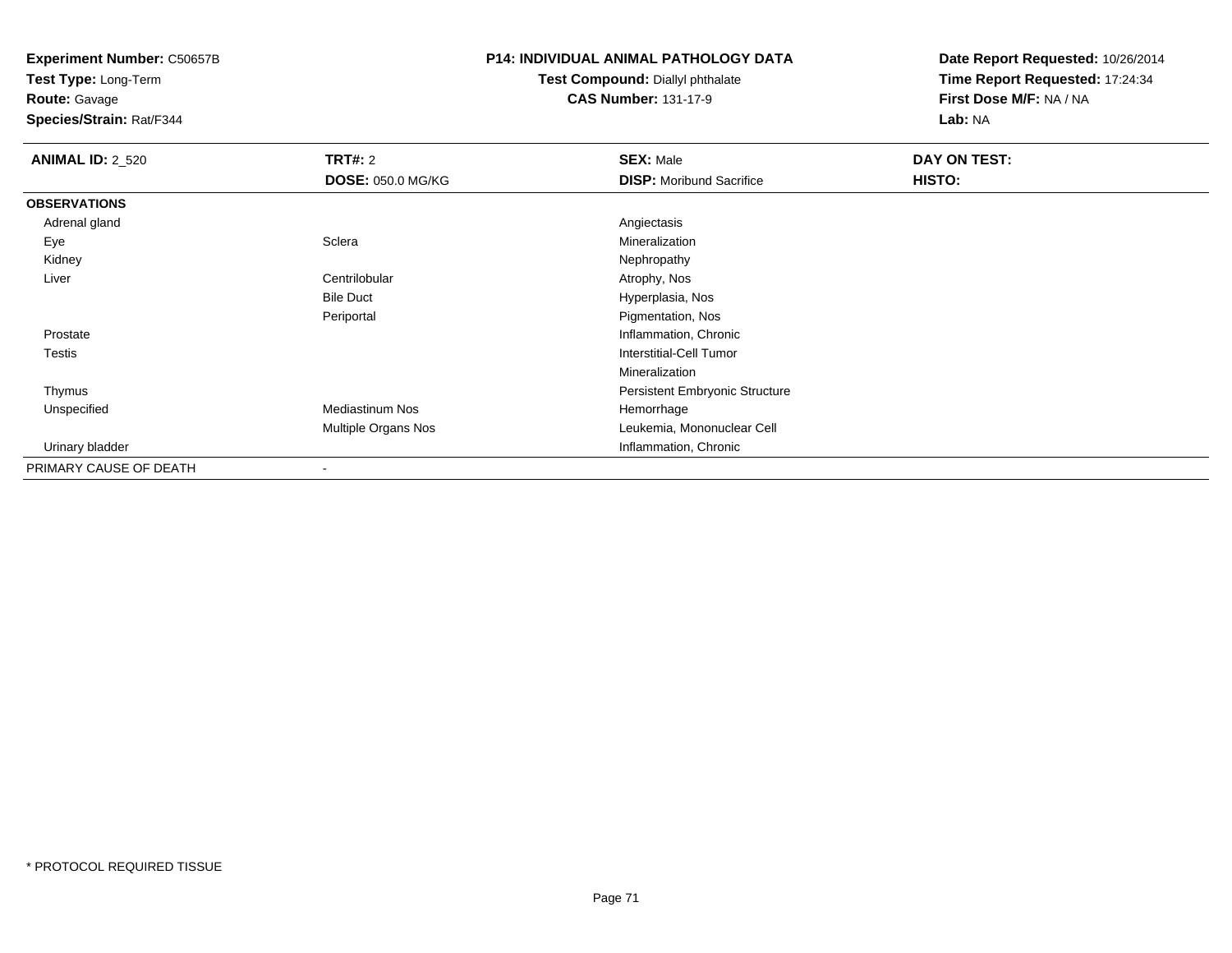**Experiment Number:** C50657B
**Test Type:** Long-Term
**Route:** Gavage
**Species/Strain:** Rat/F344

**P14: INDIVIDUAL ANIMAL PATHOLOGY DATA**
**Test Compound:** Diallyl phthalate
**CAS Number:** 131-17-9

**Date Report Requested:** 10/26/2014
**Time Report Requested:** 17:24:34
**First Dose M/F:** NA / NA
**Lab:** NA

| **ANIMAL ID:** 2_520 | **TRT#:** 2 | **SEX:** Male | **DAY ON TEST:** |
|---|---|---|---|
| | **DOSE:** 050.0 MG/KG | **DISP:** Moribund Sacrifice | **HISTO:** |
| **OBSERVATIONS** | | | |
| Adrenal gland | | Angiectasis | |
| Eye | Sclera | Mineralization | |
| Kidney | | Nephropathy | |
| Liver | Centrilobular | Atrophy, Nos | |
| | Bile Duct | Hyperplasia, Nos | |
| | Periportal | Pigmentation, Nos | |
| Prostate | | Inflammation, Chronic | |
| Testis | | Interstitial-Cell Tumor | |
| | | Mineralization | |
| Thymus | | Persistent Embryonic Structure | |
| Unspecified | Mediastinum Nos | Hemorrhage | |
| | Multiple Organs Nos | Leukemia, Mononuclear Cell | |
| Urinary bladder | | Inflammation, Chronic | |
| PRIMARY CAUSE OF DEATH | - | | |

* PROTOCOL REQUIRED TISSUE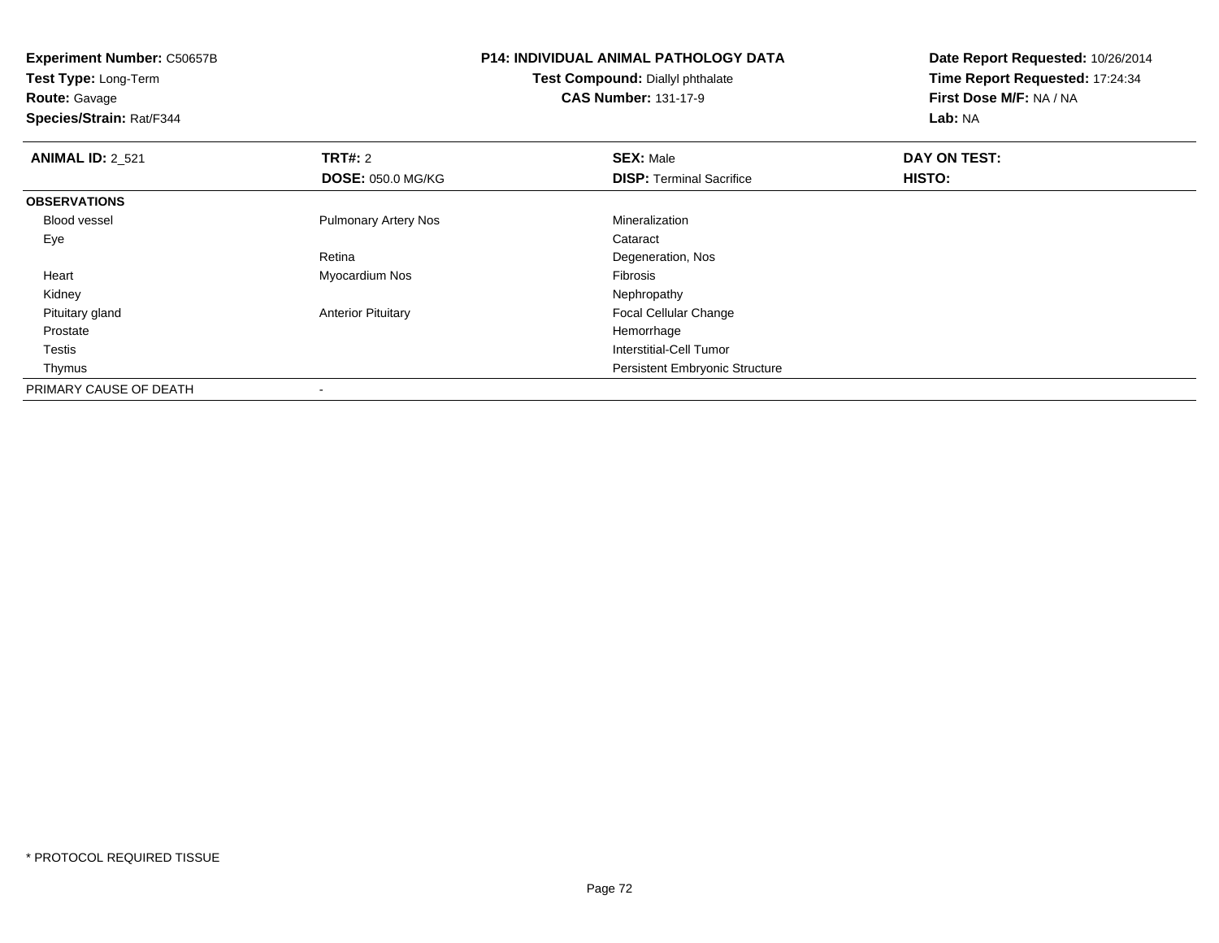**Experiment Number:** C50657B
**Test Type:** Long-Term
**Route:** Gavage
**Species/Strain:** Rat/F344

**P14: INDIVIDUAL ANIMAL PATHOLOGY DATA**
**Test Compound:** Diallyl phthalate
**CAS Number:** 131-17-9

**Date Report Requested:** 10/26/2014
**Time Report Requested:** 17:24:34
**First Dose M/F:** NA / NA
**Lab:** NA

| **ANIMAL ID:** 2_521 | **TRT#:** 2 | **SEX:** Male | **DAY ON TEST:** |
|---|---|---|---|
| | **DOSE:** 050.0 MG/KG | **DISP:** Terminal Sacrifice | **HISTO:** |
| **OBSERVATIONS** | | | |
| Blood vessel | Pulmonary Artery Nos | Mineralization | |
| Eye | | Cataract | |
| | Retina | Degeneration, Nos | |
| Heart | Myocardium Nos | Fibrosis | |
| Kidney | | Nephropathy | |
| Pituitary gland | Anterior Pituitary | Focal Cellular Change | |
| Prostate | | Hemorrhage | |
| Testis | | Interstitial-Cell Tumor | |
| Thymus | | Persistent Embryonic Structure | |
| PRIMARY CAUSE OF DEATH | - | | |

* PROTOCOL REQUIRED TISSUE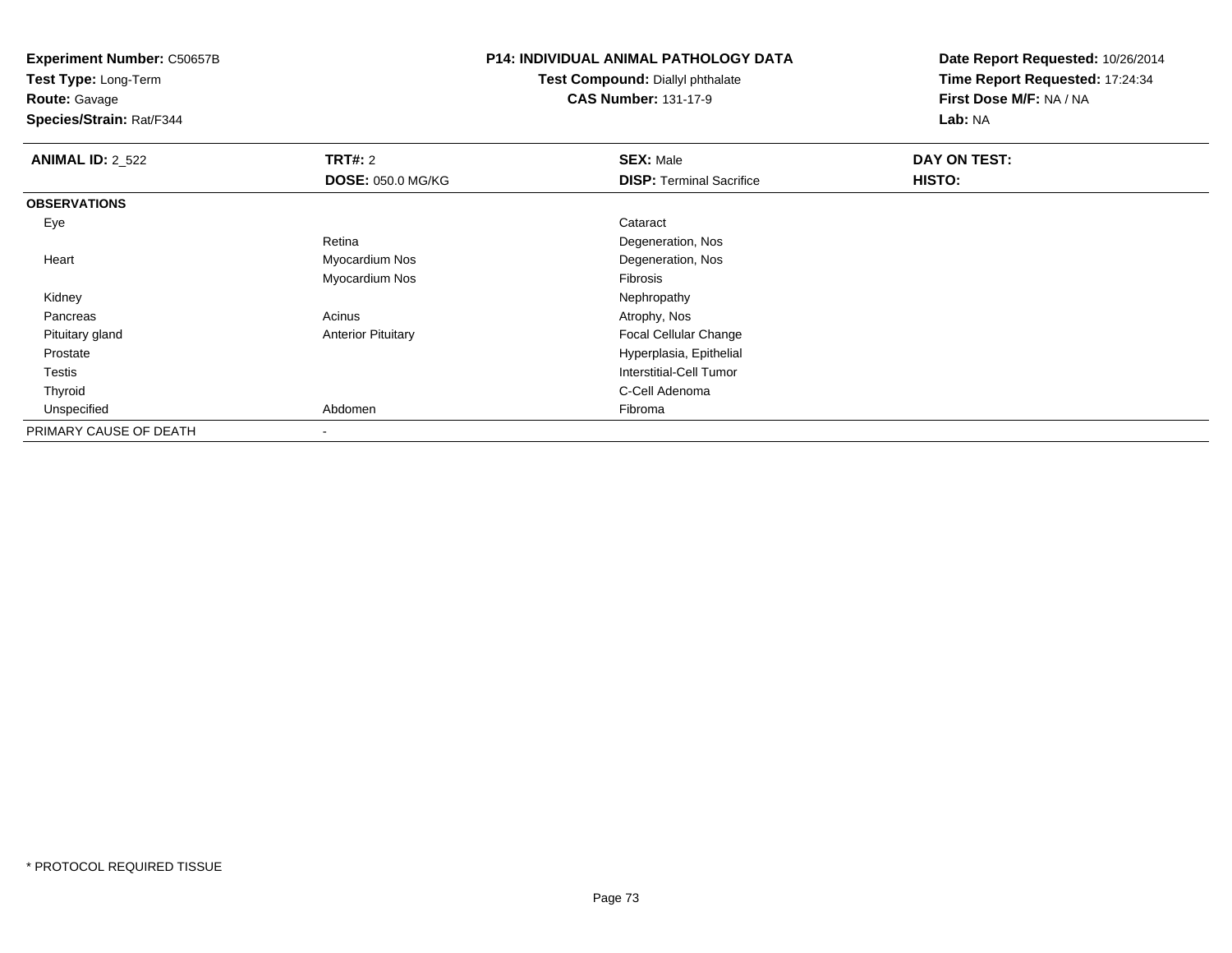**Experiment Number:** C50657B
**Test Type:** Long-Term
**Route:** Gavage
**Species/Strain:** Rat/F344

**P14: INDIVIDUAL ANIMAL PATHOLOGY DATA**
**Test Compound:** Diallyl phthalate
**CAS Number:** 131-17-9

**Date Report Requested:** 10/26/2014
**Time Report Requested:** 17:24:34
**First Dose M/F:** NA / NA
**Lab:** NA

| **ANIMAL ID:** 2_522 | **TRT#:** 2 | **SEX:** Male | **DAY ON TEST:** |
|---|---|---|---|
| | **DOSE:** 050.0 MG/KG | **DISP:** Terminal Sacrifice | **HISTO:** |
| **OBSERVATIONS** | | | |
| Eye | | Cataract | |
| | Retina | Degeneration, Nos | |
| Heart | Myocardium Nos | Degeneration, Nos | |
| | Myocardium Nos | Fibrosis | |
| Kidney | | Nephropathy | |
| Pancreas | Acinus | Atrophy, Nos | |
| Pituitary gland | Anterior Pituitary | Focal Cellular Change | |
| Prostate | | Hyperplasia, Epithelial | |
| Testis | | Interstitial-Cell Tumor | |
| Thyroid | | C-Cell Adenoma | |
| Unspecified | Abdomen | Fibroma | |
| PRIMARY CAUSE OF DEATH | - | | |

* PROTOCOL REQUIRED TISSUE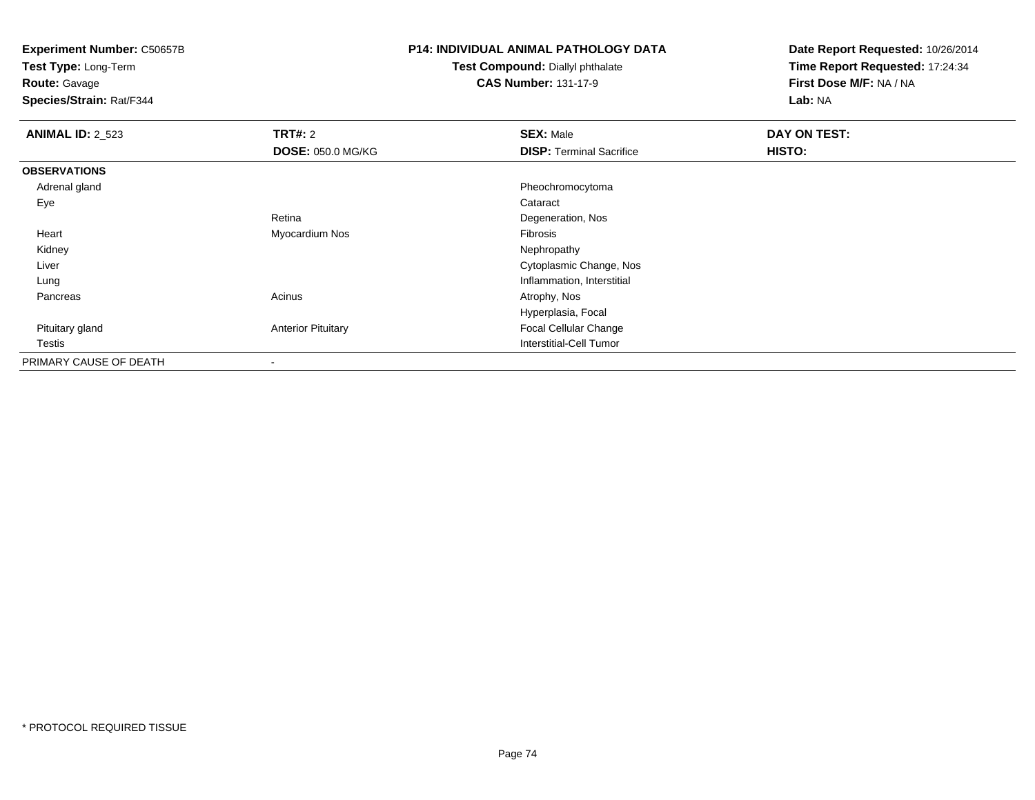**Experiment Number:** C50657B
**Test Type:** Long-Term
**Route:** Gavage
**Species/Strain:** Rat/F344

**P14: INDIVIDUAL ANIMAL PATHOLOGY DATA**
**Test Compound:** Diallyl phthalate
**CAS Number:** 131-17-9

**Date Report Requested:** 10/26/2014
**Time Report Requested:** 17:24:34
**First Dose M/F:** NA / NA
**Lab:** NA

| **ANIMAL ID:** 2_523 | **TRT#:** 2 | **SEX:** Male | **DAY ON TEST:** |
|---|---|---|---|
| | **DOSE:** 050.0 MG/KG | **DISP:** Terminal Sacrifice | **HISTO:** |
| **OBSERVATIONS** | | | |
| Adrenal gland | | Pheochromocytoma | |
| Eye | | Cataract | |
| | Retina | Degeneration, Nos | |
| Heart | Myocardium Nos | Fibrosis | |
| Kidney | | Nephropathy | |
| Liver | | Cytoplasmic Change, Nos | |
| Lung | | Inflammation, Interstitial | |
| Pancreas | Acinus | Atrophy, Nos | |
| | | Hyperplasia, Focal | |
| Pituitary gland | Anterior Pituitary | Focal Cellular Change | |
| Testis | | Interstitial-Cell Tumor | |
| PRIMARY CAUSE OF DEATH | - | | |

* PROTOCOL REQUIRED TISSUE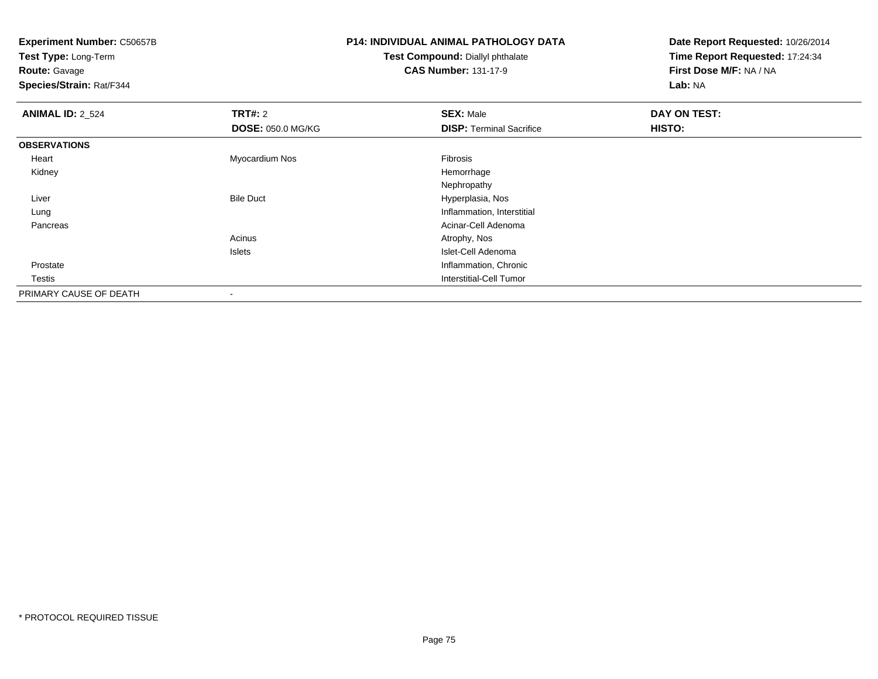**Experiment Number:** C50657B
**Test Type:** Long-Term
**Route:** Gavage
**Species/Strain:** Rat/F344

**P14: INDIVIDUAL ANIMAL PATHOLOGY DATA**
**Test Compound:** Diallyl phthalate
**CAS Number:** 131-17-9

**Date Report Requested:** 10/26/2014
**Time Report Requested:** 17:24:34
**First Dose M/F:** NA / NA
**Lab:** NA

| **ANIMAL ID:** 2_524 | **TRT#:** 2 | **SEX:** Male | **DAY ON TEST:** |
|---|---|---|---|
| | **DOSE:** 050.0 MG/KG | **DISP:** Terminal Sacrifice | **HISTO:** |
| **OBSERVATIONS** | | | |
| Heart | Myocardium Nos | Fibrosis | |
| Kidney | | Hemorrhage | |
| | | Nephropathy | |
| Liver | Bile Duct | Hyperplasia, Nos | |
| Lung | | Inflammation, Interstitial | |
| Pancreas | | Acinar-Cell Adenoma | |
| | Acinus | Atrophy, Nos | |
| | Islets | Islet-Cell Adenoma | |
| Prostate | | Inflammation, Chronic | |
| Testis | | Interstitial-Cell Tumor | |
| PRIMARY CAUSE OF DEATH | - | | |

* PROTOCOL REQUIRED TISSUE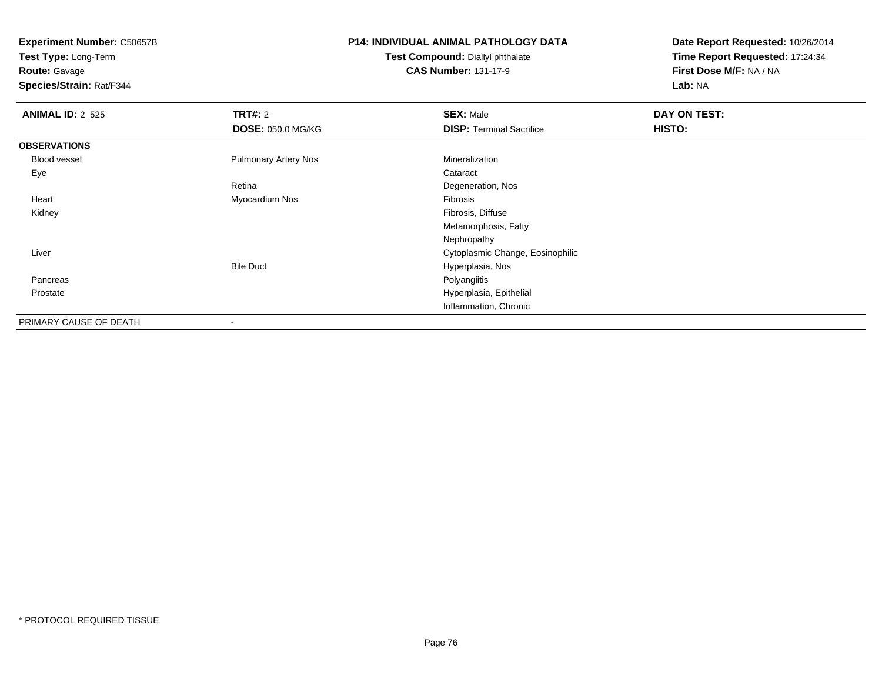**Experiment Number:** C50657B
**Test Type:** Long-Term
**Route:** Gavage
**Species/Strain:** Rat/F344

**P14: INDIVIDUAL ANIMAL PATHOLOGY DATA**
**Test Compound:** Diallyl phthalate
**CAS Number:** 131-17-9

**Date Report Requested:** 10/26/2014
**Time Report Requested:** 17:24:34
**First Dose M/F:** NA / NA
**Lab:** NA

| **ANIMAL ID:** 2_525 | **TRT#:** 2 | **SEX:** Male | **DAY ON TEST:** |
|---|---|---|---|
| | **DOSE:** 050.0 MG/KG | **DISP:** Terminal Sacrifice | **HISTO:** |
| **OBSERVATIONS** | | | |
| Blood vessel | Pulmonary Artery Nos | Mineralization | |
| Eye | | Cataract | |
| | Retina | Degeneration, Nos | |
| Heart | Myocardium Nos | Fibrosis | |
| Kidney | | Fibrosis, Diffuse | |
| | | Metamorphosis, Fatty | |
| | | Nephropathy | |
| Liver | | Cytoplasmic Change, Eosinophilic | |
| | Bile Duct | Hyperplasia, Nos | |
| Pancreas | | Polyangiitis | |
| Prostate | | Hyperplasia, Epithelial | |
| | | Inflammation, Chronic | |
| PRIMARY CAUSE OF DEATH | - | | |

\* PROTOCOL REQUIRED TISSUE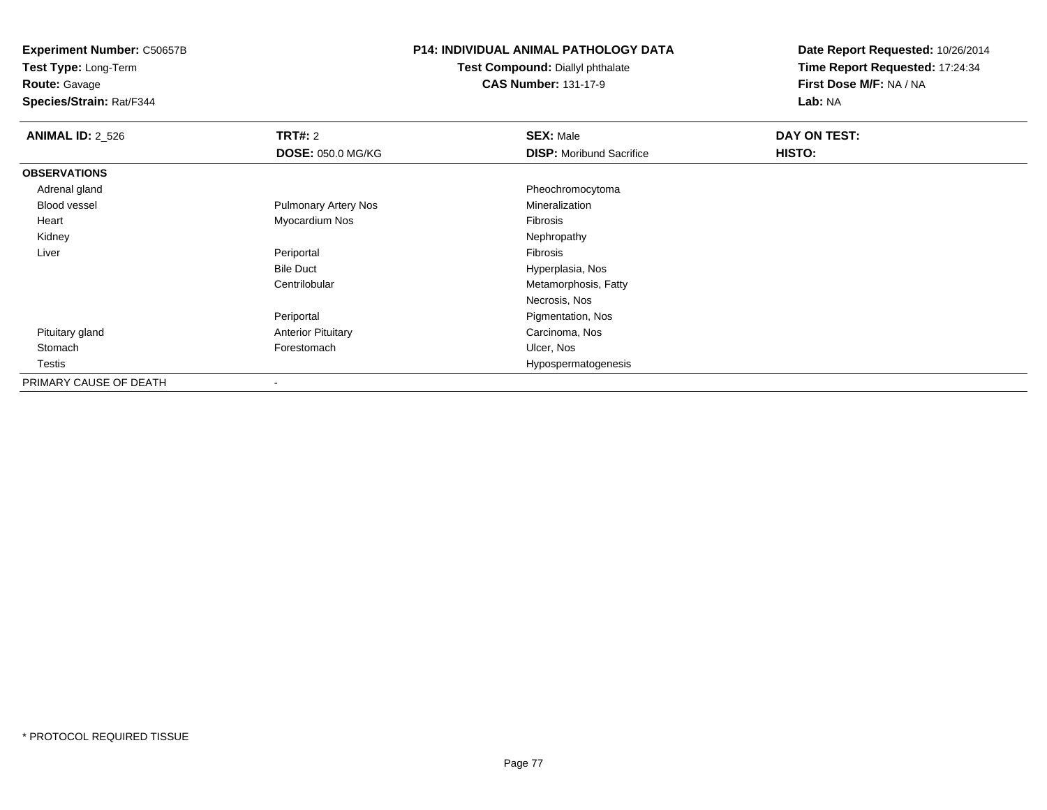**Experiment Number:** C50657B
**Test Type:** Long-Term
**Route:** Gavage
**Species/Strain:** Rat/F344

**P14: INDIVIDUAL ANIMAL PATHOLOGY DATA**
**Test Compound:** Diallyl phthalate
**CAS Number:** 131-17-9

**Date Report Requested:** 10/26/2014
**Time Report Requested:** 17:24:34
**First Dose M/F:** NA / NA
**Lab:** NA

| **ANIMAL ID:** 2_526 | **TRT#:** 2 | **SEX:** Male | **DAY ON TEST:** |
|---|---|---|---|
| | **DOSE:** 050.0 MG/KG | **DISP:** Moribund Sacrifice | **HISTO:** |
| **OBSERVATIONS** | | | |
| Adrenal gland | | Pheochromocytoma | |
| Blood vessel | Pulmonary Artery Nos | Mineralization | |
| Heart | Myocardium Nos | Fibrosis | |
| Kidney | | Nephropathy | |
| Liver | Periportal | Fibrosis | |
| | Bile Duct | Hyperplasia, Nos | |
| | Centrilobular | Metamorphosis, Fatty | |
| | | Necrosis, Nos | |
| | Periportal | Pigmentation, Nos | |
| Pituitary gland | Anterior Pituitary | Carcinoma, Nos | |
| Stomach | Forestomach | Ulcer, Nos | |
| Testis | | Hypospermatogenesis | |
| PRIMARY CAUSE OF DEATH | - | | |

* PROTOCOL REQUIRED TISSUE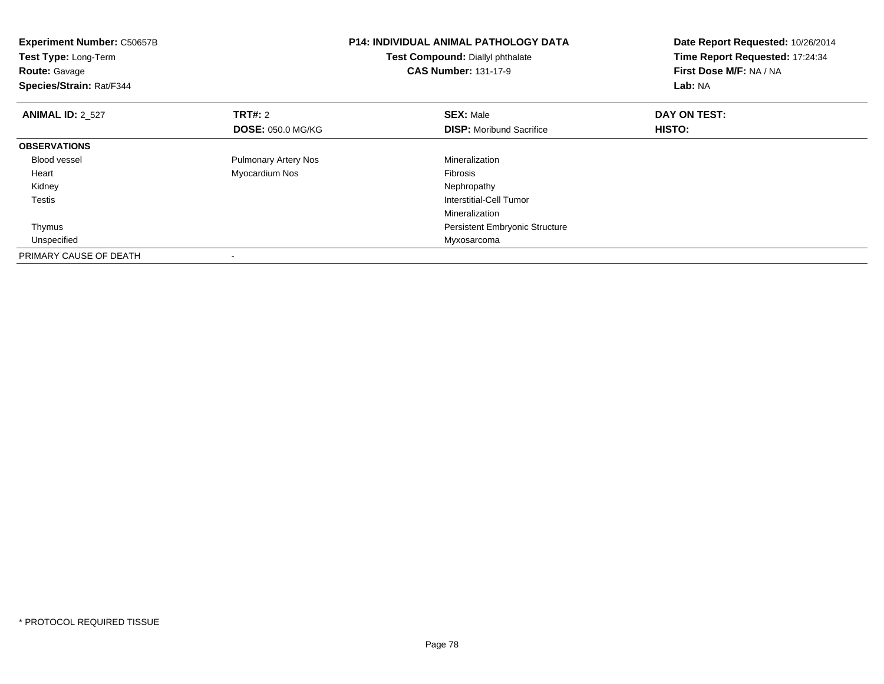**Experiment Number:** C50657B
**Test Type:** Long-Term
**Route:** Gavage
**Species/Strain:** Rat/F344

**P14: INDIVIDUAL ANIMAL PATHOLOGY DATA**
**Test Compound:** Diallyl phthalate
**CAS Number:** 131-17-9

**Date Report Requested:** 10/26/2014
**Time Report Requested:** 17:24:34
**First Dose M/F:** NA / NA
**Lab:** NA

| **ANIMAL ID:** 2_527 | **TRT#:** 2 | **SEX:** Male | **DAY ON TEST:** |
|---|---|---|---|
| | **DOSE:** 050.0 MG/KG | **DISP:** Moribund Sacrifice | **HISTO:** |
| **OBSERVATIONS** | | | |
| Blood vessel | Pulmonary Artery Nos | Mineralization | |
| Heart | Myocardium Nos | Fibrosis | |
| Kidney | | Nephropathy | |
| Testis | | Interstitial-Cell Tumor | |
| | | Mineralization | |
| Thymus | | Persistent Embryonic Structure | |
| Unspecified | | Myxosarcoma | |
| PRIMARY CAUSE OF DEATH | - | | |

* PROTOCOL REQUIRED TISSUE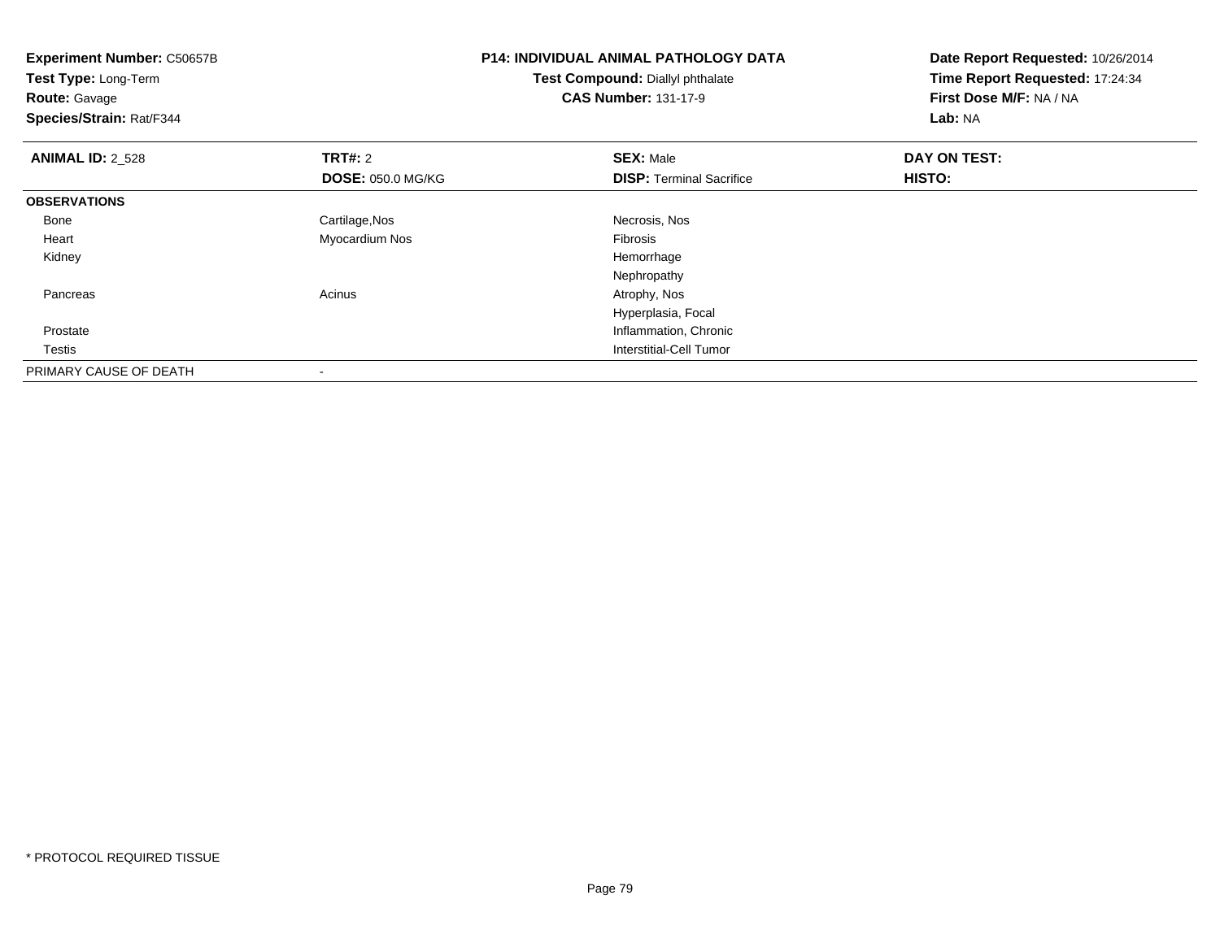**Experiment Number:** C50657B
**Test Type:** Long-Term
**Route:** Gavage
**Species/Strain:** Rat/F344

**P14: INDIVIDUAL ANIMAL PATHOLOGY DATA**
**Test Compound:** Diallyl phthalate
**CAS Number:** 131-17-9

**Date Report Requested:** 10/26/2014
**Time Report Requested:** 17:24:34
**First Dose M/F:** NA / NA
**Lab:** NA

| **ANIMAL ID:** 2_528 | **TRT#:** 2 | **SEX:** Male | **DAY ON TEST:** |
|---|---|---|---|
| | **DOSE:** 050.0 MG/KG | **DISP:** Terminal Sacrifice | **HISTO:** |
| **OBSERVATIONS** | | | |
| Bone | Cartilage,Nos | Necrosis, Nos | |
| Heart | Myocardium Nos | Fibrosis | |
| Kidney | | Hemorrhage | |
| | | Nephropathy | |
| Pancreas | Acinus | Atrophy, Nos | |
| | | Hyperplasia, Focal | |
| Prostate | | Inflammation, Chronic | |
| Testis | | Interstitial-Cell Tumor | |
| PRIMARY CAUSE OF DEATH | - | | |

* PROTOCOL REQUIRED TISSUE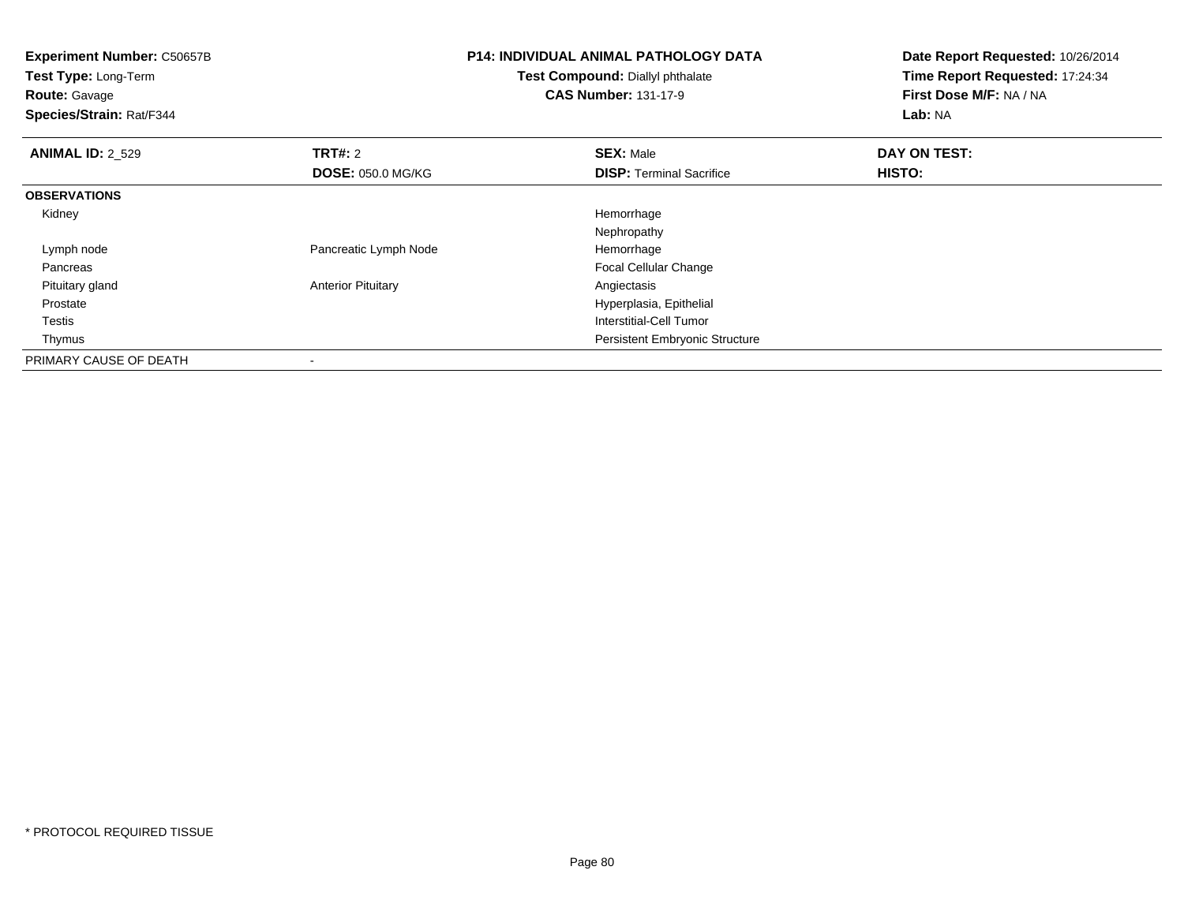**Experiment Number:** C50657B
**Test Type:** Long-Term
**Route:** Gavage
**Species/Strain:** Rat/F344

**P14: INDIVIDUAL ANIMAL PATHOLOGY DATA**
**Test Compound:** Diallyl phthalate
**CAS Number:** 131-17-9

**Date Report Requested:** 10/26/2014
**Time Report Requested:** 17:24:34
**First Dose M/F:** NA / NA
**Lab:** NA

| **ANIMAL ID:** 2_529 | **TRT#:** 2 | **SEX:** Male | **DAY ON TEST:** |
|---|---|---|---|
| | **DOSE:** 050.0 MG/KG | **DISP:** Terminal Sacrifice | **HISTO:** |
| **OBSERVATIONS** | | | |
| Kidney | | Hemorrhage | |
| | | Nephropathy | |
| Lymph node | Pancreatic Lymph Node | Hemorrhage | |
| Pancreas | | Focal Cellular Change | |
| Pituitary gland | Anterior Pituitary | Angiectasis | |
| Prostate | | Hyperplasia, Epithelial | |
| Testis | | Interstitial-Cell Tumor | |
| Thymus | | Persistent Embryonic Structure | |
| PRIMARY CAUSE OF DEATH | - | | |

\* PROTOCOL REQUIRED TISSUE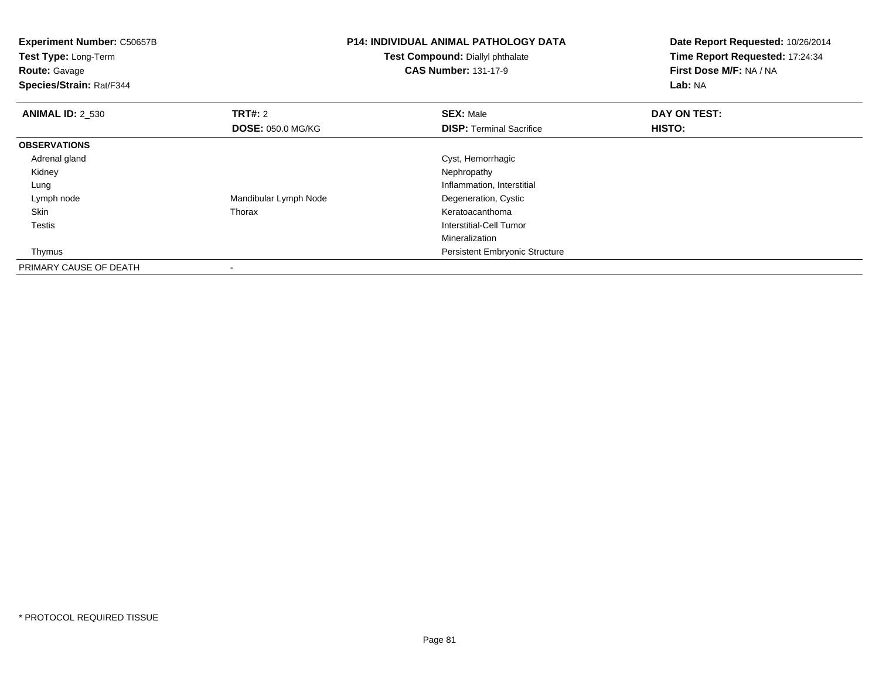**Experiment Number:** C50657B
**Test Type:** Long-Term
**Route:** Gavage
**Species/Strain:** Rat/F344

**P14: INDIVIDUAL ANIMAL PATHOLOGY DATA**
**Test Compound:** Diallyl phthalate
**CAS Number:** 131-17-9

**Date Report Requested:** 10/26/2014
**Time Report Requested:** 17:24:34
**First Dose M/F:** NA / NA
**Lab:** NA

| **ANIMAL ID:** 2_530 | **TRT#:** 2 | **SEX:** Male | **DAY ON TEST:** |
|---|---|---|---|
| | **DOSE:** 050.0 MG/KG | **DISP:** Terminal Sacrifice | **HISTO:** |
| **OBSERVATIONS** | | | |
| Adrenal gland | | Cyst, Hemorrhagic | |
| Kidney | | Nephropathy | |
| Lung | | Inflammation, Interstitial | |
| Lymph node | Mandibular Lymph Node | Degeneration, Cystic | |
| Skin | Thorax | Keratoacanthoma | |
| Testis | | Interstitial-Cell Tumor | |
| | | Mineralization | |
| Thymus | | Persistent Embryonic Structure | |
| PRIMARY CAUSE OF DEATH | - | | |

* PROTOCOL REQUIRED TISSUE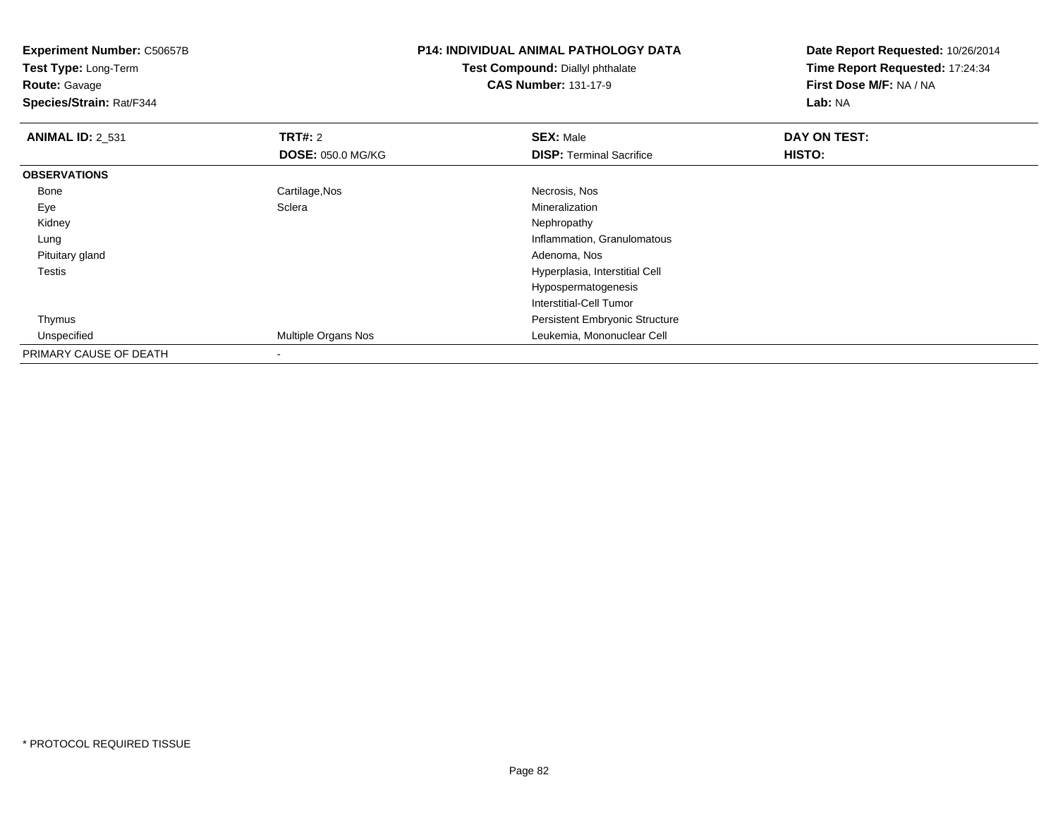**Experiment Number:** C50657B
**Test Type:** Long-Term
**Route:** Gavage
**Species/Strain:** Rat/F344

**P14: INDIVIDUAL ANIMAL PATHOLOGY DATA**
**Test Compound:** Diallyl phthalate
**CAS Number:** 131-17-9

**Date Report Requested:** 10/26/2014
**Time Report Requested:** 17:24:34
**First Dose M/F:** NA / NA
**Lab:** NA

| **ANIMAL ID:** 2_531 | **TRT#:** 2 | **SEX:** Male | **DAY ON TEST:** |
|---|---|---|---|
| | **DOSE:** 050.0 MG/KG | **DISP:** Terminal Sacrifice | **HISTO:** |
| **OBSERVATIONS** | | | |
| Bone | Cartilage,Nos | Necrosis, Nos | |
| Eye | Sclera | Mineralization | |
| Kidney | | Nephropathy | |
| Lung | | Inflammation, Granulomatous | |
| Pituitary gland | | Adenoma, Nos | |
| Testis | | Hyperplasia, Interstitial Cell | |
| | | Hypospermatogenesis | |
| | | Interstitial-Cell Tumor | |
| Thymus | | Persistent Embryonic Structure | |
| Unspecified | Multiple Organs Nos | Leukemia, Mononuclear Cell | |
| PRIMARY CAUSE OF DEATH | - | | |

* PROTOCOL REQUIRED TISSUE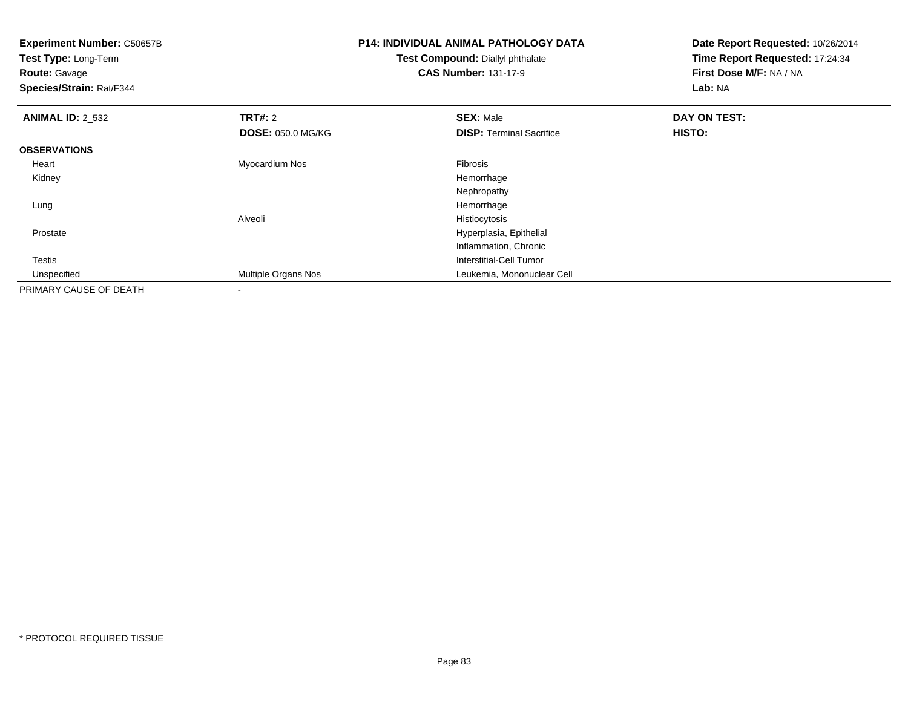**Experiment Number:** C50657B
**Test Type:** Long-Term
**Route:** Gavage
**Species/Strain:** Rat/F344

**P14: INDIVIDUAL ANIMAL PATHOLOGY DATA**
**Test Compound:** Diallyl phthalate
**CAS Number:** 131-17-9

**Date Report Requested:** 10/26/2014
**Time Report Requested:** 17:24:34
**First Dose M/F:** NA / NA
**Lab:** NA

| **ANIMAL ID:** 2_532 | **TRT#:** 2 | **SEX:** Male | **DAY ON TEST:** |
|---|---|---|---|
| | **DOSE:** 050.0 MG/KG | **DISP:** Terminal Sacrifice | **HISTO:** |
| **OBSERVATIONS** | | | |
| Heart | Myocardium Nos | Fibrosis | |
| Kidney | | Hemorrhage | |
| | | Nephropathy | |
| Lung | | Hemorrhage | |
| | Alveoli | Histiocytosis | |
| Prostate | | Hyperplasia, Epithelial | |
| | | Inflammation, Chronic | |
| Testis | | Interstitial-Cell Tumor | |
| Unspecified | Multiple Organs Nos | Leukemia, Mononuclear Cell | |
| PRIMARY CAUSE OF DEATH | - | | |

* PROTOCOL REQUIRED TISSUE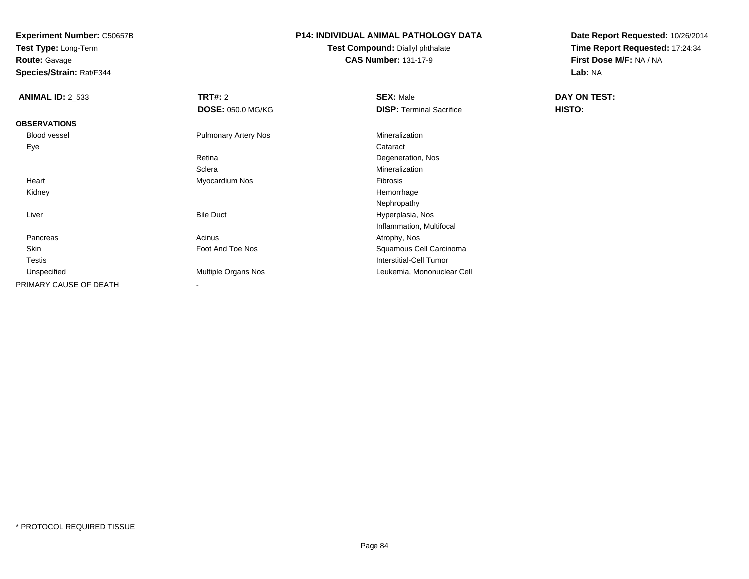**Experiment Number:** C50657B
**Test Type:** Long-Term
**Route:** Gavage
**Species/Strain:** Rat/F344

**P14: INDIVIDUAL ANIMAL PATHOLOGY DATA**
**Test Compound:** Diallyl phthalate
**CAS Number:** 131-17-9

**Date Report Requested:** 10/26/2014
**Time Report Requested:** 17:24:34
**First Dose M/F:** NA / NA
**Lab:** NA

| **ANIMAL ID:** 2_533 | **TRT#:** 2 | **SEX:** Male | **DAY ON TEST:** |
|---|---|---|---|
| | **DOSE:** 050.0 MG/KG | **DISP:** Terminal Sacrifice | **HISTO:** |
| **OBSERVATIONS** | | | |
| Blood vessel | Pulmonary Artery Nos | Mineralization | |
| Eye | | Cataract | |
| | Retina | Degeneration, Nos | |
| | Sclera | Mineralization | |
| Heart | Myocardium Nos | Fibrosis | |
| Kidney | | Hemorrhage | |
| | | Nephropathy | |
| Liver | Bile Duct | Hyperplasia, Nos | |
| | | Inflammation, Multifocal | |
| Pancreas | Acinus | Atrophy, Nos | |
| Skin | Foot And Toe Nos | Squamous Cell Carcinoma | |
| Testis | | Interstitial-Cell Tumor | |
| Unspecified | Multiple Organs Nos | Leukemia, Mononuclear Cell | |
| PRIMARY CAUSE OF DEATH | - | | |

* PROTOCOL REQUIRED TISSUE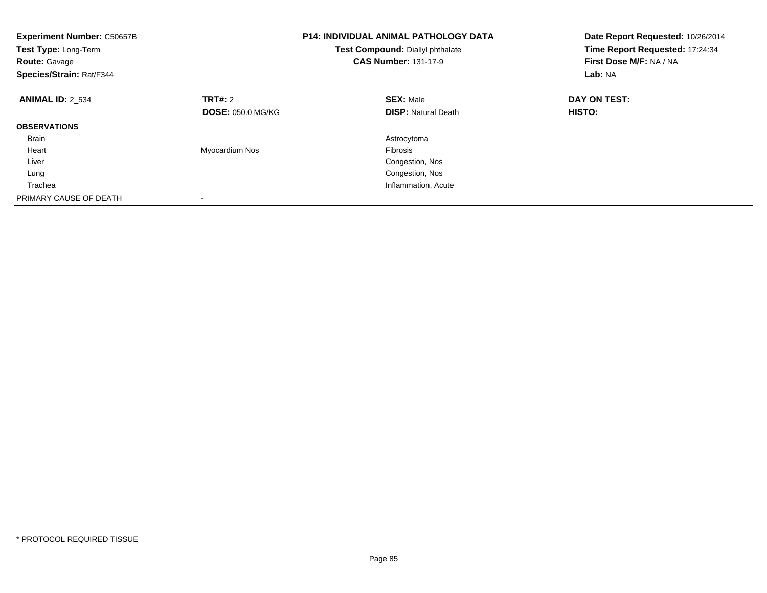**Experiment Number:** C50657B
**Test Type:** Long-Term
**Route:** Gavage
**Species/Strain:** Rat/F344

**P14: INDIVIDUAL ANIMAL PATHOLOGY DATA**
**Test Compound:** Diallyl phthalate
**CAS Number:** 131-17-9

**Date Report Requested:** 10/26/2014
**Time Report Requested:** 17:24:34
**First Dose M/F:** NA / NA
**Lab:** NA

| **ANIMAL ID:** 2_534 | **TRT#:** 2 | **SEX:** Male | **DAY ON TEST:** |
|---|---|---|---|
| | **DOSE:** 050.0 MG/KG | **DISP:** Natural Death | **HISTO:** |
| **OBSERVATIONS** | | | |
| Brain | | Astrocytoma | |
| Heart | Myocardium Nos | Fibrosis | |
| Liver | | Congestion, Nos | |
| Lung | | Congestion, Nos | |
| Trachea | | Inflammation, Acute | |
| PRIMARY CAUSE OF DEATH | - | | |

* PROTOCOL REQUIRED TISSUE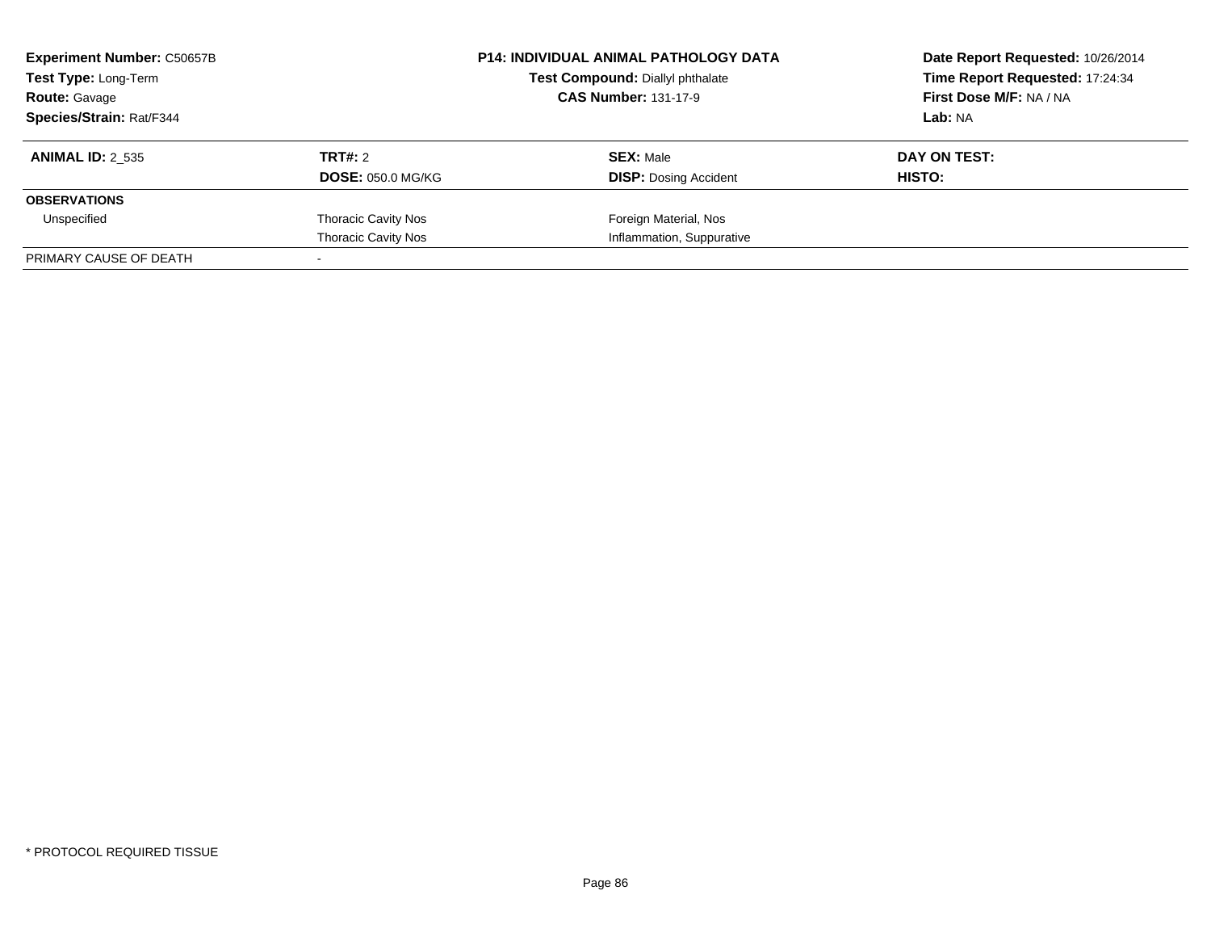**Experiment Number:** C50657B
**Test Type:** Long-Term
**Route:** Gavage
**Species/Strain:** Rat/F344

**P14: INDIVIDUAL ANIMAL PATHOLOGY DATA**
**Test Compound:** Diallyl phthalate
**CAS Number:** 131-17-9

**Date Report Requested:** 10/26/2014
**Time Report Requested:** 17:24:34
**First Dose M/F:** NA / NA
**Lab:** NA

| **ANIMAL ID:** 2_535 | **TRT#:** 2 | **SEX:** Male | **DAY ON TEST:** |
|---|---|---|---|
| | **DOSE:** 050.0 MG/KG | **DISP:** Dosing Accident | **HISTO:** |
| **OBSERVATIONS** | | | |
| Unspecified | Thoracic Cavity Nos | Foreign Material, Nos | |
| | Thoracic Cavity Nos | Inflammation, Suppurative | |
| PRIMARY CAUSE OF DEATH | - | | |

\* PROTOCOL REQUIRED TISSUE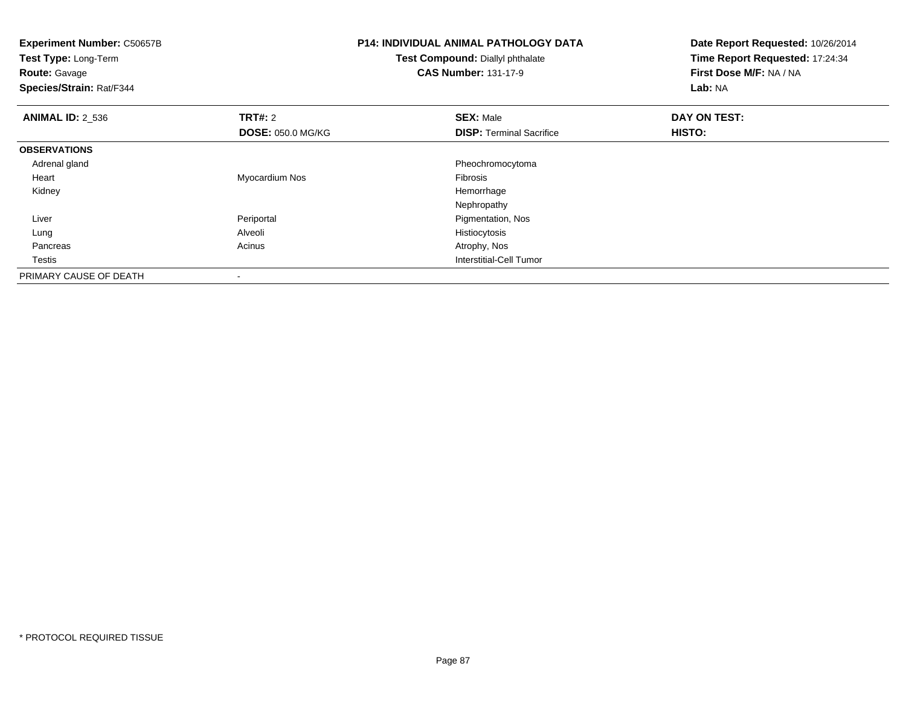**Experiment Number:** C50657B
**Test Type:** Long-Term
**Route:** Gavage
**Species/Strain:** Rat/F344

**P14: INDIVIDUAL ANIMAL PATHOLOGY DATA**
**Test Compound:** Diallyl phthalate
**CAS Number:** 131-17-9

**Date Report Requested:** 10/26/2014
**Time Report Requested:** 17:24:34
**First Dose M/F:** NA / NA
**Lab:** NA

| **ANIMAL ID:** 2_536 | **TRT#:** 2 | **SEX:** Male | **DAY ON TEST:** |
|---|---|---|---|
| | **DOSE:** 050.0 MG/KG | **DISP:** Terminal Sacrifice | **HISTO:** |
| **OBSERVATIONS** | | | |
| Adrenal gland | | Pheochromocytoma | |
| Heart | Myocardium Nos | Fibrosis | |
| Kidney | | Hemorrhage | |
| | | Nephropathy | |
| Liver | Periportal | Pigmentation, Nos | |
| Lung | Alveoli | Histiocytosis | |
| Pancreas | Acinus | Atrophy, Nos | |
| Testis | | Interstitial-Cell Tumor | |
| PRIMARY CAUSE OF DEATH | - | | |

* PROTOCOL REQUIRED TISSUE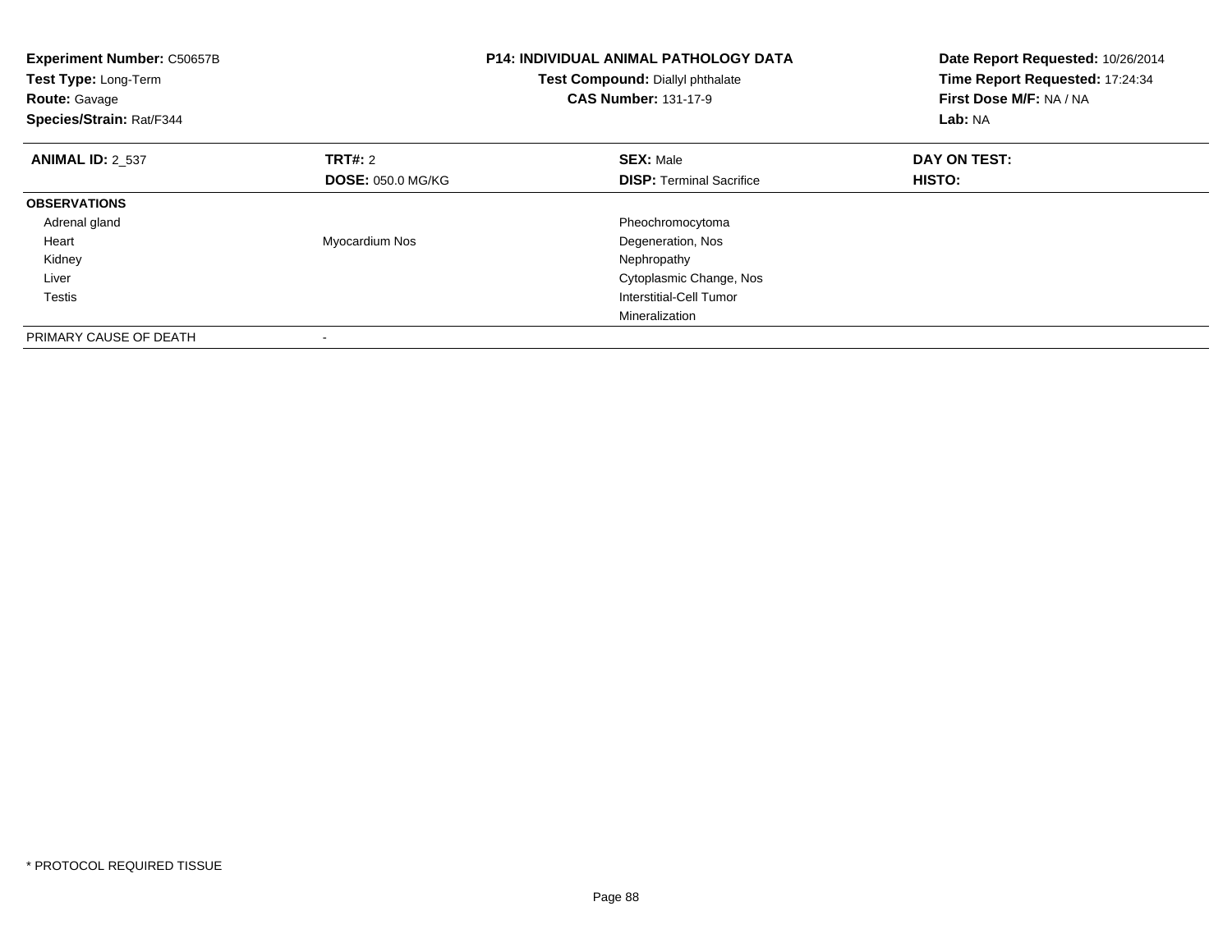**Experiment Number:** C50657B
**Test Type:** Long-Term
**Route:** Gavage
**Species/Strain:** Rat/F344

**P14: INDIVIDUAL ANIMAL PATHOLOGY DATA**
**Test Compound:** Diallyl phthalate
**CAS Number:** 131-17-9

**Date Report Requested:** 10/26/2014
**Time Report Requested:** 17:24:34
**First Dose M/F:** NA / NA
**Lab:** NA

| **ANIMAL ID:** 2_537 | **TRT#:** 2 | **SEX:** Male | **DAY ON TEST:** |
|---|---|---|---|
| | **DOSE:** 050.0 MG/KG | **DISP:** Terminal Sacrifice | **HISTO:** |
| **OBSERVATIONS** | | | |
| Adrenal gland | | Pheochromocytoma | |
| Heart | Myocardium Nos | Degeneration, Nos | |
| Kidney | | Nephropathy | |
| Liver | | Cytoplasmic Change, Nos | |
| Testis | | Interstitial-Cell Tumor | |
| | | Mineralization | |
| PRIMARY CAUSE OF DEATH | - | | |

* PROTOCOL REQUIRED TISSUE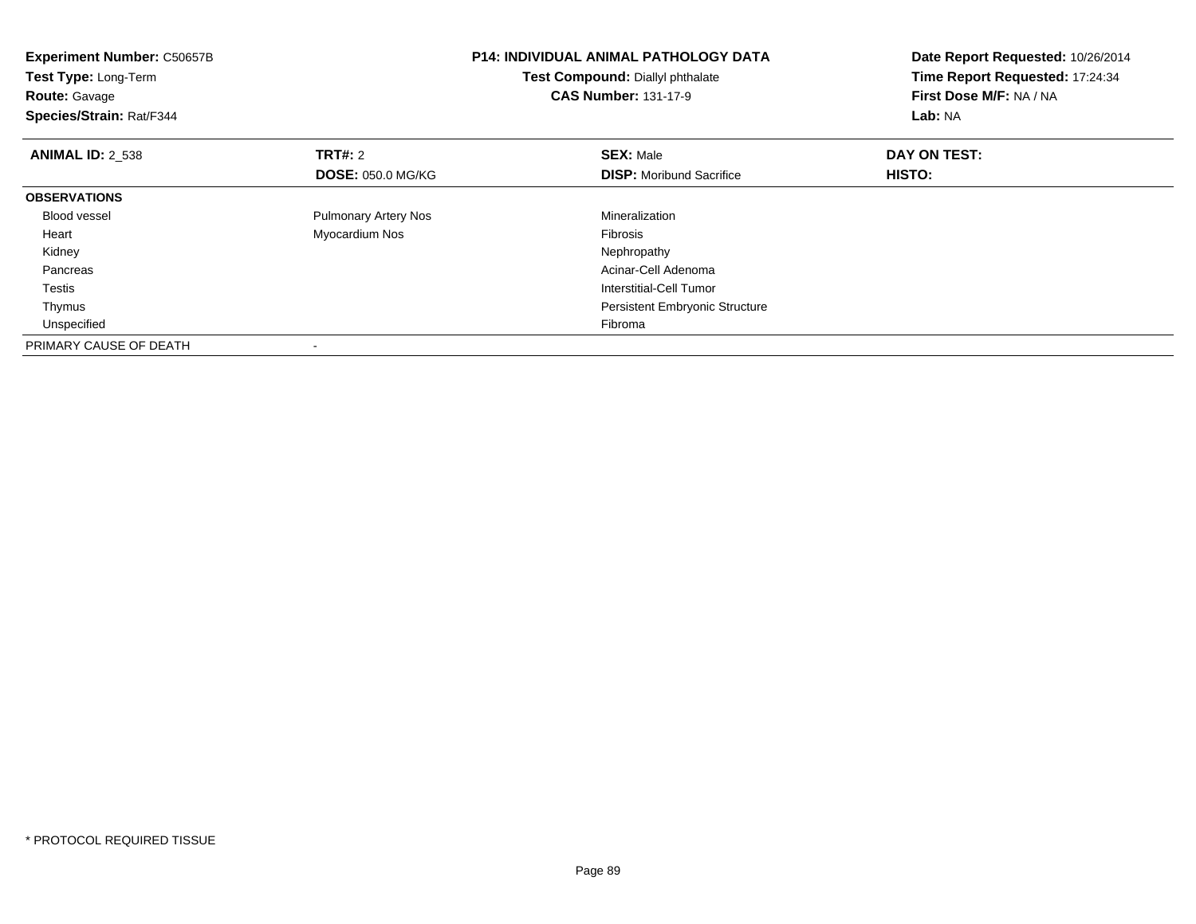**Experiment Number:** C50657B
**Test Type:** Long-Term
**Route:** Gavage
**Species/Strain:** Rat/F344

**P14: INDIVIDUAL ANIMAL PATHOLOGY DATA**
**Test Compound:** Diallyl phthalate
**CAS Number:** 131-17-9

**Date Report Requested:** 10/26/2014
**Time Report Requested:** 17:24:34
**First Dose M/F:** NA / NA
**Lab:** NA

| **ANIMAL ID:** 2_538 | **TRT#:** 2 | **SEX:** Male | **DAY ON TEST:** |
|---|---|---|---|
| | **DOSE:** 050.0 MG/KG | **DISP:** Moribund Sacrifice | **HISTO:** |
| **OBSERVATIONS** | | | |
| Blood vessel | Pulmonary Artery Nos | Mineralization | |
| Heart | Myocardium Nos | Fibrosis | |
| Kidney | | Nephropathy | |
| Pancreas | | Acinar-Cell Adenoma | |
| Testis | | Interstitial-Cell Tumor | |
| Thymus | | Persistent Embryonic Structure | |
| Unspecified | | Fibroma | |
| PRIMARY CAUSE OF DEATH | - | | |

* PROTOCOL REQUIRED TISSUE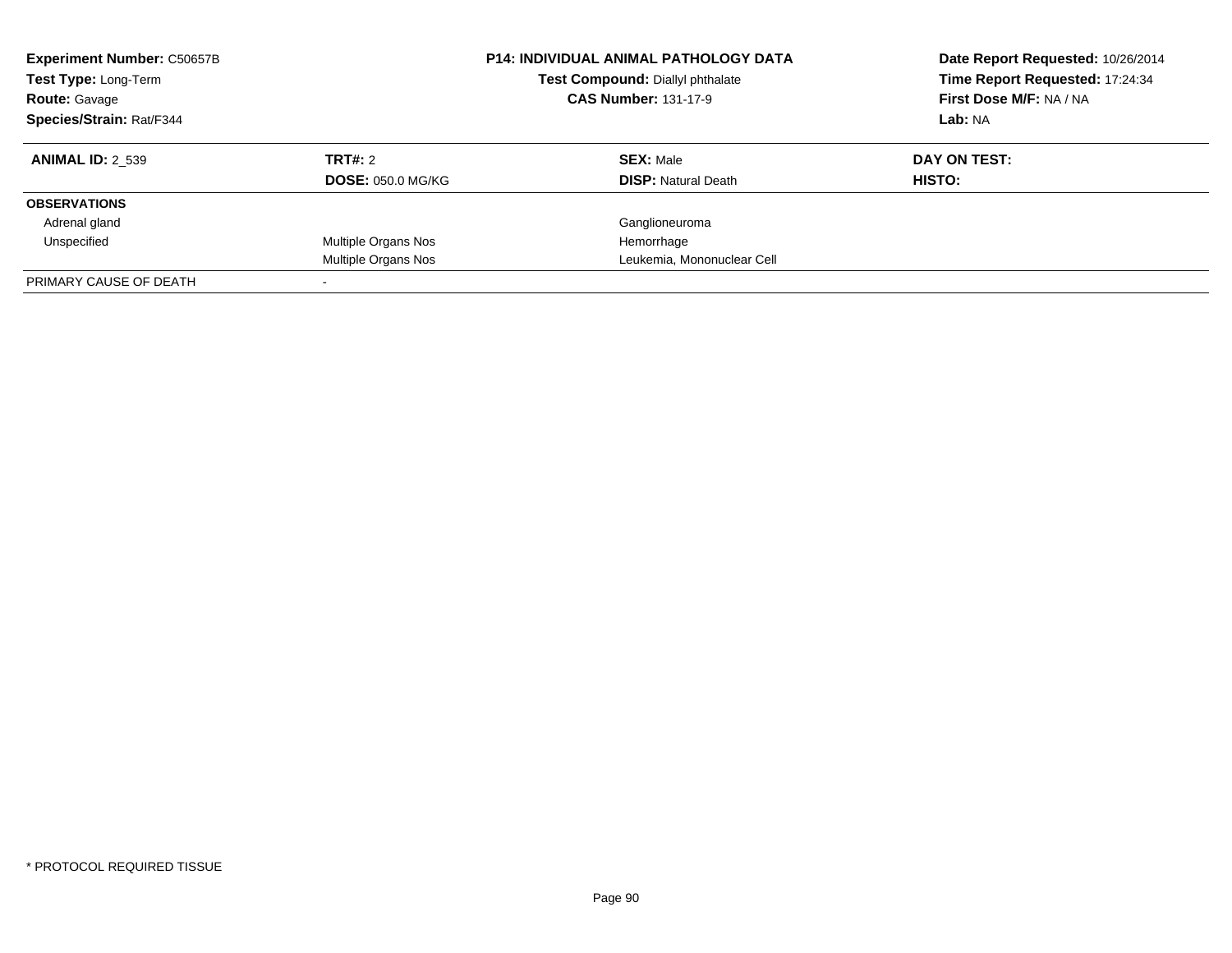| **Experiment Number:** C50657B | **P14: INDIVIDUAL ANIMAL PATHOLOGY DATA** | **Date Report Requested:** 10/26/2014 |
|---|---|---|
| **Test Type:** Long-Term | **Test Compound:** Diallyl phthalate | **Time Report Requested:** 17:24:34 |
| **Route:** Gavage | **CAS Number:** 131-17-9 | **First Dose M/F:** NA / NA |
| **Species/Strain:** Rat/F344 | | **Lab:** NA |

| **ANIMAL ID:** 2_539 | **TRT#:** 2 | **SEX:** Male | **DAY ON TEST:** |
|---|---|---|---|
| | **DOSE:** 050.0 MG/KG | **DISP:** Natural Death | **HISTO:** |
| **OBSERVATIONS** | | | |
| Adrenal gland | | Ganglioneuroma | |
| Unspecified | Multiple Organs Nos | Hemorrhage | |
| | Multiple Organs Nos | Leukemia, Mononuclear Cell | |
| PRIMARY CAUSE OF DEATH | - | | |

* PROTOCOL REQUIRED TISSUE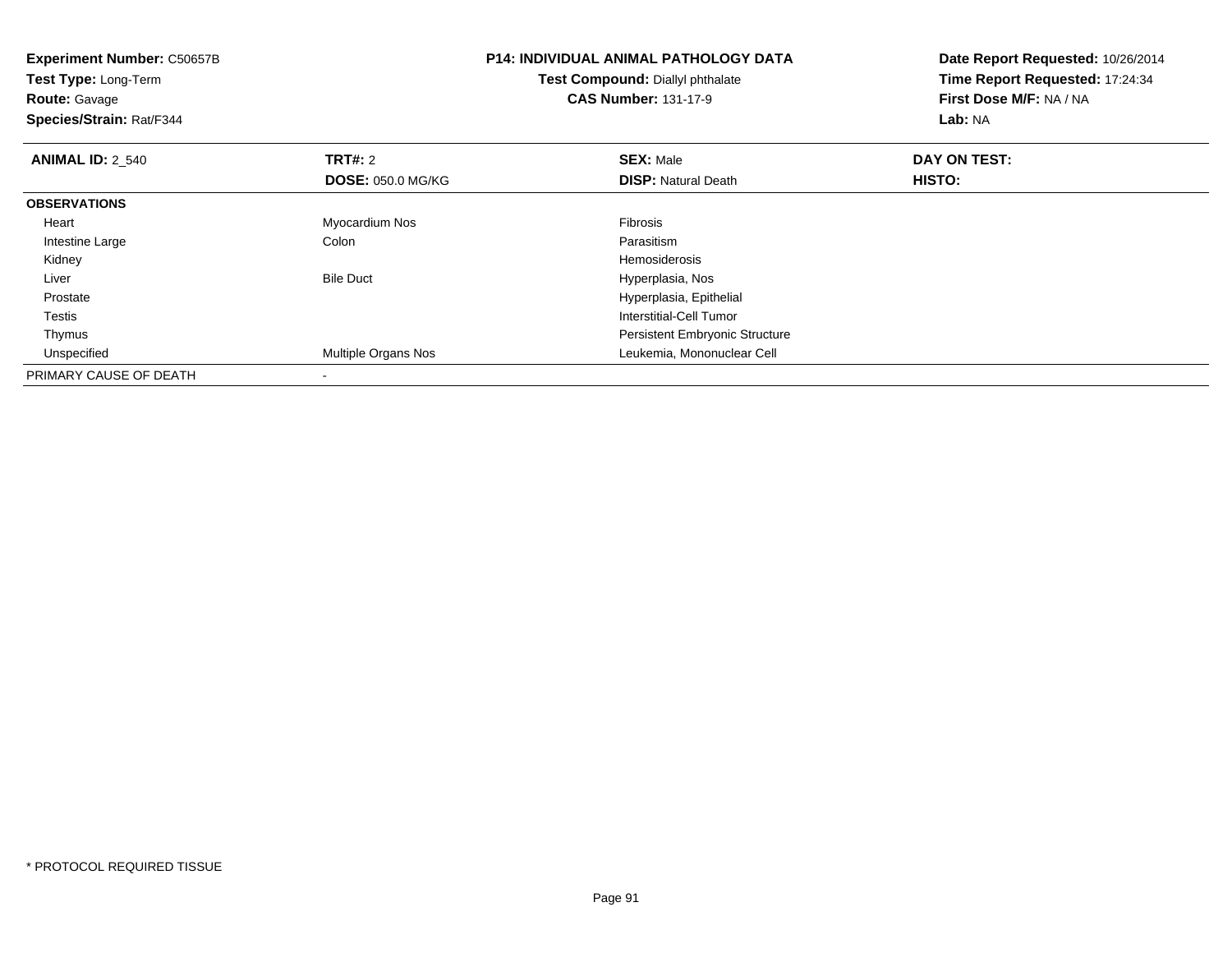**Experiment Number:** C50657B
**Test Type:** Long-Term
**Route:** Gavage
**Species/Strain:** Rat/F344

**P14: INDIVIDUAL ANIMAL PATHOLOGY DATA**
**Test Compound:** Diallyl phthalate
**CAS Number:** 131-17-9

**Date Report Requested:** 10/26/2014
**Time Report Requested:** 17:24:34
**First Dose M/F:** NA / NA
**Lab:** NA

| **ANIMAL ID:** 2_540 | **TRT#:** 2 | **SEX:** Male | **DAY ON TEST:** |
|---|---|---|---|
| | **DOSE:** 050.0 MG/KG | **DISP:** Natural Death | **HISTO:** |
| **OBSERVATIONS** | | | |
| Heart | Myocardium Nos | Fibrosis | |
| Intestine Large | Colon | Parasitism | |
| Kidney | | Hemosiderosis | |
| Liver | Bile Duct | Hyperplasia, Nos | |
| Prostate | | Hyperplasia, Epithelial | |
| Testis | | Interstitial-Cell Tumor | |
| Thymus | | Persistent Embryonic Structure | |
| Unspecified | Multiple Organs Nos | Leukemia, Mononuclear Cell | |
| PRIMARY CAUSE OF DEATH | - | | |

* PROTOCOL REQUIRED TISSUE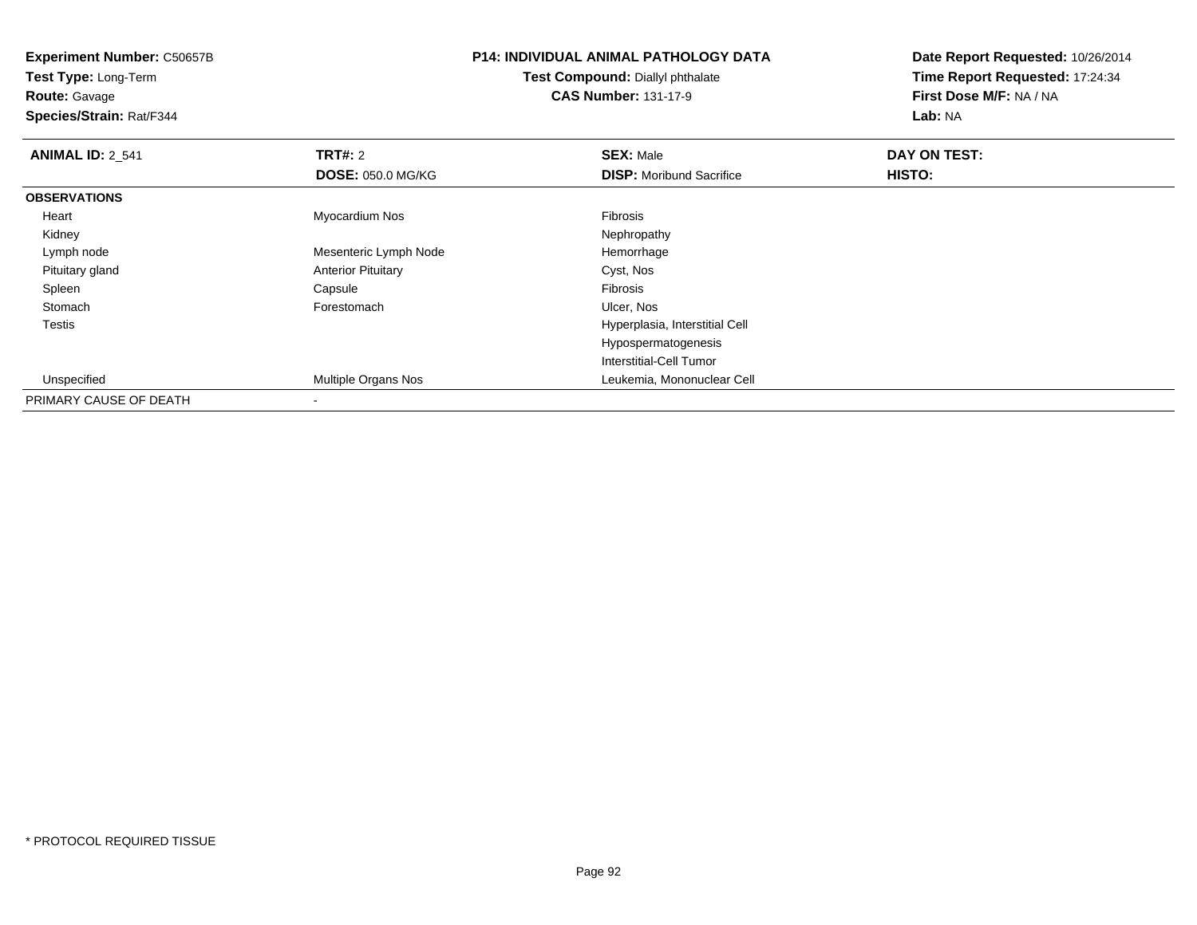**Experiment Number:** C50657B
**Test Type:** Long-Term
**Route:** Gavage
**Species/Strain:** Rat/F344

**P14: INDIVIDUAL ANIMAL PATHOLOGY DATA**
**Test Compound:** Diallyl phthalate
**CAS Number:** 131-17-9

**Date Report Requested:** 10/26/2014
**Time Report Requested:** 17:24:34
**First Dose M/F:** NA / NA
**Lab:** NA

| **ANIMAL ID:** 2_541 | **TRT#:** 2 | **SEX:** Male | **DAY ON TEST:** |
|---|---|---|---|
| | **DOSE:** 050.0 MG/KG | **DISP:** Moribund Sacrifice | **HISTO:** |
| **OBSERVATIONS** | | | |
| Heart | Myocardium Nos | Fibrosis | |
| Kidney | | Nephropathy | |
| Lymph node | Mesenteric Lymph Node | Hemorrhage | |
| Pituitary gland | Anterior Pituitary | Cyst, Nos | |
| Spleen | Capsule | Fibrosis | |
| Stomach | Forestomach | Ulcer, Nos | |
| Testis | | Hyperplasia, Interstitial Cell | |
| | | Hypospermatogenesis | |
| | | Interstitial-Cell Tumor | |
| Unspecified | Multiple Organs Nos | Leukemia, Mononuclear Cell | |
| PRIMARY CAUSE OF DEATH | - | | |

* PROTOCOL REQUIRED TISSUE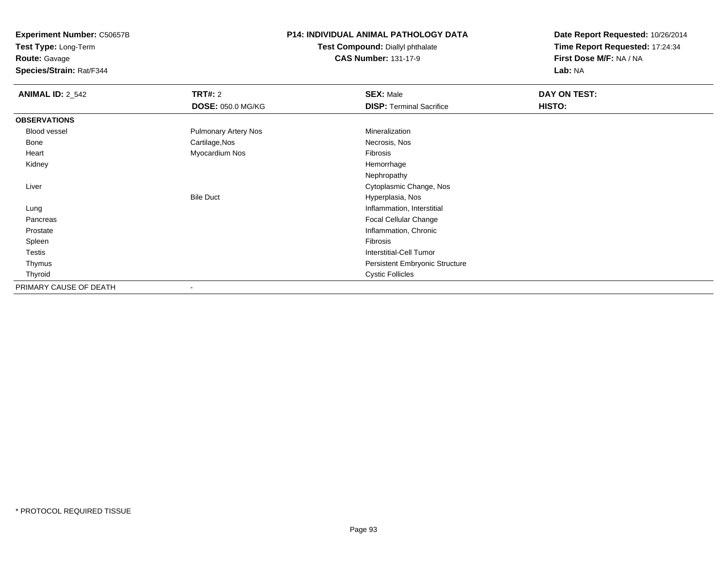**Experiment Number:** C50657B
**Test Type:** Long-Term
**Route:** Gavage
**Species/Strain:** Rat/F344

**P14: INDIVIDUAL ANIMAL PATHOLOGY DATA**
**Test Compound:** Diallyl phthalate
**CAS Number:** 131-17-9

**Date Report Requested:** 10/26/2014
**Time Report Requested:** 17:24:34
**First Dose M/F:** NA / NA
**Lab:** NA

| **ANIMAL ID:** 2_542 | **TRT#:** 2 | **SEX:** Male | **DAY ON TEST:** |
|---|---|---|---|
| | **DOSE:** 050.0 MG/KG | **DISP:** Terminal Sacrifice | **HISTO:** |
| **OBSERVATIONS** | | | |
| Blood vessel | Pulmonary Artery Nos | Mineralization | |
| Bone | Cartilage,Nos | Necrosis, Nos | |
| Heart | Myocardium Nos | Fibrosis | |
| Kidney | | Hemorrhage | |
| | | Nephropathy | |
| Liver | | Cytoplasmic Change, Nos | |
| | Bile Duct | Hyperplasia, Nos | |
| Lung | | Inflammation, Interstitial | |
| Pancreas | | Focal Cellular Change | |
| Prostate | | Inflammation, Chronic | |
| Spleen | | Fibrosis | |
| Testis | | Interstitial-Cell Tumor | |
| Thymus | | Persistent Embryonic Structure | |
| Thyroid | | Cystic Follicles | |
| PRIMARY CAUSE OF DEATH | - | | |

* PROTOCOL REQUIRED TISSUE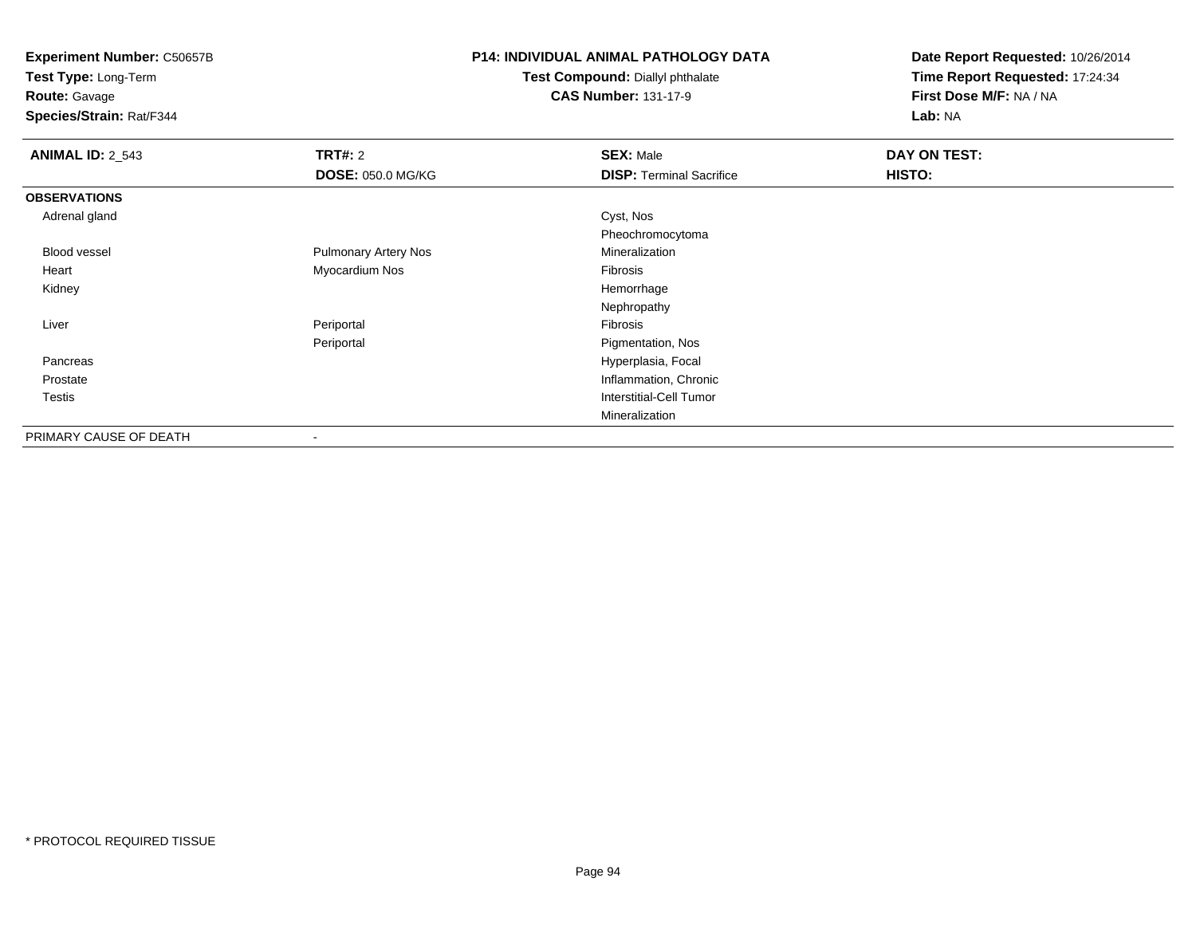**Experiment Number:** C50657B
**Test Type:** Long-Term
**Route:** Gavage
**Species/Strain:** Rat/F344

**P14: INDIVIDUAL ANIMAL PATHOLOGY DATA**
**Test Compound:** Diallyl phthalate
**CAS Number:** 131-17-9

**Date Report Requested:** 10/26/2014
**Time Report Requested:** 17:24:34
**First Dose M/F:** NA / NA
**Lab:** NA

| **ANIMAL ID:** 2_543 | **TRT#:** 2 | **SEX:** Male | **DAY ON TEST:** |
|---|---|---|---|
| | **DOSE:** 050.0 MG/KG | **DISP:** Terminal Sacrifice | **HISTO:** |
| **OBSERVATIONS** | | | |
| Adrenal gland | | Cyst, Nos | |
| | | Pheochromocytoma | |
| Blood vessel | Pulmonary Artery Nos | Mineralization | |
| Heart | Myocardium Nos | Fibrosis | |
| Kidney | | Hemorrhage | |
| | | Nephropathy | |
| Liver | Periportal | Fibrosis | |
| | Periportal | Pigmentation, Nos | |
| Pancreas | | Hyperplasia, Focal | |
| Prostate | | Inflammation, Chronic | |
| Testis | | Interstitial-Cell Tumor | |
| | | Mineralization | |
| PRIMARY CAUSE OF DEATH | - | | |

* PROTOCOL REQUIRED TISSUE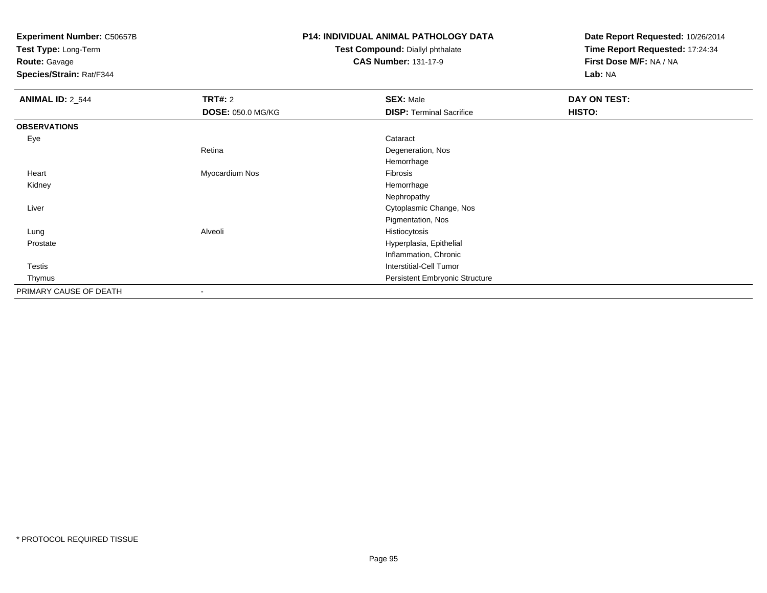**Experiment Number:** C50657B
**Test Type:** Long-Term
**Route:** Gavage
**Species/Strain:** Rat/F344

**P14: INDIVIDUAL ANIMAL PATHOLOGY DATA**
**Test Compound:** Diallyl phthalate
**CAS Number:** 131-17-9

**Date Report Requested:** 10/26/2014
**Time Report Requested:** 17:24:34
**First Dose M/F:** NA / NA
**Lab:** NA

| **ANIMAL ID:** 2_544 | **TRT#:** 2 | **SEX:** Male | **DAY ON TEST:** |
|---|---|---|---|
| | **DOSE:** 050.0 MG/KG | **DISP:** Terminal Sacrifice | **HISTO:** |
| **OBSERVATIONS** | | | |
| Eye | | Cataract | |
| | Retina | Degeneration, Nos | |
| | | Hemorrhage | |
| Heart | Myocardium Nos | Fibrosis | |
| Kidney | | Hemorrhage | |
| | | Nephropathy | |
| Liver | | Cytoplasmic Change, Nos | |
| | | Pigmentation, Nos | |
| Lung | Alveoli | Histiocytosis | |
| Prostate | | Hyperplasia, Epithelial | |
| | | Inflammation, Chronic | |
| Testis | | Interstitial-Cell Tumor | |
| Thymus | | Persistent Embryonic Structure | |
| PRIMARY CAUSE OF DEATH | - | | |

* PROTOCOL REQUIRED TISSUE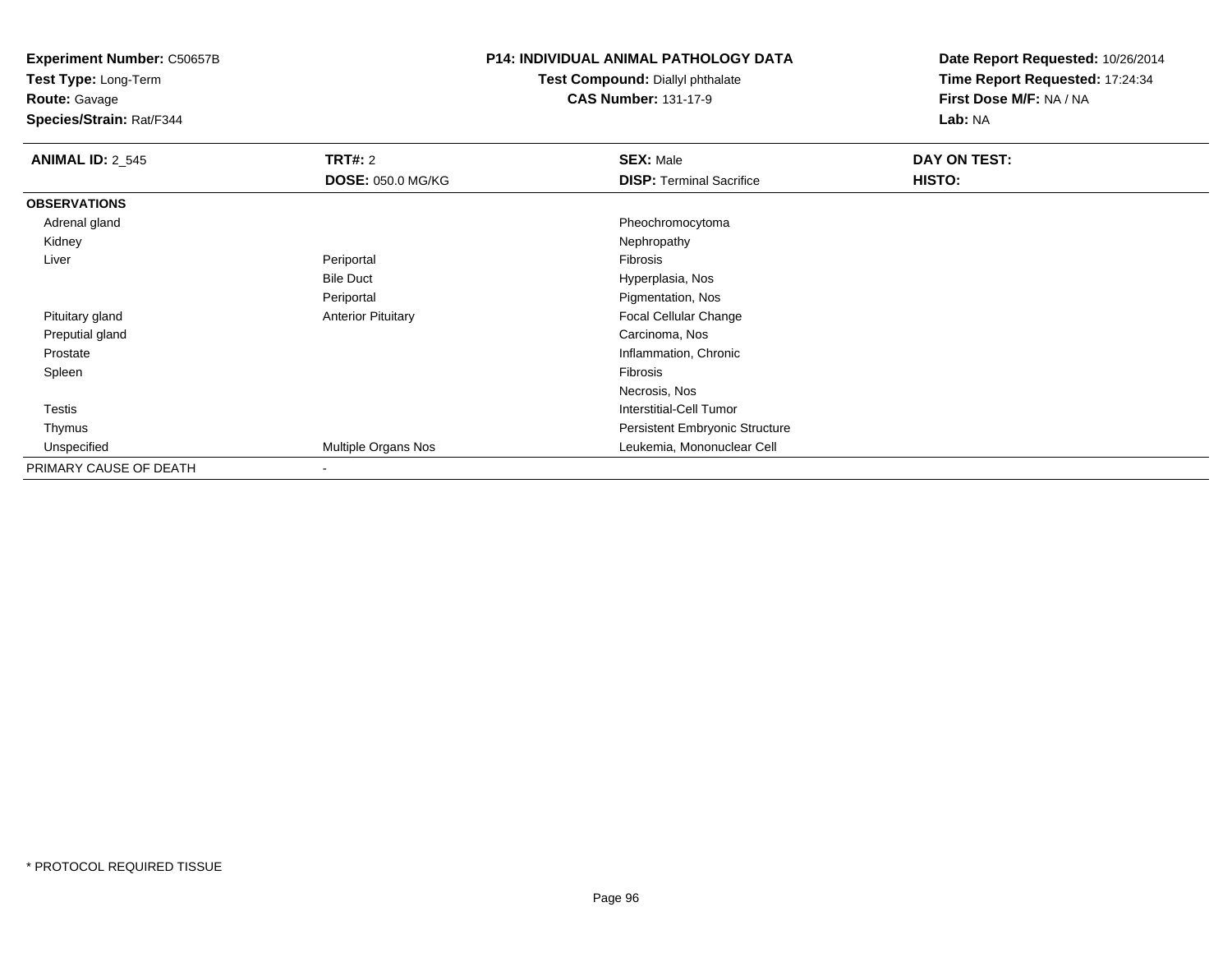**Experiment Number:** C50657B
**Test Type:** Long-Term
**Route:** Gavage
**Species/Strain:** Rat/F344

**P14: INDIVIDUAL ANIMAL PATHOLOGY DATA**
**Test Compound:** Diallyl phthalate
**CAS Number:** 131-17-9

**Date Report Requested:** 10/26/2014
**Time Report Requested:** 17:24:34
**First Dose M/F:** NA / NA
**Lab:** NA

| **ANIMAL ID:** 2_545 | **TRT#:** 2 | **SEX:** Male | **DAY ON TEST:** |
|---|---|---|---|
| | **DOSE:** 050.0 MG/KG | **DISP:** Terminal Sacrifice | **HISTO:** |
| **OBSERVATIONS** | | | |
| Adrenal gland | | Pheochromocytoma | |
| Kidney | | Nephropathy | |
| Liver | Periportal | Fibrosis | |
| | Bile Duct | Hyperplasia, Nos | |
| | Periportal | Pigmentation, Nos | |
| Pituitary gland | Anterior Pituitary | Focal Cellular Change | |
| Preputial gland | | Carcinoma, Nos | |
| Prostate | | Inflammation, Chronic | |
| Spleen | | Fibrosis | |
| | | Necrosis, Nos | |
| Testis | | Interstitial-Cell Tumor | |
| Thymus | | Persistent Embryonic Structure | |
| Unspecified | Multiple Organs Nos | Leukemia, Mononuclear Cell | |
| PRIMARY CAUSE OF DEATH | - | | |

* PROTOCOL REQUIRED TISSUE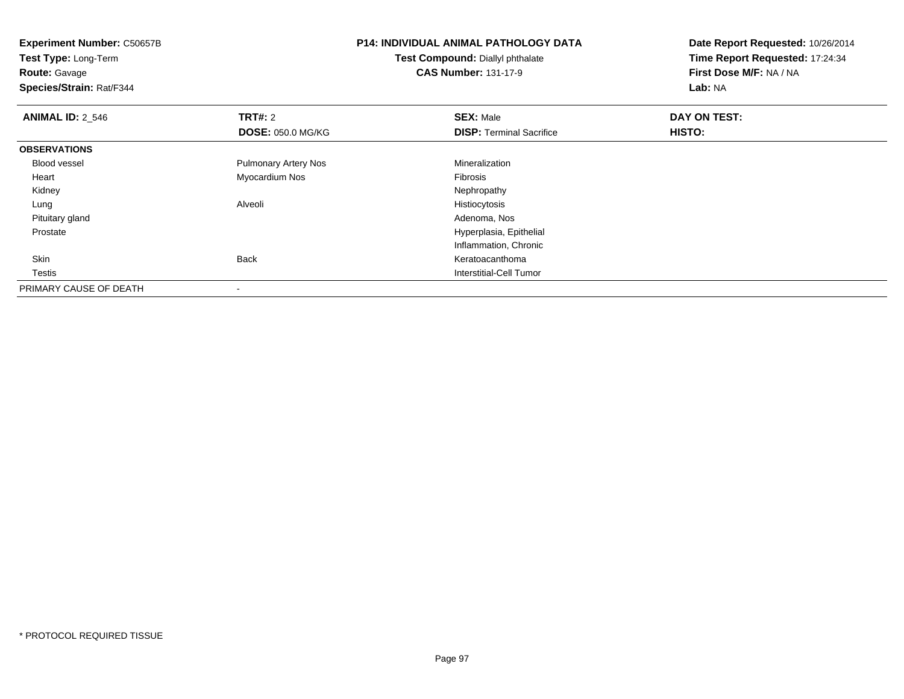**Experiment Number:** C50657B
**Test Type:** Long-Term
**Route:** Gavage
**Species/Strain:** Rat/F344

**P14: INDIVIDUAL ANIMAL PATHOLOGY DATA**
**Test Compound:** Diallyl phthalate
**CAS Number:** 131-17-9

**Date Report Requested:** 10/26/2014
**Time Report Requested:** 17:24:34
**First Dose M/F:** NA / NA
**Lab:** NA

| **ANIMAL ID:** 2_546 | **TRT#:** 2 | **SEX:** Male | **DAY ON TEST:** |
|---|---|---|---|
| | **DOSE:** 050.0 MG/KG | **DISP:** Terminal Sacrifice | **HISTO:** |
| **OBSERVATIONS** | | | |
| Blood vessel | Pulmonary Artery Nos | Mineralization | |
| Heart | Myocardium Nos | Fibrosis | |
| Kidney | | Nephropathy | |
| Lung | Alveoli | Histiocytosis | |
| Pituitary gland | | Adenoma, Nos | |
| Prostate | | Hyperplasia, Epithelial | |
| | | Inflammation, Chronic | |
| Skin | Back | Keratoacanthoma | |
| Testis | | Interstitial-Cell Tumor | |
| PRIMARY CAUSE OF DEATH | - | | |

* PROTOCOL REQUIRED TISSUE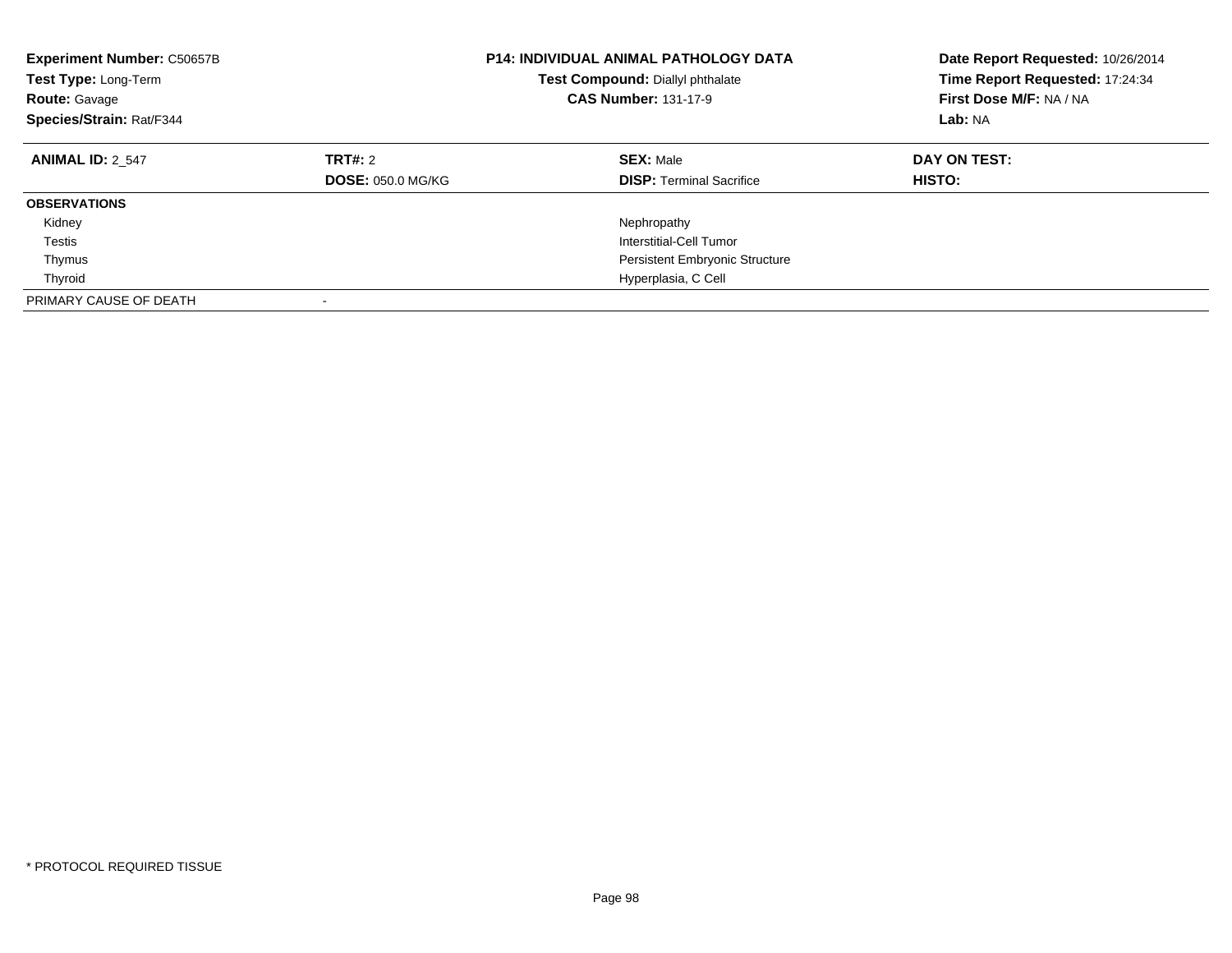**Experiment Number:** C50657B
**Test Type:** Long-Term
**Route:** Gavage
**Species/Strain:** Rat/F344

**P14: INDIVIDUAL ANIMAL PATHOLOGY DATA**
**Test Compound:** Diallyl phthalate
**CAS Number:** 131-17-9

**Date Report Requested:** 10/26/2014
**Time Report Requested:** 17:24:34
**First Dose M/F:** NA / NA
**Lab:** NA

| **ANIMAL ID:** 2_547 | **TRT#:** 2 | **SEX:** Male | **DAY ON TEST:** |
|---|---|---|---|
| | **DOSE:** 050.0 MG/KG | **DISP:** Terminal Sacrifice | **HISTO:** |
| **OBSERVATIONS** | | | |
| Kidney | | Nephropathy | |
| Testis | | Interstitial-Cell Tumor | |
| Thymus | | Persistent Embryonic Structure | |
| Thyroid | | Hyperplasia, C Cell | |
| PRIMARY CAUSE OF DEATH | - | | |

* PROTOCOL REQUIRED TISSUE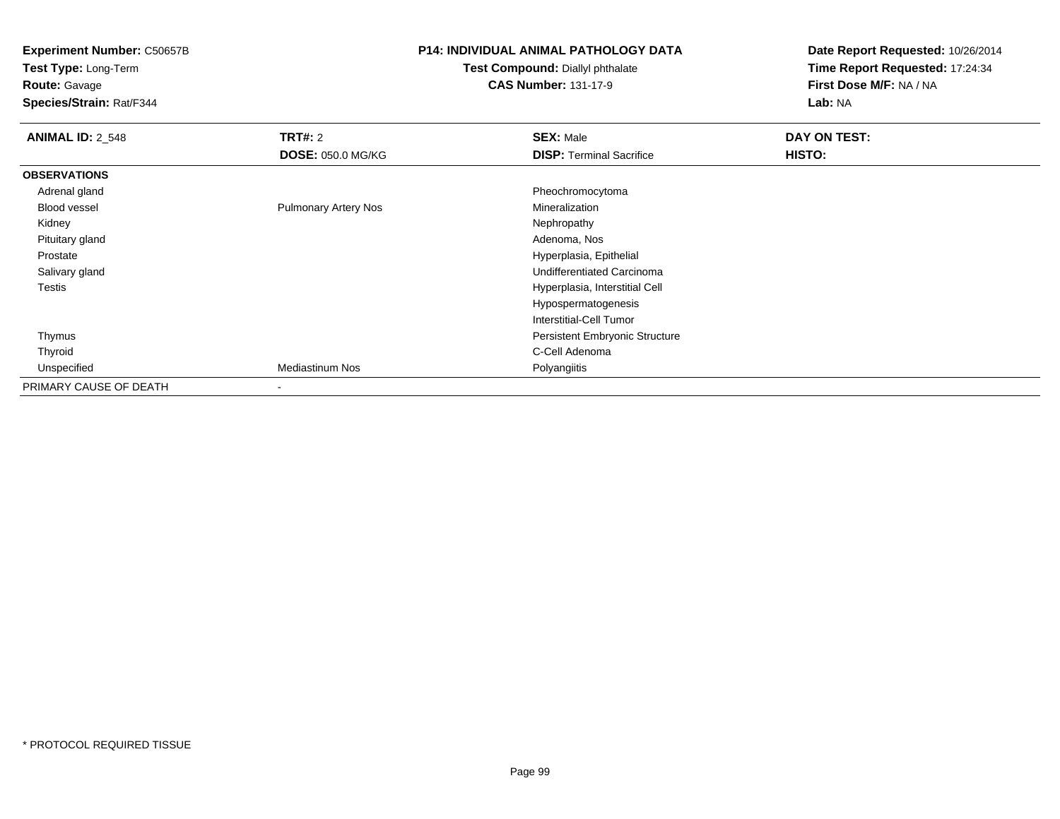**Experiment Number:** C50657B
**Test Type:** Long-Term
**Route:** Gavage
**Species/Strain:** Rat/F344

**P14: INDIVIDUAL ANIMAL PATHOLOGY DATA**
**Test Compound:** Diallyl phthalate
**CAS Number:** 131-17-9

**Date Report Requested:** 10/26/2014
**Time Report Requested:** 17:24:34
**First Dose M/F:** NA / NA
**Lab:** NA

| **ANIMAL ID:** 2_548 | **TRT#:** 2 | **SEX:** Male | **DAY ON TEST:** |
|---|---|---|---|
| | **DOSE:** 050.0 MG/KG | **DISP:** Terminal Sacrifice | **HISTO:** |
| **OBSERVATIONS** | | | |
| Adrenal gland | | Pheochromocytoma | |
| Blood vessel | Pulmonary Artery Nos | Mineralization | |
| Kidney | | Nephropathy | |
| Pituitary gland | | Adenoma, Nos | |
| Prostate | | Hyperplasia, Epithelial | |
| Salivary gland | | Undifferentiated Carcinoma | |
| Testis | | Hyperplasia, Interstitial Cell | |
| | | Hypospermatogenesis | |
| | | Interstitial-Cell Tumor | |
| Thymus | | Persistent Embryonic Structure | |
| Thyroid | | C-Cell Adenoma | |
| Unspecified | Mediastinum Nos | Polyangiitis | |
| PRIMARY CAUSE OF DEATH | - | | |

* PROTOCOL REQUIRED TISSUE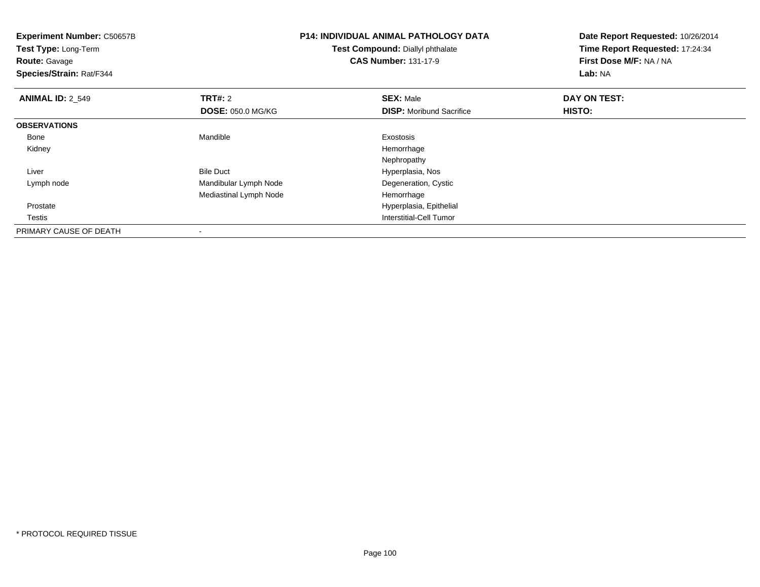**Experiment Number:** C50657B
**Test Type:** Long-Term
**Route:** Gavage
**Species/Strain:** Rat/F344

**P14: INDIVIDUAL ANIMAL PATHOLOGY DATA**
**Test Compound:** Diallyl phthalate
**CAS Number:** 131-17-9

**Date Report Requested:** 10/26/2014
**Time Report Requested:** 17:24:34
**First Dose M/F:** NA / NA
**Lab:** NA

| **ANIMAL ID:** 2_549 | **TRT#:** 2 | **SEX:** Male | **DAY ON TEST:** |
|---|---|---|---|
| | **DOSE:** 050.0 MG/KG | **DISP:** Moribund Sacrifice | **HISTO:** |
| **OBSERVATIONS** | | | |
| Bone | Mandible | Exostosis | |
| Kidney | | Hemorrhage | |
| | | Nephropathy | |
| Liver | Bile Duct | Hyperplasia, Nos | |
| Lymph node | Mandibular Lymph Node | Degeneration, Cystic | |
| | Mediastinal Lymph Node | Hemorrhage | |
| Prostate | | Hyperplasia, Epithelial | |
| Testis | | Interstitial-Cell Tumor | |
| PRIMARY CAUSE OF DEATH | - | | |

\* PROTOCOL REQUIRED TISSUE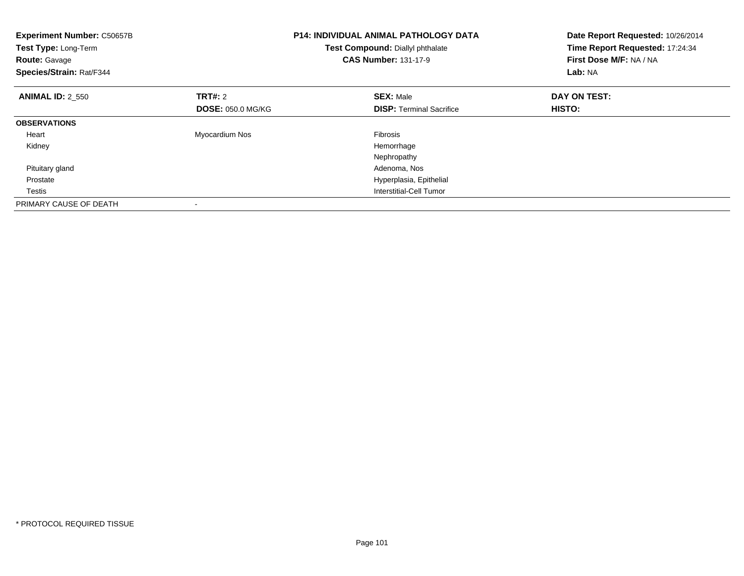**Experiment Number:** C50657B
**Test Type:** Long-Term
**Route:** Gavage
**Species/Strain:** Rat/F344

**P14: INDIVIDUAL ANIMAL PATHOLOGY DATA**
**Test Compound:** Diallyl phthalate
**CAS Number:** 131-17-9

**Date Report Requested:** 10/26/2014
**Time Report Requested:** 17:24:34
**First Dose M/F:** NA / NA
**Lab:** NA

| **ANIMAL ID:** 2_550 | **TRT#:** 2 | **SEX:** Male | **DAY ON TEST:** |
|---|---|---|---|
| | **DOSE:** 050.0 MG/KG | **DISP:** Terminal Sacrifice | **HISTO:** |
| **OBSERVATIONS** | | | |
| Heart | Myocardium Nos | Fibrosis | |
| Kidney | | Hemorrhage | |
| | | Nephropathy | |
| Pituitary gland | | Adenoma, Nos | |
| Prostate | | Hyperplasia, Epithelial | |
| Testis | | Interstitial-Cell Tumor | |
| PRIMARY CAUSE OF DEATH | - | | |

* PROTOCOL REQUIRED TISSUE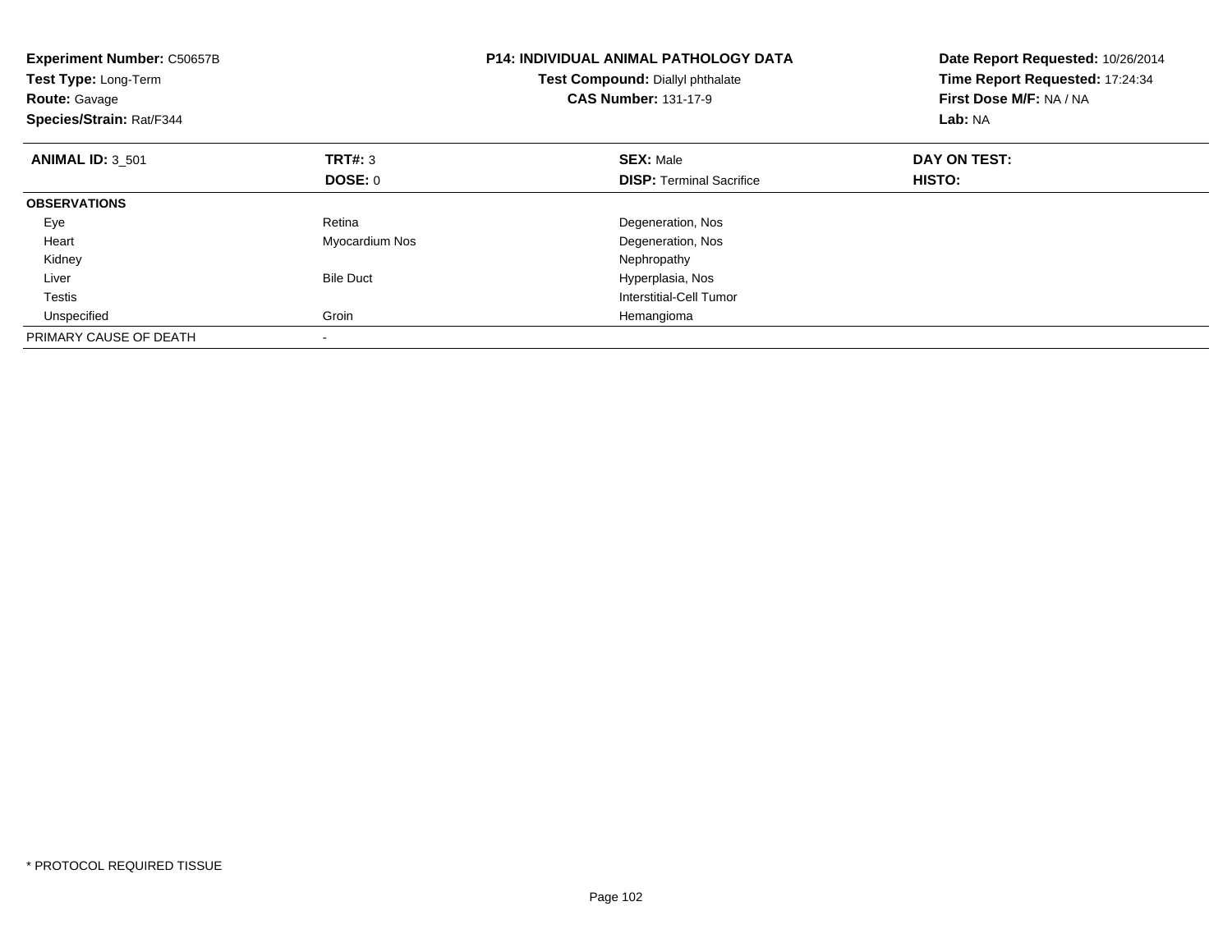**Experiment Number:** C50657B
**Test Type:** Long-Term
**Route:** Gavage
**Species/Strain:** Rat/F344

**P14: INDIVIDUAL ANIMAL PATHOLOGY DATA**
**Test Compound:** Diallyl phthalate
**CAS Number:** 131-17-9

**Date Report Requested:** 10/26/2014
**Time Report Requested:** 17:24:34
**First Dose M/F:** NA / NA
**Lab:** NA

| **ANIMAL ID:** 3_501 | **TRT#:** 3 | **SEX:** Male | **DAY ON TEST:** |
|---|---|---|---|
| | **DOSE:** 0 | **DISP:** Terminal Sacrifice | **HISTO:** |
| **OBSERVATIONS** | | | |
| Eye | Retina | Degeneration, Nos | |
| Heart | Myocardium Nos | Degeneration, Nos | |
| Kidney | | Nephropathy | |
| Liver | Bile Duct | Hyperplasia, Nos | |
| Testis | | Interstitial-Cell Tumor | |
| Unspecified | Groin | Hemangioma | |
| PRIMARY CAUSE OF DEATH | - | | |

* PROTOCOL REQUIRED TISSUE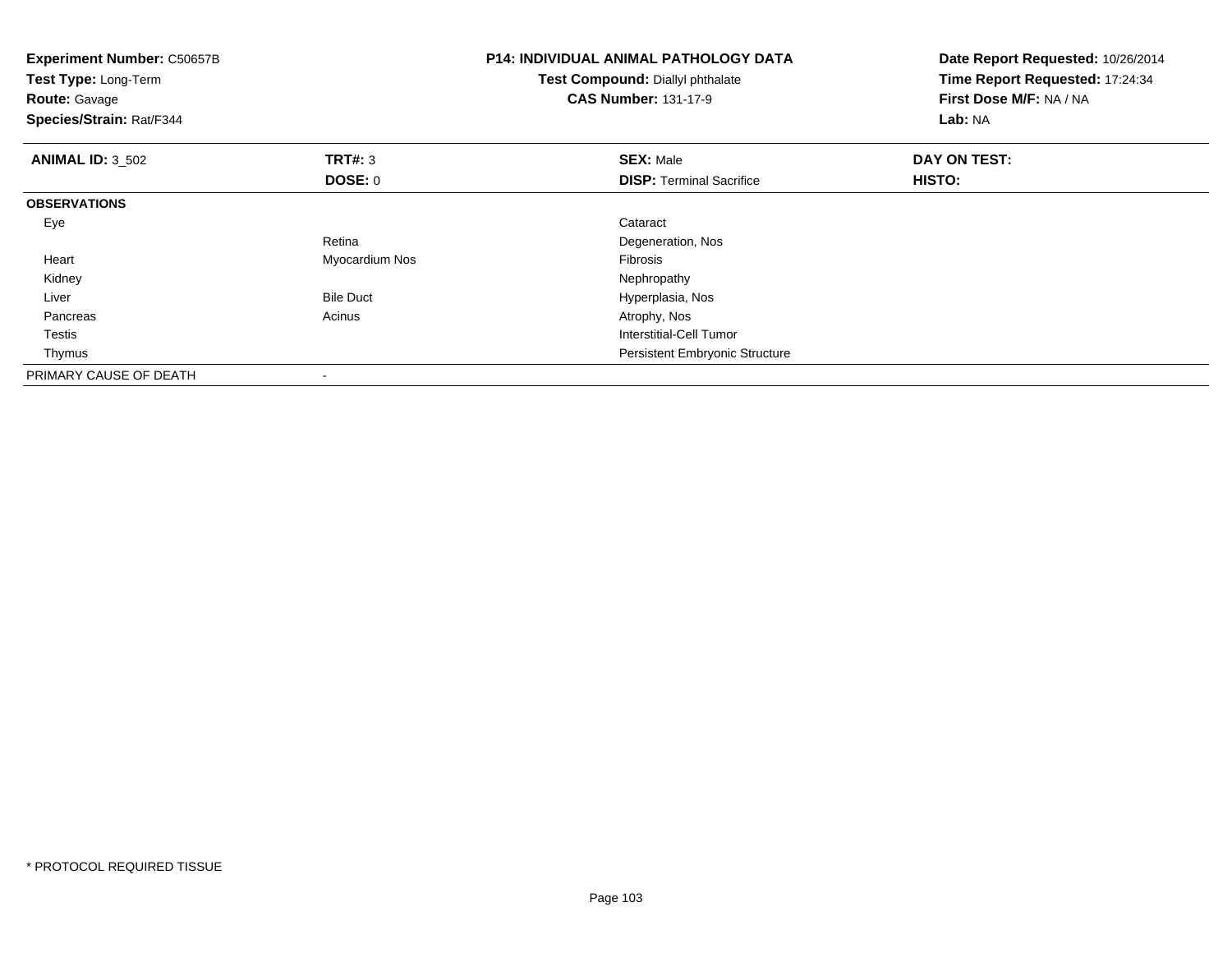**Experiment Number:** C50657B
**Test Type:** Long-Term
**Route:** Gavage
**Species/Strain:** Rat/F344

**P14: INDIVIDUAL ANIMAL PATHOLOGY DATA**
**Test Compound:** Diallyl phthalate
**CAS Number:** 131-17-9

**Date Report Requested:** 10/26/2014
**Time Report Requested:** 17:24:34
**First Dose M/F:** NA / NA
**Lab:** NA

| **ANIMAL ID:** 3_502 | **TRT#:** 3 | **SEX:** Male | **DAY ON TEST:** |
|---|---|---|---|
| | **DOSE:** 0 | **DISP:** Terminal Sacrifice | **HISTO:** |
| **OBSERVATIONS** | | | |
| Eye | | Cataract | |
| | Retina | Degeneration, Nos | |
| Heart | Myocardium Nos | Fibrosis | |
| Kidney | | Nephropathy | |
| Liver | Bile Duct | Hyperplasia, Nos | |
| Pancreas | Acinus | Atrophy, Nos | |
| Testis | | Interstitial-Cell Tumor | |
| Thymus | | Persistent Embryonic Structure | |
| PRIMARY CAUSE OF DEATH | - | | |

* PROTOCOL REQUIRED TISSUE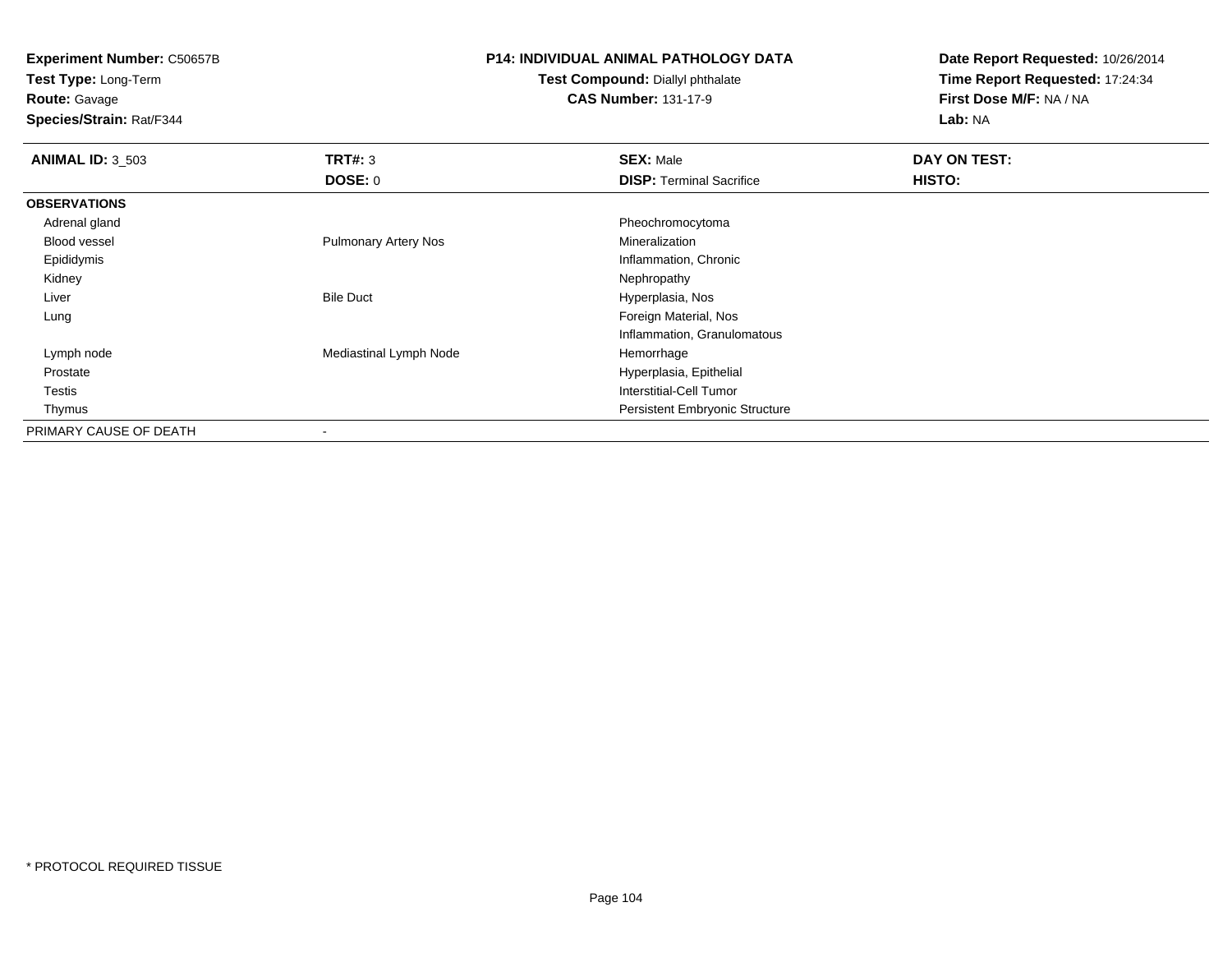**Experiment Number:** C50657B
**Test Type:** Long-Term
**Route:** Gavage
**Species/Strain:** Rat/F344

**P14: INDIVIDUAL ANIMAL PATHOLOGY DATA**
**Test Compound:** Diallyl phthalate
**CAS Number:** 131-17-9

**Date Report Requested:** 10/26/2014
**Time Report Requested:** 17:24:34
**First Dose M/F:** NA / NA
**Lab:** NA

| **ANIMAL ID:** 3_503 | **TRT#:** 3 | **SEX:** Male | **DAY ON TEST:** |
|---|---|---|---|
| | **DOSE:** 0 | **DISP:** Terminal Sacrifice | **HISTO:** |
| **OBSERVATIONS** | | | |
| Adrenal gland | | Pheochromocytoma | |
| Blood vessel | Pulmonary Artery Nos | Mineralization | |
| Epididymis | | Inflammation, Chronic | |
| Kidney | | Nephropathy | |
| Liver | Bile Duct | Hyperplasia, Nos | |
| Lung | | Foreign Material, Nos | |
| | | Inflammation, Granulomatous | |
| Lymph node | Mediastinal Lymph Node | Hemorrhage | |
| Prostate | | Hyperplasia, Epithelial | |
| Testis | | Interstitial-Cell Tumor | |
| Thymus | | Persistent Embryonic Structure | |
| PRIMARY CAUSE OF DEATH | - | | |

* PROTOCOL REQUIRED TISSUE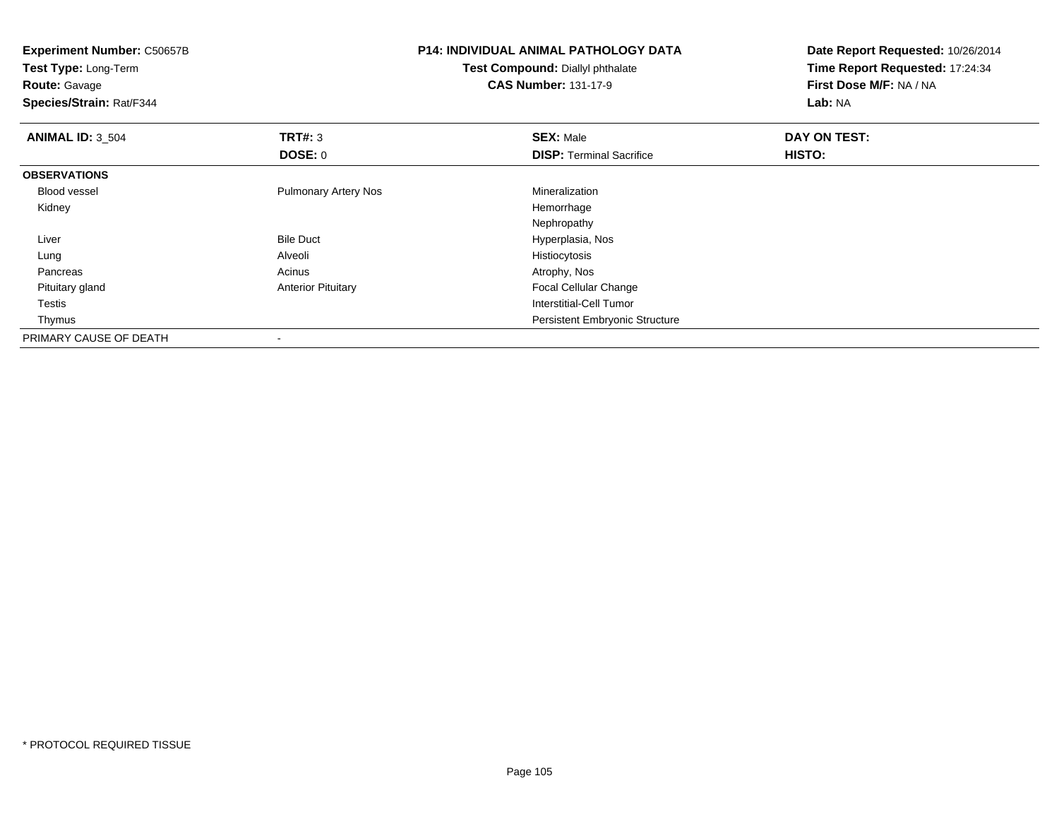**Experiment Number:** C50657B
**Test Type:** Long-Term
**Route:** Gavage
**Species/Strain:** Rat/F344

**P14: INDIVIDUAL ANIMAL PATHOLOGY DATA**
**Test Compound:** Diallyl phthalate
**CAS Number:** 131-17-9

**Date Report Requested:** 10/26/2014
**Time Report Requested:** 17:24:34
**First Dose M/F:** NA / NA
**Lab:** NA

| **ANIMAL ID:** 3_504 | **TRT#:** 3 | **SEX:** Male | **DAY ON TEST:** |
|---|---|---|---|
| | **DOSE:** 0 | **DISP:** Terminal Sacrifice | **HISTO:** |
| **OBSERVATIONS** | | | |
| Blood vessel | Pulmonary Artery Nos | Mineralization | |
| Kidney | | Hemorrhage | |
| | | Nephropathy | |
| Liver | Bile Duct | Hyperplasia, Nos | |
| Lung | Alveoli | Histiocytosis | |
| Pancreas | Acinus | Atrophy, Nos | |
| Pituitary gland | Anterior Pituitary | Focal Cellular Change | |
| Testis | | Interstitial-Cell Tumor | |
| Thymus | | Persistent Embryonic Structure | |
| PRIMARY CAUSE OF DEATH | - | | |

* PROTOCOL REQUIRED TISSUE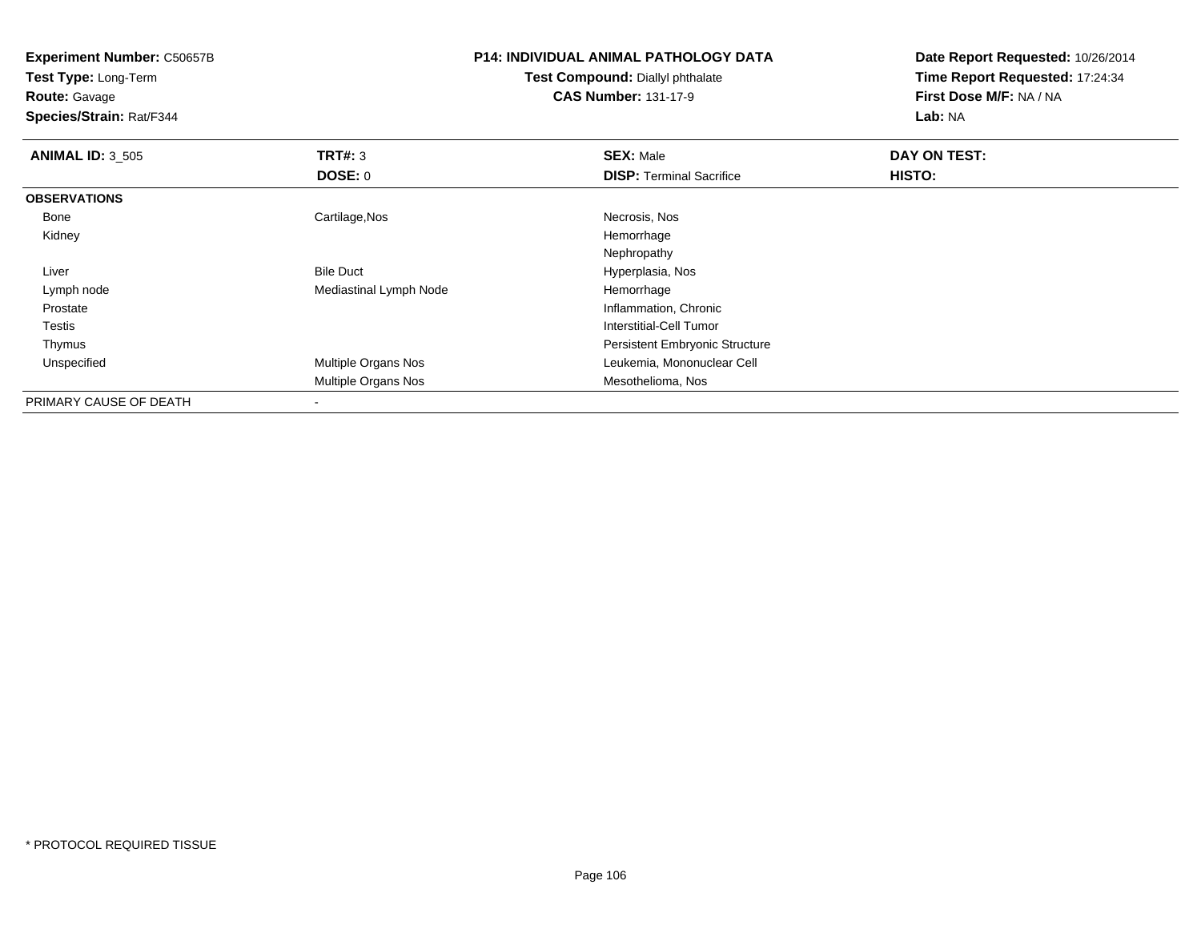**Experiment Number:** C50657B
**Test Type:** Long-Term
**Route:** Gavage
**Species/Strain:** Rat/F344

## P14: INDIVIDUAL ANIMAL PATHOLOGY DATA

**Test Compound:** Diallyl phthalate
**CAS Number:** 131-17-9

**Date Report Requested:** 10/26/2014
**Time Report Requested:** 17:24:34
**First Dose M/F:** NA / NA
**Lab:** NA

| **ANIMAL ID:** 3_505 | **TRT#:** 3 | **SEX:** Male | **DAY ON TEST:** |
|---|---|---|---|
| | **DOSE:** 0 | **DISP:** Terminal Sacrifice | **HISTO:** |
| **OBSERVATIONS** | | | |
| Bone | Cartilage,Nos | Necrosis, Nos | |
| Kidney | | Hemorrhage | |
| | | Nephropathy | |
| Liver | Bile Duct | Hyperplasia, Nos | |
| Lymph node | Mediastinal Lymph Node | Hemorrhage | |
| Prostate | | Inflammation, Chronic | |
| Testis | | Interstitial-Cell Tumor | |
| Thymus | | Persistent Embryonic Structure | |
| Unspecified | Multiple Organs Nos | Leukemia, Mononuclear Cell | |
| | Multiple Organs Nos | Mesothelioma, Nos | |
| PRIMARY CAUSE OF DEATH | - | | |

* PROTOCOL REQUIRED TISSUE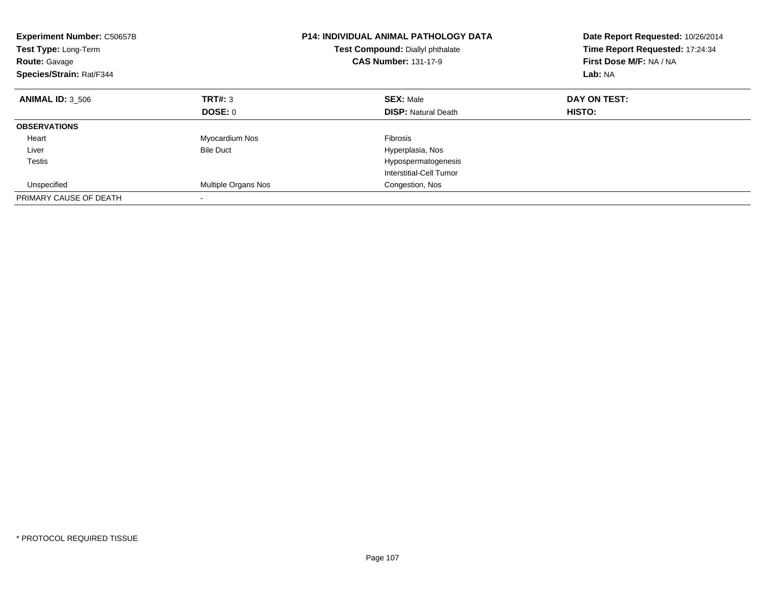**Experiment Number:** C50657B
**Test Type:** Long-Term
**Route:** Gavage
**Species/Strain:** Rat/F344

**P14: INDIVIDUAL ANIMAL PATHOLOGY DATA**
**Test Compound:** Diallyl phthalate
**CAS Number:** 131-17-9

**Date Report Requested:** 10/26/2014
**Time Report Requested:** 17:24:34
**First Dose M/F:** NA / NA
**Lab:** NA

| **ANIMAL ID:** 3_506 | **TRT#:** 3 | **SEX:** Male | **DAY ON TEST:** |
|---|---|---|---|
| | **DOSE:** 0 | **DISP:** Natural Death | **HISTO:** |
| **OBSERVATIONS** | | | |
| Heart | Myocardium Nos | Fibrosis | |
| Liver | Bile Duct | Hyperplasia, Nos | |
| Testis | | Hypospermatogenesis | |
| | | Interstitial-Cell Tumor | |
| Unspecified | Multiple Organs Nos | Congestion, Nos | |
| PRIMARY CAUSE OF DEATH | - | | |

* PROTOCOL REQUIRED TISSUE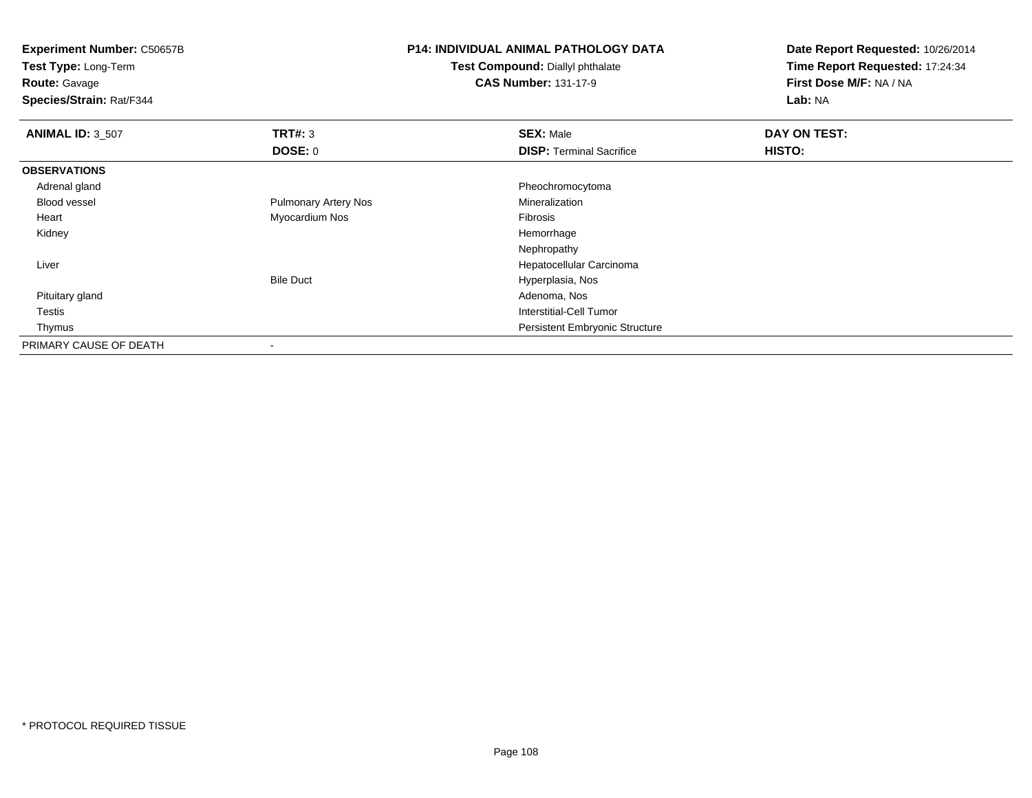**Experiment Number:** C50657B
**Test Type:** Long-Term
**Route:** Gavage
**Species/Strain:** Rat/F344

**P14: INDIVIDUAL ANIMAL PATHOLOGY DATA**
**Test Compound:** Diallyl phthalate
**CAS Number:** 131-17-9

**Date Report Requested:** 10/26/2014
**Time Report Requested:** 17:24:34
**First Dose M/F:** NA / NA
**Lab:** NA

| **ANIMAL ID:** 3_507 | **TRT#:** 3 | **SEX:** Male | **DAY ON TEST:** |
|---|---|---|---|
| | **DOSE:** 0 | **DISP:** Terminal Sacrifice | **HISTO:** |
| **OBSERVATIONS** | | | |
| Adrenal gland | | Pheochromocytoma | |
| Blood vessel | Pulmonary Artery Nos | Mineralization | |
| Heart | Myocardium Nos | Fibrosis | |
| Kidney | | Hemorrhage | |
| | | Nephropathy | |
| Liver | | Hepatocellular Carcinoma | |
| | Bile Duct | Hyperplasia, Nos | |
| Pituitary gland | | Adenoma, Nos | |
| Testis | | Interstitial-Cell Tumor | |
| Thymus | | Persistent Embryonic Structure | |
| PRIMARY CAUSE OF DEATH | - | | |

\* PROTOCOL REQUIRED TISSUE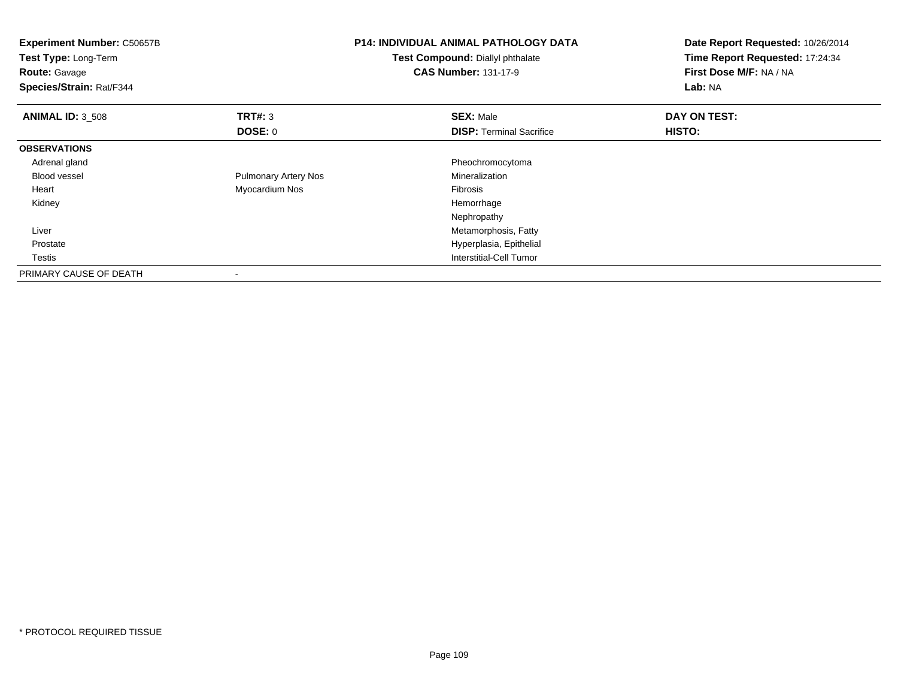**Experiment Number:** C50657B
**Test Type:** Long-Term
**Route:** Gavage
**Species/Strain:** Rat/F344

**P14: INDIVIDUAL ANIMAL PATHOLOGY DATA**
**Test Compound:** Diallyl phthalate
**CAS Number:** 131-17-9

**Date Report Requested:** 10/26/2014
**Time Report Requested:** 17:24:34
**First Dose M/F:** NA / NA
**Lab:** NA

| **ANIMAL ID:** 3_508 | **TRT#:** 3 | **SEX:** Male | **DAY ON TEST:** |
|---|---|---|---|
| | **DOSE:** 0 | **DISP:** Terminal Sacrifice | **HISTO:** |
| **OBSERVATIONS** | | | |
| Adrenal gland | | Pheochromocytoma | |
| Blood vessel | Pulmonary Artery Nos | Mineralization | |
| Heart | Myocardium Nos | Fibrosis | |
| Kidney | | Hemorrhage | |
| | | Nephropathy | |
| Liver | | Metamorphosis, Fatty | |
| Prostate | | Hyperplasia, Epithelial | |
| Testis | | Interstitial-Cell Tumor | |
| PRIMARY CAUSE OF DEATH | - | | |

* PROTOCOL REQUIRED TISSUE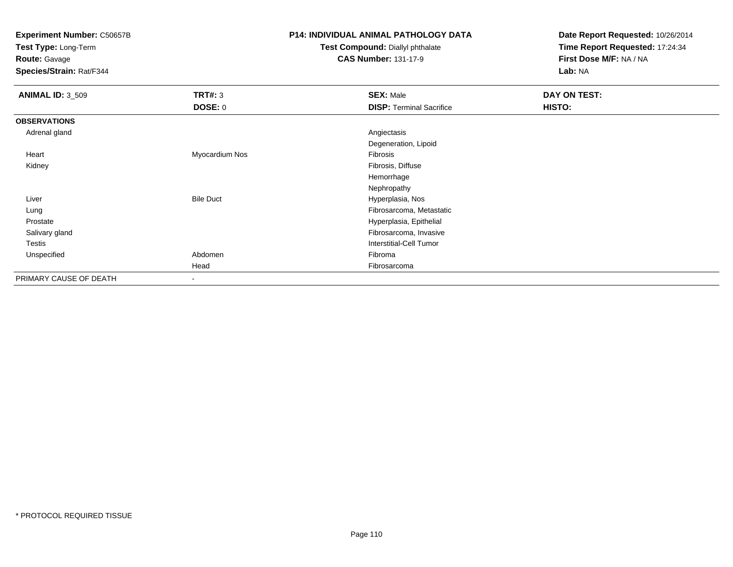**Experiment Number:** C50657B
**Test Type:** Long-Term
**Route:** Gavage
**Species/Strain:** Rat/F344

**P14: INDIVIDUAL ANIMAL PATHOLOGY DATA**
**Test Compound:** Diallyl phthalate
**CAS Number:** 131-17-9

**Date Report Requested:** 10/26/2014
**Time Report Requested:** 17:24:34
**First Dose M/F:** NA / NA
**Lab:** NA

| **ANIMAL ID:** 3_509 | **TRT#:** 3 | **SEX:** Male | **DAY ON TEST:** |
|---|---|---|---|
| | **DOSE:** 0 | **DISP:** Terminal Sacrifice | **HISTO:** |
| **OBSERVATIONS** | | | |
| Adrenal gland | | Angiectasis | |
| | | Degeneration, Lipoid | |
| Heart | Myocardium Nos | Fibrosis | |
| Kidney | | Fibrosis, Diffuse | |
| | | Hemorrhage | |
| | | Nephropathy | |
| Liver | Bile Duct | Hyperplasia, Nos | |
| Lung | | Fibrosarcoma, Metastatic | |
| Prostate | | Hyperplasia, Epithelial | |
| Salivary gland | | Fibrosarcoma, Invasive | |
| Testis | | Interstitial-Cell Tumor | |
| Unspecified | Abdomen | Fibroma | |
| | Head | Fibrosarcoma | |
| PRIMARY CAUSE OF DEATH | - | | |

* PROTOCOL REQUIRED TISSUE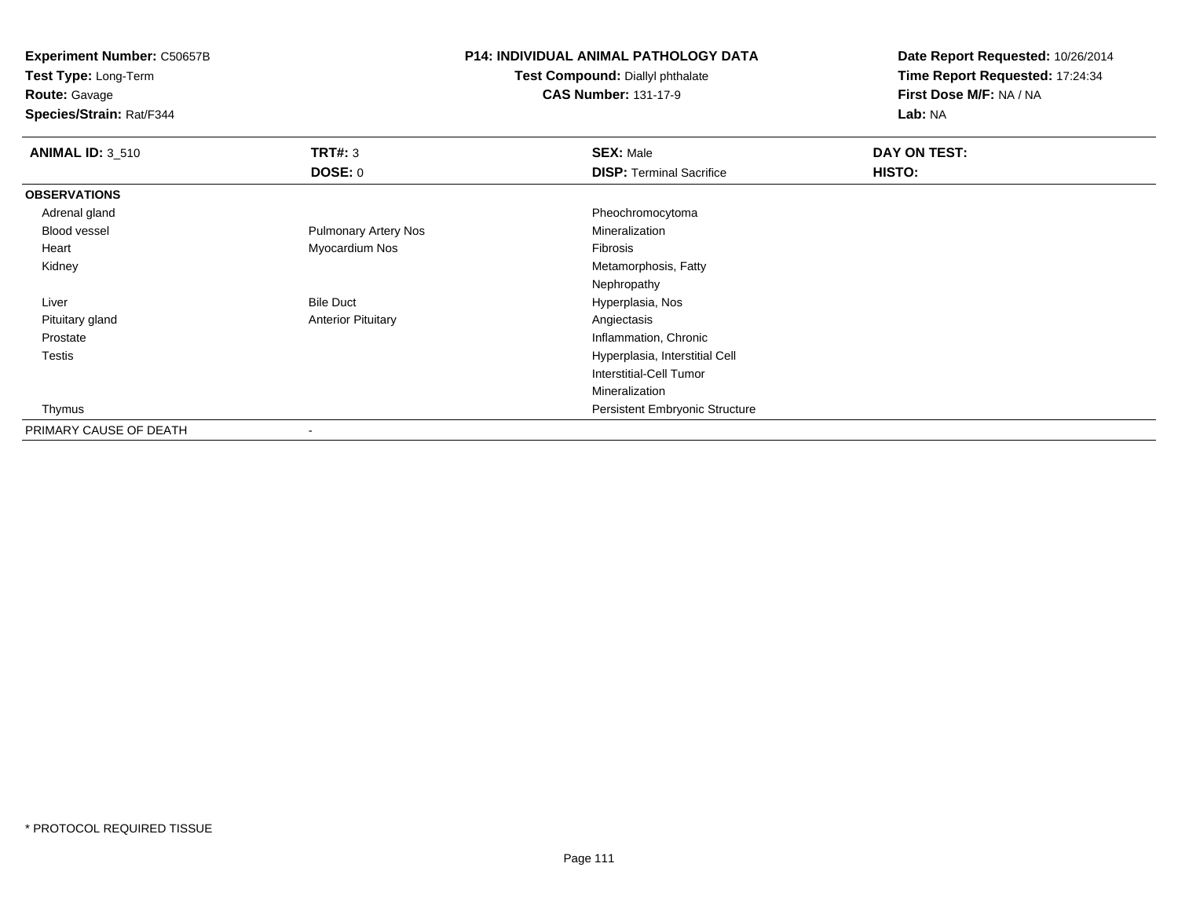**Experiment Number:** C50657B
**Test Type:** Long-Term
**Route:** Gavage
**Species/Strain:** Rat/F344

**P14: INDIVIDUAL ANIMAL PATHOLOGY DATA**
**Test Compound:** Diallyl phthalate
**CAS Number:** 131-17-9

**Date Report Requested:** 10/26/2014
**Time Report Requested:** 17:24:34
**First Dose M/F:** NA / NA
**Lab:** NA

| **ANIMAL ID:** 3_510 | **TRT#:** 3 | **SEX:** Male | **DAY ON TEST:** |
|---|---|---|---|
| | **DOSE:** 0 | **DISP:** Terminal Sacrifice | **HISTO:** |
| **OBSERVATIONS** | | | |
| Adrenal gland | | Pheochromocytoma | |
| Blood vessel | Pulmonary Artery Nos | Mineralization | |
| Heart | Myocardium Nos | Fibrosis | |
| Kidney | | Metamorphosis, Fatty | |
| | | Nephropathy | |
| Liver | Bile Duct | Hyperplasia, Nos | |
| Pituitary gland | Anterior Pituitary | Angiectasis | |
| Prostate | | Inflammation, Chronic | |
| Testis | | Hyperplasia, Interstitial Cell | |
| | | Interstitial-Cell Tumor | |
| | | Mineralization | |
| Thymus | | Persistent Embryonic Structure | |
| PRIMARY CAUSE OF DEATH | - | | |

* PROTOCOL REQUIRED TISSUE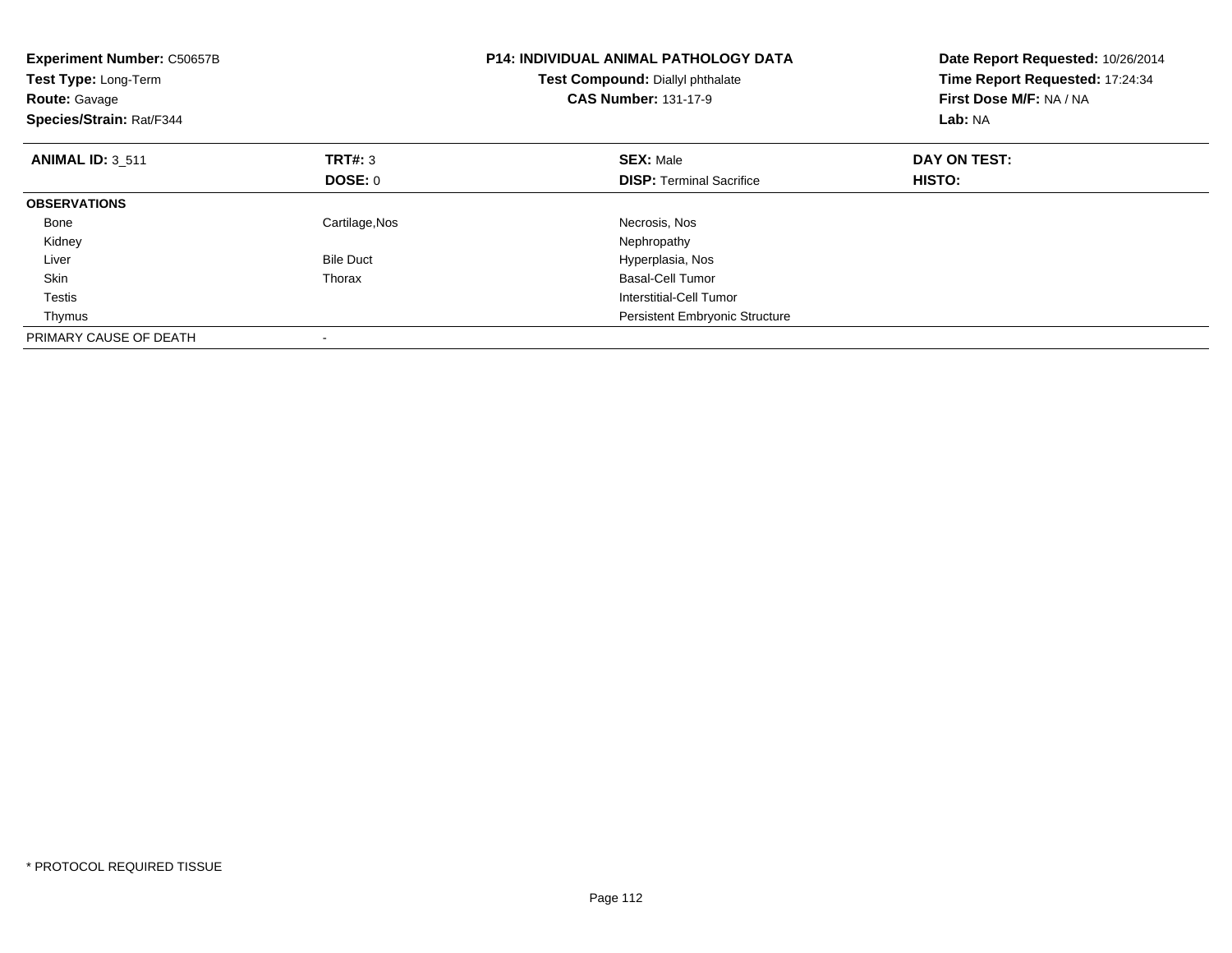**Experiment Number:** C50657B
**Test Type:** Long-Term
**Route:** Gavage
**Species/Strain:** Rat/F344

**P14: INDIVIDUAL ANIMAL PATHOLOGY DATA**
**Test Compound:** Diallyl phthalate
**CAS Number:** 131-17-9

**Date Report Requested:** 10/26/2014
**Time Report Requested:** 17:24:34
**First Dose M/F:** NA / NA
**Lab:** NA

| **ANIMAL ID:** 3_511 | **TRT#:** 3 | **SEX:** Male | **DAY ON TEST:** |
|---|---|---|---|
| | **DOSE:** 0 | **DISP:** Terminal Sacrifice | **HISTO:** |
| **OBSERVATIONS** | | | |
| Bone | Cartilage,Nos | Necrosis, Nos | |
| Kidney | | Nephropathy | |
| Liver | Bile Duct | Hyperplasia, Nos | |
| Skin | Thorax | Basal-Cell Tumor | |
| Testis | | Interstitial-Cell Tumor | |
| Thymus | | Persistent Embryonic Structure | |
| PRIMARY CAUSE OF DEATH | - | | |

* PROTOCOL REQUIRED TISSUE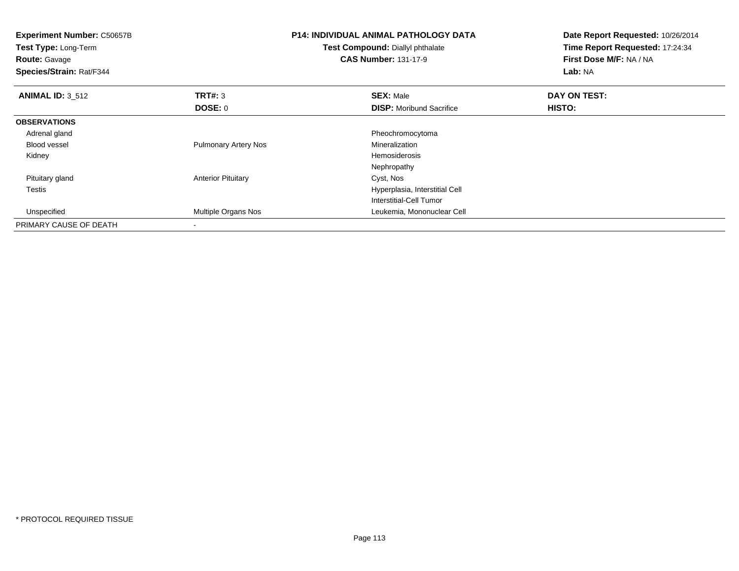**Experiment Number:** C50657B
**Test Type:** Long-Term
**Route:** Gavage
**Species/Strain:** Rat/F344

**P14: INDIVIDUAL ANIMAL PATHOLOGY DATA**
**Test Compound:** Diallyl phthalate
**CAS Number:** 131-17-9

**Date Report Requested:** 10/26/2014
**Time Report Requested:** 17:24:34
**First Dose M/F:** NA / NA
**Lab:** NA

| **ANIMAL ID:** 3_512 | **TRT#:** 3 | **SEX:** Male | **DAY ON TEST:** |
|---|---|---|---|
| | **DOSE:** 0 | **DISP:** Moribund Sacrifice | **HISTO:** |
| **OBSERVATIONS** | | | |
| Adrenal gland | | Pheochromocytoma | |
| Blood vessel | Pulmonary Artery Nos | Mineralization | |
| Kidney | | Hemosiderosis | |
| | | Nephropathy | |
| Pituitary gland | Anterior Pituitary | Cyst, Nos | |
| Testis | | Hyperplasia, Interstitial Cell | |
| | | Interstitial-Cell Tumor | |
| Unspecified | Multiple Organs Nos | Leukemia, Mononuclear Cell | |
| PRIMARY CAUSE OF DEATH | - | | |

* PROTOCOL REQUIRED TISSUE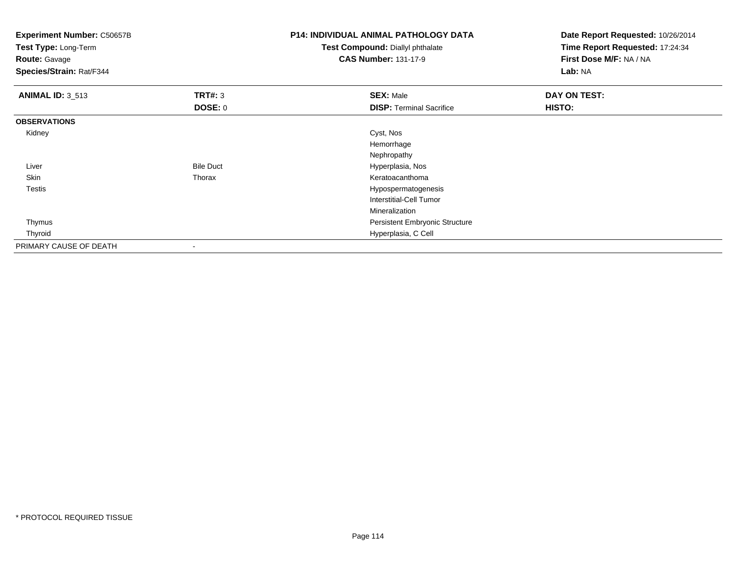**Experiment Number:** C50657B
**Test Type:** Long-Term
**Route:** Gavage
**Species/Strain:** Rat/F344

**P14: INDIVIDUAL ANIMAL PATHOLOGY DATA**
**Test Compound:** Diallyl phthalate
**CAS Number:** 131-17-9

**Date Report Requested:** 10/26/2014
**Time Report Requested:** 17:24:34
**First Dose M/F:** NA / NA
**Lab:** NA

| **ANIMAL ID:** 3_513 | **TRT#:** 3 | **SEX:** Male | **DAY ON TEST:** |
|---|---|---|---|
| | **DOSE:** 0 | **DISP:** Terminal Sacrifice | **HISTO:** |
| **OBSERVATIONS** | | | |
| Kidney | | Cyst, Nos | |
| | | Hemorrhage | |
| | | Nephropathy | |
| Liver | Bile Duct | Hyperplasia, Nos | |
| Skin | Thorax | Keratoacanthoma | |
| Testis | | Hypospermatogenesis | |
| | | Interstitial-Cell Tumor | |
| | | Mineralization | |
| Thymus | | Persistent Embryonic Structure | |
| Thyroid | | Hyperplasia, C Cell | |
| PRIMARY CAUSE OF DEATH | - | | |

* PROTOCOL REQUIRED TISSUE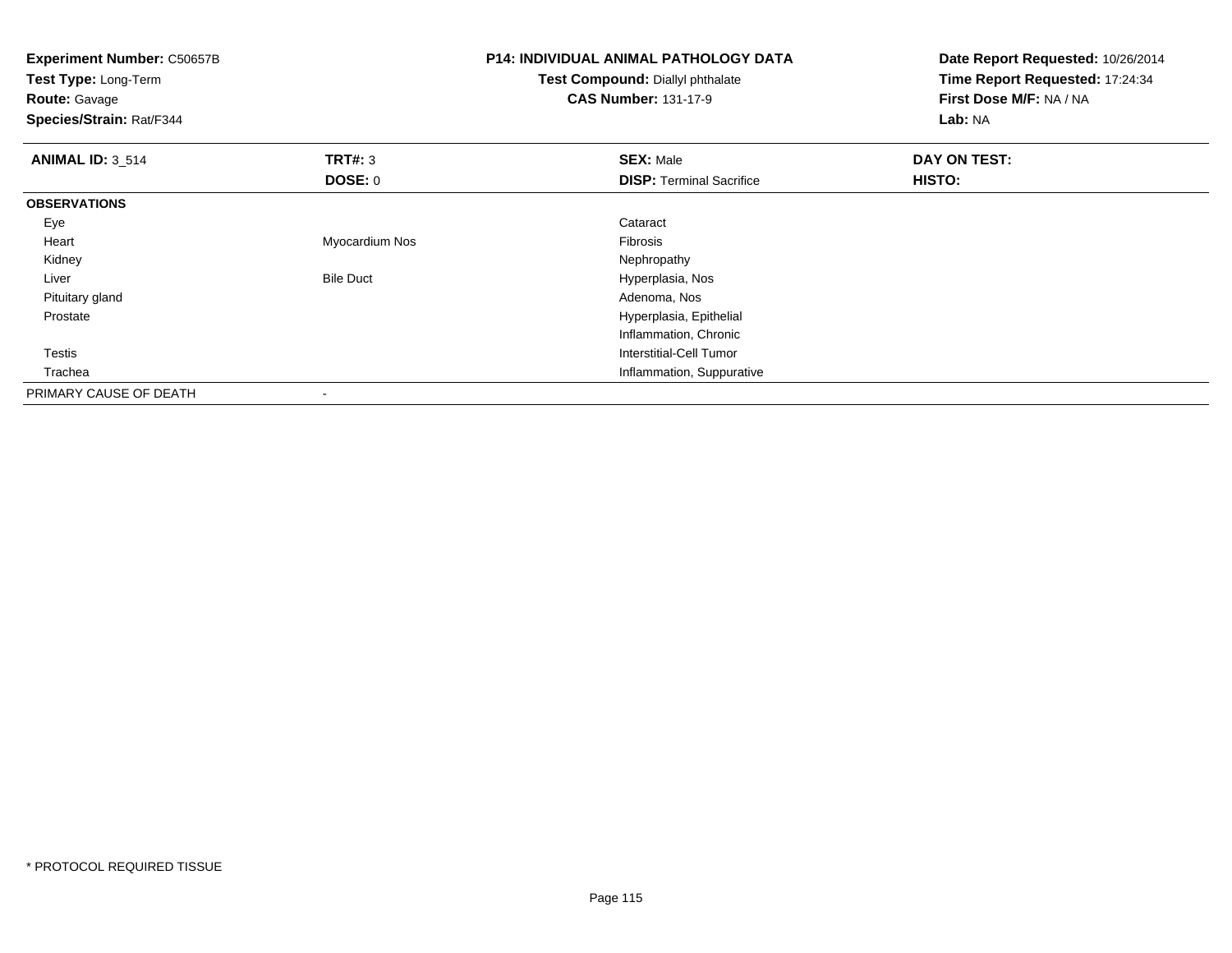**Experiment Number:** C50657B
**Test Type:** Long-Term
**Route:** Gavage
**Species/Strain:** Rat/F344

**P14: INDIVIDUAL ANIMAL PATHOLOGY DATA**
**Test Compound:** Diallyl phthalate
**CAS Number:** 131-17-9

**Date Report Requested:** 10/26/2014
**Time Report Requested:** 17:24:34
**First Dose M/F:** NA / NA
**Lab:** NA

| **ANIMAL ID:** 3_514 | **TRT#:** 3 | **SEX:** Male | **DAY ON TEST:** |
|---|---|---|---|
| | **DOSE:** 0 | **DISP:** Terminal Sacrifice | **HISTO:** |
| **OBSERVATIONS** | | | |
| Eye | | Cataract | |
| Heart | Myocardium Nos | Fibrosis | |
| Kidney | | Nephropathy | |
| Liver | Bile Duct | Hyperplasia, Nos | |
| Pituitary gland | | Adenoma, Nos | |
| Prostate | | Hyperplasia, Epithelial | |
| | | Inflammation, Chronic | |
| Testis | | Interstitial-Cell Tumor | |
| Trachea | | Inflammation, Suppurative | |
| PRIMARY CAUSE OF DEATH | - | | |

* PROTOCOL REQUIRED TISSUE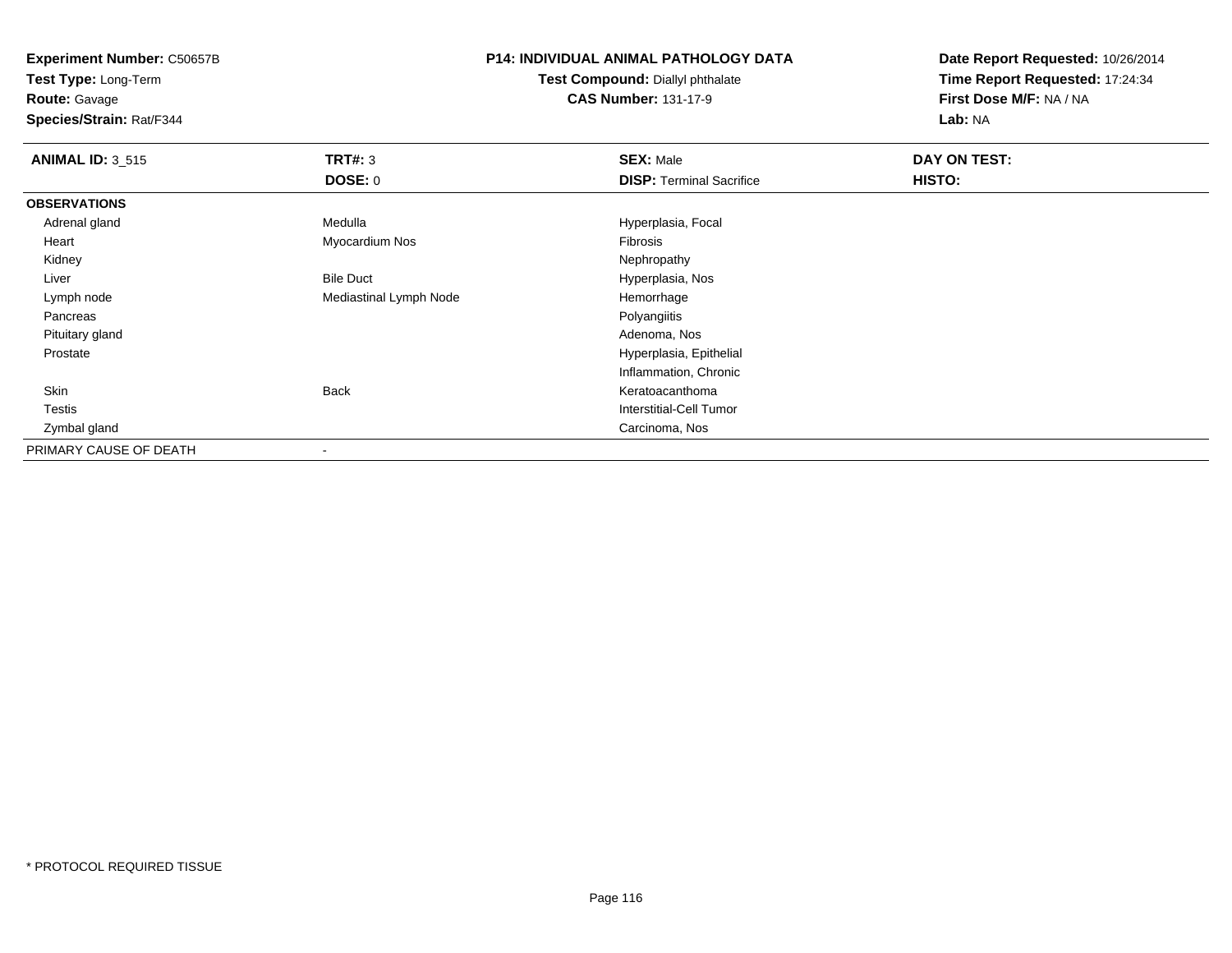**Experiment Number:** C50657B
**Test Type:** Long-Term
**Route:** Gavage
**Species/Strain:** Rat/F344

**P14: INDIVIDUAL ANIMAL PATHOLOGY DATA**
**Test Compound:** Diallyl phthalate
**CAS Number:** 131-17-9

**Date Report Requested:** 10/26/2014
**Time Report Requested:** 17:24:34
**First Dose M/F:** NA / NA
**Lab:** NA

| **ANIMAL ID:** 3_515 | **TRT#:** 3 | **SEX:** Male | **DAY ON TEST:** |
|---|---|---|---|
| | **DOSE:** 0 | **DISP:** Terminal Sacrifice | **HISTO:** |
| **OBSERVATIONS** | | | |
| Adrenal gland | Medulla | Hyperplasia, Focal | |
| Heart | Myocardium Nos | Fibrosis | |
| Kidney | | Nephropathy | |
| Liver | Bile Duct | Hyperplasia, Nos | |
| Lymph node | Mediastinal Lymph Node | Hemorrhage | |
| Pancreas | | Polyangiitis | |
| Pituitary gland | | Adenoma, Nos | |
| Prostate | | Hyperplasia, Epithelial | |
| | | Inflammation, Chronic | |
| Skin | Back | Keratoacanthoma | |
| Testis | | Interstitial-Cell Tumor | |
| Zymbal gland | | Carcinoma, Nos | |
| PRIMARY CAUSE OF DEATH | - | | |

* PROTOCOL REQUIRED TISSUE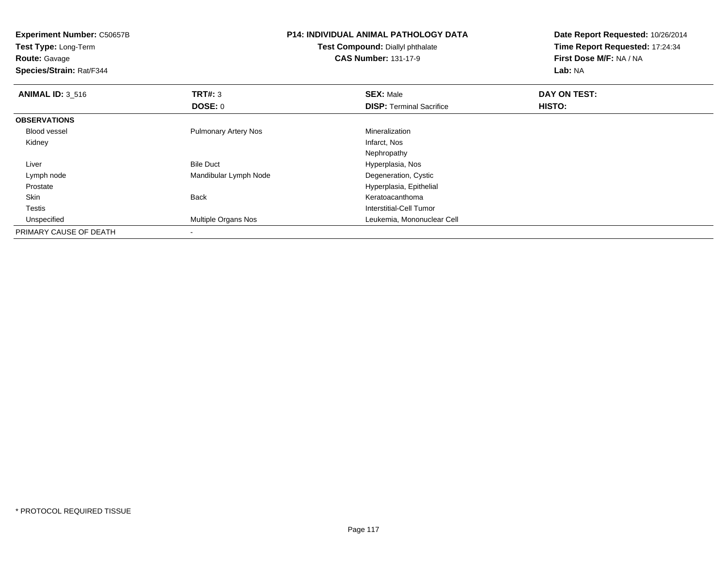**Experiment Number:** C50657B
**Test Type:** Long-Term
**Route:** Gavage
**Species/Strain:** Rat/F344

**P14: INDIVIDUAL ANIMAL PATHOLOGY DATA**
**Test Compound:** Diallyl phthalate
**CAS Number:** 131-17-9

**Date Report Requested:** 10/26/2014
**Time Report Requested:** 17:24:34
**First Dose M/F:** NA / NA
**Lab:** NA

| **ANIMAL ID:** 3_516 | **TRT#:** 3 | **SEX:** Male | **DAY ON TEST:** |
|---|---|---|---|
| | **DOSE:** 0 | **DISP:** Terminal Sacrifice | **HISTO:** |
| **OBSERVATIONS** | | | |
| Blood vessel | Pulmonary Artery Nos | Mineralization | |
| Kidney | | Infarct, Nos | |
| | | Nephropathy | |
| Liver | Bile Duct | Hyperplasia, Nos | |
| Lymph node | Mandibular Lymph Node | Degeneration, Cystic | |
| Prostate | | Hyperplasia, Epithelial | |
| Skin | Back | Keratoacanthoma | |
| Testis | | Interstitial-Cell Tumor | |
| Unspecified | Multiple Organs Nos | Leukemia, Mononuclear Cell | |
| PRIMARY CAUSE OF DEATH | - | | |

* PROTOCOL REQUIRED TISSUE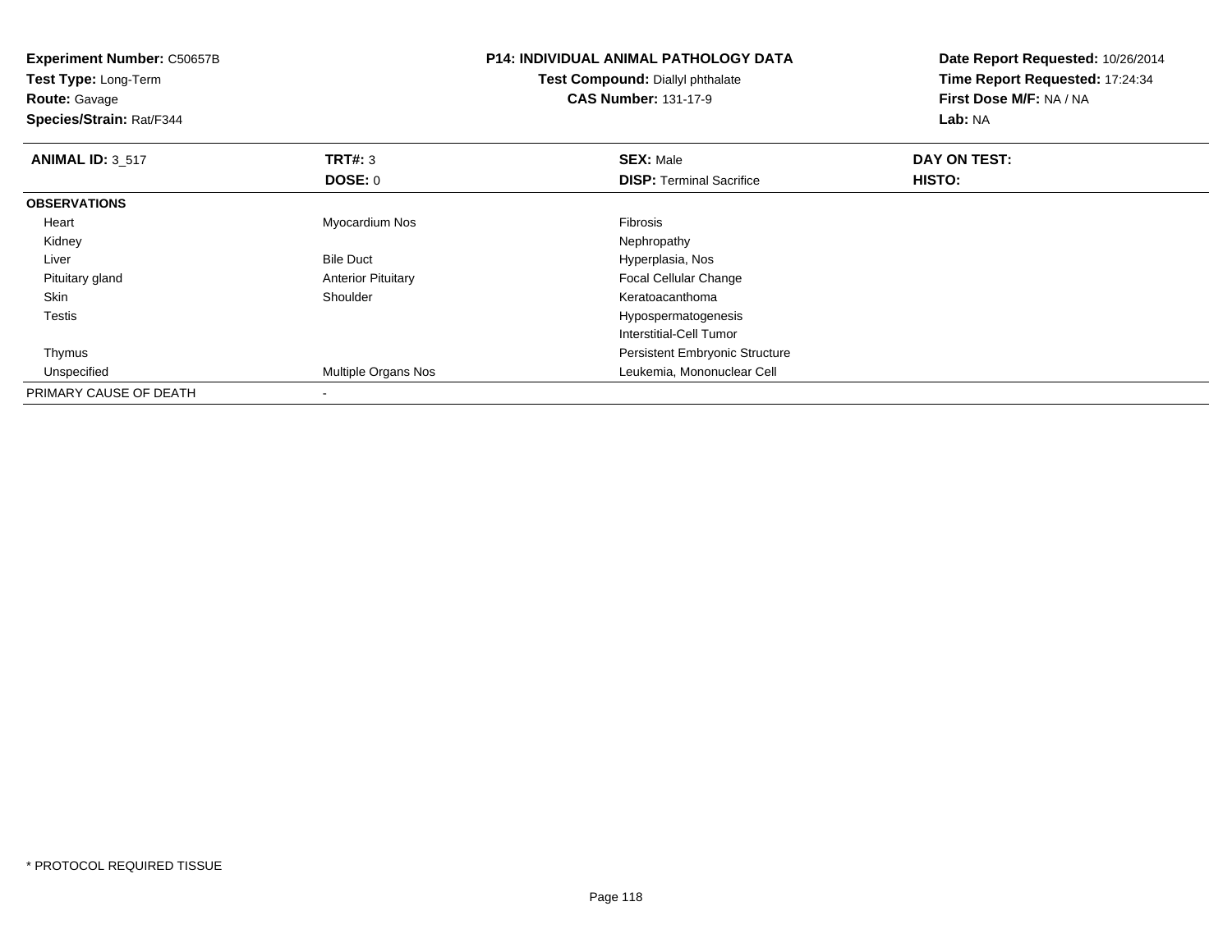**Experiment Number:** C50657B
**Test Type:** Long-Term
**Route:** Gavage
**Species/Strain:** Rat/F344

**P14: INDIVIDUAL ANIMAL PATHOLOGY DATA**
**Test Compound:** Diallyl phthalate
**CAS Number:** 131-17-9

**Date Report Requested:** 10/26/2014
**Time Report Requested:** 17:24:34
**First Dose M/F:** NA / NA
**Lab:** NA

| **ANIMAL ID:** 3_517 | **TRT#:** 3 | **SEX:** Male | **DAY ON TEST:** |
|---|---|---|---|
| | **DOSE:** 0 | **DISP:** Terminal Sacrifice | **HISTO:** |
| **OBSERVATIONS** | | | |
| Heart | Myocardium Nos | Fibrosis | |
| Kidney | | Nephropathy | |
| Liver | Bile Duct | Hyperplasia, Nos | |
| Pituitary gland | Anterior Pituitary | Focal Cellular Change | |
| Skin | Shoulder | Keratoacanthoma | |
| Testis | | Hypospermatogenesis | |
| | | Interstitial-Cell Tumor | |
| Thymus | | Persistent Embryonic Structure | |
| Unspecified | Multiple Organs Nos | Leukemia, Mononuclear Cell | |
| PRIMARY CAUSE OF DEATH | - | | |

* PROTOCOL REQUIRED TISSUE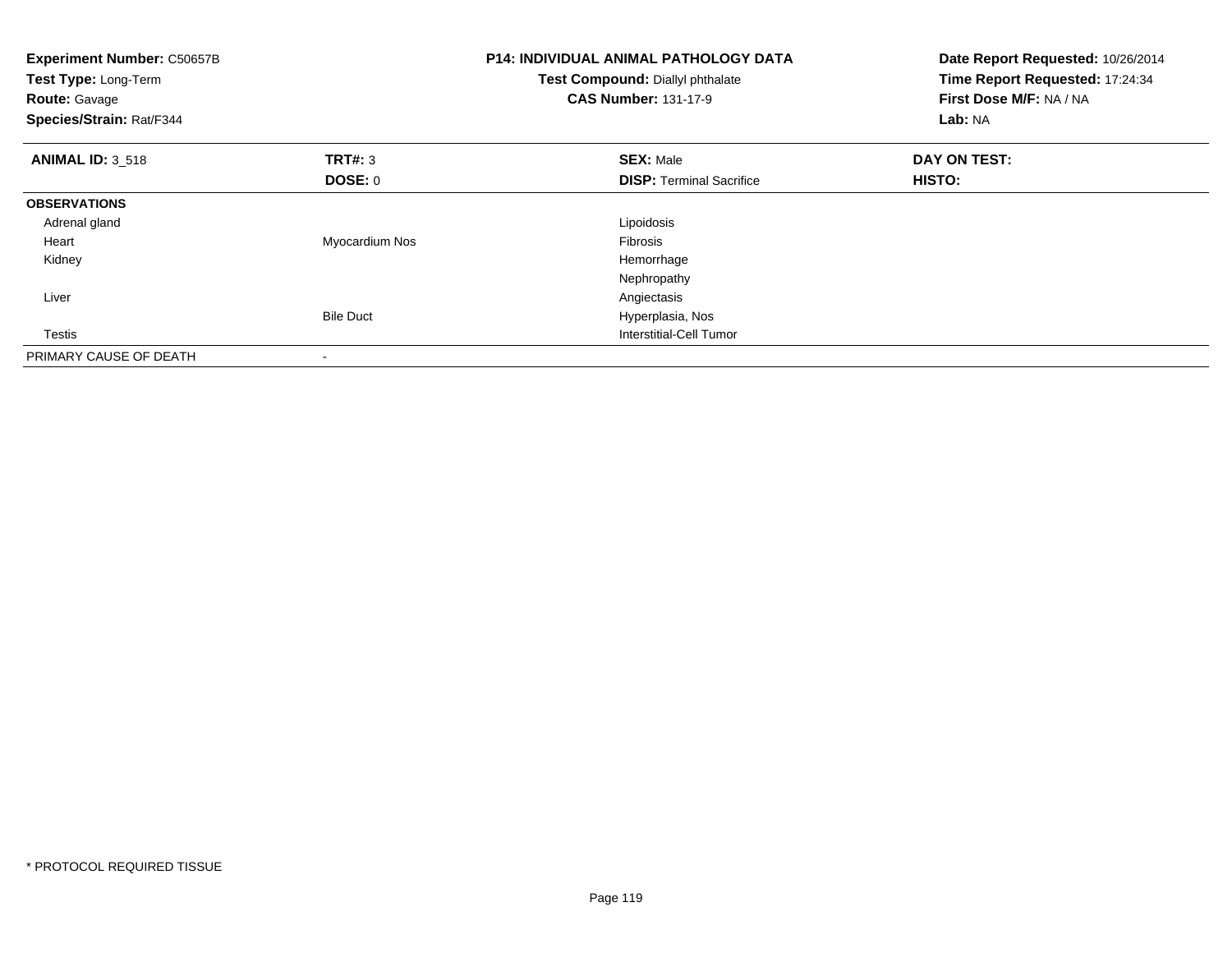**Experiment Number:** C50657B
**Test Type:** Long-Term
**Route:** Gavage
**Species/Strain:** Rat/F344

**P14: INDIVIDUAL ANIMAL PATHOLOGY DATA**
**Test Compound:** Diallyl phthalate
**CAS Number:** 131-17-9

**Date Report Requested:** 10/26/2014
**Time Report Requested:** 17:24:34
**First Dose M/F:** NA / NA
**Lab:** NA

| **ANIMAL ID:** 3_518 | **TRT#:** 3 | **SEX:** Male | **DAY ON TEST:** |
|---|---|---|---|
| | **DOSE:** 0 | **DISP:** Terminal Sacrifice | **HISTO:** |
| **OBSERVATIONS** | | | |
| Adrenal gland | | Lipoidosis | |
| Heart | Myocardium Nos | Fibrosis | |
| Kidney | | Hemorrhage | |
| | | Nephropathy | |
| Liver | | Angiectasis | |
| | Bile Duct | Hyperplasia, Nos | |
| Testis | | Interstitial-Cell Tumor | |
| PRIMARY CAUSE OF DEATH | - | | |

\* PROTOCOL REQUIRED TISSUE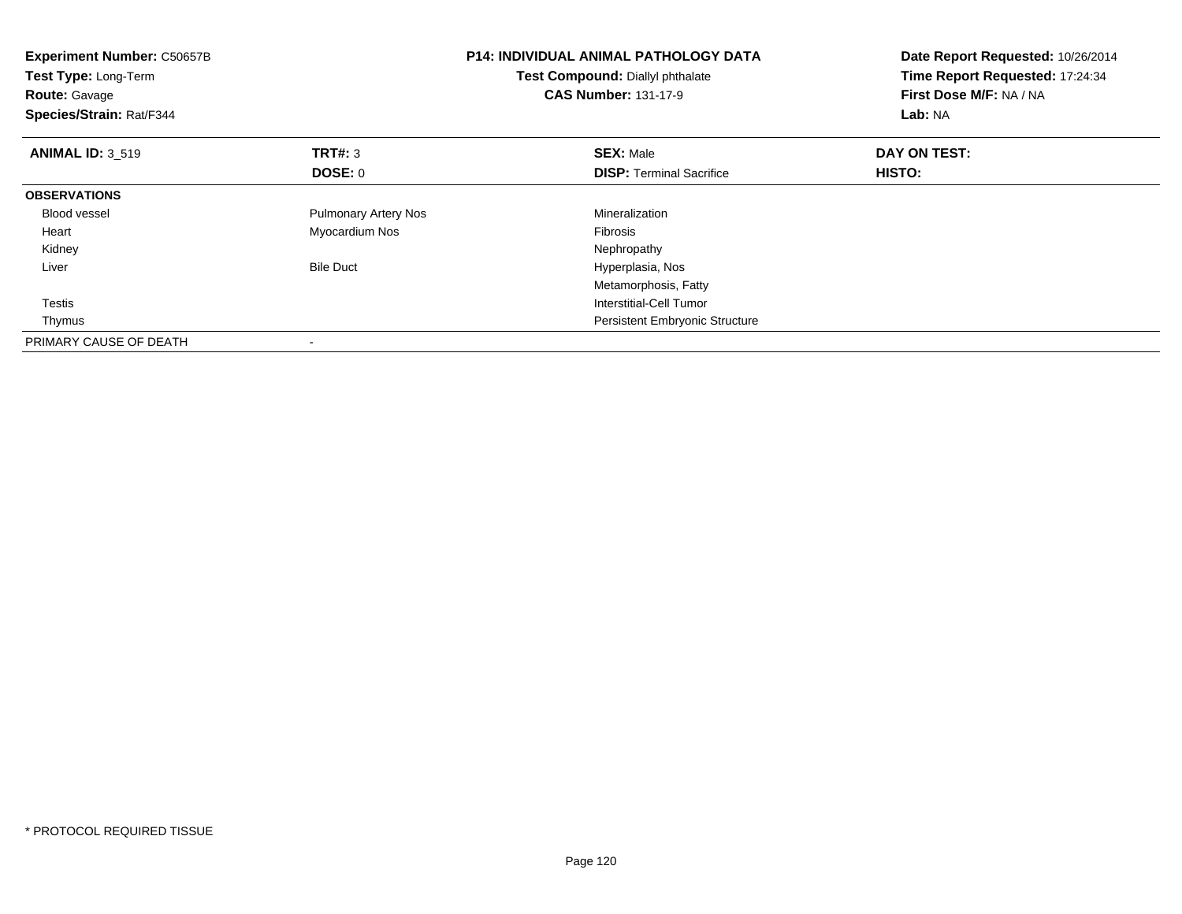**Experiment Number:** C50657B
**Test Type:** Long-Term
**Route:** Gavage
**Species/Strain:** Rat/F344

**P14: INDIVIDUAL ANIMAL PATHOLOGY DATA**
**Test Compound:** Diallyl phthalate
**CAS Number:** 131-17-9

**Date Report Requested:** 10/26/2014
**Time Report Requested:** 17:24:34
**First Dose M/F:** NA / NA
**Lab:** NA

| **ANIMAL ID:** 3_519 | **TRT#:** 3 | **SEX:** Male | **DAY ON TEST:** |
|---|---|---|---|
| | **DOSE:** 0 | **DISP:** Terminal Sacrifice | **HISTO:** |
| **OBSERVATIONS** | | | |
| Blood vessel | Pulmonary Artery Nos | Mineralization | |
| Heart | Myocardium Nos | Fibrosis | |
| Kidney | | Nephropathy | |
| Liver | Bile Duct | Hyperplasia, Nos | |
| | | Metamorphosis, Fatty | |
| Testis | | Interstitial-Cell Tumor | |
| Thymus | | Persistent Embryonic Structure | |
| PRIMARY CAUSE OF DEATH | - | | |

* PROTOCOL REQUIRED TISSUE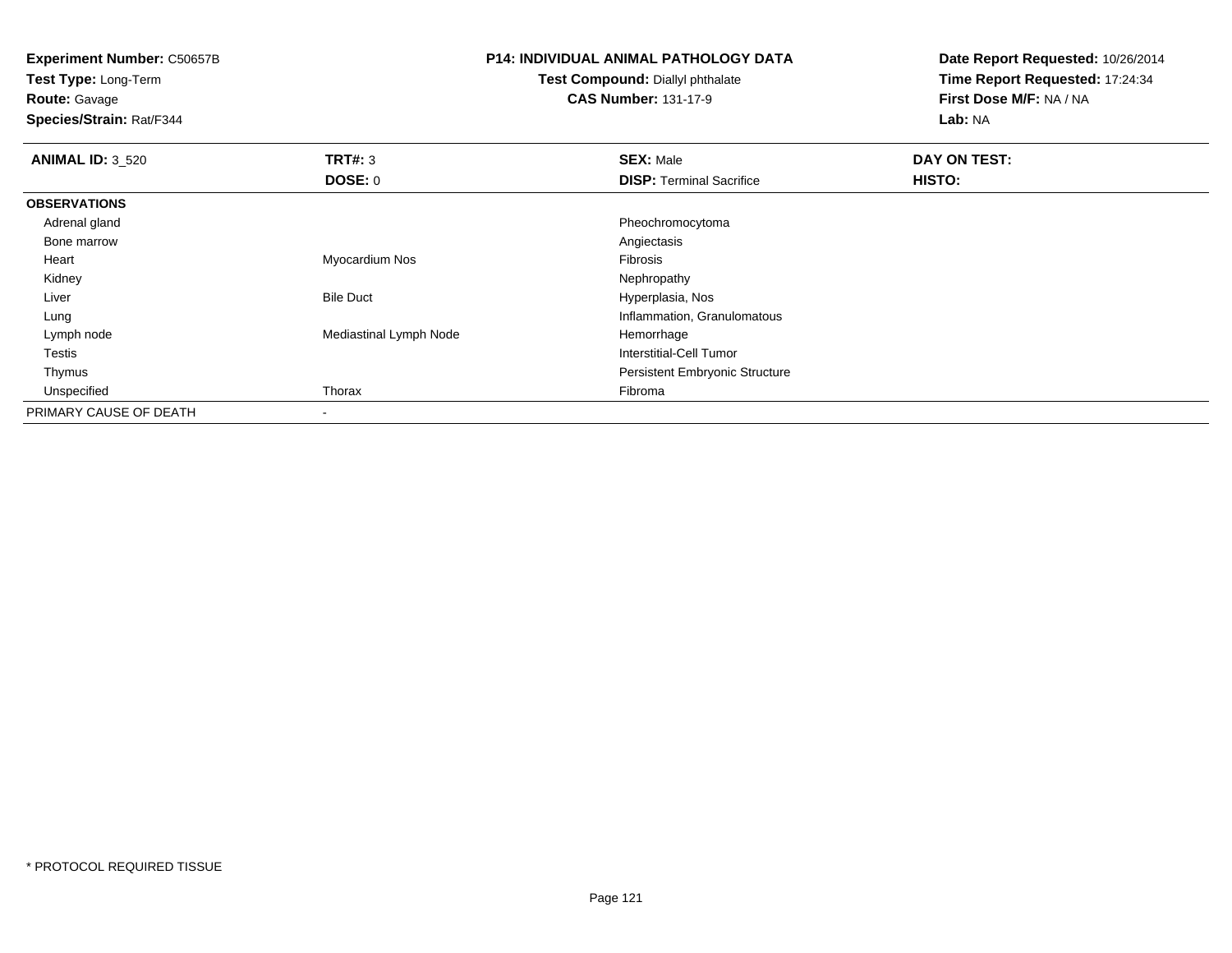**Experiment Number:** C50657B
**Test Type:** Long-Term
**Route:** Gavage
**Species/Strain:** Rat/F344

**P14: INDIVIDUAL ANIMAL PATHOLOGY DATA**
**Test Compound:** Diallyl phthalate
**CAS Number:** 131-17-9

**Date Report Requested:** 10/26/2014
**Time Report Requested:** 17:24:34
**First Dose M/F:** NA / NA
**Lab:** NA

| **ANIMAL ID:** 3_520 | **TRT#:** 3 | **SEX:** Male | **DAY ON TEST:** |
|---|---|---|---|
| | **DOSE:** 0 | **DISP:** Terminal Sacrifice | **HISTO:** |
| **OBSERVATIONS** | | | |
| Adrenal gland | | Pheochromocytoma | |
| Bone marrow | | Angiectasis | |
| Heart | Myocardium Nos | Fibrosis | |
| Kidney | | Nephropathy | |
| Liver | Bile Duct | Hyperplasia, Nos | |
| Lung | | Inflammation, Granulomatous | |
| Lymph node | Mediastinal Lymph Node | Hemorrhage | |
| Testis | | Interstitial-Cell Tumor | |
| Thymus | | Persistent Embryonic Structure | |
| Unspecified | Thorax | Fibroma | |
| PRIMARY CAUSE OF DEATH | - | | |

* PROTOCOL REQUIRED TISSUE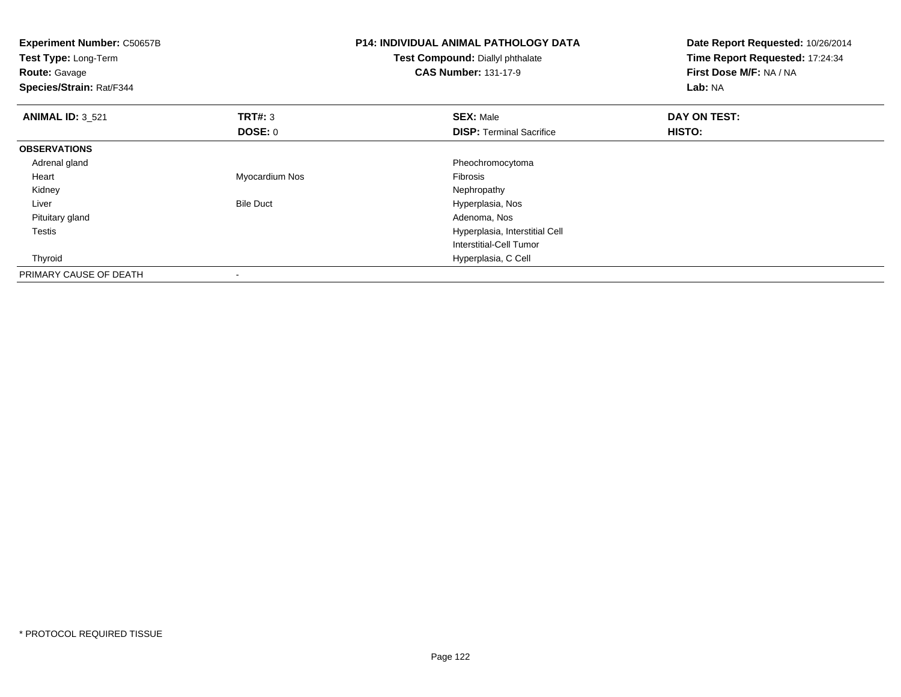**Experiment Number:** C50657B
**Test Type:** Long-Term
**Route:** Gavage
**Species/Strain:** Rat/F344

**P14: INDIVIDUAL ANIMAL PATHOLOGY DATA**
**Test Compound:** Diallyl phthalate
**CAS Number:** 131-17-9

**Date Report Requested:** 10/26/2014
**Time Report Requested:** 17:24:34
**First Dose M/F:** NA / NA
**Lab:** NA

| **ANIMAL ID:** 3_521 | **TRT#:** 3 | **SEX:** Male | **DAY ON TEST:** |
|---|---|---|---|
| | **DOSE:** 0 | **DISP:** Terminal Sacrifice | **HISTO:** |
| **OBSERVATIONS** | | | |
| Adrenal gland | | Pheochromocytoma | |
| Heart | Myocardium Nos | Fibrosis | |
| Kidney | | Nephropathy | |
| Liver | Bile Duct | Hyperplasia, Nos | |
| Pituitary gland | | Adenoma, Nos | |
| Testis | | Hyperplasia, Interstitial Cell | |
| | | Interstitial-Cell Tumor | |
| Thyroid | | Hyperplasia, C Cell | |
| PRIMARY CAUSE OF DEATH | - | | |

* PROTOCOL REQUIRED TISSUE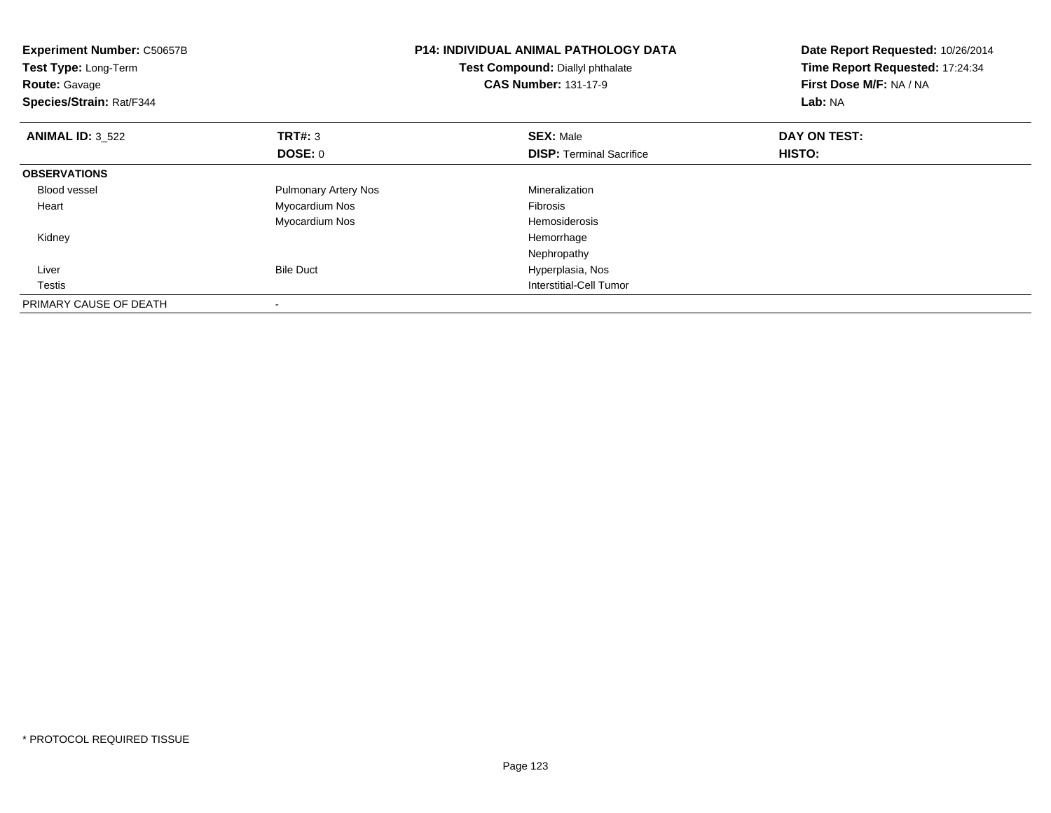**Experiment Number:** C50657B
**Test Type:** Long-Term
**Route:** Gavage
**Species/Strain:** Rat/F344

**P14: INDIVIDUAL ANIMAL PATHOLOGY DATA**
**Test Compound:** Diallyl phthalate
**CAS Number:** 131-17-9

**Date Report Requested:** 10/26/2014
**Time Report Requested:** 17:24:34
**First Dose M/F:** NA / NA
**Lab:** NA

| **ANIMAL ID:** 3_522 | **TRT#:** 3 | **SEX:** Male | **DAY ON TEST:** |
|---|---|---|---|
| | **DOSE:** 0 | **DISP:** Terminal Sacrifice | **HISTO:** |
| **OBSERVATIONS** | | | |
| Blood vessel | Pulmonary Artery Nos | Mineralization | |
| Heart | Myocardium Nos | Fibrosis | |
| | Myocardium Nos | Hemosiderosis | |
| Kidney | | Hemorrhage | |
| | | Nephropathy | |
| Liver | Bile Duct | Hyperplasia, Nos | |
| Testis | | Interstitial-Cell Tumor | |
| PRIMARY CAUSE OF DEATH | - | | |

* PROTOCOL REQUIRED TISSUE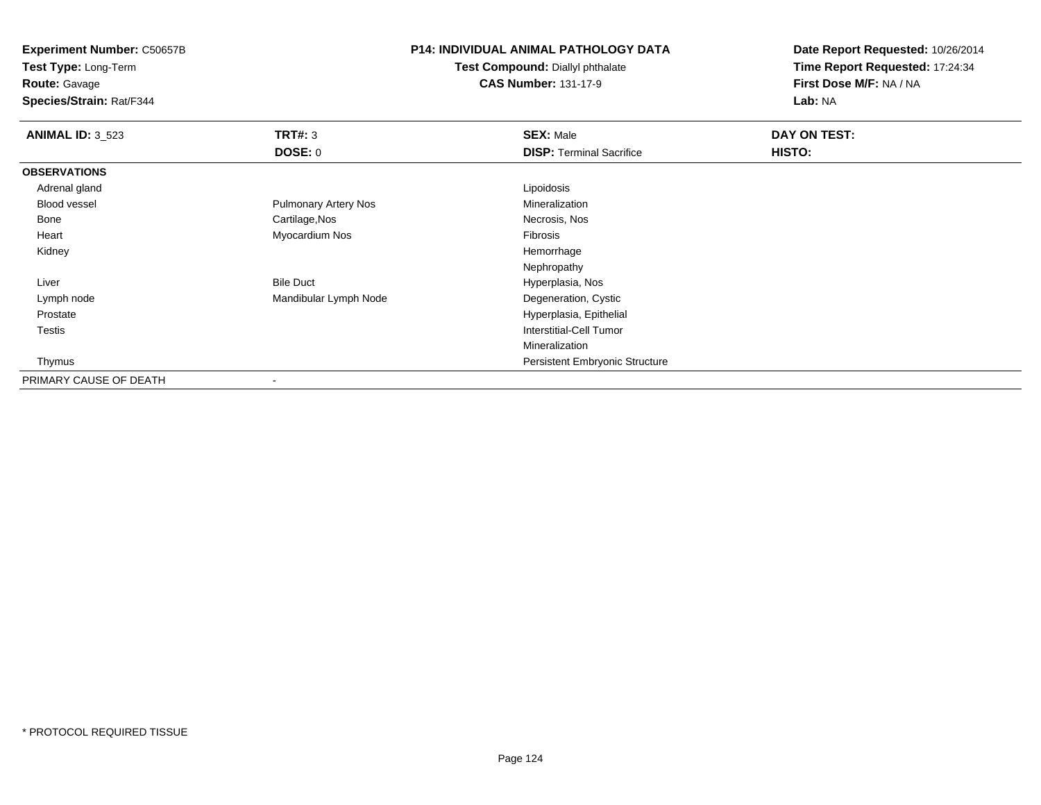**Experiment Number:** C50657B
**Test Type:** Long-Term
**Route:** Gavage
**Species/Strain:** Rat/F344

**P14: INDIVIDUAL ANIMAL PATHOLOGY DATA**
**Test Compound:** Diallyl phthalate
**CAS Number:** 131-17-9

**Date Report Requested:** 10/26/2014
**Time Report Requested:** 17:24:34
**First Dose M/F:** NA / NA
**Lab:** NA

| **ANIMAL ID:** 3_523 | **TRT#:** 3 | **SEX:** Male | **DAY ON TEST:** |
|---|---|---|---|
| | **DOSE:** 0 | **DISP:** Terminal Sacrifice | **HISTO:** |
| **OBSERVATIONS** | | | |
| Adrenal gland | | Lipoidosis | |
| Blood vessel | Pulmonary Artery Nos | Mineralization | |
| Bone | Cartilage,Nos | Necrosis, Nos | |
| Heart | Myocardium Nos | Fibrosis | |
| Kidney | | Hemorrhage | |
| | | Nephropathy | |
| Liver | Bile Duct | Hyperplasia, Nos | |
| Lymph node | Mandibular Lymph Node | Degeneration, Cystic | |
| Prostate | | Hyperplasia, Epithelial | |
| Testis | | Interstitial-Cell Tumor | |
| | | Mineralization | |
| Thymus | | Persistent Embryonic Structure | |
| PRIMARY CAUSE OF DEATH | - | | |

* PROTOCOL REQUIRED TISSUE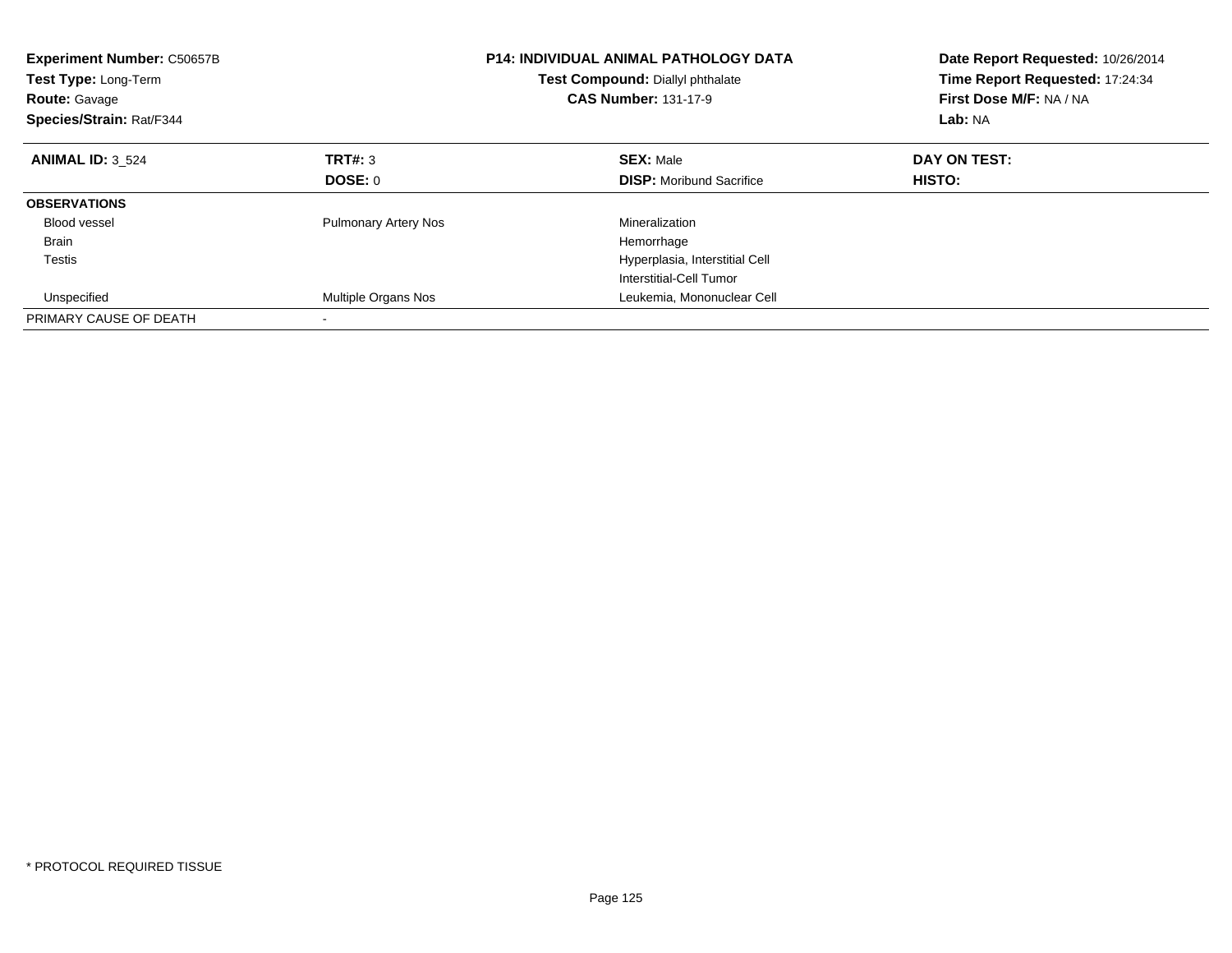**Experiment Number:** C50657B
**Test Type:** Long-Term
**Route:** Gavage
**Species/Strain:** Rat/F344

**P14: INDIVIDUAL ANIMAL PATHOLOGY DATA**
**Test Compound:** Diallyl phthalate
**CAS Number:** 131-17-9

**Date Report Requested:** 10/26/2014
**Time Report Requested:** 17:24:34
**First Dose M/F:** NA / NA
**Lab:** NA

| **ANIMAL ID:** 3_524 | **TRT#:** 3 | **SEX:** Male | **DAY ON TEST:** |
|---|---|---|---|
| | **DOSE:** 0 | **DISP:** Moribund Sacrifice | **HISTO:** |
| **OBSERVATIONS** | | | |
| Blood vessel | Pulmonary Artery Nos | Mineralization | |
| Brain | | Hemorrhage | |
| Testis | | Hyperplasia, Interstitial Cell | |
| | | Interstitial-Cell Tumor | |
| Unspecified | Multiple Organs Nos | Leukemia, Mononuclear Cell | |
| PRIMARY CAUSE OF DEATH | - | | |

\* PROTOCOL REQUIRED TISSUE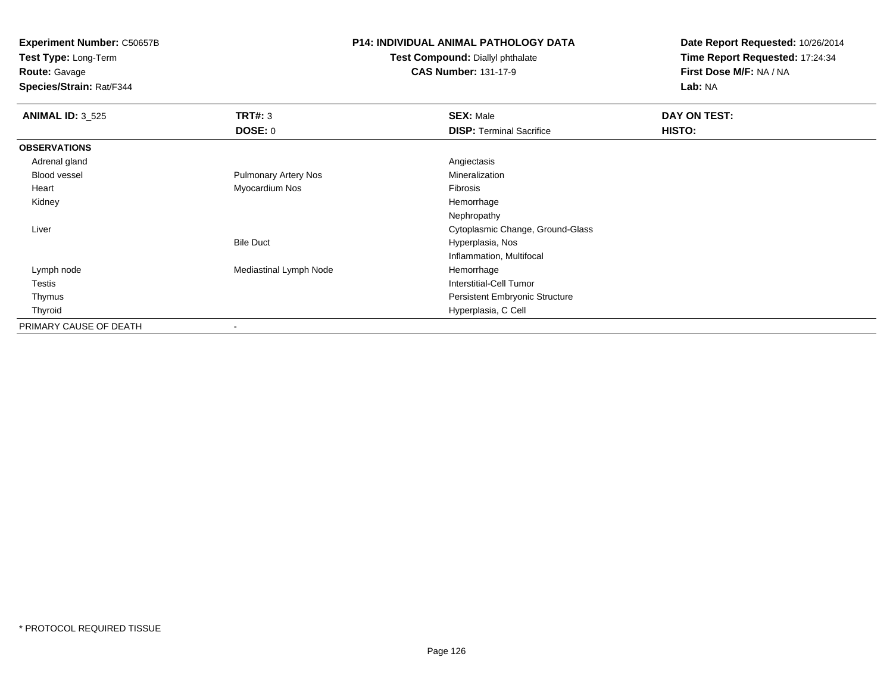**Experiment Number:** C50657B
**Test Type:** Long-Term
**Route:** Gavage
**Species/Strain:** Rat/F344

**P14: INDIVIDUAL ANIMAL PATHOLOGY DATA**
**Test Compound:** Diallyl phthalate
**CAS Number:** 131-17-9

**Date Report Requested:** 10/26/2014
**Time Report Requested:** 17:24:34
**First Dose M/F:** NA / NA
**Lab:** NA

| **ANIMAL ID:** 3_525 | **TRT#:** 3 | **SEX:** Male | **DAY ON TEST:** |
|---|---|---|---|
| | **DOSE:** 0 | **DISP:** Terminal Sacrifice | **HISTO:** |
| **OBSERVATIONS** | | | |
| Adrenal gland | | Angiectasis | |
| Blood vessel | Pulmonary Artery Nos | Mineralization | |
| Heart | Myocardium Nos | Fibrosis | |
| Kidney | | Hemorrhage | |
| | | Nephropathy | |
| Liver | | Cytoplasmic Change, Ground-Glass | |
| | Bile Duct | Hyperplasia, Nos | |
| | | Inflammation, Multifocal | |
| Lymph node | Mediastinal Lymph Node | Hemorrhage | |
| Testis | | Interstitial-Cell Tumor | |
| Thymus | | Persistent Embryonic Structure | |
| Thyroid | | Hyperplasia, C Cell | |
| PRIMARY CAUSE OF DEATH | - | | |

* PROTOCOL REQUIRED TISSUE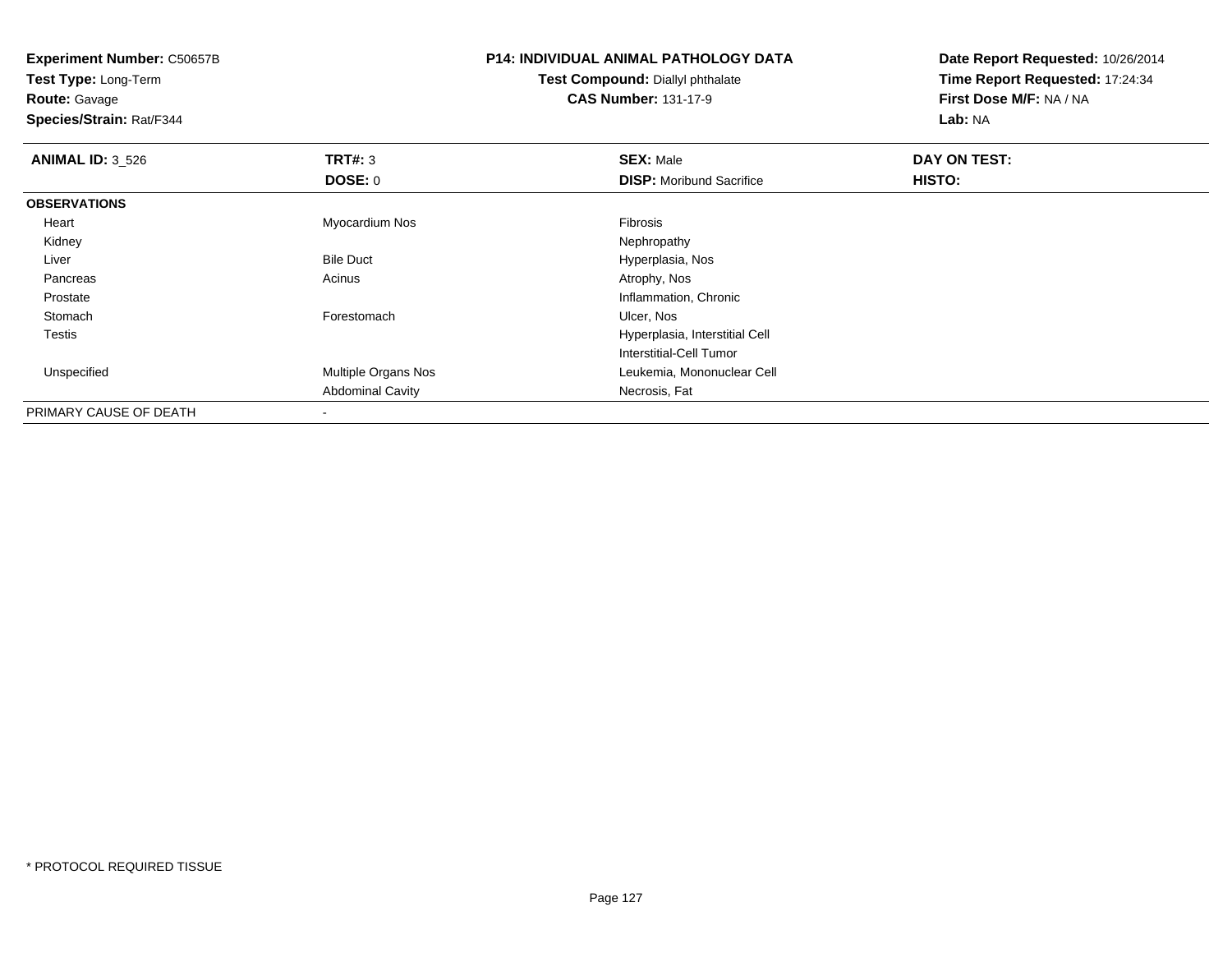**Experiment Number:** C50657B
**Test Type:** Long-Term
**Route:** Gavage
**Species/Strain:** Rat/F344

**P14: INDIVIDUAL ANIMAL PATHOLOGY DATA**
**Test Compound:** Diallyl phthalate
**CAS Number:** 131-17-9

**Date Report Requested:** 10/26/2014
**Time Report Requested:** 17:24:34
**First Dose M/F:** NA / NA
**Lab:** NA

| **ANIMAL ID:** 3_526 | **TRT#:** 3 | **SEX:** Male | **DAY ON TEST:** |
|---|---|---|---|
| | **DOSE:** 0 | **DISP:** Moribund Sacrifice | **HISTO:** |
| **OBSERVATIONS** | | | |
| Heart | Myocardium Nos | Fibrosis | |
| Kidney | | Nephropathy | |
| Liver | Bile Duct | Hyperplasia, Nos | |
| Pancreas | Acinus | Atrophy, Nos | |
| Prostate | | Inflammation, Chronic | |
| Stomach | Forestomach | Ulcer, Nos | |
| Testis | | Hyperplasia, Interstitial Cell | |
| | | Interstitial-Cell Tumor | |
| Unspecified | Multiple Organs Nos | Leukemia, Mononuclear Cell | |
| | Abdominal Cavity | Necrosis, Fat | |
| PRIMARY CAUSE OF DEATH | - | | |

* PROTOCOL REQUIRED TISSUE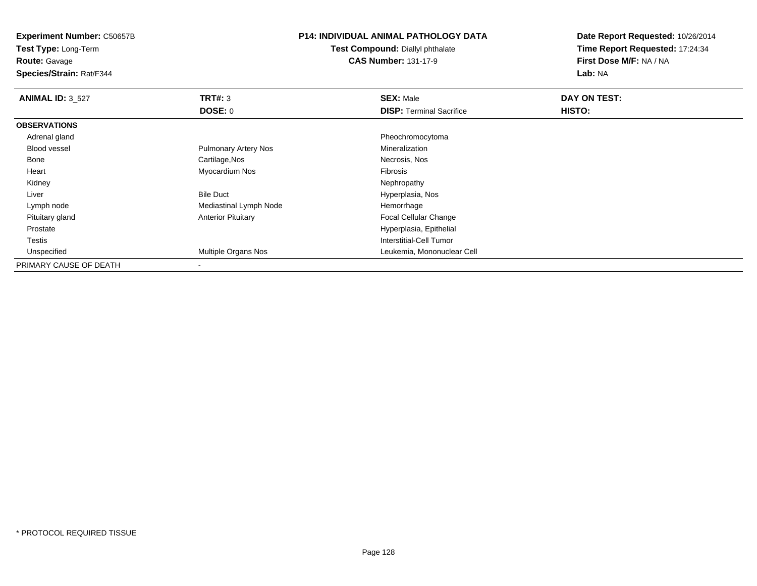**Experiment Number:** C50657B
**Test Type:** Long-Term
**Route:** Gavage
**Species/Strain:** Rat/F344

**P14: INDIVIDUAL ANIMAL PATHOLOGY DATA**
**Test Compound:** Diallyl phthalate
**CAS Number:** 131-17-9

**Date Report Requested:** 10/26/2014
**Time Report Requested:** 17:24:34
**First Dose M/F:** NA / NA
**Lab:** NA

| **ANIMAL ID:** 3_527 | **TRT#:** 3 | **SEX:** Male | **DAY ON TEST:** |
|---|---|---|---|
| | **DOSE:** 0 | **DISP:** Terminal Sacrifice | **HISTO:** |
| **OBSERVATIONS** | | | |
| Adrenal gland | | Pheochromocytoma | |
| Blood vessel | Pulmonary Artery Nos | Mineralization | |
| Bone | Cartilage,Nos | Necrosis, Nos | |
| Heart | Myocardium Nos | Fibrosis | |
| Kidney | | Nephropathy | |
| Liver | Bile Duct | Hyperplasia, Nos | |
| Lymph node | Mediastinal Lymph Node | Hemorrhage | |
| Pituitary gland | Anterior Pituitary | Focal Cellular Change | |
| Prostate | | Hyperplasia, Epithelial | |
| Testis | | Interstitial-Cell Tumor | |
| Unspecified | Multiple Organs Nos | Leukemia, Mononuclear Cell | |
| PRIMARY CAUSE OF DEATH | - | | |

\* PROTOCOL REQUIRED TISSUE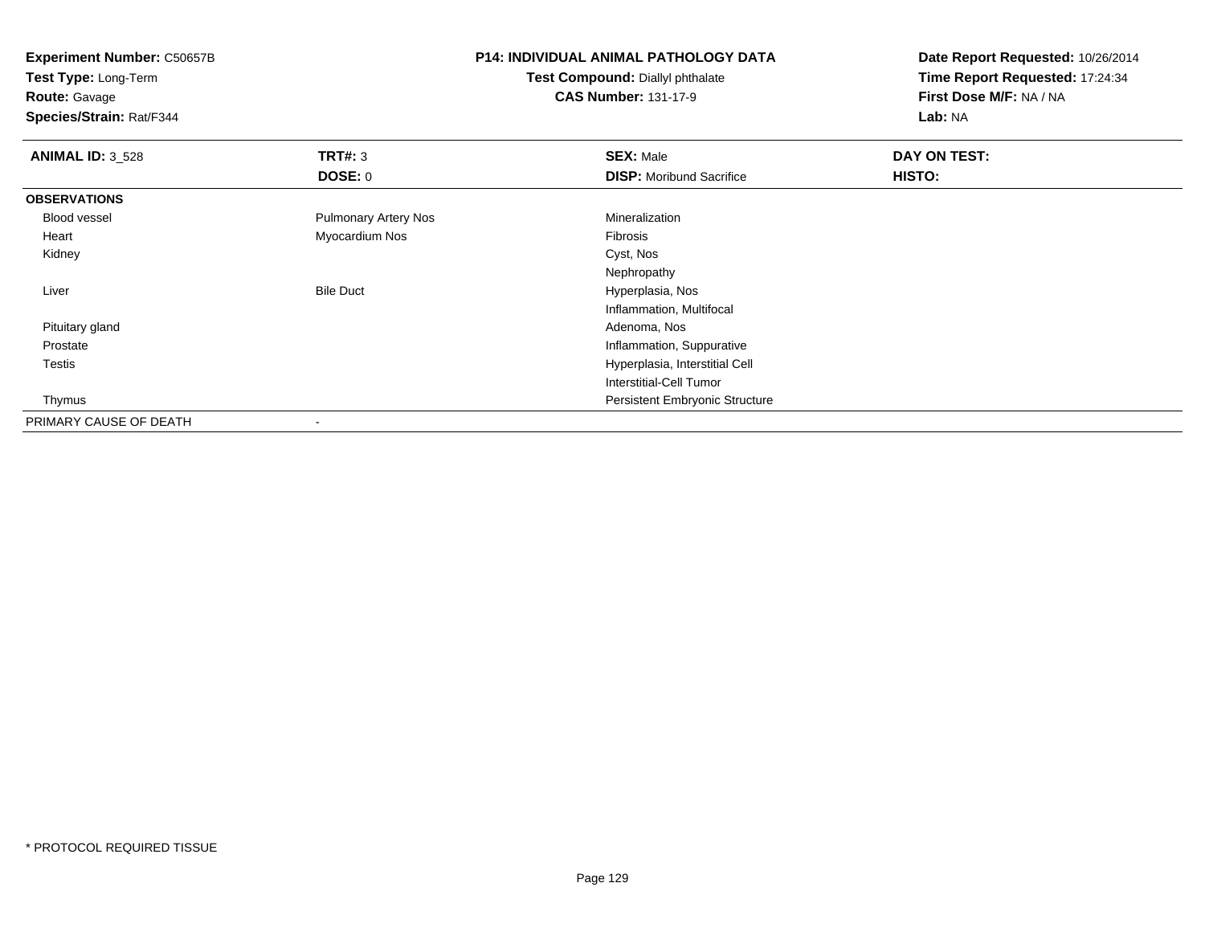**Experiment Number:** C50657B
**Test Type:** Long-Term
**Route:** Gavage
**Species/Strain:** Rat/F344

**P14: INDIVIDUAL ANIMAL PATHOLOGY DATA**
**Test Compound:** Diallyl phthalate
**CAS Number:** 131-17-9

**Date Report Requested:** 10/26/2014
**Time Report Requested:** 17:24:34
**First Dose M/F:** NA / NA
**Lab:** NA

| **ANIMAL ID:** 3_528 | **TRT#:** 3 | **SEX:** Male | **DAY ON TEST:** |
|---|---|---|---|
| | **DOSE:** 0 | **DISP:** Moribund Sacrifice | **HISTO:** |
| **OBSERVATIONS** | | | |
| Blood vessel | Pulmonary Artery Nos | Mineralization | |
| Heart | Myocardium Nos | Fibrosis | |
| Kidney | | Cyst, Nos | |
| | | Nephropathy | |
| Liver | Bile Duct | Hyperplasia, Nos | |
| | | Inflammation, Multifocal | |
| Pituitary gland | | Adenoma, Nos | |
| Prostate | | Inflammation, Suppurative | |
| Testis | | Hyperplasia, Interstitial Cell | |
| | | Interstitial-Cell Tumor | |
| Thymus | | Persistent Embryonic Structure | |
| PRIMARY CAUSE OF DEATH | - | | |

* PROTOCOL REQUIRED TISSUE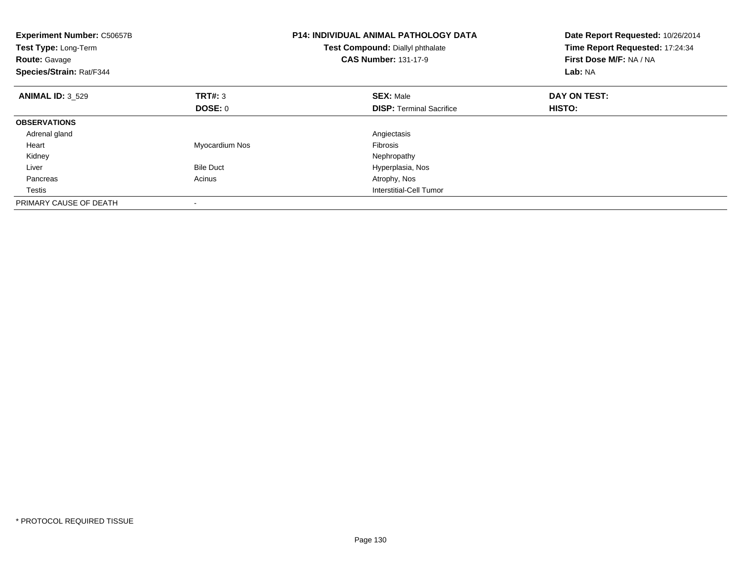**Experiment Number:** C50657B
**Test Type:** Long-Term
**Route:** Gavage
**Species/Strain:** Rat/F344

**P14: INDIVIDUAL ANIMAL PATHOLOGY DATA**
**Test Compound:** Diallyl phthalate
**CAS Number:** 131-17-9

**Date Report Requested:** 10/26/2014
**Time Report Requested:** 17:24:34
**First Dose M/F:** NA / NA
**Lab:** NA

| **ANIMAL ID:** 3_529 | **TRT#:** 3 | **SEX:** Male | **DAY ON TEST:** |
|---|---|---|---|
| | **DOSE:** 0 | **DISP:** Terminal Sacrifice | **HISTO:** |
| **OBSERVATIONS** | | | |
| Adrenal gland | | Angiectasis | |
| Heart | Myocardium Nos | Fibrosis | |
| Kidney | | Nephropathy | |
| Liver | Bile Duct | Hyperplasia, Nos | |
| Pancreas | Acinus | Atrophy, Nos | |
| Testis | | Interstitial-Cell Tumor | |
| PRIMARY CAUSE OF DEATH | - | | |

* PROTOCOL REQUIRED TISSUE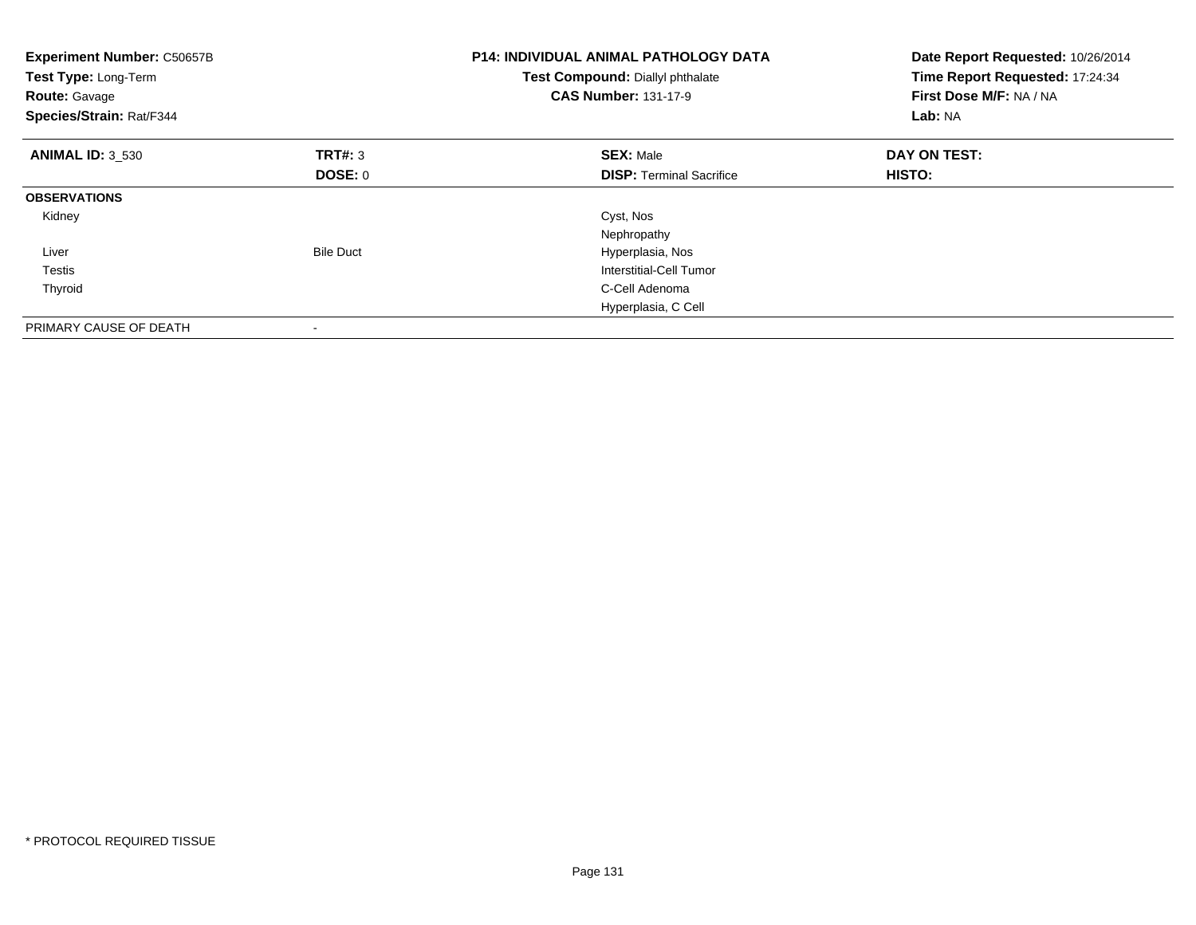**Experiment Number:** C50657B
**Test Type:** Long-Term
**Route:** Gavage
**Species/Strain:** Rat/F344

**P14: INDIVIDUAL ANIMAL PATHOLOGY DATA**
**Test Compound:** Diallyl phthalate
**CAS Number:** 131-17-9

**Date Report Requested:** 10/26/2014
**Time Report Requested:** 17:24:34
**First Dose M/F:** NA / NA
**Lab:** NA

| **ANIMAL ID:** 3_530 | **TRT#:** 3 | **SEX:** Male | **DAY ON TEST:** |
|---|---|---|---|
| | **DOSE:** 0 | **DISP:** Terminal Sacrifice | **HISTO:** |
| **OBSERVATIONS** | | | |
| Kidney | | Cyst, Nos | |
| | | Nephropathy | |
| Liver | Bile Duct | Hyperplasia, Nos | |
| Testis | | Interstitial-Cell Tumor | |
| Thyroid | | C-Cell Adenoma | |
| | | Hyperplasia, C Cell | |
| PRIMARY CAUSE OF DEATH | - | | |

* PROTOCOL REQUIRED TISSUE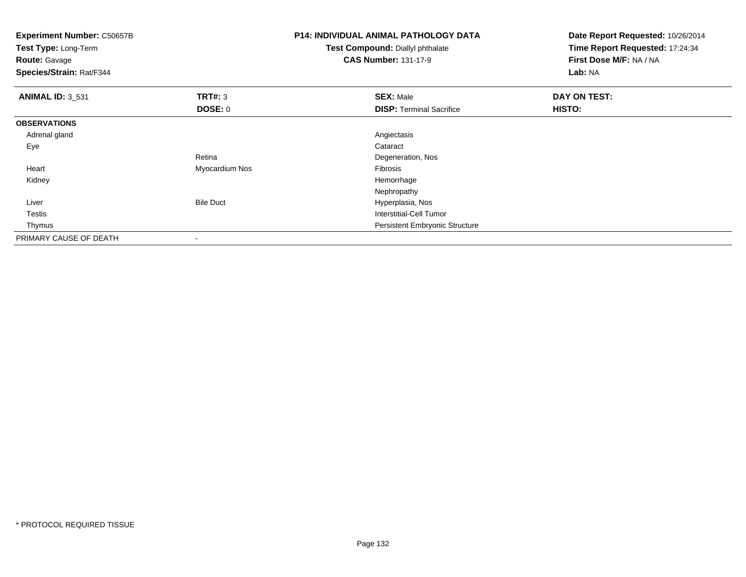**Experiment Number:** C50657B
**Test Type:** Long-Term
**Route:** Gavage
**Species/Strain:** Rat/F344

**P14: INDIVIDUAL ANIMAL PATHOLOGY DATA**
**Test Compound:** Diallyl phthalate
**CAS Number:** 131-17-9

**Date Report Requested:** 10/26/2014
**Time Report Requested:** 17:24:34
**First Dose M/F:** NA / NA
**Lab:** NA

| **ANIMAL ID:** 3_531 | **TRT#:** 3 | **SEX:** Male | **DAY ON TEST:** |
|---|---|---|---|
| | **DOSE:** 0 | **DISP:** Terminal Sacrifice | **HISTO:** |
| **OBSERVATIONS** | | | |
| Adrenal gland | | Angiectasis | |
| Eye | | Cataract | |
| | Retina | Degeneration, Nos | |
| Heart | Myocardium Nos | Fibrosis | |
| Kidney | | Hemorrhage | |
| | | Nephropathy | |
| Liver | Bile Duct | Hyperplasia, Nos | |
| Testis | | Interstitial-Cell Tumor | |
| Thymus | | Persistent Embryonic Structure | |
| PRIMARY CAUSE OF DEATH | - | | |

* PROTOCOL REQUIRED TISSUE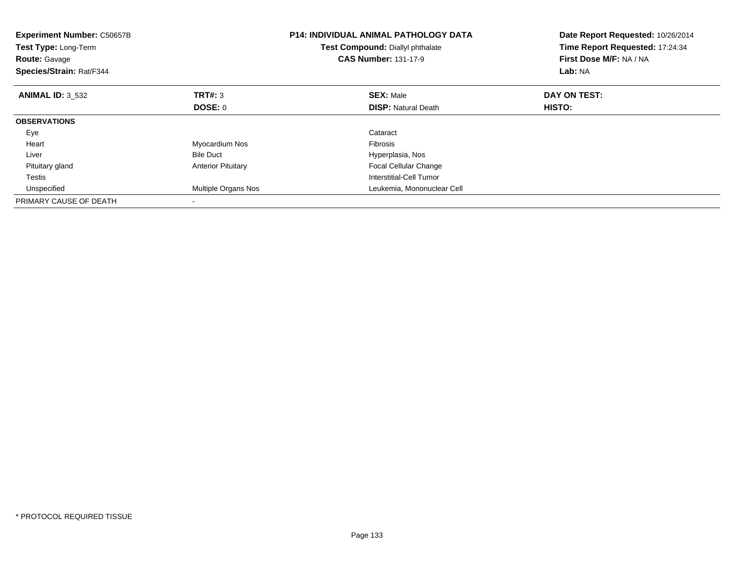**Experiment Number:** C50657B
**Test Type:** Long-Term
**Route:** Gavage
**Species/Strain:** Rat/F344

**P14: INDIVIDUAL ANIMAL PATHOLOGY DATA**
**Test Compound:** Diallyl phthalate
**CAS Number:** 131-17-9

**Date Report Requested:** 10/26/2014
**Time Report Requested:** 17:24:34
**First Dose M/F:** NA / NA
**Lab:** NA

| **ANIMAL ID:** 3_532 | **TRT#:** 3 | **SEX:** Male | **DAY ON TEST:** |
|---|---|---|---|
| | **DOSE:** 0 | **DISP:** Natural Death | **HISTO:** |
| **OBSERVATIONS** | | | |
| Eye | | Cataract | |
| Heart | Myocardium Nos | Fibrosis | |
| Liver | Bile Duct | Hyperplasia, Nos | |
| Pituitary gland | Anterior Pituitary | Focal Cellular Change | |
| Testis | | Interstitial-Cell Tumor | |
| Unspecified | Multiple Organs Nos | Leukemia, Mononuclear Cell | |
| PRIMARY CAUSE OF DEATH | - | | |

* PROTOCOL REQUIRED TISSUE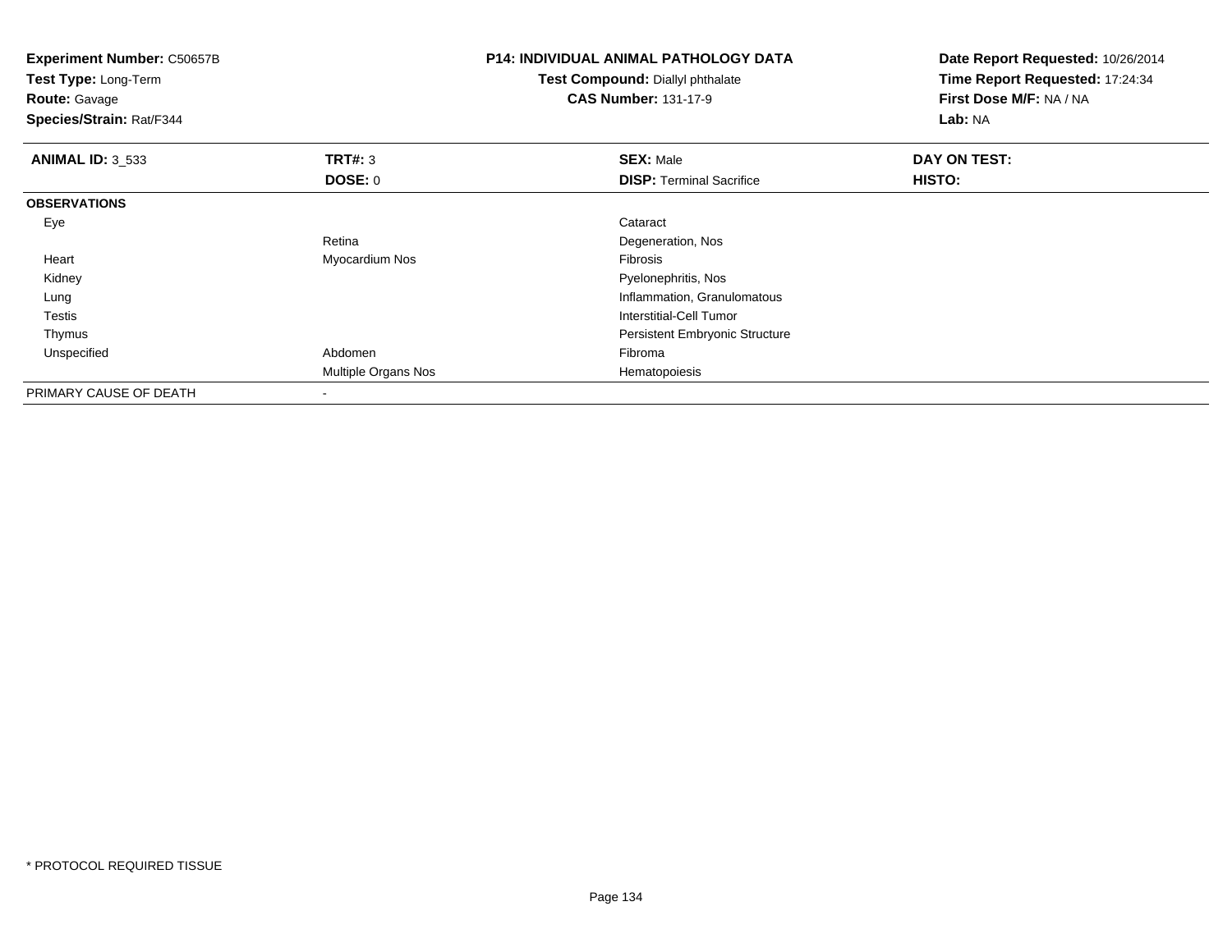**Experiment Number:** C50657B
**Test Type:** Long-Term
**Route:** Gavage
**Species/Strain:** Rat/F344

**P14: INDIVIDUAL ANIMAL PATHOLOGY DATA**
**Test Compound:** Diallyl phthalate
**CAS Number:** 131-17-9

**Date Report Requested:** 10/26/2014
**Time Report Requested:** 17:24:34
**First Dose M/F:** NA / NA
**Lab:** NA

| **ANIMAL ID:** 3_533 | **TRT#:** 3 | **SEX:** Male | **DAY ON TEST:** |
|---|---|---|---|
| | **DOSE:** 0 | **DISP:** Terminal Sacrifice | **HISTO:** |
| **OBSERVATIONS** | | | |
| Eye | | Cataract | |
| | Retina | Degeneration, Nos | |
| Heart | Myocardium Nos | Fibrosis | |
| Kidney | | Pyelonephritis, Nos | |
| Lung | | Inflammation, Granulomatous | |
| Testis | | Interstitial-Cell Tumor | |
| Thymus | | Persistent Embryonic Structure | |
| Unspecified | Abdomen | Fibroma | |
| | Multiple Organs Nos | Hematopoiesis | |
| PRIMARY CAUSE OF DEATH | - | | |

* PROTOCOL REQUIRED TISSUE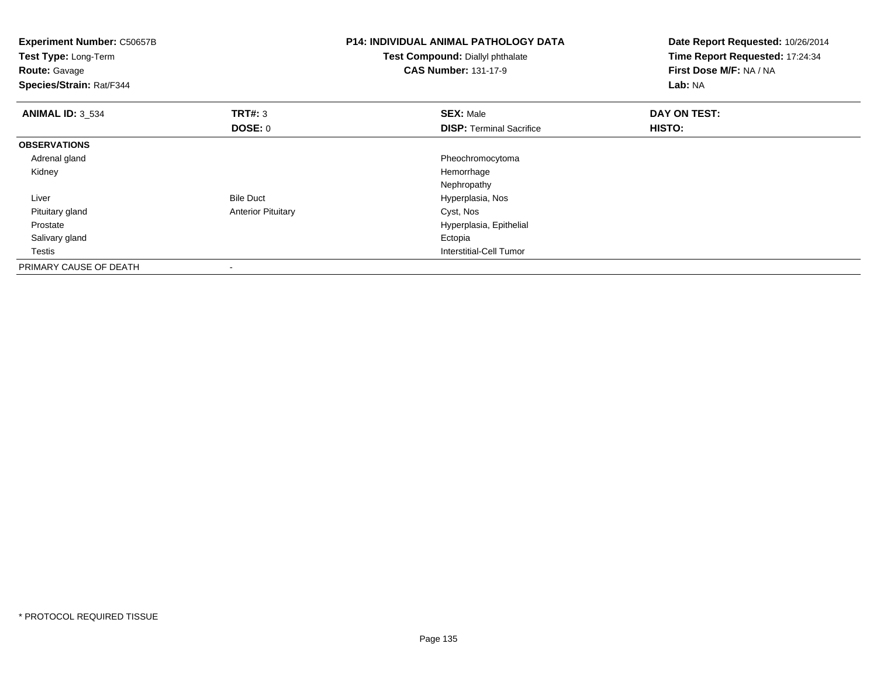**Experiment Number:** C50657B
**Test Type:** Long-Term
**Route:** Gavage
**Species/Strain:** Rat/F344

**P14: INDIVIDUAL ANIMAL PATHOLOGY DATA**
**Test Compound:** Diallyl phthalate
**CAS Number:** 131-17-9

**Date Report Requested:** 10/26/2014
**Time Report Requested:** 17:24:34
**First Dose M/F:** NA / NA
**Lab:** NA

| **ANIMAL ID:** 3_534 | **TRT#:** 3 | **SEX:** Male | **DAY ON TEST:** |
|---|---|---|---|
| | **DOSE:** 0 | **DISP:** Terminal Sacrifice | **HISTO:** |
| **OBSERVATIONS** | | | |
| Adrenal gland | | Pheochromocytoma | |
| Kidney | | Hemorrhage | |
| | | Nephropathy | |
| Liver | Bile Duct | Hyperplasia, Nos | |
| Pituitary gland | Anterior Pituitary | Cyst, Nos | |
| Prostate | | Hyperplasia, Epithelial | |
| Salivary gland | | Ectopia | |
| Testis | | Interstitial-Cell Tumor | |
| PRIMARY CAUSE OF DEATH | - | | |

* PROTOCOL REQUIRED TISSUE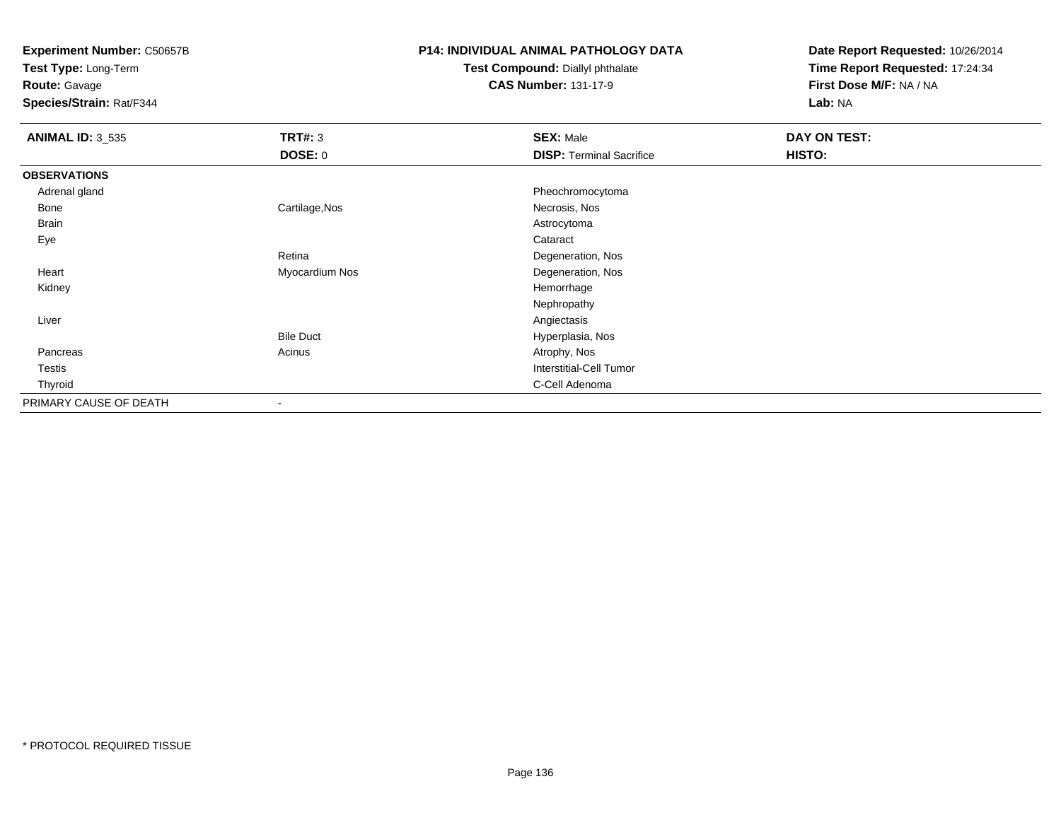**Experiment Number:** C50657B
**Test Type:** Long-Term
**Route:** Gavage
**Species/Strain:** Rat/F344

**P14: INDIVIDUAL ANIMAL PATHOLOGY DATA**
**Test Compound:** Diallyl phthalate
**CAS Number:** 131-17-9

**Date Report Requested:** 10/26/2014
**Time Report Requested:** 17:24:34
**First Dose M/F:** NA / NA
**Lab:** NA

| **ANIMAL ID:** 3_535 | **TRT#:** 3 | **SEX:** Male | **DAY ON TEST:** |
|---|---|---|---|
| | **DOSE:** 0 | **DISP:** Terminal Sacrifice | **HISTO:** |
| **OBSERVATIONS** | | | |
| Adrenal gland | | Pheochromocytoma | |
| Bone | Cartilage,Nos | Necrosis, Nos | |
| Brain | | Astrocytoma | |
| Eye | | Cataract | |
| | Retina | Degeneration, Nos | |
| Heart | Myocardium Nos | Degeneration, Nos | |
| Kidney | | Hemorrhage | |
| | | Nephropathy | |
| Liver | | Angiectasis | |
| | Bile Duct | Hyperplasia, Nos | |
| Pancreas | Acinus | Atrophy, Nos | |
| Testis | | Interstitial-Cell Tumor | |
| Thyroid | | C-Cell Adenoma | |
| PRIMARY CAUSE OF DEATH | - | | |

* PROTOCOL REQUIRED TISSUE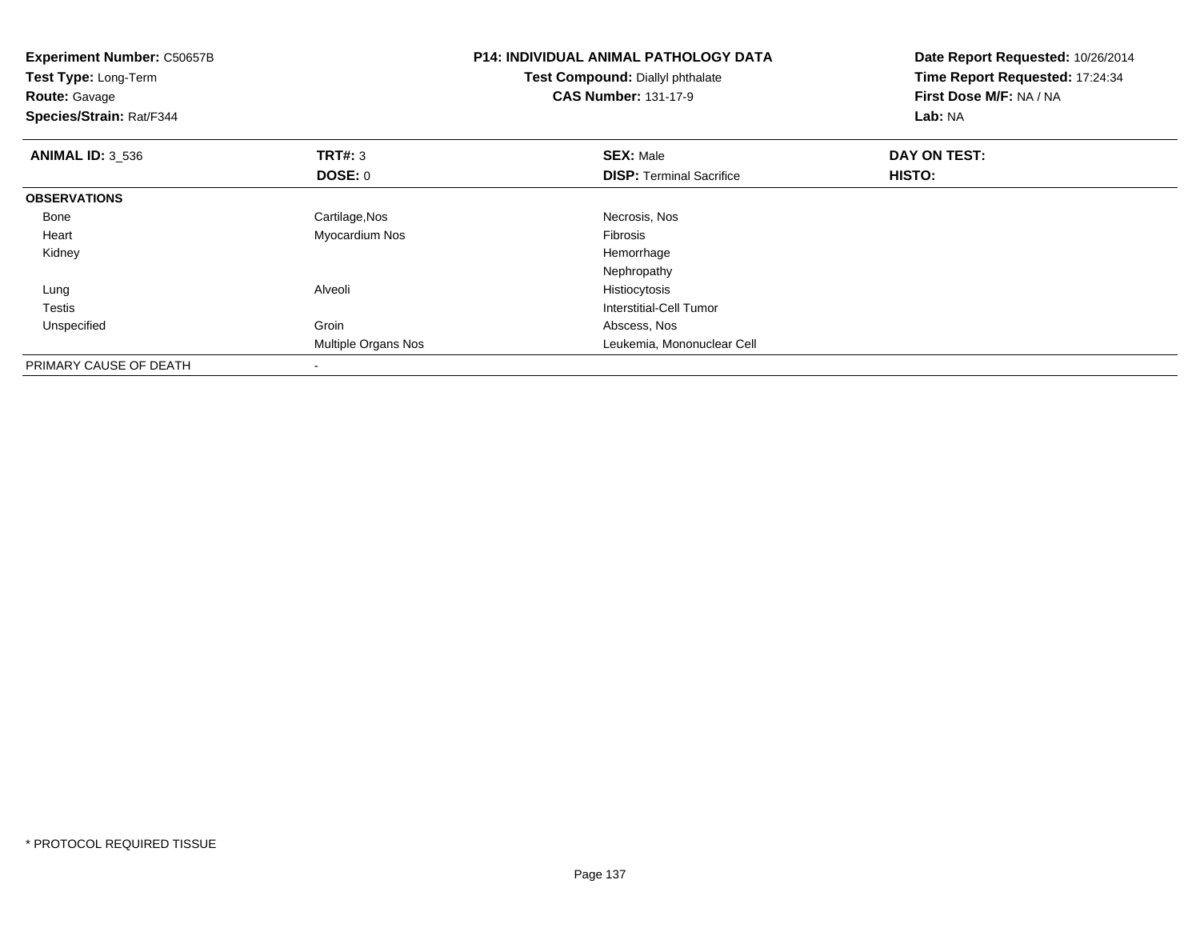**Experiment Number:** C50657B
**Test Type:** Long-Term
**Route:** Gavage
**Species/Strain:** Rat/F344

**P14: INDIVIDUAL ANIMAL PATHOLOGY DATA**
**Test Compound:** Diallyl phthalate
**CAS Number:** 131-17-9

**Date Report Requested:** 10/26/2014
**Time Report Requested:** 17:24:34
**First Dose M/F:** NA / NA
**Lab:** NA

| **ANIMAL ID:** 3_536 | **TRT#:** 3 | **SEX:** Male | **DAY ON TEST:** |
|---|---|---|---|
| | **DOSE:** 0 | **DISP:** Terminal Sacrifice | **HISTO:** |
| **OBSERVATIONS** | | | |
| Bone | Cartilage,Nos | Necrosis, Nos | |
| Heart | Myocardium Nos | Fibrosis | |
| Kidney | | Hemorrhage | |
| | | Nephropathy | |
| Lung | Alveoli | Histiocytosis | |
| Testis | | Interstitial-Cell Tumor | |
| Unspecified | Groin | Abscess, Nos | |
| | Multiple Organs Nos | Leukemia, Mononuclear Cell | |
| PRIMARY CAUSE OF DEATH | - | | |

* PROTOCOL REQUIRED TISSUE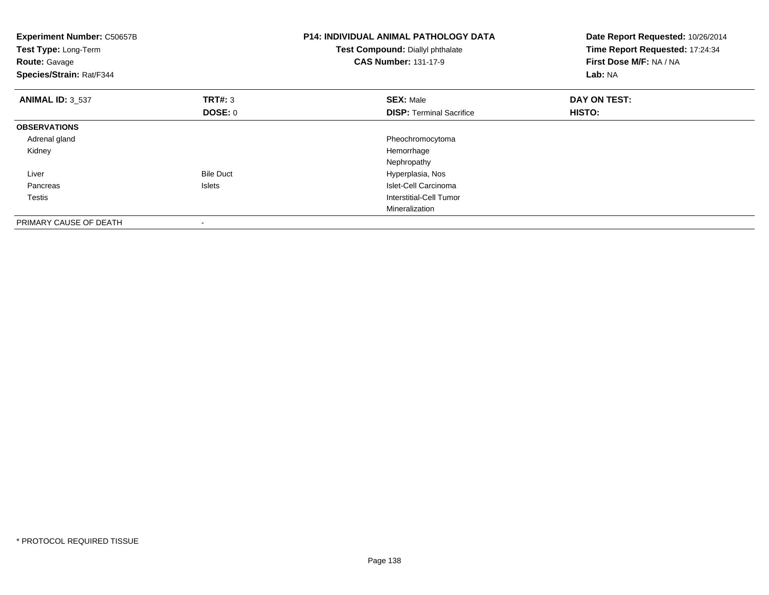**Experiment Number:** C50657B
**Test Type:** Long-Term
**Route:** Gavage
**Species/Strain:** Rat/F344

**P14: INDIVIDUAL ANIMAL PATHOLOGY DATA**
**Test Compound:** Diallyl phthalate
**CAS Number:** 131-17-9

**Date Report Requested:** 10/26/2014
**Time Report Requested:** 17:24:34
**First Dose M/F:** NA / NA
**Lab:** NA

| **ANIMAL ID:** 3_537 | **TRT#:** 3 | **SEX:** Male | **DAY ON TEST:** |
|---|---|---|---|
| | **DOSE:** 0 | **DISP:** Terminal Sacrifice | **HISTO:** |
| **OBSERVATIONS** | | | |
| Adrenal gland | | Pheochromocytoma | |
| Kidney | | Hemorrhage | |
| | | Nephropathy | |
| Liver | Bile Duct | Hyperplasia, Nos | |
| Pancreas | Islets | Islet-Cell Carcinoma | |
| Testis | | Interstitial-Cell Tumor | |
| | | Mineralization | |
| PRIMARY CAUSE OF DEATH | - | | |

\* PROTOCOL REQUIRED TISSUE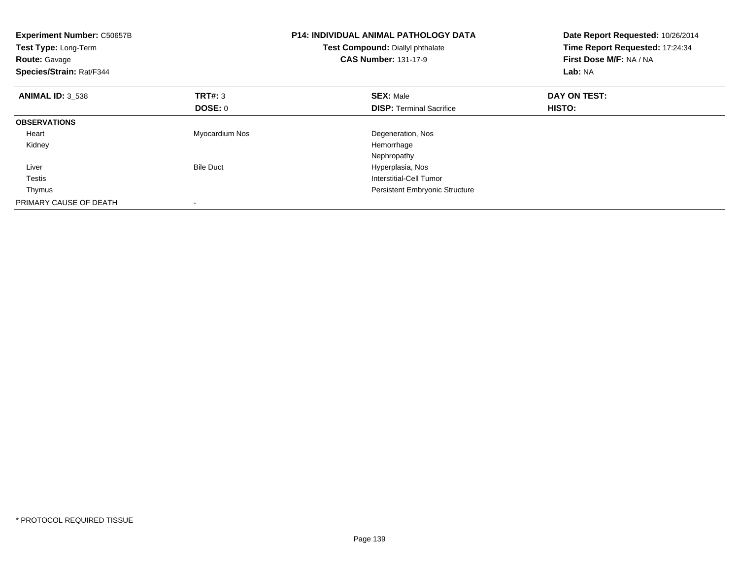**Experiment Number:** C50657B
**Test Type:** Long-Term
**Route:** Gavage
**Species/Strain:** Rat/F344

**P14: INDIVIDUAL ANIMAL PATHOLOGY DATA**
**Test Compound:** Diallyl phthalate
**CAS Number:** 131-17-9

**Date Report Requested:** 10/26/2014
**Time Report Requested:** 17:24:34
**First Dose M/F:** NA / NA
**Lab:** NA

| **ANIMAL ID:** 3_538 | **TRT#:** 3 | **SEX:** Male | **DAY ON TEST:** |
|---|---|---|---|
| | **DOSE:** 0 | **DISP:** Terminal Sacrifice | **HISTO:** |
| **OBSERVATIONS** | | | |
| Heart | Myocardium Nos | Degeneration, Nos | |
| Kidney | | Hemorrhage | |
| | | Nephropathy | |
| Liver | Bile Duct | Hyperplasia, Nos | |
| Testis | | Interstitial-Cell Tumor | |
| Thymus | | Persistent Embryonic Structure | |
| PRIMARY CAUSE OF DEATH | - | | |

* PROTOCOL REQUIRED TISSUE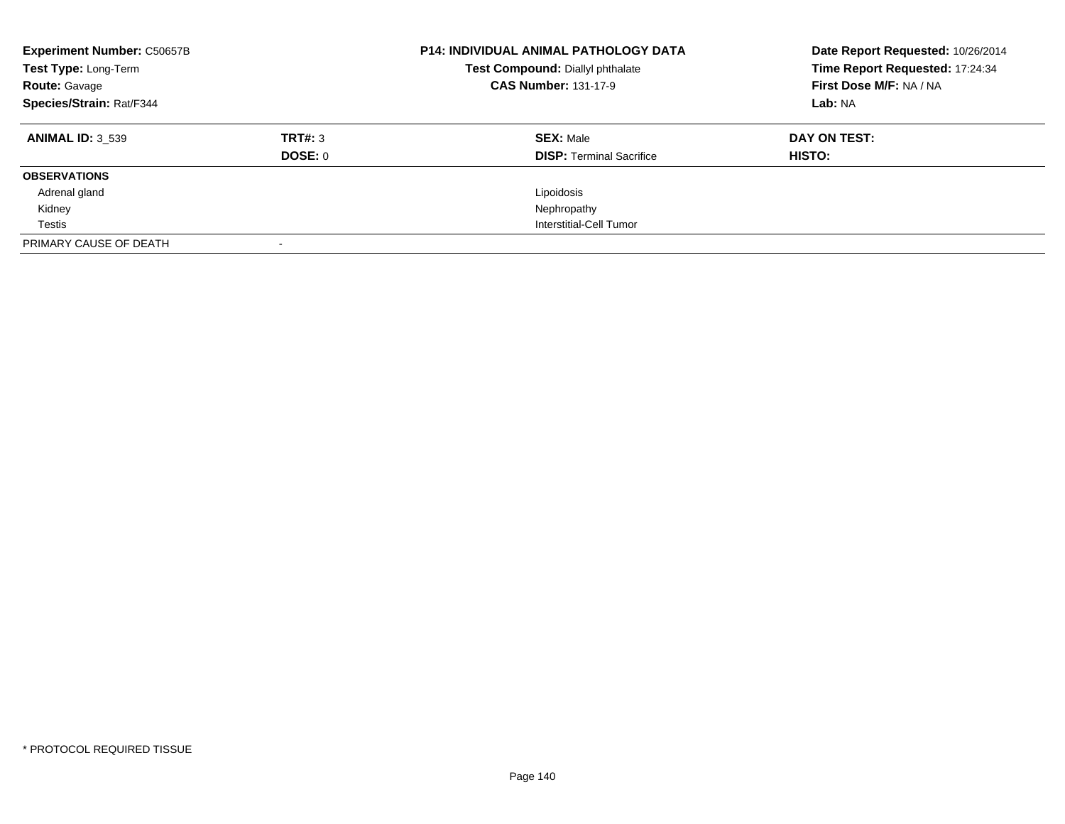**Experiment Number:** C50657B
**Test Type:** Long-Term
**Route:** Gavage
**Species/Strain:** Rat/F344

**P14: INDIVIDUAL ANIMAL PATHOLOGY DATA**
**Test Compound:** Diallyl phthalate
**CAS Number:** 131-17-9

**Date Report Requested:** 10/26/2014
**Time Report Requested:** 17:24:34
**First Dose M/F:** NA / NA
**Lab:** NA

| **ANIMAL ID:** 3_539 | **TRT#:** 3 | **SEX:** Male | **DAY ON TEST:** |
|---|---|---|---|
| | **DOSE:** 0 | **DISP:** Terminal Sacrifice | **HISTO:** |
| **OBSERVATIONS** | | | |
| Adrenal gland | | Lipoidosis | |
| Kidney | | Nephropathy | |
| Testis | | Interstitial-Cell Tumor | |
| PRIMARY CAUSE OF DEATH | - | | |

* PROTOCOL REQUIRED TISSUE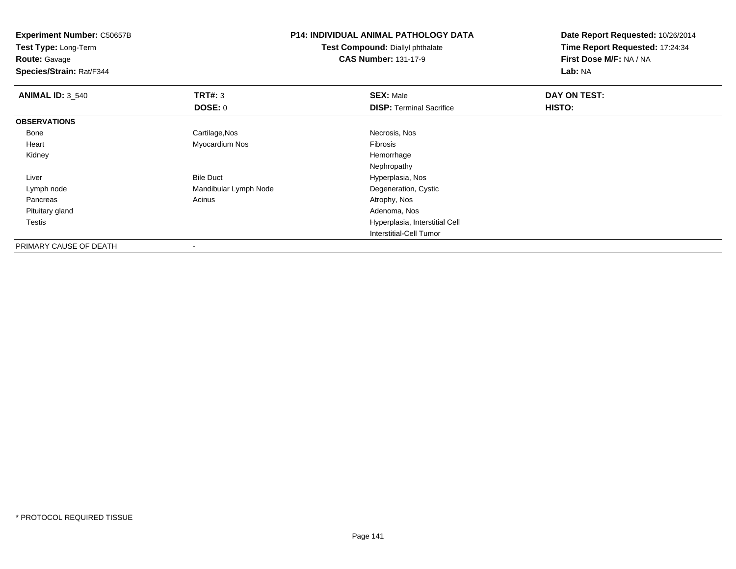**Experiment Number:** C50657B
**Test Type:** Long-Term
**Route:** Gavage
**Species/Strain:** Rat/F344

**P14: INDIVIDUAL ANIMAL PATHOLOGY DATA**
**Test Compound:** Diallyl phthalate
**CAS Number:** 131-17-9

**Date Report Requested:** 10/26/2014
**Time Report Requested:** 17:24:34
**First Dose M/F:** NA / NA
**Lab:** NA

| **ANIMAL ID:** 3_540 | **TRT#:** 3 | **SEX:** Male | **DAY ON TEST:** |
|---|---|---|---|
| | **DOSE:** 0 | **DISP:** Terminal Sacrifice | **HISTO:** |
| **OBSERVATIONS** | | | |
| Bone | Cartilage,Nos | Necrosis, Nos | |
| Heart | Myocardium Nos | Fibrosis | |
| Kidney | | Hemorrhage | |
| | | Nephropathy | |
| Liver | Bile Duct | Hyperplasia, Nos | |
| Lymph node | Mandibular Lymph Node | Degeneration, Cystic | |
| Pancreas | Acinus | Atrophy, Nos | |
| Pituitary gland | | Adenoma, Nos | |
| Testis | | Hyperplasia, Interstitial Cell | |
| | | Interstitial-Cell Tumor | |
| PRIMARY CAUSE OF DEATH | - | | |

\* PROTOCOL REQUIRED TISSUE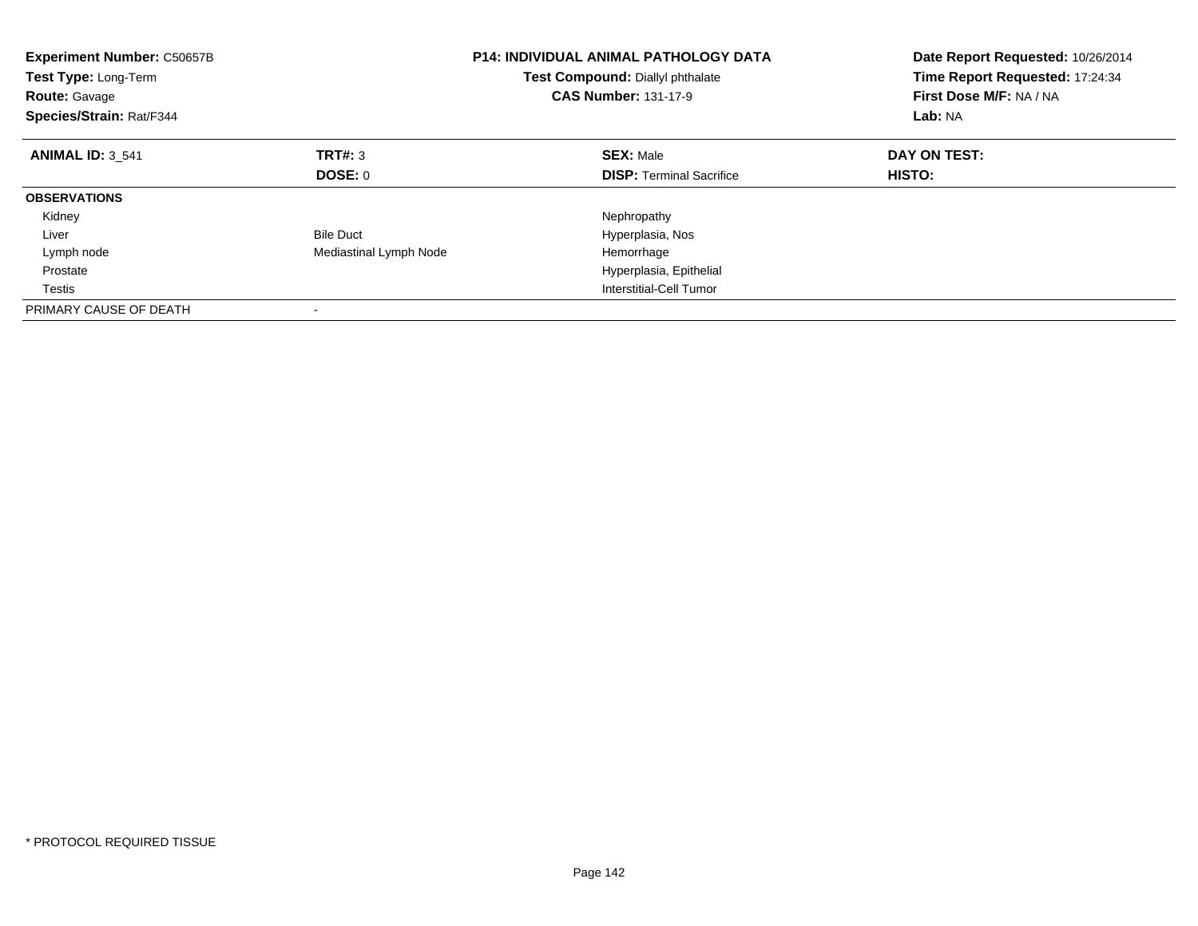**Experiment Number:** C50657B
**Test Type:** Long-Term
**Route:** Gavage
**Species/Strain:** Rat/F344

**P14: INDIVIDUAL ANIMAL PATHOLOGY DATA**
**Test Compound:** Diallyl phthalate
**CAS Number:** 131-17-9

**Date Report Requested:** 10/26/2014
**Time Report Requested:** 17:24:34
**First Dose M/F:** NA / NA
**Lab:** NA

| **ANIMAL ID:** 3_541 | **TRT#:** 3 | **SEX:** Male | **DAY ON TEST:** |
|---|---|---|---|
| | **DOSE:** 0 | **DISP:** Terminal Sacrifice | **HISTO:** |
| **OBSERVATIONS** | | | |
| Kidney | | Nephropathy | |
| Liver | Bile Duct | Hyperplasia, Nos | |
| Lymph node | Mediastinal Lymph Node | Hemorrhage | |
| Prostate | | Hyperplasia, Epithelial | |
| Testis | | Interstitial-Cell Tumor | |
| PRIMARY CAUSE OF DEATH | - | | |

* PROTOCOL REQUIRED TISSUE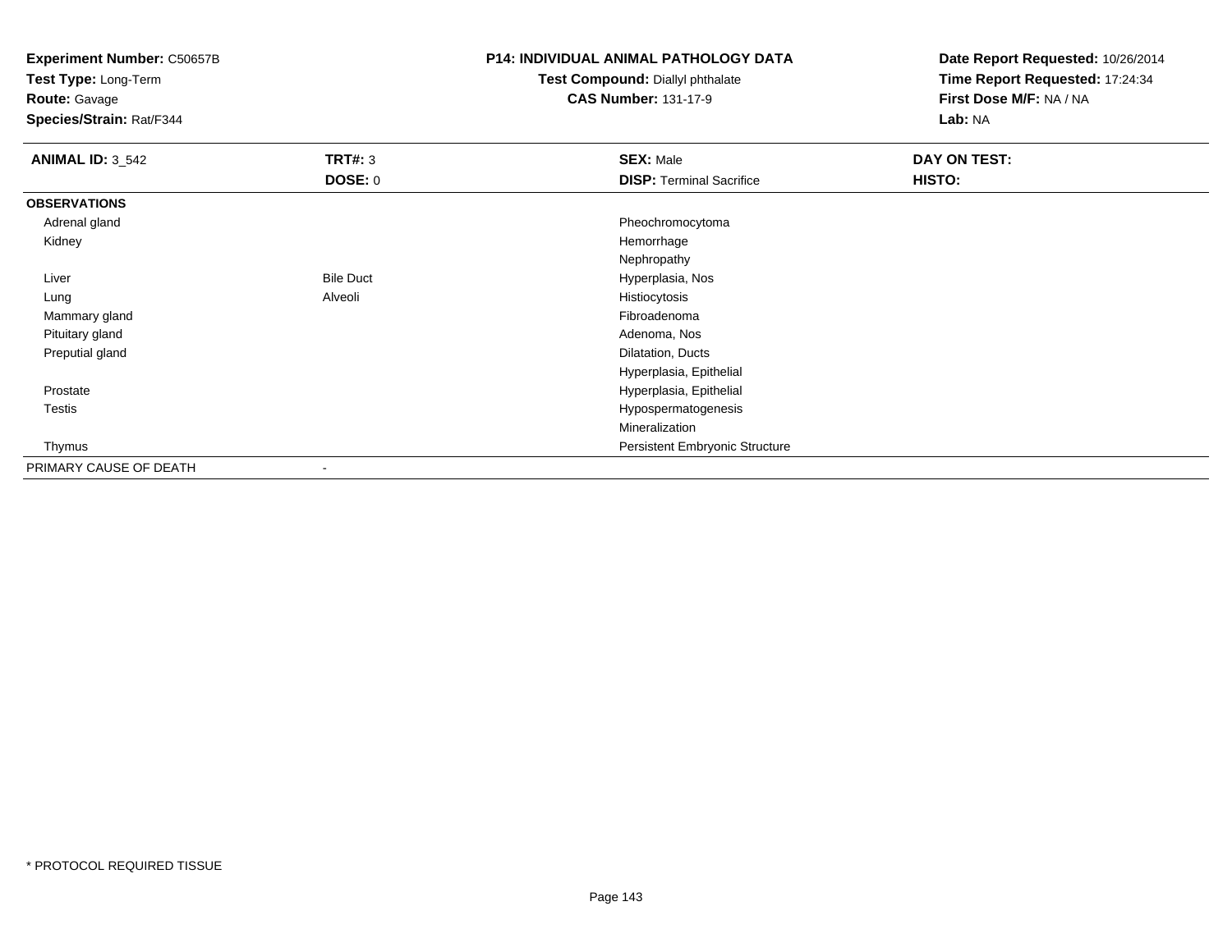**Experiment Number:** C50657B
**Test Type:** Long-Term
**Route:** Gavage
**Species/Strain:** Rat/F344

**P14: INDIVIDUAL ANIMAL PATHOLOGY DATA**
**Test Compound:** Diallyl phthalate
**CAS Number:** 131-17-9

**Date Report Requested:** 10/26/2014
**Time Report Requested:** 17:24:34
**First Dose M/F:** NA / NA
**Lab:** NA

| **ANIMAL ID:** 3_542 | **TRT#:** 3 | **SEX:** Male | **DAY ON TEST:** |
|---|---|---|---|
| | **DOSE:** 0 | **DISP:** Terminal Sacrifice | **HISTO:** |
| **OBSERVATIONS** | | | |
| Adrenal gland | | Pheochromocytoma | |
| Kidney | | Hemorrhage | |
| | | Nephropathy | |
| Liver | Bile Duct | Hyperplasia, Nos | |
| Lung | Alveoli | Histiocytosis | |
| Mammary gland | | Fibroadenoma | |
| Pituitary gland | | Adenoma, Nos | |
| Preputial gland | | Dilatation, Ducts | |
| | | Hyperplasia, Epithelial | |
| Prostate | | Hyperplasia, Epithelial | |
| Testis | | Hypospermatogenesis | |
| | | Mineralization | |
| Thymus | | Persistent Embryonic Structure | |
| PRIMARY CAUSE OF DEATH | - | | |

\* PROTOCOL REQUIRED TISSUE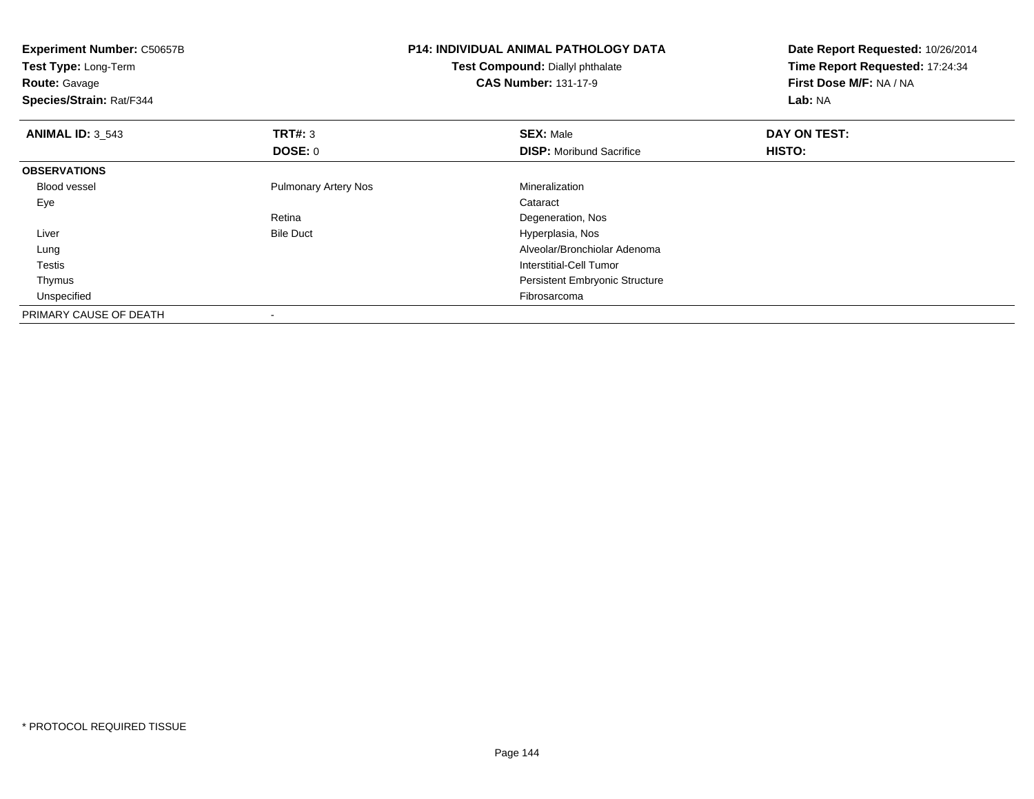**Experiment Number:** C50657B
**Test Type:** Long-Term
**Route:** Gavage
**Species/Strain:** Rat/F344

**P14: INDIVIDUAL ANIMAL PATHOLOGY DATA**
**Test Compound:** Diallyl phthalate
**CAS Number:** 131-17-9

**Date Report Requested:** 10/26/2014
**Time Report Requested:** 17:24:34
**First Dose M/F:** NA / NA
**Lab:** NA

| **ANIMAL ID:** 3_543 | **TRT#:** 3 | **SEX:** Male | **DAY ON TEST:** |
|---|---|---|---|
| | **DOSE:** 0 | **DISP:** Moribund Sacrifice | **HISTO:** |
| **OBSERVATIONS** | | | |
| Blood vessel | Pulmonary Artery Nos | Mineralization | |
| Eye | | Cataract | |
| | Retina | Degeneration, Nos | |
| Liver | Bile Duct | Hyperplasia, Nos | |
| Lung | | Alveolar/Bronchiolar Adenoma | |
| Testis | | Interstitial-Cell Tumor | |
| Thymus | | Persistent Embryonic Structure | |
| Unspecified | | Fibrosarcoma | |
| PRIMARY CAUSE OF DEATH | - | | |

* PROTOCOL REQUIRED TISSUE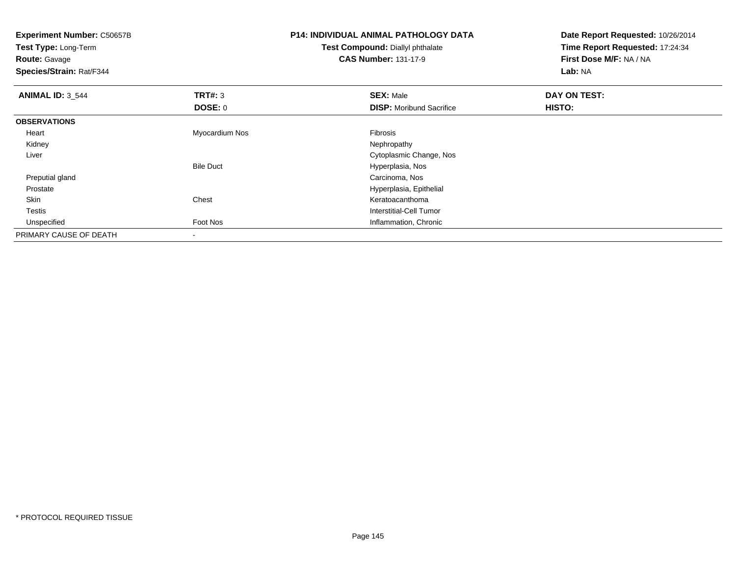**Experiment Number:** C50657B
**Test Type:** Long-Term
**Route:** Gavage
**Species/Strain:** Rat/F344

**P14: INDIVIDUAL ANIMAL PATHOLOGY DATA**
**Test Compound:** Diallyl phthalate
**CAS Number:** 131-17-9

**Date Report Requested:** 10/26/2014
**Time Report Requested:** 17:24:34
**First Dose M/F:** NA / NA
**Lab:** NA

| **ANIMAL ID:** 3_544 | **TRT#:** 3 | **SEX:** Male | **DAY ON TEST:** |
|---|---|---|---|
| | **DOSE:** 0 | **DISP:** Moribund Sacrifice | **HISTO:** |
| **OBSERVATIONS** | | | |
| Heart | Myocardium Nos | Fibrosis | |
| Kidney | | Nephropathy | |
| Liver | | Cytoplasmic Change, Nos | |
| | Bile Duct | Hyperplasia, Nos | |
| Preputial gland | | Carcinoma, Nos | |
| Prostate | | Hyperplasia, Epithelial | |
| Skin | Chest | Keratoacanthoma | |
| Testis | | Interstitial-Cell Tumor | |
| Unspecified | Foot Nos | Inflammation, Chronic | |
| PRIMARY CAUSE OF DEATH | - | | |

* PROTOCOL REQUIRED TISSUE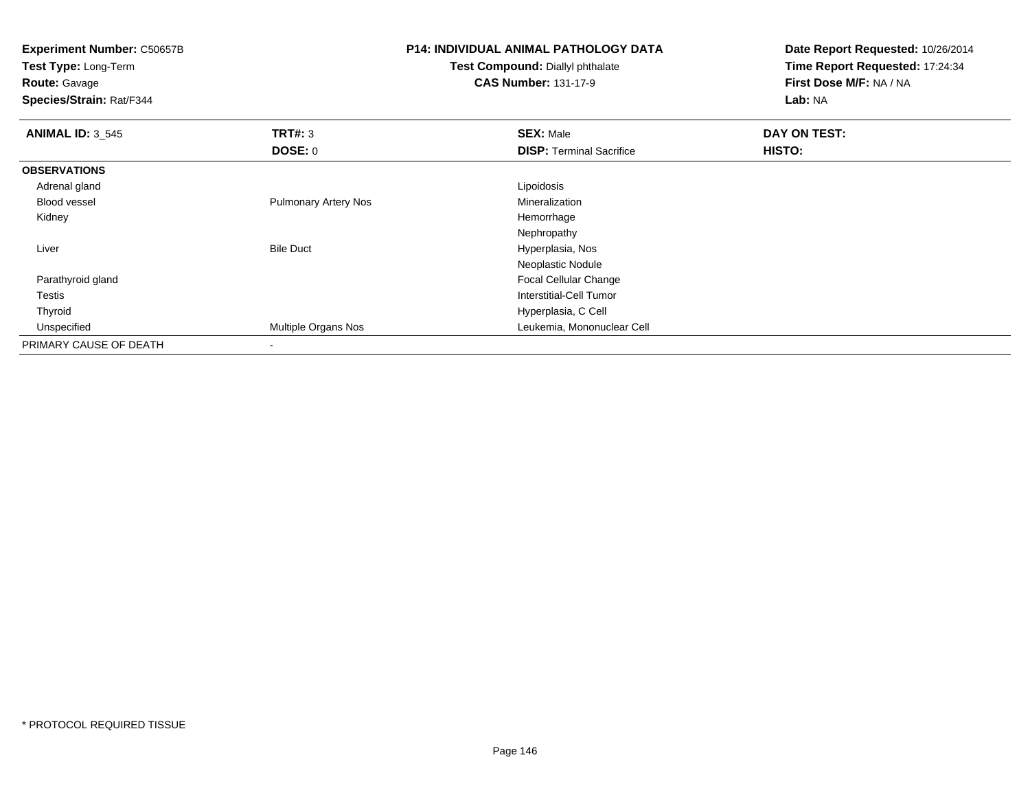**Experiment Number:** C50657B
**Test Type:** Long-Term
**Route:** Gavage
**Species/Strain:** Rat/F344

**P14: INDIVIDUAL ANIMAL PATHOLOGY DATA**
**Test Compound:** Diallyl phthalate
**CAS Number:** 131-17-9

**Date Report Requested:** 10/26/2014
**Time Report Requested:** 17:24:34
**First Dose M/F:** NA / NA
**Lab:** NA

| **ANIMAL ID:** 3_545 | **TRT#:** 3 | **SEX:** Male | **DAY ON TEST:** |
|---|---|---|---|
| | **DOSE:** 0 | **DISP:** Terminal Sacrifice | **HISTO:** |
| **OBSERVATIONS** | | | |
| Adrenal gland | | Lipoidosis | |
| Blood vessel | Pulmonary Artery Nos | Mineralization | |
| Kidney | | Hemorrhage | |
| | | Nephropathy | |
| Liver | Bile Duct | Hyperplasia, Nos | |
| | | Neoplastic Nodule | |
| Parathyroid gland | | Focal Cellular Change | |
| Testis | | Interstitial-Cell Tumor | |
| Thyroid | | Hyperplasia, C Cell | |
| Unspecified | Multiple Organs Nos | Leukemia, Mononuclear Cell | |
| PRIMARY CAUSE OF DEATH | - | | |

* PROTOCOL REQUIRED TISSUE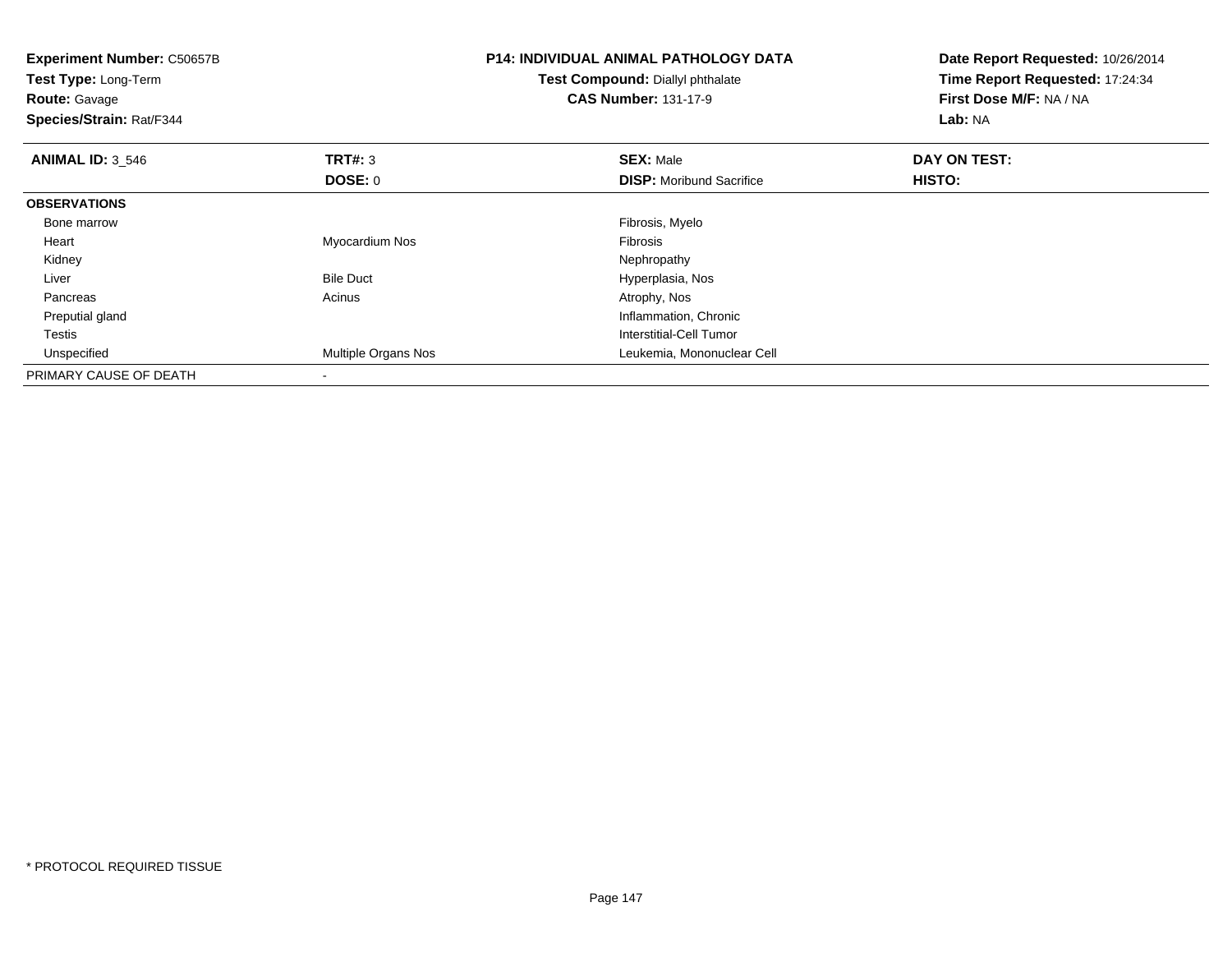**Experiment Number:** C50657B
**Test Type:** Long-Term
**Route:** Gavage
**Species/Strain:** Rat/F344

**P14: INDIVIDUAL ANIMAL PATHOLOGY DATA**
**Test Compound:** Diallyl phthalate
**CAS Number:** 131-17-9

**Date Report Requested:** 10/26/2014
**Time Report Requested:** 17:24:34
**First Dose M/F:** NA / NA
**Lab:** NA

| **ANIMAL ID:** 3_546 | **TRT#:** 3 | **SEX:** Male | **DAY ON TEST:** |
|---|---|---|---|
| | **DOSE:** 0 | **DISP:** Moribund Sacrifice | **HISTO:** |
| **OBSERVATIONS** | | | |
| Bone marrow | | Fibrosis, Myelo | |
| Heart | Myocardium Nos | Fibrosis | |
| Kidney | | Nephropathy | |
| Liver | Bile Duct | Hyperplasia, Nos | |
| Pancreas | Acinus | Atrophy, Nos | |
| Preputial gland | | Inflammation, Chronic | |
| Testis | | Interstitial-Cell Tumor | |
| Unspecified | Multiple Organs Nos | Leukemia, Mononuclear Cell | |
| PRIMARY CAUSE OF DEATH | - | | |

* PROTOCOL REQUIRED TISSUE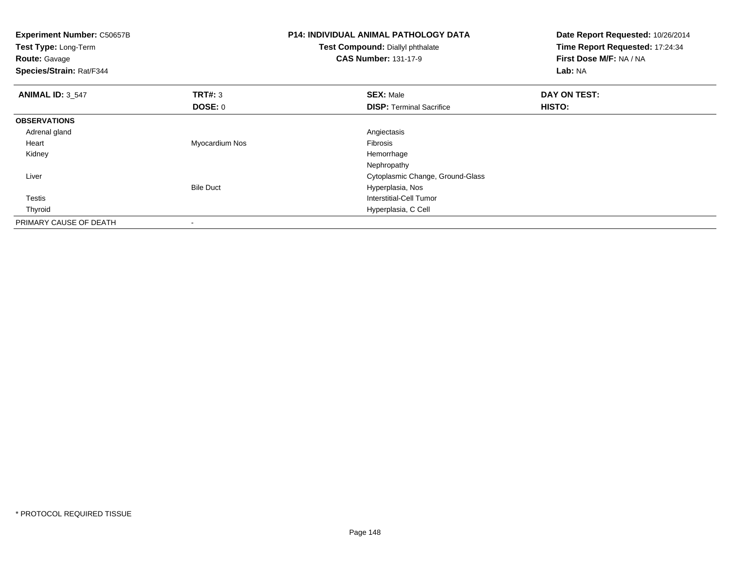**Experiment Number:** C50657B
**Test Type:** Long-Term
**Route:** Gavage
**Species/Strain:** Rat/F344

**P14: INDIVIDUAL ANIMAL PATHOLOGY DATA**
**Test Compound:** Diallyl phthalate
**CAS Number:** 131-17-9

**Date Report Requested:** 10/26/2014
**Time Report Requested:** 17:24:34
**First Dose M/F:** NA / NA
**Lab:** NA

| **ANIMAL ID:** 3_547 | **TRT#:** 3 | **SEX:** Male | **DAY ON TEST:** |
|---|---|---|---|
| | **DOSE:** 0 | **DISP:** Terminal Sacrifice | **HISTO:** |
| **OBSERVATIONS** | | | |
| Adrenal gland | | Angiectasis | |
| Heart | Myocardium Nos | Fibrosis | |
| Kidney | | Hemorrhage | |
| | | Nephropathy | |
| Liver | | Cytoplasmic Change, Ground-Glass | |
| | Bile Duct | Hyperplasia, Nos | |
| Testis | | Interstitial-Cell Tumor | |
| Thyroid | | Hyperplasia, C Cell | |
| PRIMARY CAUSE OF DEATH | - | | |

* PROTOCOL REQUIRED TISSUE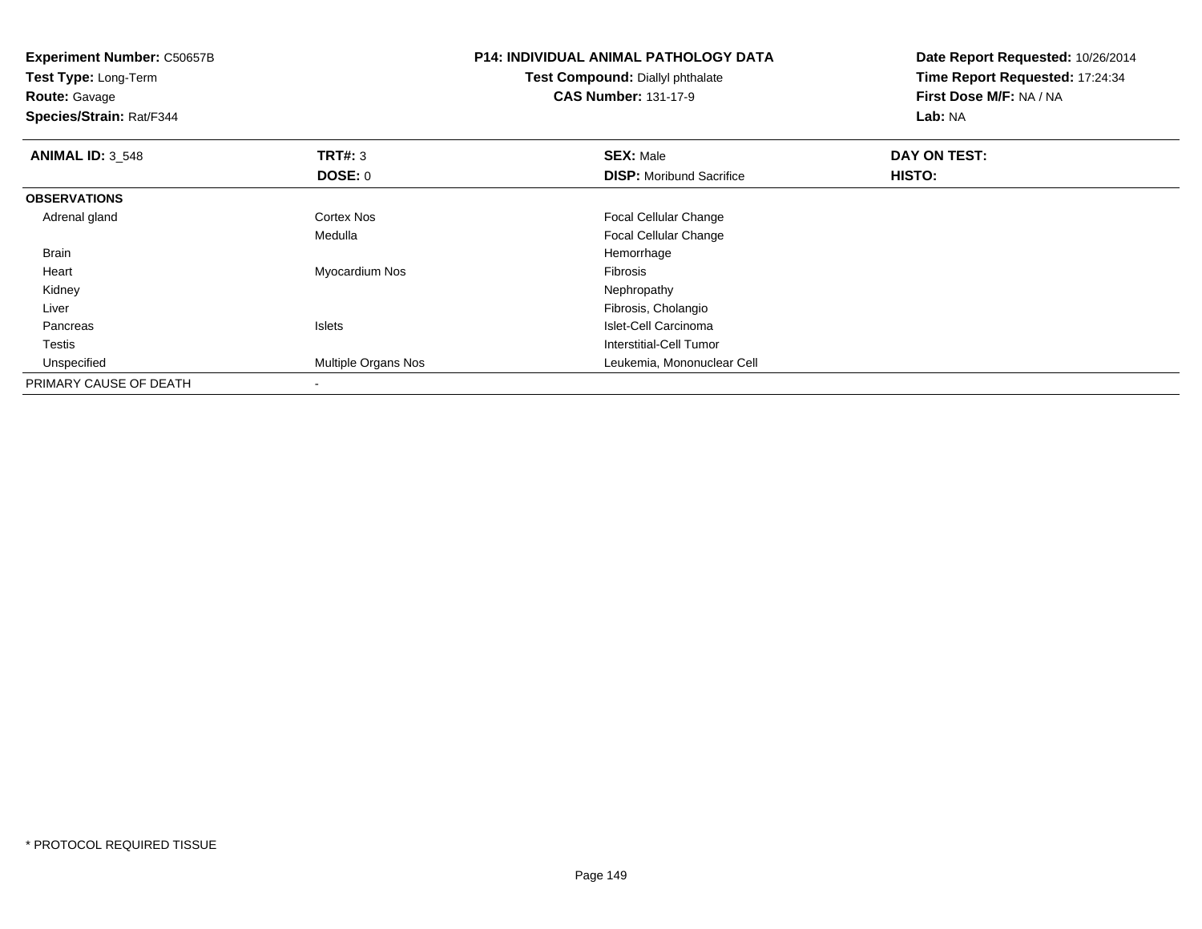**Experiment Number:** C50657B
**Test Type:** Long-Term
**Route:** Gavage
**Species/Strain:** Rat/F344

**P14: INDIVIDUAL ANIMAL PATHOLOGY DATA**
**Test Compound:** Diallyl phthalate
**CAS Number:** 131-17-9

**Date Report Requested:** 10/26/2014
**Time Report Requested:** 17:24:34
**First Dose M/F:** NA / NA
**Lab:** NA

| **ANIMAL ID:** 3_548 | **TRT#:** 3 | **SEX:** Male | **DAY ON TEST:** |
|---|---|---|---|
| | **DOSE:** 0 | **DISP:** Moribund Sacrifice | **HISTO:** |
| **OBSERVATIONS** | | | |
| Adrenal gland | Cortex Nos | Focal Cellular Change | |
| | Medulla | Focal Cellular Change | |
| Brain | | Hemorrhage | |
| Heart | Myocardium Nos | Fibrosis | |
| Kidney | | Nephropathy | |
| Liver | | Fibrosis, Cholangio | |
| Pancreas | Islets | Islet-Cell Carcinoma | |
| Testis | | Interstitial-Cell Tumor | |
| Unspecified | Multiple Organs Nos | Leukemia, Mononuclear Cell | |
| PRIMARY CAUSE OF DEATH | - | | |

\* PROTOCOL REQUIRED TISSUE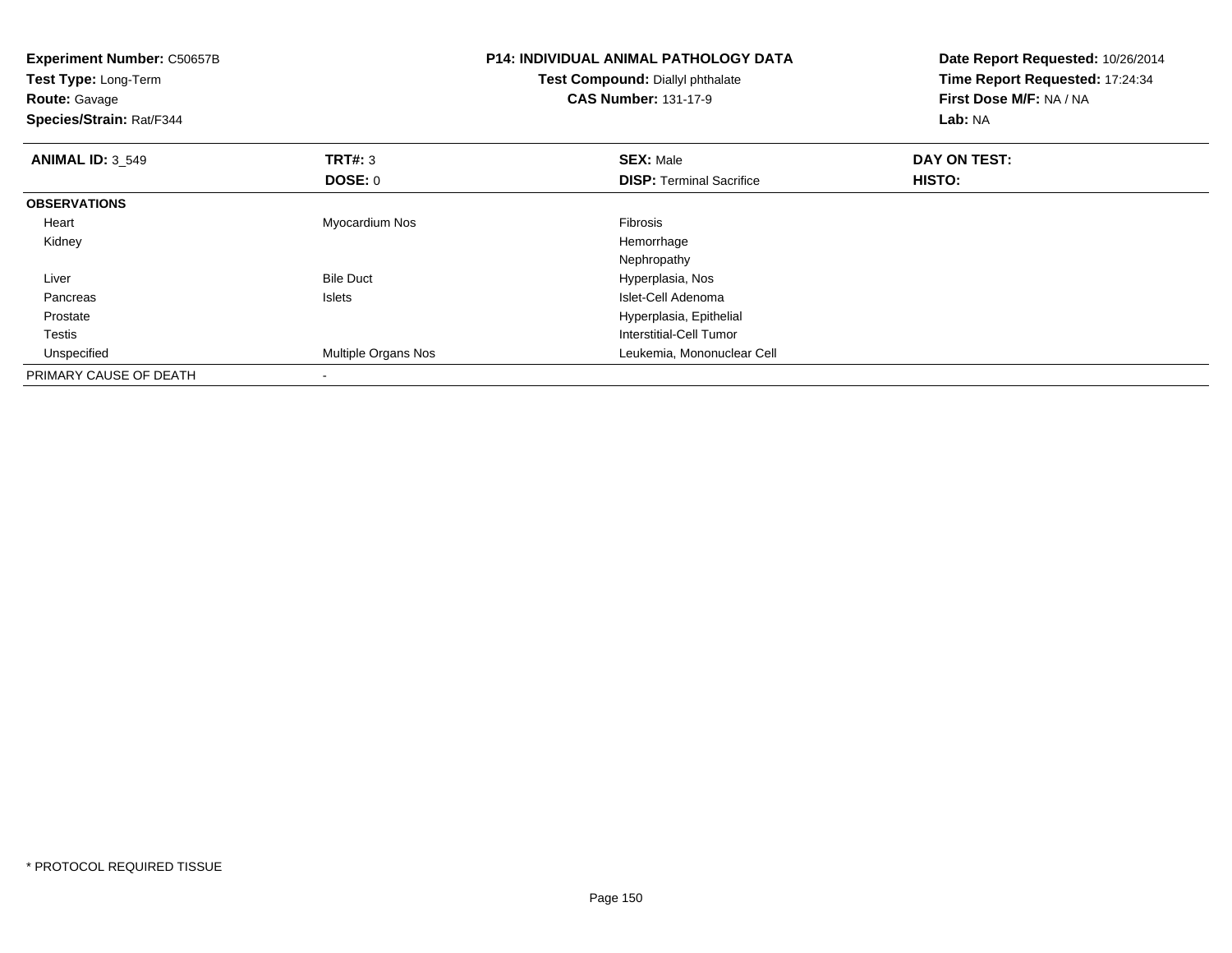**Experiment Number:** C50657B
**Test Type:** Long-Term
**Route:** Gavage
**Species/Strain:** Rat/F344

**P14: INDIVIDUAL ANIMAL PATHOLOGY DATA**
**Test Compound:** Diallyl phthalate
**CAS Number:** 131-17-9

**Date Report Requested:** 10/26/2014
**Time Report Requested:** 17:24:34
**First Dose M/F:** NA / NA
**Lab:** NA

| **ANIMAL ID:** 3_549 | **TRT#:** 3 | **SEX:** Male | **DAY ON TEST:** |
|---|---|---|---|
| | **DOSE:** 0 | **DISP:** Terminal Sacrifice | **HISTO:** |
| **OBSERVATIONS** | | | |
| Heart | Myocardium Nos | Fibrosis | |
| Kidney | | Hemorrhage | |
| | | Nephropathy | |
| Liver | Bile Duct | Hyperplasia, Nos | |
| Pancreas | Islets | Islet-Cell Adenoma | |
| Prostate | | Hyperplasia, Epithelial | |
| Testis | | Interstitial-Cell Tumor | |
| Unspecified | Multiple Organs Nos | Leukemia, Mononuclear Cell | |
| PRIMARY CAUSE OF DEATH | - | | |

\* PROTOCOL REQUIRED TISSUE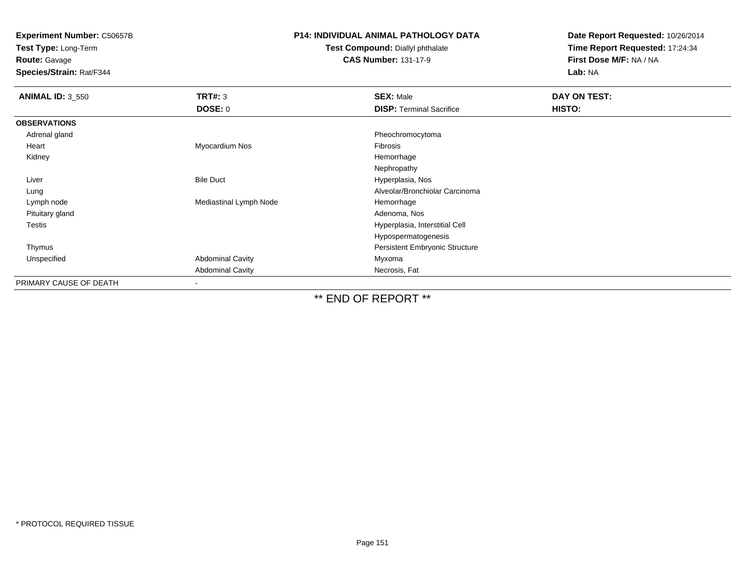**Experiment Number:** C50657B
**Test Type:** Long-Term
**Route:** Gavage
**Species/Strain:** Rat/F344

**P14: INDIVIDUAL ANIMAL PATHOLOGY DATA**
**Test Compound:** Diallyl phthalate
**CAS Number:** 131-17-9

**Date Report Requested:** 10/26/2014
**Time Report Requested:** 17:24:34
**First Dose M/F:** NA / NA
**Lab:** NA

| **ANIMAL ID:** 3_550 | **TRT#:** 3 | **SEX:** Male | **DAY ON TEST:** |
|---|---|---|---|
| | **DOSE:** 0 | **DISP:** Terminal Sacrifice | **HISTO:** |
| **OBSERVATIONS** | | | |
| Adrenal gland | | Pheochromocytoma | |
| Heart | Myocardium Nos | Fibrosis | |
| Kidney | | Hemorrhage | |
| | | Nephropathy | |
| Liver | Bile Duct | Hyperplasia, Nos | |
| Lung | | Alveolar/Bronchiolar Carcinoma | |
| Lymph node | Mediastinal Lymph Node | Hemorrhage | |
| Pituitary gland | | Adenoma, Nos | |
| Testis | | Hyperplasia, Interstitial Cell | |
| | | Hypospermatogenesis | |
| Thymus | | Persistent Embryonic Structure | |
| Unspecified | Abdominal Cavity | Myxoma | |
| | Abdominal Cavity | Necrosis, Fat | |
| PRIMARY CAUSE OF DEATH | - | | |

** END OF REPORT **

* PROTOCOL REQUIRED TISSUE